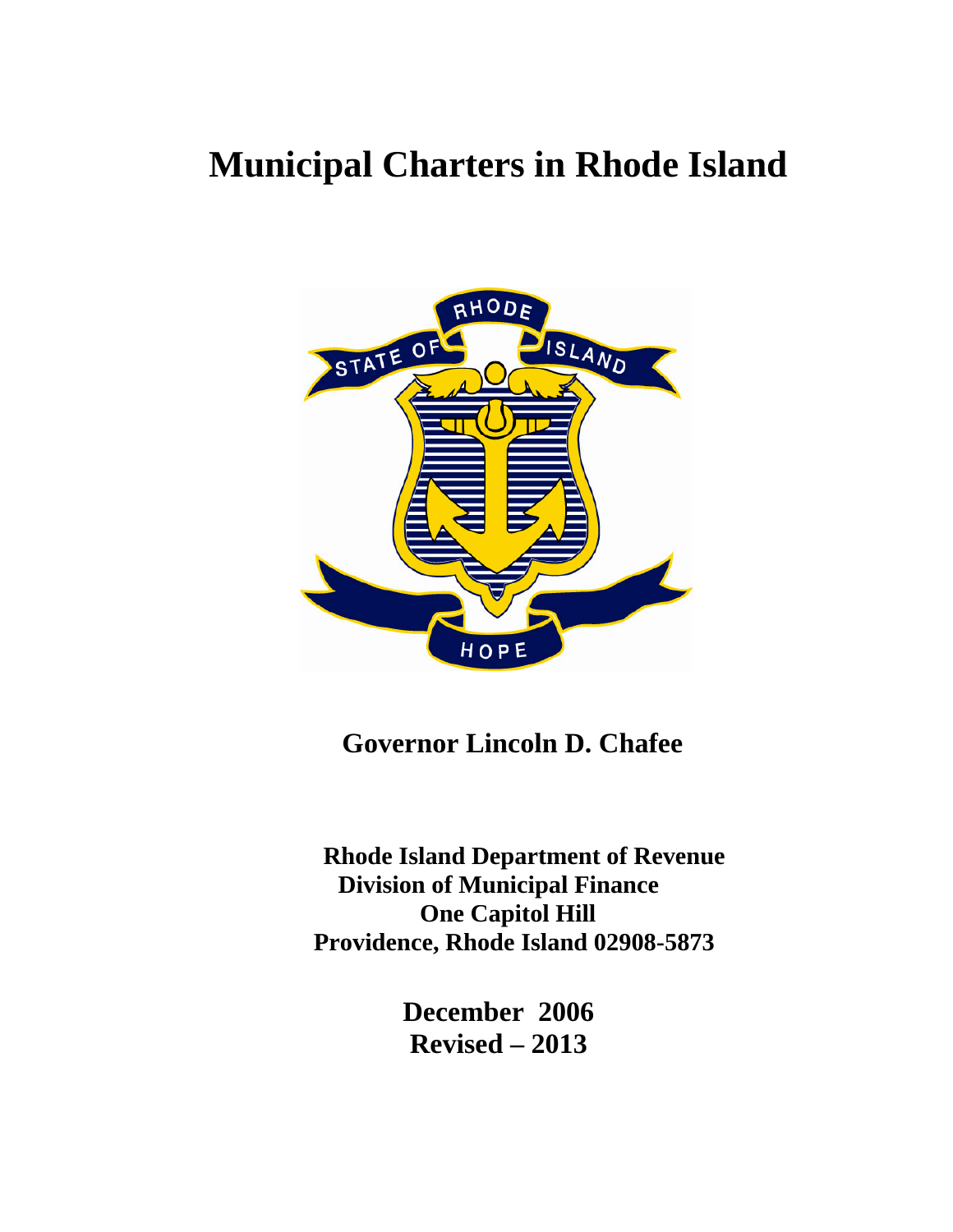# Municipal Charters in Rhode Island

**Governor Lincoln D. Chafee**

**Rhode Island Department of Revenue**
**Division of Municipal Finance**
**One Capitol Hill**
**Providence, Rhode Island 02908-5873**

**December 2006**
**Revised – 2013**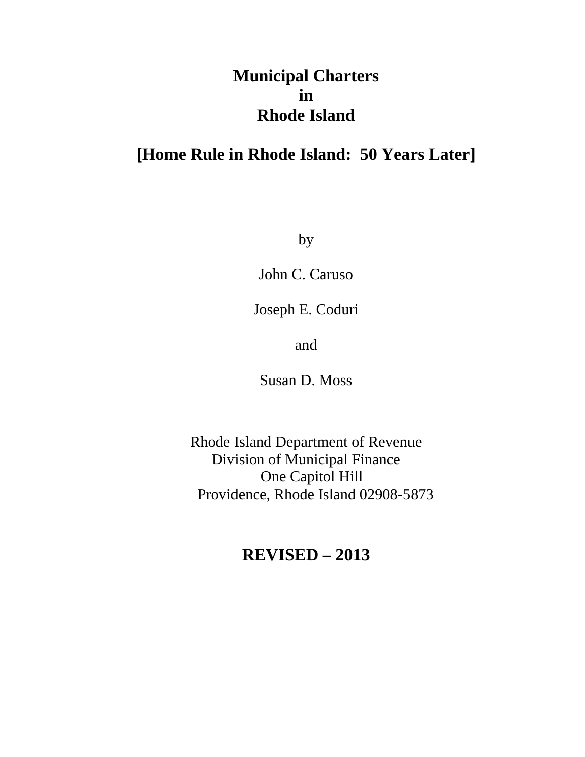# Municipal Charters in Rhode Island

## [Home Rule in Rhode Island: 50 Years Later]

by

John C. Caruso

Joseph E. Coduri

and

Susan D. Moss

Rhode Island Department of Revenue
Division of Municipal Finance
One Capitol Hill
Providence, Rhode Island 02908-5873

**REVISED – 2013**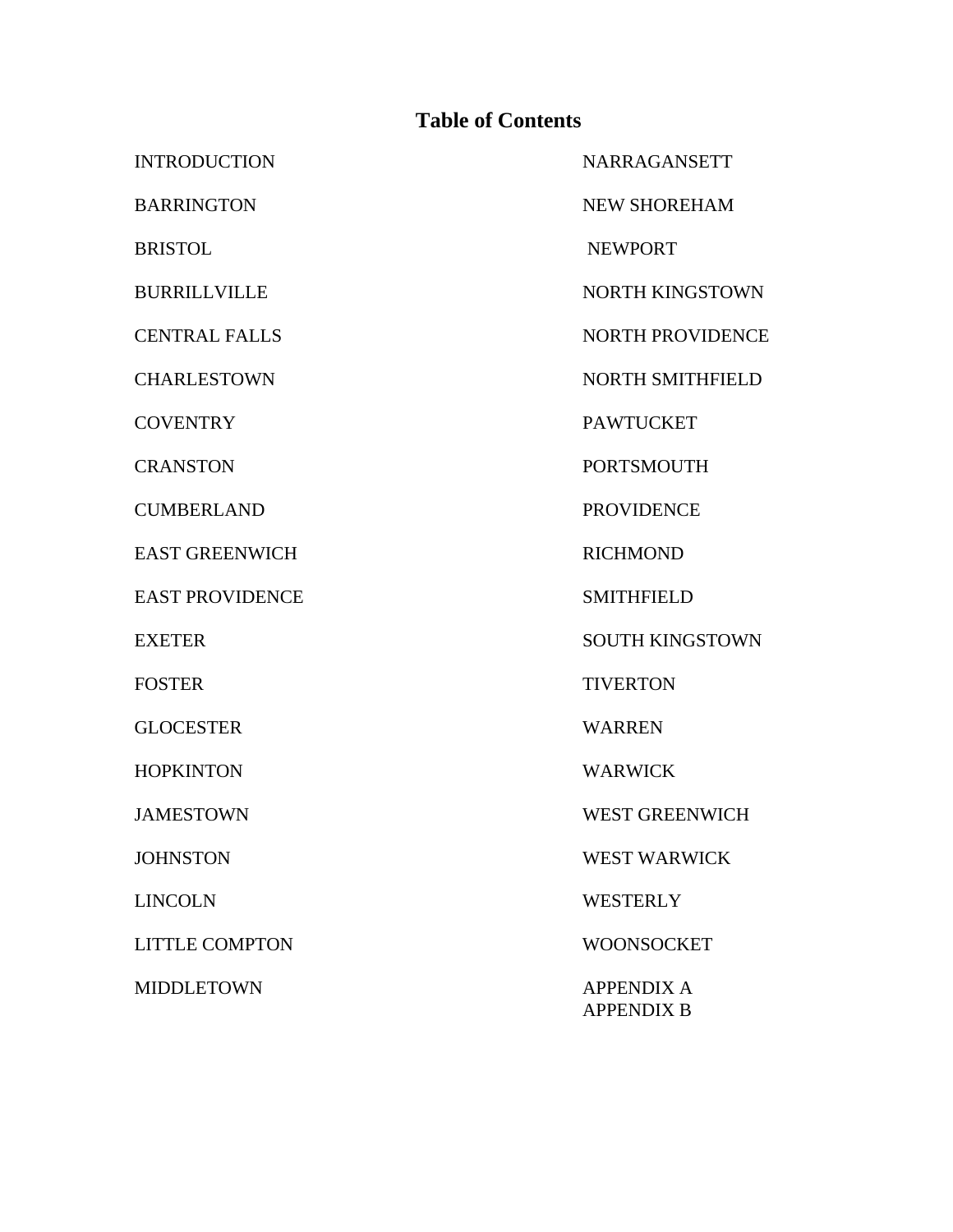# Table of Contents

INTRODUCTION

BARRINGTON

BRISTOL

BURRILLVILLE

CENTRAL FALLS

CHARLESTOWN

COVENTRY

CRANSTON

CUMBERLAND

EAST GREENWICH

EAST PROVIDENCE

EXETER

FOSTER

GLOCESTER

HOPKINTON

JAMESTOWN

JOHNSTON

LINCOLN

LITTLE COMPTON

MIDDLETOWN

NARRAGANSETT

NEW SHOREHAM

NEWPORT

NORTH KINGSTOWN

NORTH PROVIDENCE

NORTH SMITHFIELD

PAWTUCKET

PORTSMOUTH

PROVIDENCE

RICHMOND

SMITHFIELD

SOUTH KINGSTOWN

TIVERTON

WARREN

WARWICK

WEST GREENWICH

WEST WARWICK

WESTERLY

WOONSOCKET

APPENDIX A

APPENDIX B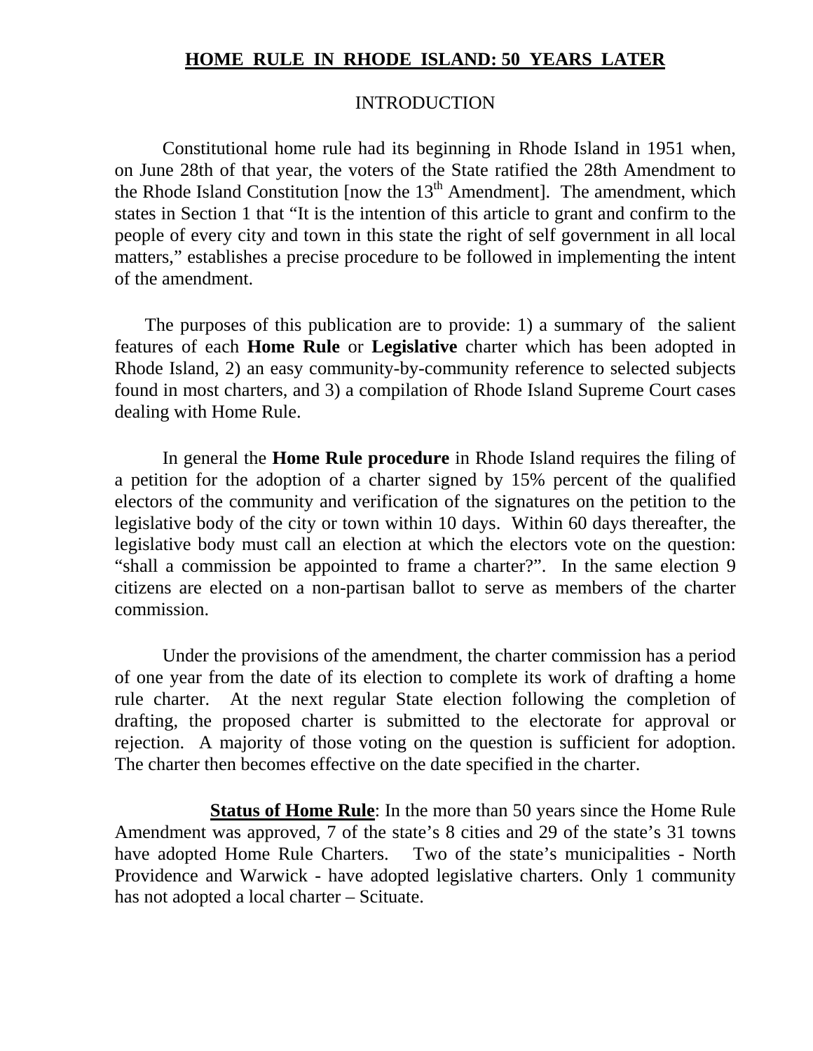# HOME RULE IN RHODE ISLAND: 50 YEARS LATER

## INTRODUCTION

Constitutional home rule had its beginning in Rhode Island in 1951 when, on June 28th of that year, the voters of the State ratified the 28th Amendment to the Rhode Island Constitution [now the 13th Amendment]. The amendment, which states in Section 1 that "It is the intention of this article to grant and confirm to the people of every city and town in this state the right of self government in all local matters," establishes a precise procedure to be followed in implementing the intent of the amendment.

The purposes of this publication are to provide: 1) a summary of the salient features of each **Home Rule** or **Legislative** charter which has been adopted in Rhode Island, 2) an easy community-by-community reference to selected subjects found in most charters, and 3) a compilation of Rhode Island Supreme Court cases dealing with Home Rule.

In general the **Home Rule procedure** in Rhode Island requires the filing of a petition for the adoption of a charter signed by 15% percent of the qualified electors of the community and verification of the signatures on the petition to the legislative body of the city or town within 10 days. Within 60 days thereafter, the legislative body must call an election at which the electors vote on the question: "shall a commission be appointed to frame a charter?". In the same election 9 citizens are elected on a non-partisan ballot to serve as members of the charter commission.

Under the provisions of the amendment, the charter commission has a period of one year from the date of its election to complete its work of drafting a home rule charter. At the next regular State election following the completion of drafting, the proposed charter is submitted to the electorate for approval or rejection. A majority of those voting on the question is sufficient for adoption. The charter then becomes effective on the date specified in the charter.

**Status of Home Rule**: In the more than 50 years since the Home Rule Amendment was approved, 7 of the state's 8 cities and 29 of the state's 31 towns have adopted Home Rule Charters. Two of the state's municipalities - North Providence and Warwick - have adopted legislative charters. Only 1 community has not adopted a local charter – Scituate.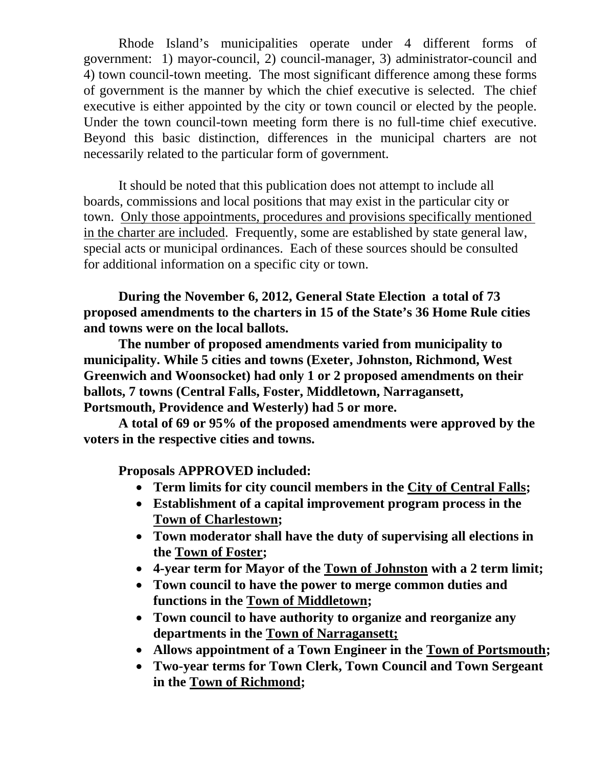Rhode Island's municipalities operate under 4 different forms of government: 1) mayor-council, 2) council-manager, 3) administrator-council and 4) town council-town meeting. The most significant difference among these forms of government is the manner by which the chief executive is selected. The chief executive is either appointed by the city or town council or elected by the people. Under the town council-town meeting form there is no full-time chief executive. Beyond this basic distinction, differences in the municipal charters are not necessarily related to the particular form of government.

It should be noted that this publication does not attempt to include all boards, commissions and local positions that may exist in the particular city or town. <u>Only those appointments, procedures and provisions specifically mentioned in the charter are included</u>. Frequently, some are established by state general law, special acts or municipal ordinances. Each of these sources should be consulted for additional information on a specific city or town.

**During the November 6, 2012, General State Election a total of 73 proposed amendments to the charters in 15 of the State's 36 Home Rule cities and towns were on the local ballots.**

**The number of proposed amendments varied from municipality to municipality. While 5 cities and towns (Exeter, Johnston, Richmond, West Greenwich and Woonsocket) had only 1 or 2 proposed amendments on their ballots, 7 towns (Central Falls, Foster, Middletown, Narragansett, Portsmouth, Providence and Westerly) had 5 or more.**

**A total of 69 or 95% of the proposed amendments were approved by the voters in the respective cities and towns.**

**Proposals APPROVED included:**

- **Term limits for city council members in the <u>City of Central Falls</u>;**
- **Establishment of a capital improvement program process in the <u>Town of Charlestown</u>;**
- **Town moderator shall have the duty of supervising all elections in the <u>Town of Foster</u>;**
- **4-year term for Mayor of the <u>Town of Johnston</u> with a 2 term limit;**
- **Town council to have the power to merge common duties and functions in the <u>Town of Middletown</u>;**
- **Town council to have authority to organize and reorganize any departments in the <u>Town of Narragansett;</u>**
- **Allows appointment of a Town Engineer in the <u>Town of Portsmouth</u>;**
- **Two-year terms for Town Clerk, Town Council and Town Sergeant in the <u>Town of Richmond</u>;**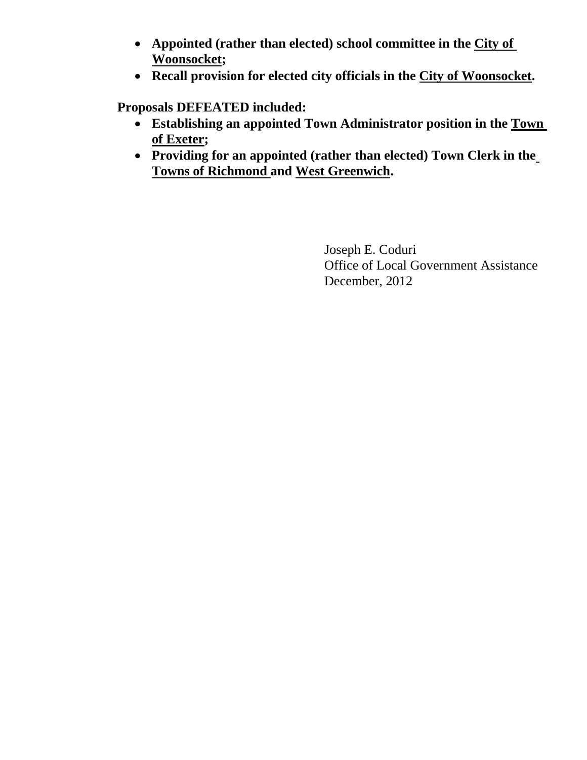- **Appointed (rather than elected) school committee in the City of Woonsocket;**
- **Recall provision for elected city officials in the City of Woonsocket.**

**Proposals DEFEATED included:**

- **Establishing an appointed Town Administrator position in the Town of Exeter;**
- **Providing for an appointed (rather than elected) Town Clerk in the Towns of Richmond and West Greenwich.**

Joseph E. Coduri
Office of Local Government Assistance
December, 2012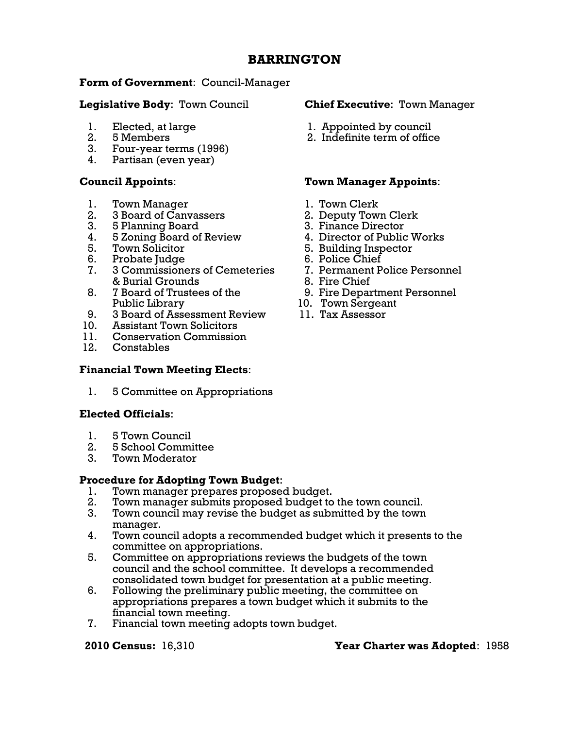# BARRINGTON

**Form of Government**: Council-Manager

**Legislative Body**: Town Council

1. Elected, at large
2. 5 Members
3. Four-year terms (1996)
4. Partisan (even year)

**Chief Executive**: Town Manager

1. Appointed by council
2. Indefinite term of office

**Council Appoints**:

1. Town Manager
2. 3 Board of Canvassers
3. 5 Planning Board
4. 5 Zoning Board of Review
5. Town Solicitor
6. Probate Judge
7. 3 Commissioners of Cemeteries & Burial Grounds
8. 7 Board of Trustees of the Public Library
9. 3 Board of Assessment Review
10. Assistant Town Solicitors
11. Conservation Commission
12. Constables

**Town Manager Appoints**:

1. Town Clerk
2. Deputy Town Clerk
3. Finance Director
4. Director of Public Works
5. Building Inspector
6. Police Chief
7. Permanent Police Personnel
8. Fire Chief
9. Fire Department Personnel
10. Town Sergeant
11. Tax Assessor

**Financial Town Meeting Elects**:

1. 5 Committee on Appropriations

**Elected Officials**:

1. 5 Town Council
2. 5 School Committee
3. Town Moderator

**Procedure for Adopting Town Budget**:

1. Town manager prepares proposed budget.
2. Town manager submits proposed budget to the town council.
3. Town council may revise the budget as submitted by the town manager.
4. Town council adopts a recommended budget which it presents to the committee on appropriations.
5. Committee on appropriations reviews the budgets of the town council and the school committee. It develops a recommended consolidated town budget for presentation at a public meeting.
6. Following the preliminary public meeting, the committee on appropriations prepares a town budget which it submits to the financial town meeting.
7. Financial town meeting adopts town budget.

**2010 Census:** 16,310

**Year Charter was Adopted**: 1958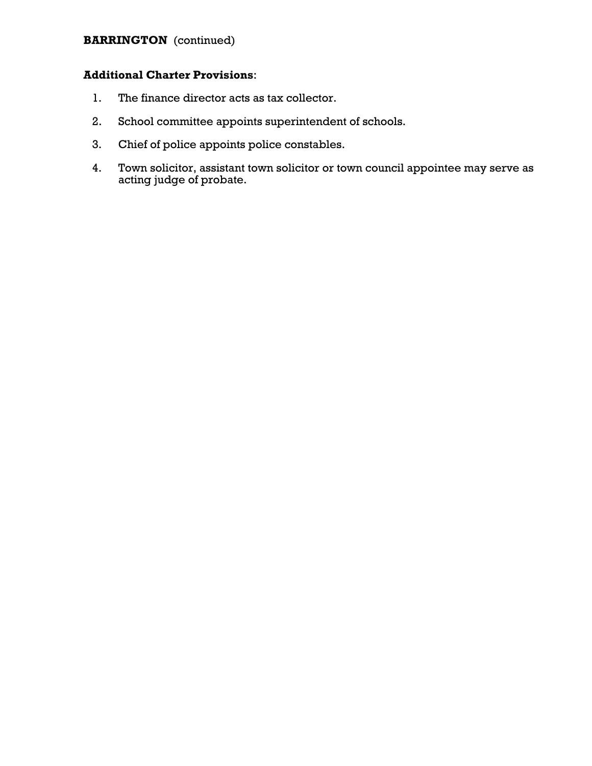**BARRINGTON** (continued)

**Additional Charter Provisions**:

1. The finance director acts as tax collector.
2. School committee appoints superintendent of schools.
3. Chief of police appoints police constables.
4. Town solicitor, assistant town solicitor or town council appointee may serve as acting judge of probate.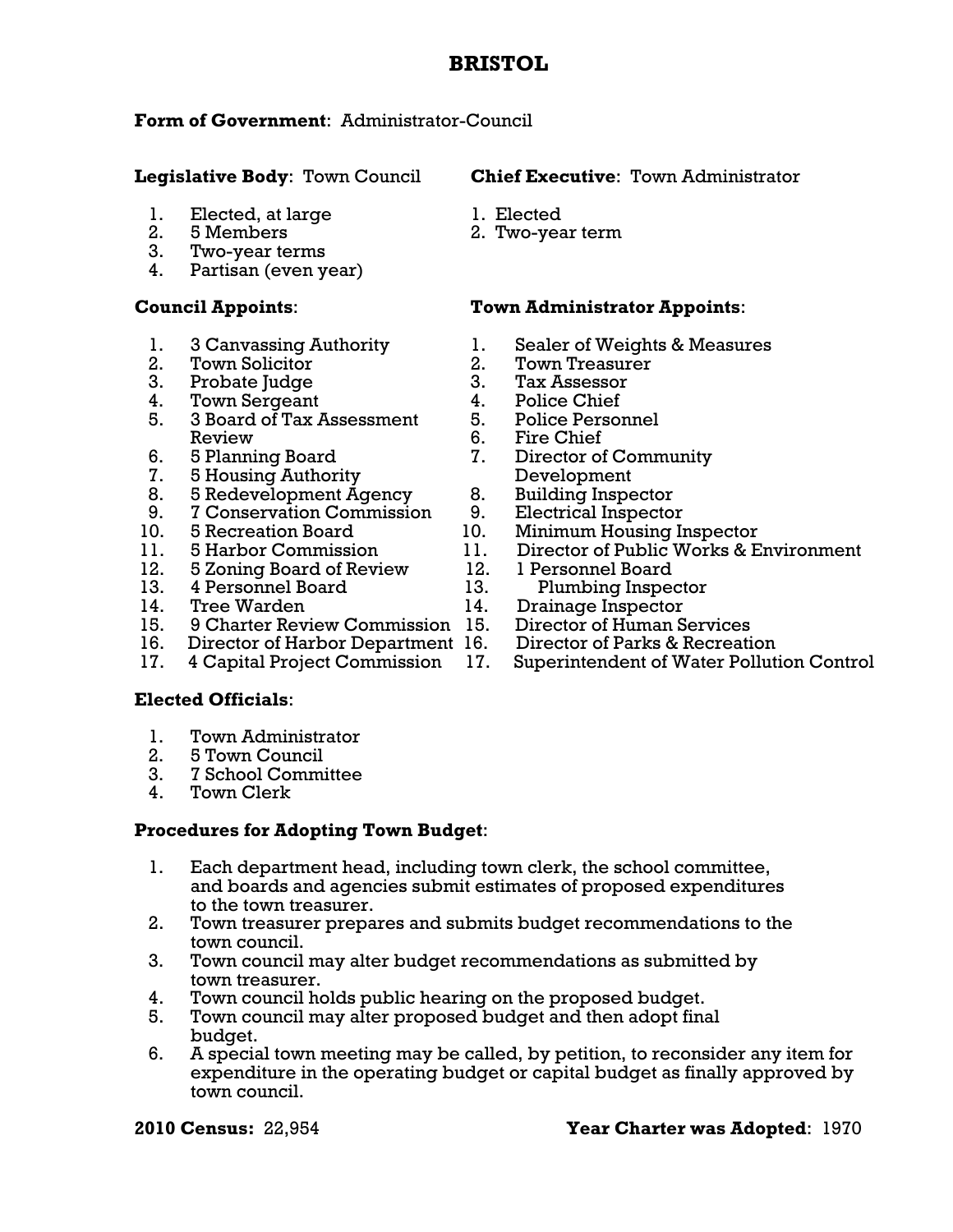# BRISTOL

**Form of Government**: Administrator-Council

**Legislative Body**: Town Council

1. Elected, at large
2. 5 Members
3. Two-year terms
4. Partisan (even year)

**Chief Executive**: Town Administrator

1. Elected
2. Two-year term

**Council Appoints**:

1. 3 Canvassing Authority
2. Town Solicitor
3. Probate Judge
4. Town Sergeant
5. 3 Board of Tax Assessment Review
6. 5 Planning Board
7. 5 Housing Authority
8. 5 Redevelopment Agency
9. 7 Conservation Commission
10. 5 Recreation Board
11. 5 Harbor Commission
12. 5 Zoning Board of Review
13. 4 Personnel Board
14. Tree Warden
15. 9 Charter Review Commission
16. Director of Harbor Department
17. 4 Capital Project Commission

**Town Administrator Appoints**:

1. Sealer of Weights & Measures
2. Town Treasurer
3. Tax Assessor
4. Police Chief
5. Police Personnel
6. Fire Chief
7. Director of Community Development
8. Building Inspector
9. Electrical Inspector
10. Minimum Housing Inspector
11. Director of Public Works & Environment
12. 1 Personnel Board
13. Plumbing Inspector
14. Drainage Inspector
15. Director of Human Services
16. Director of Parks & Recreation
17. Superintendent of Water Pollution Control

**Elected Officials**:

1. Town Administrator
2. 5 Town Council
3. 7 School Committee
4. Town Clerk

**Procedures for Adopting Town Budget**:

1. Each department head, including town clerk, the school committee, and boards and agencies submit estimates of proposed expenditures to the town treasurer.
2. Town treasurer prepares and submits budget recommendations to the town council.
3. Town council may alter budget recommendations as submitted by town treasurer.
4. Town council holds public hearing on the proposed budget.
5. Town council may alter proposed budget and then adopt final budget.
6. A special town meeting may be called, by petition, to reconsider any item for expenditure in the operating budget or capital budget as finally approved by town council.

**2010 Census:** 22,954

**Year Charter was Adopted**: 1970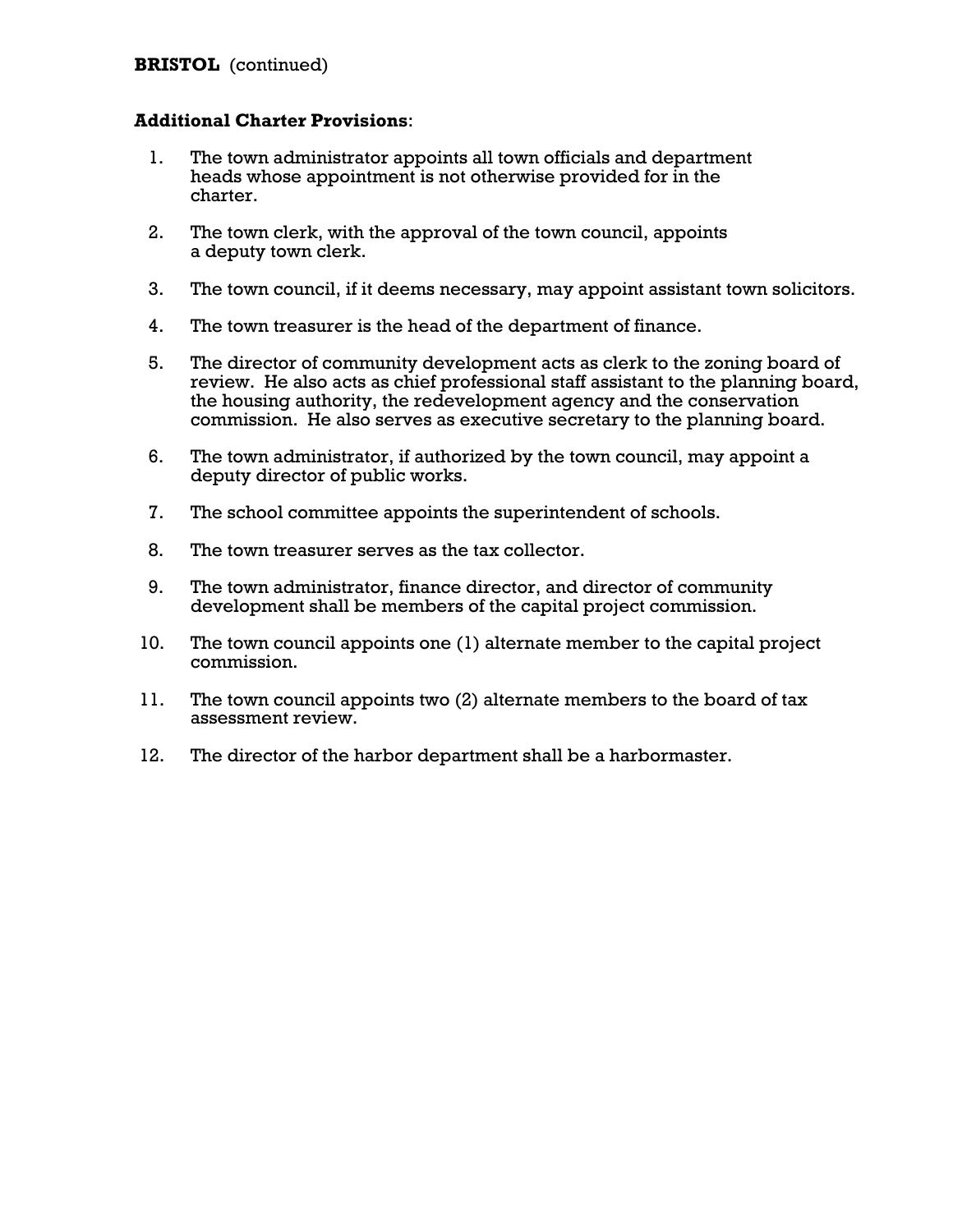**BRISTOL** (continued)

**Additional Charter Provisions**:

1. The town administrator appoints all town officials and department heads whose appointment is not otherwise provided for in the charter.

2. The town clerk, with the approval of the town council, appoints a deputy town clerk.

3. The town council, if it deems necessary, may appoint assistant town solicitors.

4. The town treasurer is the head of the department of finance.

5. The director of community development acts as clerk to the zoning board of review. He also acts as chief professional staff assistant to the planning board, the housing authority, the redevelopment agency and the conservation commission. He also serves as executive secretary to the planning board.

6. The town administrator, if authorized by the town council, may appoint a deputy director of public works.

7. The school committee appoints the superintendent of schools.

8. The town treasurer serves as the tax collector.

9. The town administrator, finance director, and director of community development shall be members of the capital project commission.

10. The town council appoints one (1) alternate member to the capital project commission.

11. The town council appoints two (2) alternate members to the board of tax assessment review.

12. The director of the harbor department shall be a harbormaster.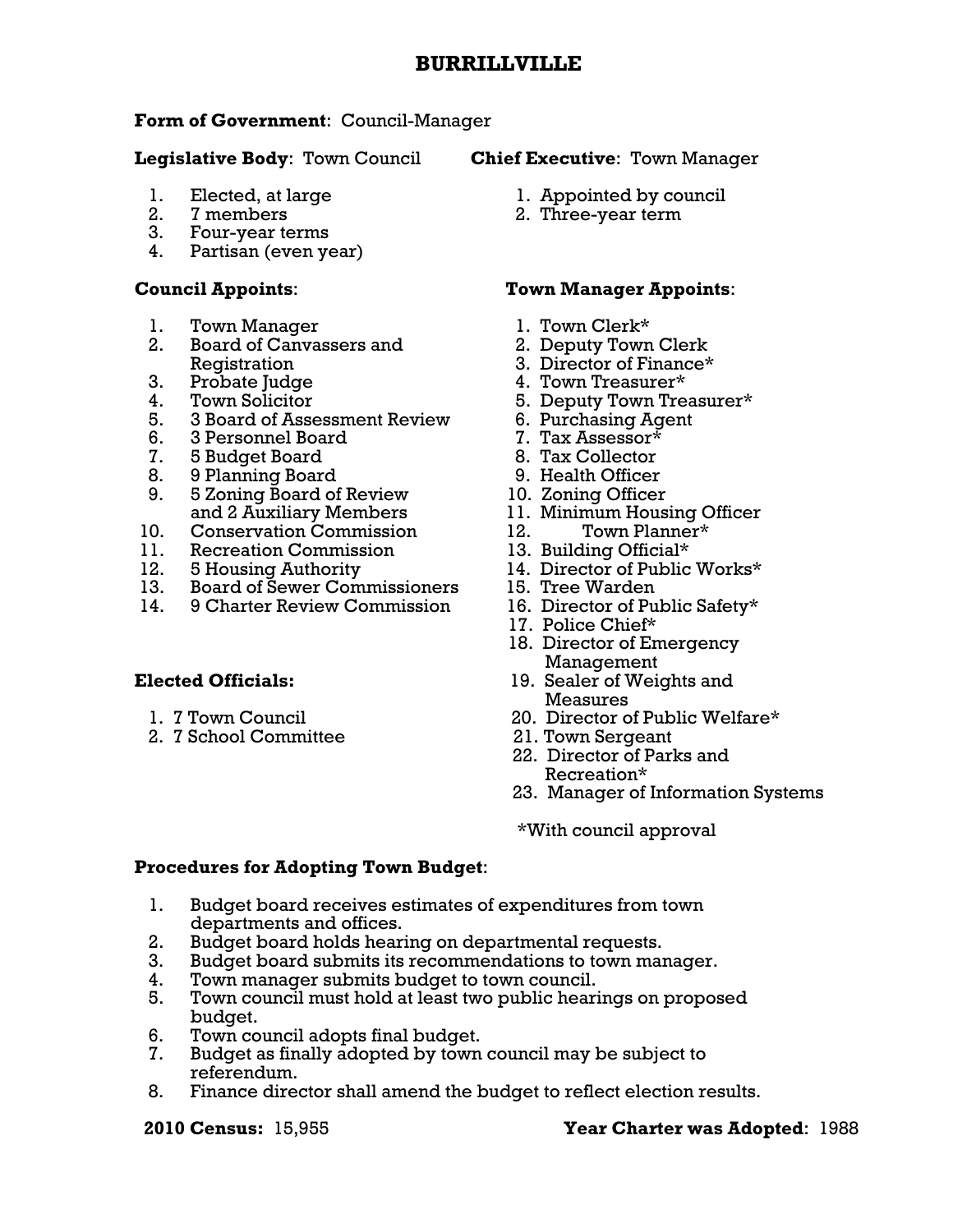# BURRILLVILLE

**Form of Government**: Council-Manager

**Legislative Body**: Town Council

1. Elected, at large
2. 7 members
3. Four-year terms
4. Partisan (even year)

**Chief Executive**: Town Manager

1. Appointed by council
2. Three-year term

**Council Appoints**:

1. Town Manager
2. Board of Canvassers and Registration
3. Probate Judge
4. Town Solicitor
5. 3 Board of Assessment Review
6. 3 Personnel Board
7. 5 Budget Board
8. 9 Planning Board
9. 5 Zoning Board of Review and 2 Auxiliary Members
10. Conservation Commission
11. Recreation Commission
12. 5 Housing Authority
13. Board of Sewer Commissioners
14. 9 Charter Review Commission

**Town Manager Appoints**:

1. Town Clerk*
2. Deputy Town Clerk
3. Director of Finance*
4. Town Treasurer*
5. Deputy Town Treasurer*
6. Purchasing Agent
7. Tax Assessor*
8. Tax Collector
9. Health Officer
10. Zoning Officer
11. Minimum Housing Officer
12. Town Planner*
13. Building Official*
14. Director of Public Works*
15. Tree Warden
16. Director of Public Safety*
17. Police Chief*
18. Director of Emergency Management
19. Sealer of Weights and Measures
20. Director of Public Welfare*
21. Town Sergeant
22. Director of Parks and Recreation*
23. Manager of Information Systems

*With council approval

**Elected Officials:**

1. 7 Town Council
2. 7 School Committee

**Procedures for Adopting Town Budget**:

1. Budget board receives estimates of expenditures from town departments and offices.
2. Budget board holds hearing on departmental requests.
3. Budget board submits its recommendations to town manager.
4. Town manager submits budget to town council.
5. Town council must hold at least two public hearings on proposed budget.
6. Town council adopts final budget.
7. Budget as finally adopted by town council may be subject to referendum.
8. Finance director shall amend the budget to reflect election results.

**2010 Census:** 15,955

**Year Charter was Adopted**: 1988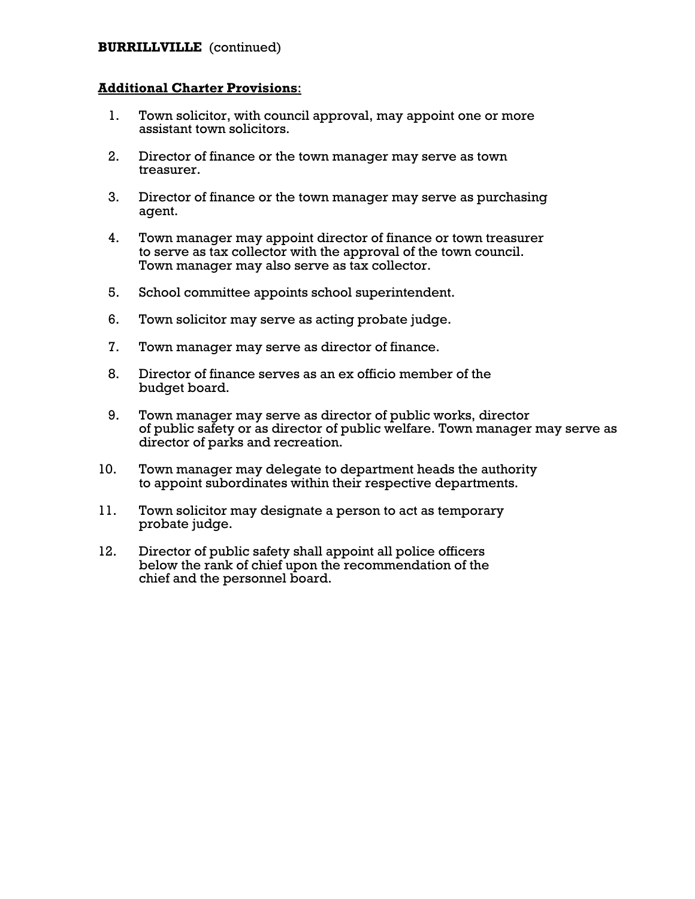**BURRILLVILLE** (continued)

**Additional Charter Provisions**:

1. Town solicitor, with council approval, may appoint one or more assistant town solicitors.

2. Director of finance or the town manager may serve as town treasurer.

3. Director of finance or the town manager may serve as purchasing agent.

4. Town manager may appoint director of finance or town treasurer to serve as tax collector with the approval of the town council. Town manager may also serve as tax collector.

5. School committee appoints school superintendent.

6. Town solicitor may serve as acting probate judge.

7. Town manager may serve as director of finance.

8. Director of finance serves as an ex officio member of the budget board.

9. Town manager may serve as director of public works, director of public safety or as director of public welfare. Town manager may serve as director of parks and recreation.

10. Town manager may delegate to department heads the authority to appoint subordinates within their respective departments.

11. Town solicitor may designate a person to act as temporary probate judge.

12. Director of public safety shall appoint all police officers below the rank of chief upon the recommendation of the chief and the personnel board.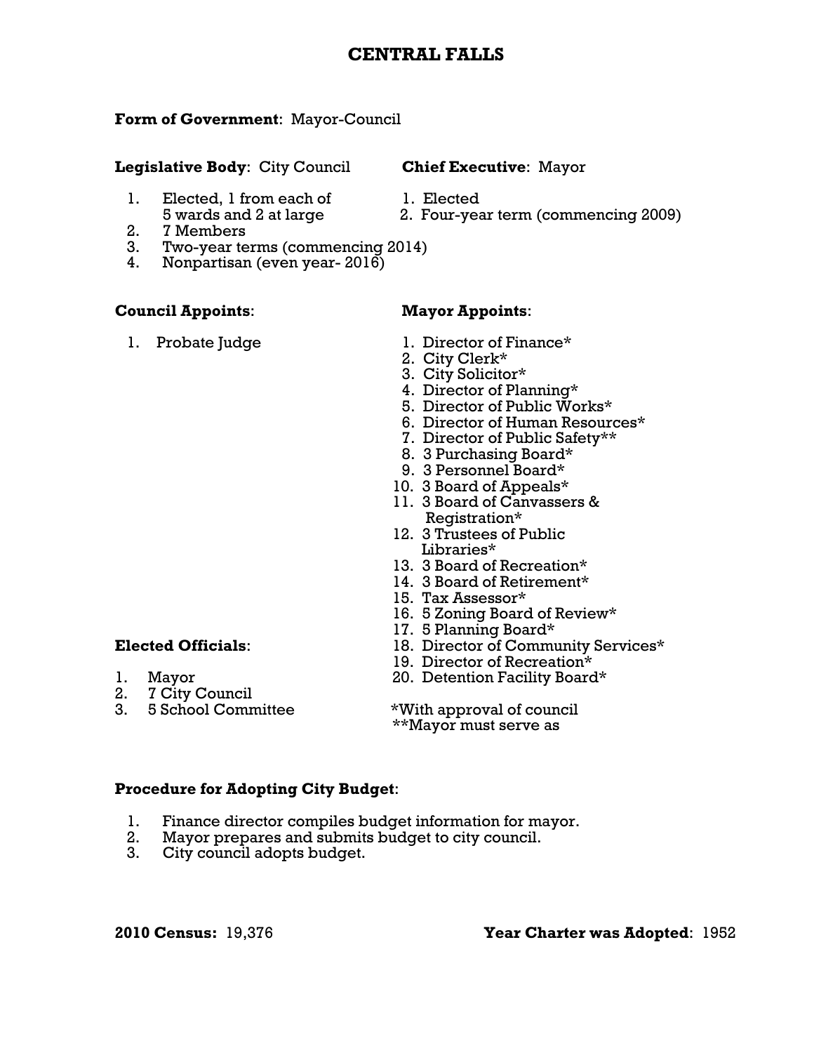# CENTRAL FALLS

**Form of Government**: Mayor-Council

**Legislative Body**: City Council

1. Elected, 1 from each of 5 wards and 2 at large
2. 7 Members
3. Two-year terms (commencing 2014)
4. Nonpartisan (even year- 2016)

**Chief Executive**: Mayor

1. Elected
2. Four-year term (commencing 2009)

**Council Appoints**:

1. Probate Judge

**Mayor Appoints**:

1. Director of Finance*
2. City Clerk*
3. City Solicitor*
4. Director of Planning*
5. Director of Public Works*
6. Director of Human Resources*
7. Director of Public Safety**
8. 3 Purchasing Board*
9. 3 Personnel Board*
10. 3 Board of Appeals*
11. 3 Board of Canvassers & Registration*
12. 3 Trustees of Public Libraries*
13. 3 Board of Recreation*
14. 3 Board of Retirement*
15. Tax Assessor*
16. 5 Zoning Board of Review*
17. 5 Planning Board*
18. Director of Community Services*
19. Director of Recreation*
20. Detention Facility Board*

*With approval of council
**Mayor must serve as

**Elected Officials**:

1. Mayor
2. 7 City Council
3. 5 School Committee

**Procedure for Adopting City Budget**:

1. Finance director compiles budget information for mayor.
2. Mayor prepares and submits budget to city council.
3. City council adopts budget.

**2010 Census:** 19,376

**Year Charter was Adopted**: 1952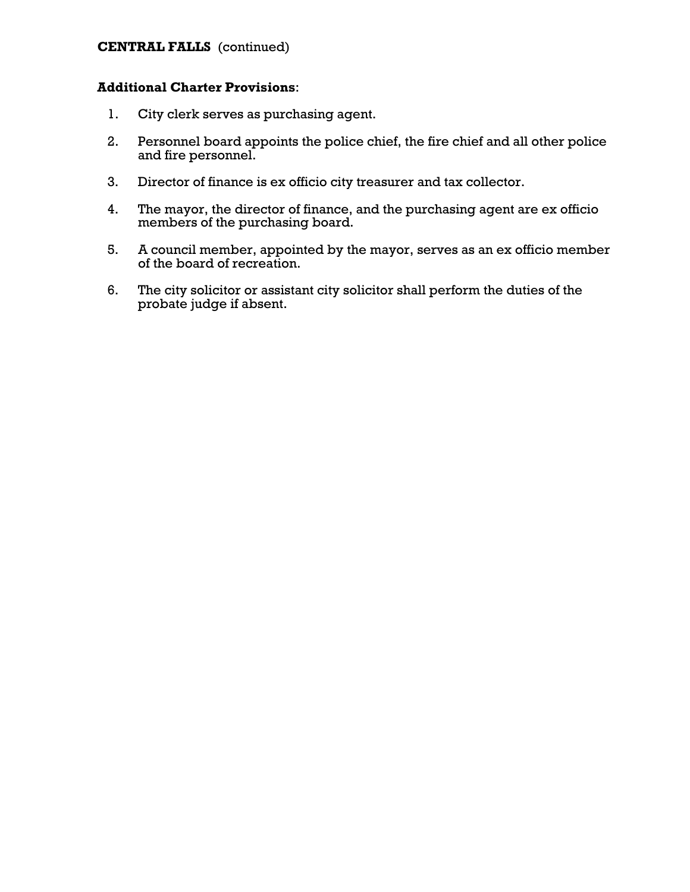**CENTRAL FALLS** (continued)

**Additional Charter Provisions**:

1. City clerk serves as purchasing agent.
2. Personnel board appoints the police chief, the fire chief and all other police and fire personnel.
3. Director of finance is ex officio city treasurer and tax collector.
4. The mayor, the director of finance, and the purchasing agent are ex officio members of the purchasing board.
5. A council member, appointed by the mayor, serves as an ex officio member of the board of recreation.
6. The city solicitor or assistant city solicitor shall perform the duties of the probate judge if absent.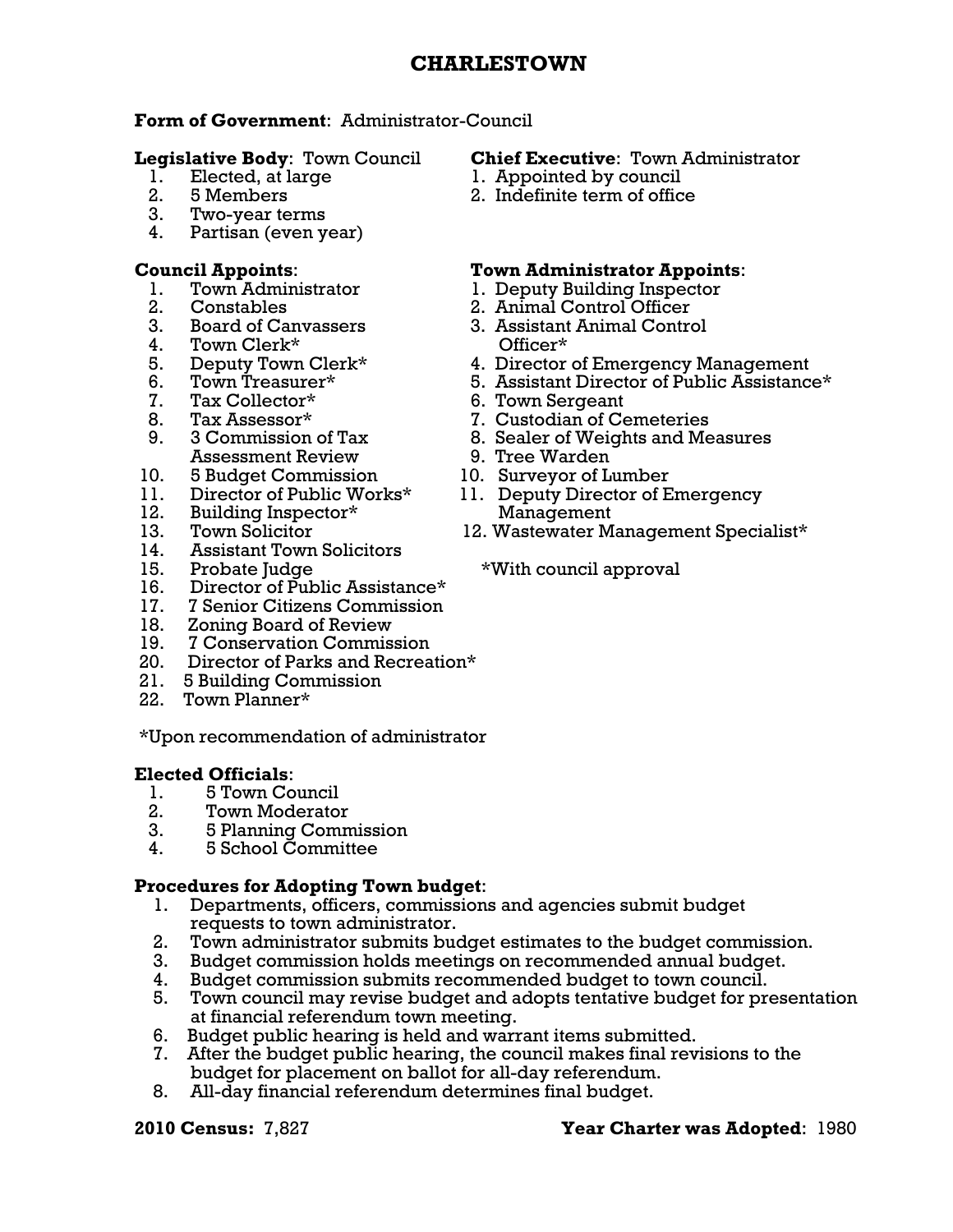# CHARLESTOWN

**Form of Government**: Administrator-Council

**Legislative Body**: Town Council

1. Elected, at large
2. 5 Members
3. Two-year terms
4. Partisan (even year)

**Chief Executive**: Town Administrator

1. Appointed by council
2. Indefinite term of office

**Council Appoints**:

1. Town Administrator
2. Constables
3. Board of Canvassers
4. Town Clerk*
5. Deputy Town Clerk*
6. Town Treasurer*
7. Tax Collector*
8. Tax Assessor*
9. 3 Commission of Tax Assessment Review
10. 5 Budget Commission
11. Director of Public Works*
12. Building Inspector*
13. Town Solicitor
14. Assistant Town Solicitors
15. Probate Judge
16. Director of Public Assistance*
17. 7 Senior Citizens Commission
18. Zoning Board of Review
19. 7 Conservation Commission
20. Director of Parks and Recreation*
21. 5 Building Commission
22. Town Planner*

*Upon recommendation of administrator

**Town Administrator Appoints**:

1. Deputy Building Inspector
2. Animal Control Officer
3. Assistant Animal Control Officer*
4. Director of Emergency Management
5. Assistant Director of Public Assistance*
6. Town Sergeant
7. Custodian of Cemeteries
8. Sealer of Weights and Measures
9. Tree Warden
10. Surveyor of Lumber
11. Deputy Director of Emergency Management
12. Wastewater Management Specialist*

*With council approval

**Elected Officials**:

1. 5 Town Council
2. Town Moderator
3. 5 Planning Commission
4. 5 School Committee

**Procedures for Adopting Town budget**:

1. Departments, officers, commissions and agencies submit budget requests to town administrator.
2. Town administrator submits budget estimates to the budget commission.
3. Budget commission holds meetings on recommended annual budget.
4. Budget commission submits recommended budget to town council.
5. Town council may revise budget and adopts tentative budget for presentation at financial referendum town meeting.
6. Budget public hearing is held and warrant items submitted.
7. After the budget public hearing, the council makes final revisions to the budget for placement on ballot for all-day referendum.
8. All-day financial referendum determines final budget.

**2010 Census:** 7,827

**Year Charter was Adopted**: 1980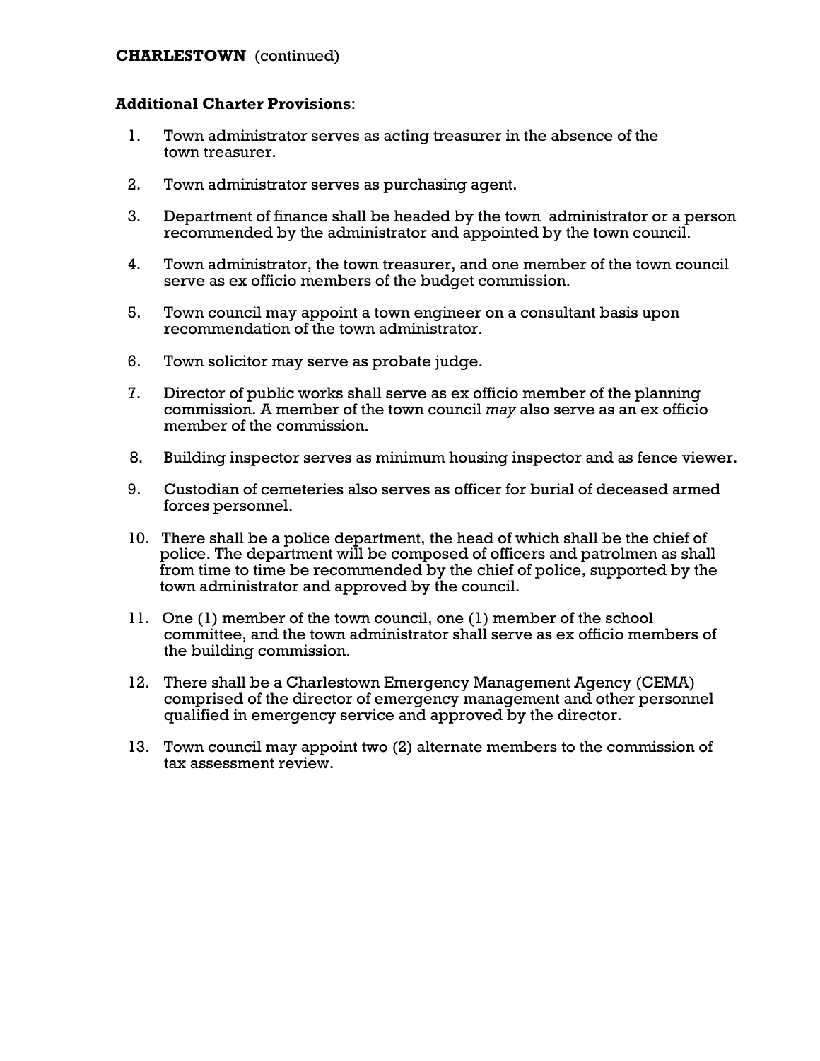**CHARLESTOWN** (continued)

**Additional Charter Provisions**:

1. Town administrator serves as acting treasurer in the absence of the town treasurer.

2. Town administrator serves as purchasing agent.

3. Department of finance shall be headed by the town administrator or a person recommended by the administrator and appointed by the town council.

4. Town administrator, the town treasurer, and one member of the town council serve as ex officio members of the budget commission.

5. Town council may appoint a town engineer on a consultant basis upon recommendation of the town administrator.

6. Town solicitor may serve as probate judge.

7. Director of public works shall serve as ex officio member of the planning commission. A member of the town council *may* also serve as an ex officio member of the commission.

8. Building inspector serves as minimum housing inspector and as fence viewer.

9. Custodian of cemeteries also serves as officer for burial of deceased armed forces personnel.

10. There shall be a police department, the head of which shall be the chief of police. The department will be composed of officers and patrolmen as shall from time to time be recommended by the chief of police, supported by the town administrator and approved by the council.

11. One (1) member of the town council, one (1) member of the school committee, and the town administrator shall serve as ex officio members of the building commission.

12. There shall be a Charlestown Emergency Management Agency (CEMA) comprised of the director of emergency management and other personnel qualified in emergency service and approved by the director.

13. Town council may appoint two (2) alternate members to the commission of tax assessment review.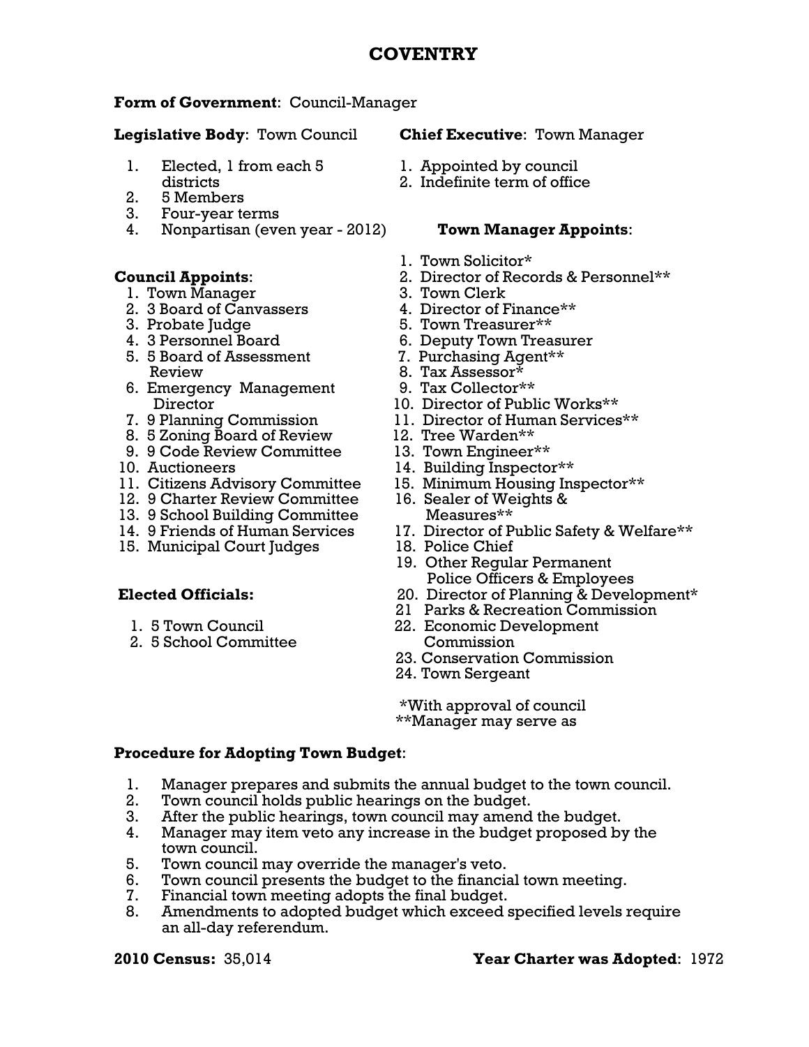# COVENTRY

**Form of Government**: Council-Manager

**Legislative Body**: Town Council

1. Elected, 1 from each 5 districts
2. 5 Members
3. Four-year terms
4. Nonpartisan (even year - 2012)

**Council Appoints**:

1. Town Manager
2. 3 Board of Canvassers
3. Probate Judge
4. 3 Personnel Board
5. 5 Board of Assessment Review
6. Emergency Management Director
7. 9 Planning Commission
8. 5 Zoning Board of Review
9. 9 Code Review Committee
10. Auctioneers
11. Citizens Advisory Committee
12. 9 Charter Review Committee
13. 9 School Building Committee
14. 9 Friends of Human Services
15. Municipal Court Judges

**Elected Officials:**

1. 5 Town Council
2. 5 School Committee

**Chief Executive**: Town Manager

1. Appointed by council
2. Indefinite term of office

**Town Manager Appoints**:

1. Town Solicitor*
2. Director of Records & Personnel**
3. Town Clerk
4. Director of Finance**
5. Town Treasurer**
6. Deputy Town Treasurer
7. Purchasing Agent**
8. Tax Assessor*
9. Tax Collector**
10. Director of Public Works**
11. Director of Human Services**
12. Tree Warden**
13. Town Engineer**
14. Building Inspector**
15. Minimum Housing Inspector**
16. Sealer of Weights & Measures**
17. Director of Public Safety & Welfare**
18. Police Chief
19. Other Regular Permanent Police Officers & Employees
20. Director of Planning & Development*
21. Parks & Recreation Commission
22. Economic Development Commission
23. Conservation Commission
24. Town Sergeant

*With approval of council
**Manager may serve as

**Procedure for Adopting Town Budget**:

1. Manager prepares and submits the annual budget to the town council.
2. Town council holds public hearings on the budget.
3. After the public hearings, town council may amend the budget.
4. Manager may item veto any increase in the budget proposed by the town council.
5. Town council may override the manager's veto.
6. Town council presents the budget to the financial town meeting.
7. Financial town meeting adopts the final budget.
8. Amendments to adopted budget which exceed specified levels require an all-day referendum.

**2010 Census:** 35,014

**Year Charter was Adopted**: 1972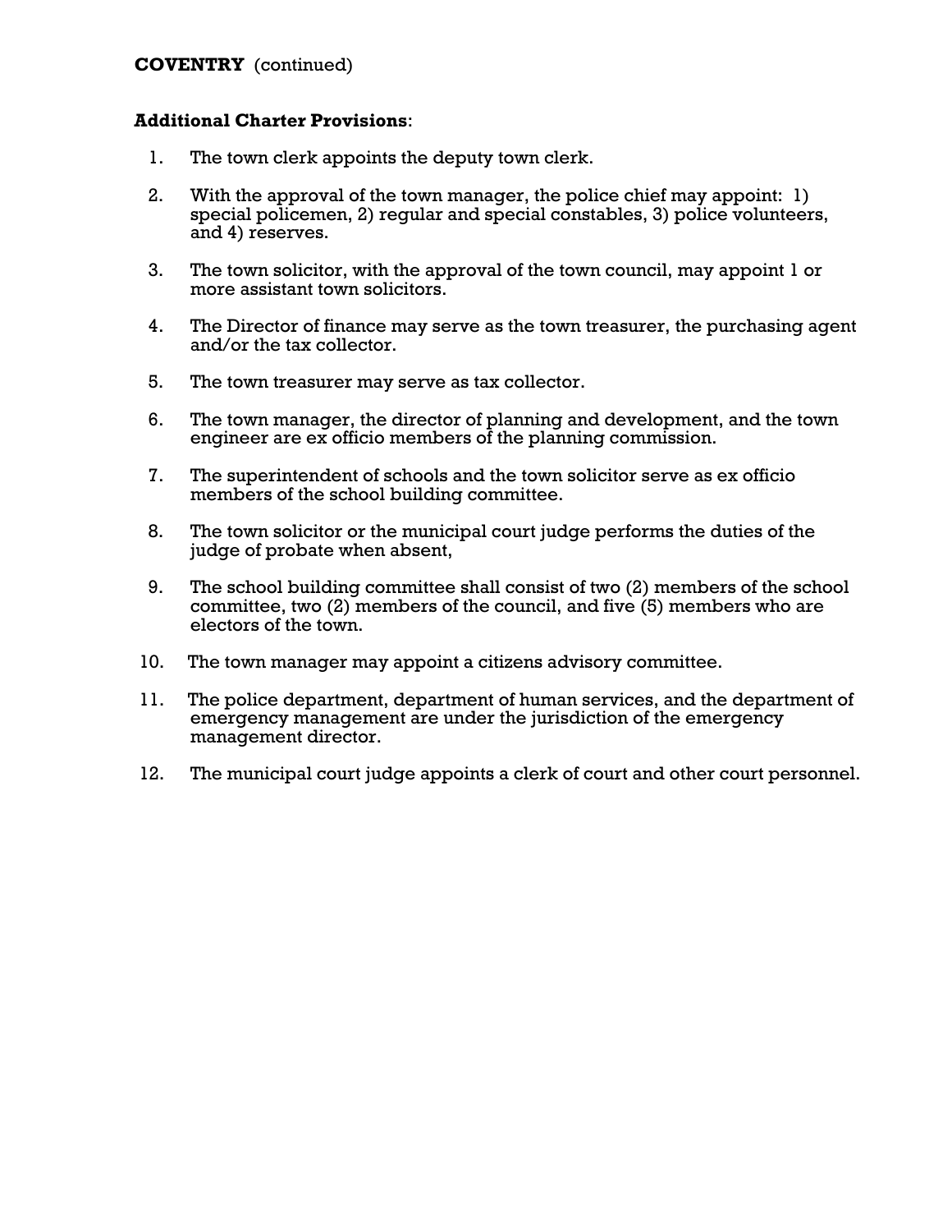**COVENTRY** (continued)

**Additional Charter Provisions**:

1. The town clerk appoints the deputy town clerk.

2. With the approval of the town manager, the police chief may appoint: 1) special policemen, 2) regular and special constables, 3) police volunteers, and 4) reserves.

3. The town solicitor, with the approval of the town council, may appoint 1 or more assistant town solicitors.

4. The Director of finance may serve as the town treasurer, the purchasing agent and/or the tax collector.

5. The town treasurer may serve as tax collector.

6. The town manager, the director of planning and development, and the town engineer are ex officio members of the planning commission.

7. The superintendent of schools and the town solicitor serve as ex officio members of the school building committee.

8. The town solicitor or the municipal court judge performs the duties of the judge of probate when absent,

9. The school building committee shall consist of two (2) members of the school committee, two (2) members of the council, and five (5) members who are electors of the town.

10. The town manager may appoint a citizens advisory committee.

11. The police department, department of human services, and the department of emergency management are under the jurisdiction of the emergency management director.

12. The municipal court judge appoints a clerk of court and other court personnel.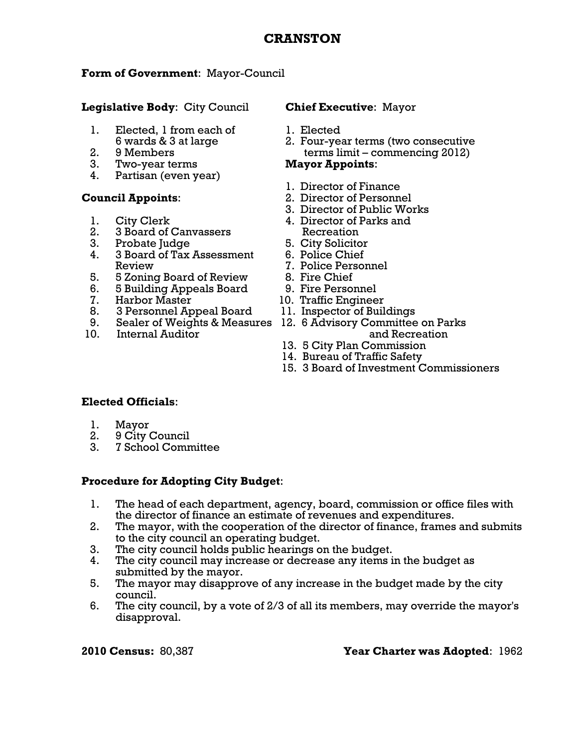# CRANSTON

**Form of Government**: Mayor-Council

**Legislative Body**: City Council

1. Elected, 1 from each of 6 wards & 3 at large
2. 9 Members
3. Two-year terms
4. Partisan (even year)

**Council Appoints**:

1. City Clerk
2. 3 Board of Canvassers
3. Probate Judge
4. 3 Board of Tax Assessment Review
5. 5 Zoning Board of Review
6. 5 Building Appeals Board
7. Harbor Master
8. 3 Personnel Appeal Board
9. Sealer of Weights & Measures
10. Internal Auditor

**Chief Executive**: Mayor

1. Elected
2. Four-year terms (two consecutive terms limit – commencing 2012)

**Mayor Appoints**:

1. Director of Finance
2. Director of Personnel
3. Director of Public Works
4. Director of Parks and Recreation
5. City Solicitor
6. Police Chief
7. Police Personnel
8. Fire Chief
9. Fire Personnel
10. Traffic Engineer
11. Inspector of Buildings
12. 6 Advisory Committee on Parks and Recreation
13. 5 City Plan Commission
14. Bureau of Traffic Safety
15. 3 Board of Investment Commissioners

**Elected Officials**:

1. Mayor
2. 9 City Council
3. 7 School Committee

**Procedure for Adopting City Budget**:

1. The head of each department, agency, board, commission or office files with the director of finance an estimate of revenues and expenditures.
2. The mayor, with the cooperation of the director of finance, frames and submits to the city council an operating budget.
3. The city council holds public hearings on the budget.
4. The city council may increase or decrease any items in the budget as submitted by the mayor.
5. The mayor may disapprove of any increase in the budget made by the city council.
6. The city council, by a vote of 2/3 of all its members, may override the mayor's disapproval.

**2010 Census:** 80,387

**Year Charter was Adopted**: 1962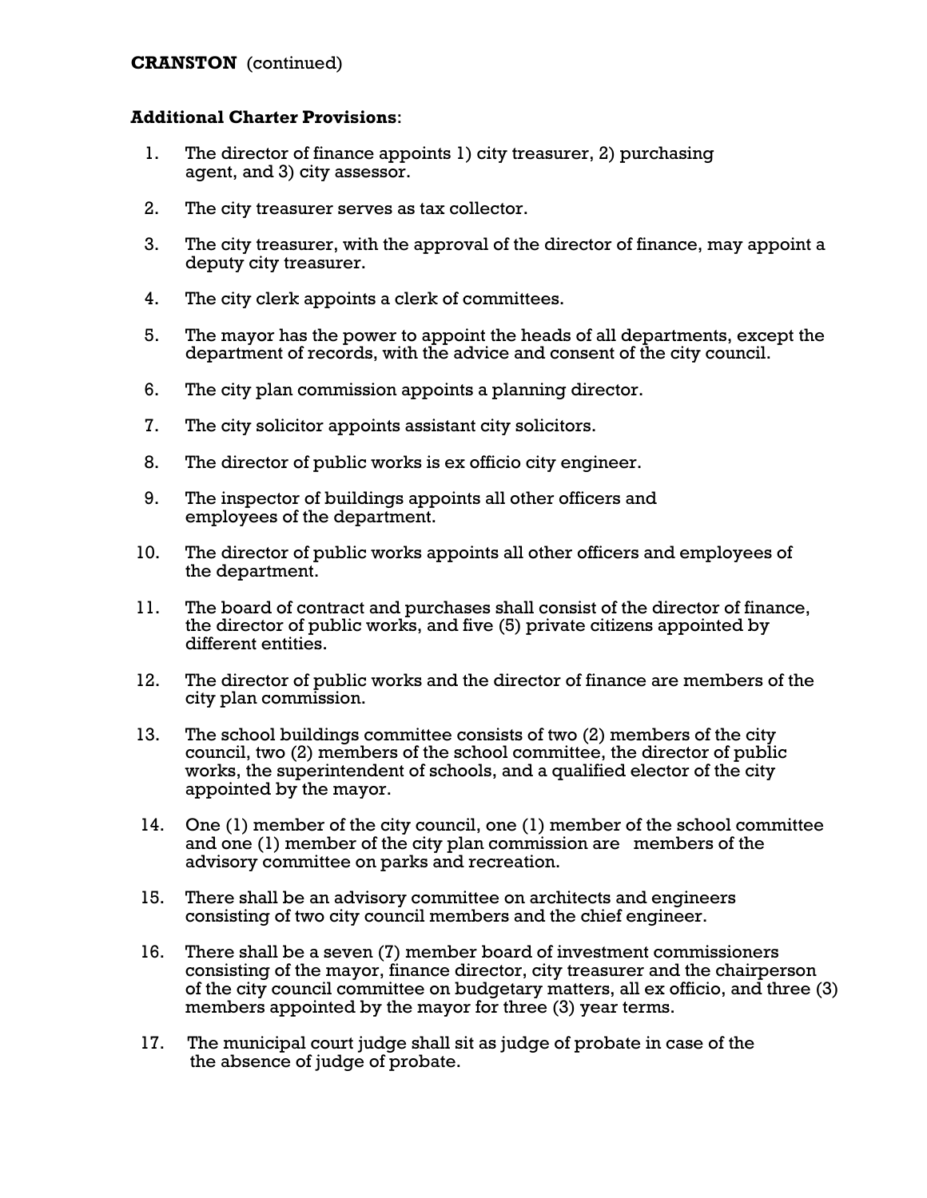**CRANSTON** (continued)

**Additional Charter Provisions**:

1. The director of finance appoints 1) city treasurer, 2) purchasing agent, and 3) city assessor.
2. The city treasurer serves as tax collector.
3. The city treasurer, with the approval of the director of finance, may appoint a deputy city treasurer.
4. The city clerk appoints a clerk of committees.
5. The mayor has the power to appoint the heads of all departments, except the department of records, with the advice and consent of the city council.
6. The city plan commission appoints a planning director.
7. The city solicitor appoints assistant city solicitors.
8. The director of public works is ex officio city engineer.
9. The inspector of buildings appoints all other officers and employees of the department.
10. The director of public works appoints all other officers and employees of the department.
11. The board of contract and purchases shall consist of the director of finance, the director of public works, and five (5) private citizens appointed by different entities.
12. The director of public works and the director of finance are members of the city plan commission.
13. The school buildings committee consists of two (2) members of the city council, two (2) members of the school committee, the director of public works, the superintendent of schools, and a qualified elector of the city appointed by the mayor.
14. One (1) member of the city council, one (1) member of the school committee and one (1) member of the city plan commission are members of the advisory committee on parks and recreation.
15. There shall be an advisory committee on architects and engineers consisting of two city council members and the chief engineer.
16. There shall be a seven (7) member board of investment commissioners consisting of the mayor, finance director, city treasurer and the chairperson of the city council committee on budgetary matters, all ex officio, and three (3) members appointed by the mayor for three (3) year terms.
17. The municipal court judge shall sit as judge of probate in case of the the absence of judge of probate.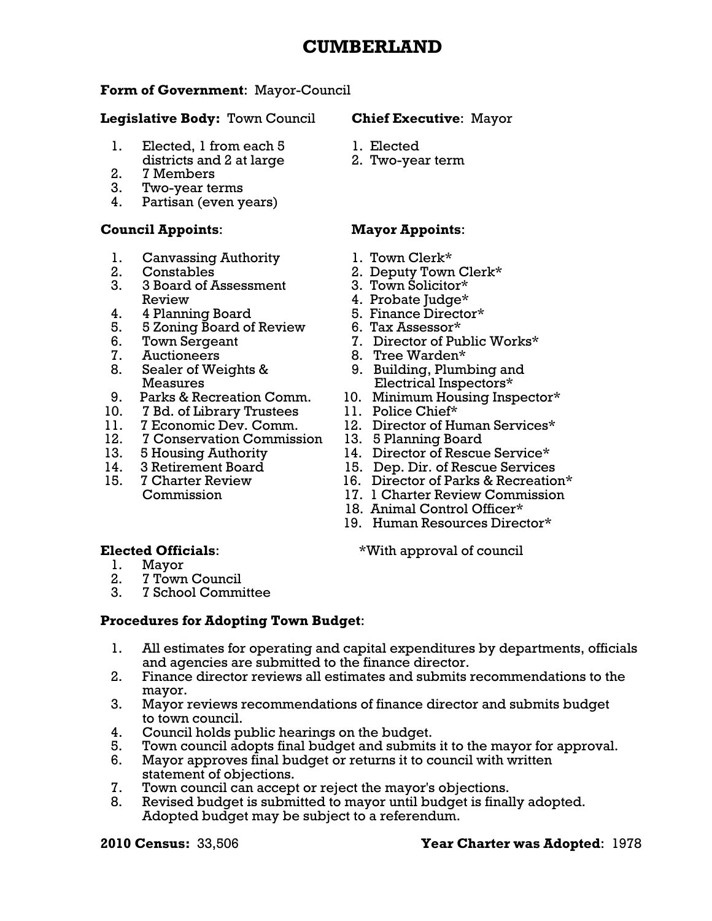# CUMBERLAND

**Form of Government**: Mayor-Council

**Legislative Body:** Town Council

1. Elected, 1 from each 5 districts and 2 at large
2. 7 Members
3. Two-year terms
4. Partisan (even years)

**Chief Executive**: Mayor

1. Elected
2. Two-year term

**Council Appoints**:

1. Canvassing Authority
2. Constables
3. 3 Board of Assessment Review
4. 4 Planning Board
5. 5 Zoning Board of Review
6. Town Sergeant
7. Auctioneers
8. Sealer of Weights & Measures
9. Parks & Recreation Comm.
10. 7 Bd. of Library Trustees
11. 7 Economic Dev. Comm.
12. 7 Conservation Commission
13. 5 Housing Authority
14. 3 Retirement Board
15. 7 Charter Review Commission

**Mayor Appoints**:

1. Town Clerk*
2. Deputy Town Clerk*
3. Town Solicitor*
4. Probate Judge*
5. Finance Director*
6. Tax Assessor*
7. Director of Public Works*
8. Tree Warden*
9. Building, Plumbing and Electrical Inspectors*
10. Minimum Housing Inspector*
11. Police Chief*
12. Director of Human Services*
13. 5 Planning Board
14. Director of Rescue Service*
15. Dep. Dir. of Rescue Services
16. Director of Parks & Recreation*
17. 1 Charter Review Commission
18. Animal Control Officer*
19. Human Resources Director*

*With approval of council

**Elected Officials**:

1. Mayor
2. 7 Town Council
3. 7 School Committee

**Procedures for Adopting Town Budget**:

1. All estimates for operating and capital expenditures by departments, officials and agencies are submitted to the finance director.
2. Finance director reviews all estimates and submits recommendations to the mayor.
3. Mayor reviews recommendations of finance director and submits budget to town council.
4. Council holds public hearings on the budget.
5. Town council adopts final budget and submits it to the mayor for approval.
6. Mayor approves final budget or returns it to council with written statement of objections.
7. Town council can accept or reject the mayor's objections.
8. Revised budget is submitted to mayor until budget is finally adopted. Adopted budget may be subject to a referendum.

**2010 Census:** 33,506

**Year Charter was Adopted**: 1978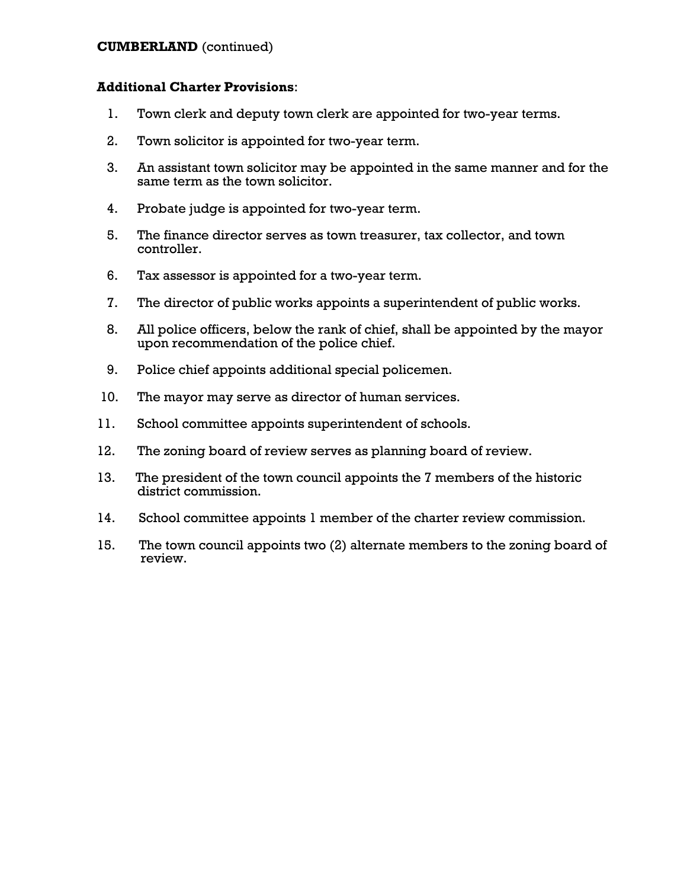**CUMBERLAND** (continued)

**Additional Charter Provisions**:

1. Town clerk and deputy town clerk are appointed for two-year terms.
2. Town solicitor is appointed for two-year term.
3. An assistant town solicitor may be appointed in the same manner and for the same term as the town solicitor.
4. Probate judge is appointed for two-year term.
5. The finance director serves as town treasurer, tax collector, and town controller.
6. Tax assessor is appointed for a two-year term.
7. The director of public works appoints a superintendent of public works.
8. All police officers, below the rank of chief, shall be appointed by the mayor upon recommendation of the police chief.
9. Police chief appoints additional special policemen.
10. The mayor may serve as director of human services.
11. School committee appoints superintendent of schools.
12. The zoning board of review serves as planning board of review.
13. The president of the town council appoints the 7 members of the historic district commission.
14. School committee appoints 1 member of the charter review commission.
15. The town council appoints two (2) alternate members to the zoning board of review.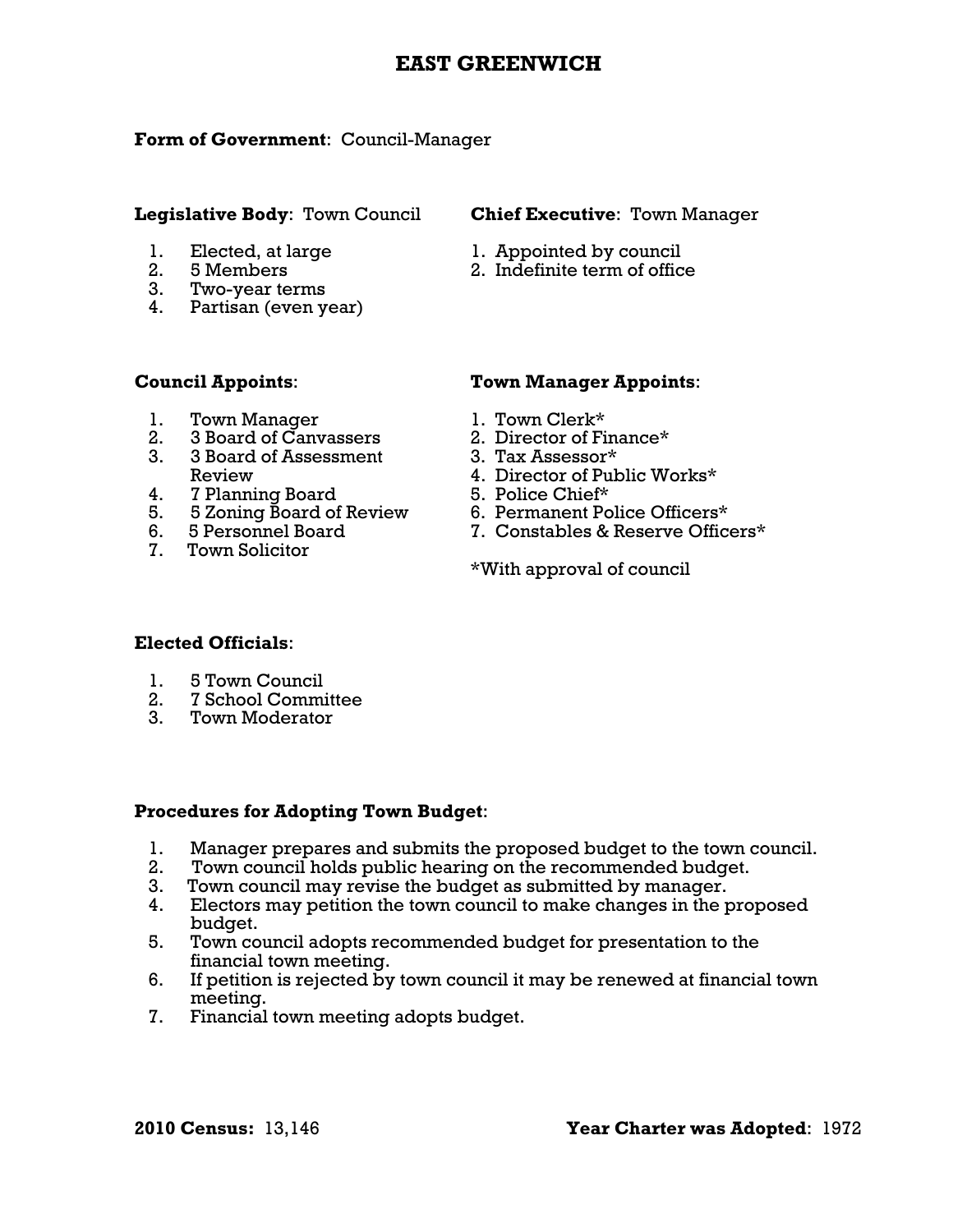# EAST GREENWICH

**Form of Government**: Council-Manager

**Legislative Body**: Town Council

1. Elected, at large
2. 5 Members
3. Two-year terms
4. Partisan (even year)

**Chief Executive**: Town Manager

1. Appointed by council
2. Indefinite term of office

**Council Appoints**:

1. Town Manager
2. 3 Board of Canvassers
3. 3 Board of Assessment Review
4. 7 Planning Board
5. 5 Zoning Board of Review
6. 5 Personnel Board
7. Town Solicitor

**Town Manager Appoints**:

1. Town Clerk*
2. Director of Finance*
3. Tax Assessor*
4. Director of Public Works*
5. Police Chief*
6. Permanent Police Officers*
7. Constables & Reserve Officers*

*With approval of council

**Elected Officials**:

1. 5 Town Council
2. 7 School Committee
3. Town Moderator

**Procedures for Adopting Town Budget**:

1. Manager prepares and submits the proposed budget to the town council.
2. Town council holds public hearing on the recommended budget.
3. Town council may revise the budget as submitted by manager.
4. Electors may petition the town council to make changes in the proposed budget.
5. Town council adopts recommended budget for presentation to the financial town meeting.
6. If petition is rejected by town council it may be renewed at financial town meeting.
7. Financial town meeting adopts budget.

**2010 Census:** 13,146

**Year Charter was Adopted**: 1972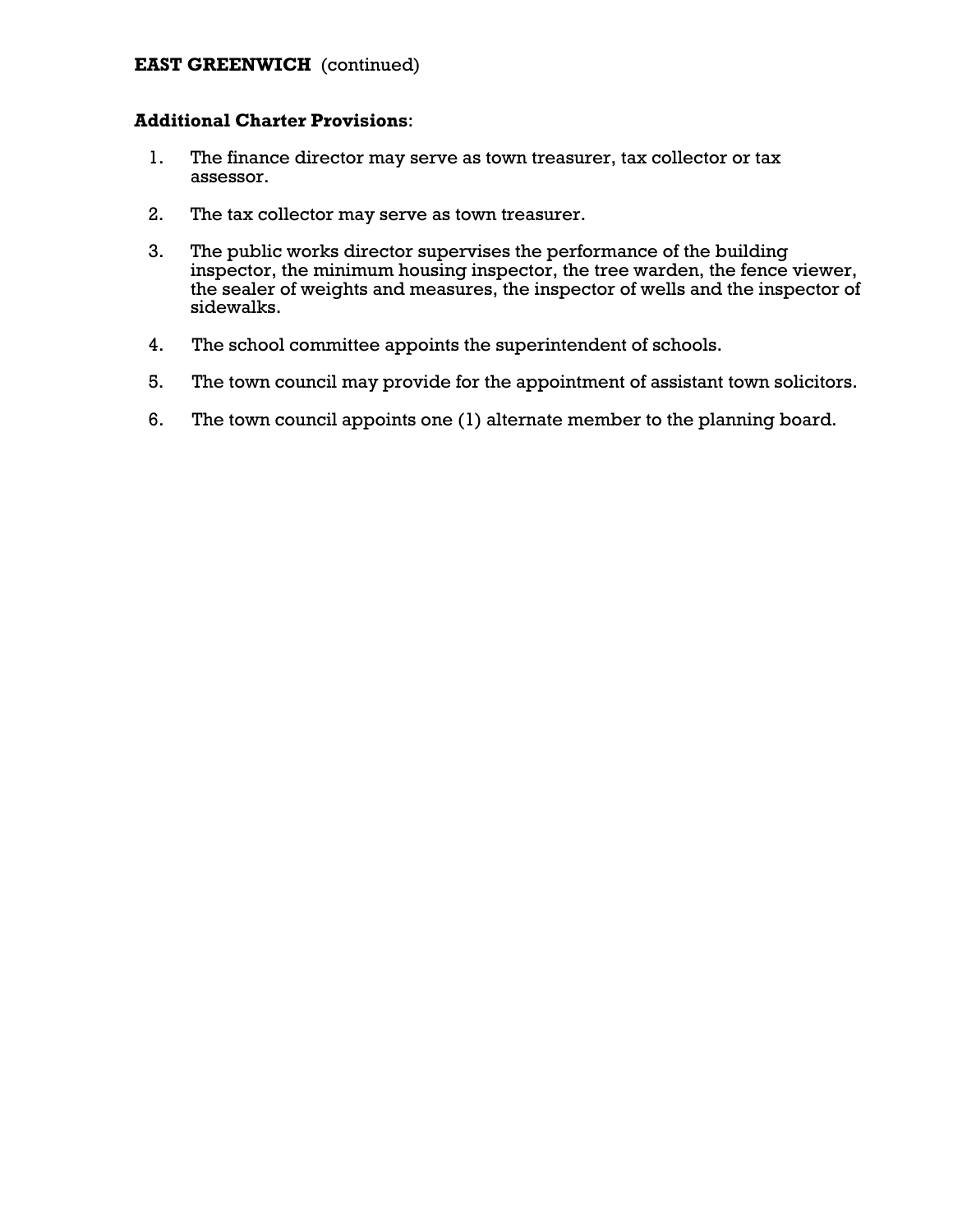**EAST GREENWICH** (continued)

**Additional Charter Provisions**:

1. The finance director may serve as town treasurer, tax collector or tax assessor.

2. The tax collector may serve as town treasurer.

3. The public works director supervises the performance of the building inspector, the minimum housing inspector, the tree warden, the fence viewer, the sealer of weights and measures, the inspector of wells and the inspector of sidewalks.

4. The school committee appoints the superintendent of schools.

5. The town council may provide for the appointment of assistant town solicitors.

6. The town council appoints one (1) alternate member to the planning board.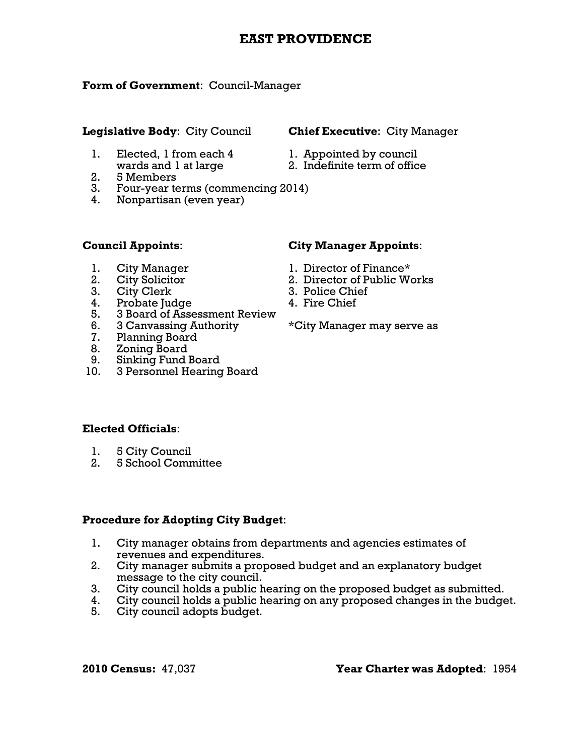# EAST PROVIDENCE

**Form of Government**: Council-Manager

**Legislative Body**: City Council

1. Elected, 1 from each 4 wards and 1 at large
2. 5 Members
3. Four-year terms (commencing 2014)
4. Nonpartisan (even year)

**Chief Executive**: City Manager

1. Appointed by council
2. Indefinite term of office

**Council Appoints**:

1. City Manager
2. City Solicitor
3. City Clerk
4. Probate Judge
5. 3 Board of Assessment Review
6. 3 Canvassing Authority
7. Planning Board
8. Zoning Board
9. Sinking Fund Board
10. 3 Personnel Hearing Board

**City Manager Appoints**:

1. Director of Finance*
2. Director of Public Works
3. Police Chief
4. Fire Chief

*City Manager may serve as

**Elected Officials**:

1. 5 City Council
2. 5 School Committee

**Procedure for Adopting City Budget**:

1. City manager obtains from departments and agencies estimates of revenues and expenditures.
2. City manager submits a proposed budget and an explanatory budget message to the city council.
3. City council holds a public hearing on the proposed budget as submitted.
4. City council holds a public hearing on any proposed changes in the budget.
5. City council adopts budget.

**2010 Census:** 47,037

**Year Charter was Adopted**: 1954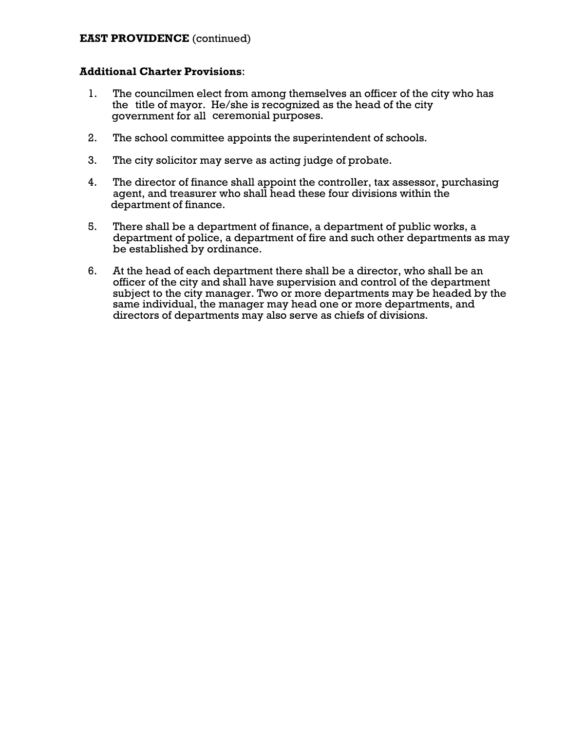**EAST PROVIDENCE** (continued)

**Additional Charter Provisions**:

1. The councilmen elect from among themselves an officer of the city who has the title of mayor. He/she is recognized as the head of the city government for all ceremonial purposes.

2. The school committee appoints the superintendent of schools.

3. The city solicitor may serve as acting judge of probate.

4. The director of finance shall appoint the controller, tax assessor, purchasing agent, and treasurer who shall head these four divisions within the department of finance.

5. There shall be a department of finance, a department of public works, a department of police, a department of fire and such other departments as may be established by ordinance.

6. At the head of each department there shall be a director, who shall be an officer of the city and shall have supervision and control of the department subject to the city manager. Two or more departments may be headed by the same individual, the manager may head one or more departments, and directors of departments may also serve as chiefs of divisions.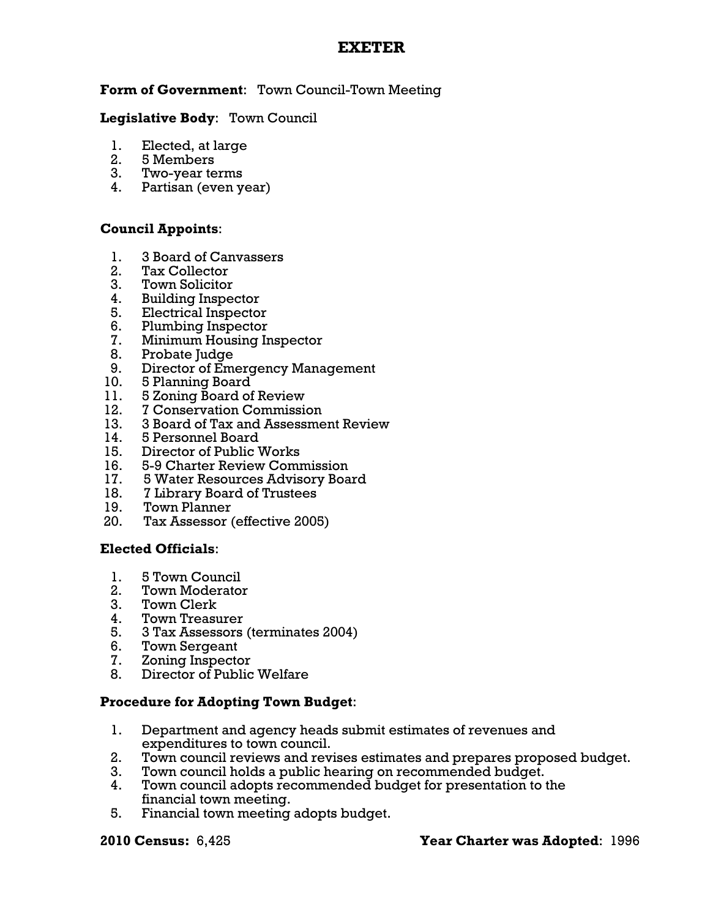# EXETER

**Form of Government**: Town Council-Town Meeting

**Legislative Body**: Town Council

1. Elected, at large
2. 5 Members
3. Two-year terms
4. Partisan (even year)

**Council Appoints**:

1. 3 Board of Canvassers
2. Tax Collector
3. Town Solicitor
4. Building Inspector
5. Electrical Inspector
6. Plumbing Inspector
7. Minimum Housing Inspector
8. Probate Judge
9. Director of Emergency Management
10. 5 Planning Board
11. 5 Zoning Board of Review
12. 7 Conservation Commission
13. 3 Board of Tax and Assessment Review
14. 5 Personnel Board
15. Director of Public Works
16. 5-9 Charter Review Commission
17. 5 Water Resources Advisory Board
18. 7 Library Board of Trustees
19. Town Planner
20. Tax Assessor (effective 2005)

**Elected Officials**:

1. 5 Town Council
2. Town Moderator
3. Town Clerk
4. Town Treasurer
5. 3 Tax Assessors (terminates 2004)
6. Town Sergeant
7. Zoning Inspector
8. Director of Public Welfare

**Procedure for Adopting Town Budget**:

1. Department and agency heads submit estimates of revenues and expenditures to town council.
2. Town council reviews and revises estimates and prepares proposed budget.
3. Town council holds a public hearing on recommended budget.
4. Town council adopts recommended budget for presentation to the financial town meeting.
5. Financial town meeting adopts budget.

**2010 Census:** 6,425 **Year Charter was Adopted**: 1996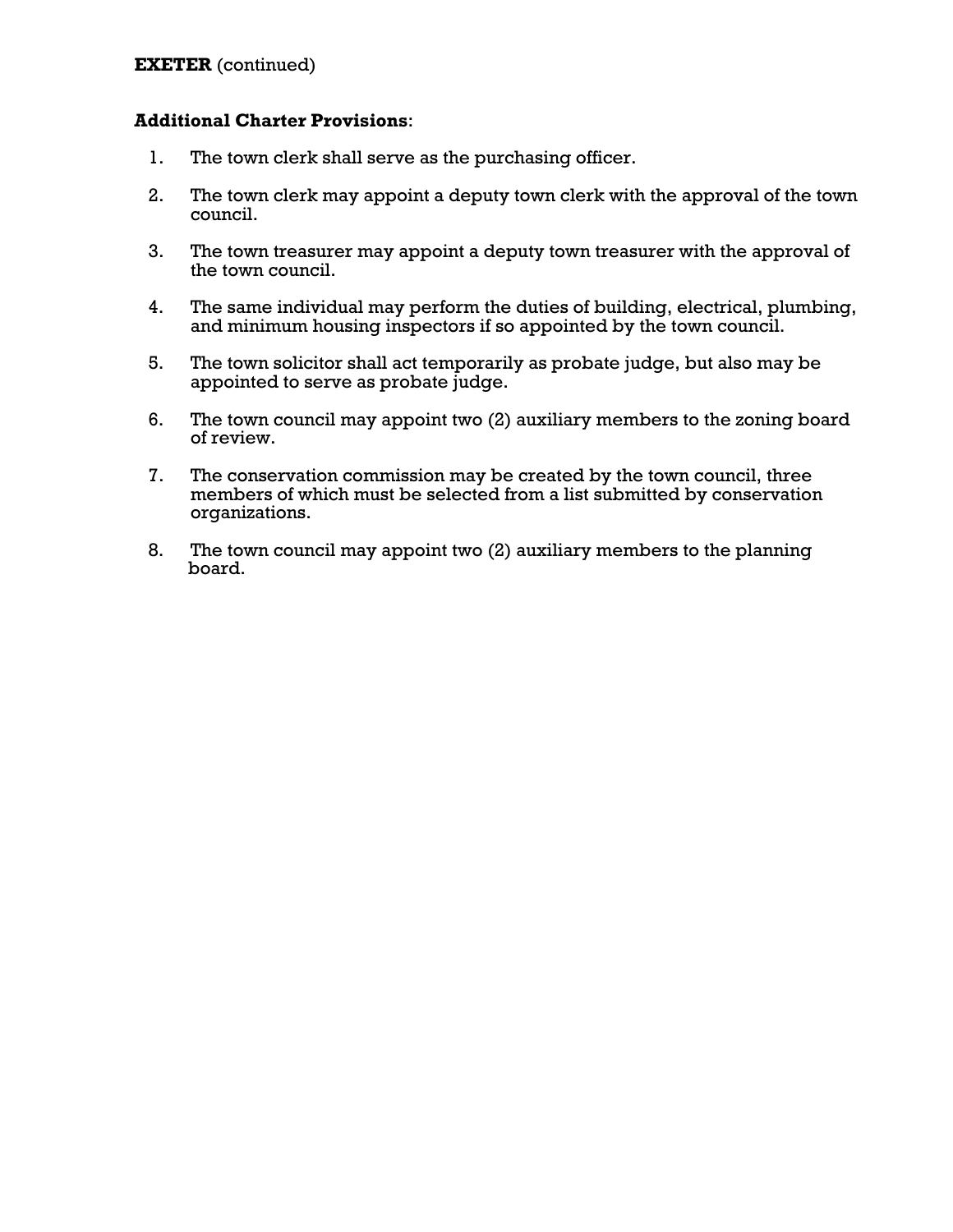**EXETER** (continued)

**Additional Charter Provisions**:

1. The town clerk shall serve as the purchasing officer.
2. The town clerk may appoint a deputy town clerk with the approval of the town council.
3. The town treasurer may appoint a deputy town treasurer with the approval of the town council.
4. The same individual may perform the duties of building, electrical, plumbing, and minimum housing inspectors if so appointed by the town council.
5. The town solicitor shall act temporarily as probate judge, but also may be appointed to serve as probate judge.
6. The town council may appoint two (2) auxiliary members to the zoning board of review.
7. The conservation commission may be created by the town council, three members of which must be selected from a list submitted by conservation organizations.
8. The town council may appoint two (2) auxiliary members to the planning board.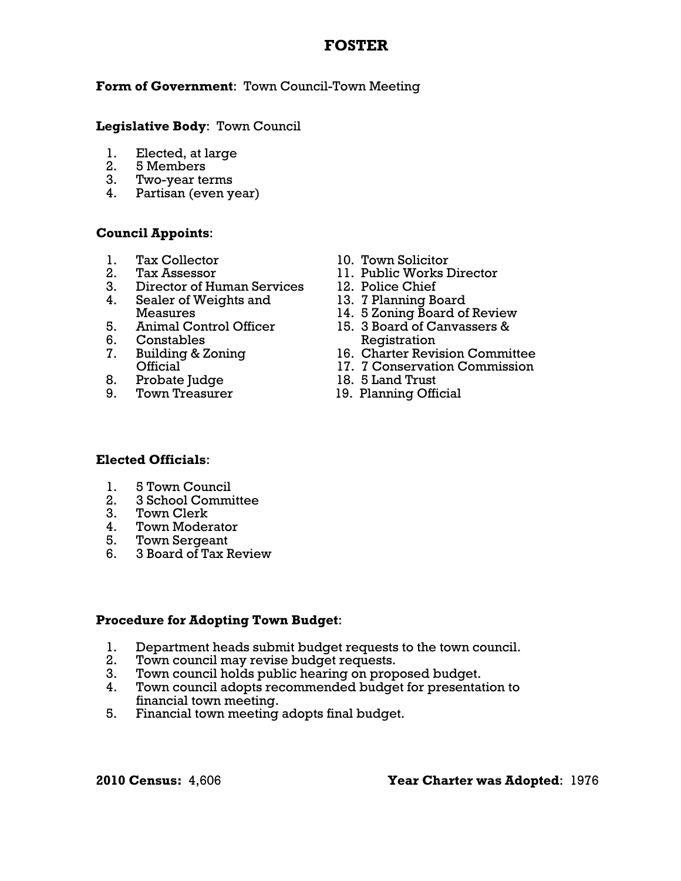# FOSTER

**Form of Government**: Town Council-Town Meeting

**Legislative Body**: Town Council

1. Elected, at large
2. 5 Members
3. Two-year terms
4. Partisan (even year)

**Council Appoints**:

1. Tax Collector
2. Tax Assessor
3. Director of Human Services
4. Sealer of Weights and Measures
5. Animal Control Officer
6. Constables
7. Building & Zoning Official
8. Probate Judge
9. Town Treasurer
10. Town Solicitor
11. Public Works Director
12. Police Chief
13. 7 Planning Board
14. 5 Zoning Board of Review
15. 3 Board of Canvassers & Registration
16. Charter Revision Committee
17. 7 Conservation Commission
18. 5 Land Trust
19. Planning Official

**Elected Officials**:

1. 5 Town Council
2. 3 School Committee
3. Town Clerk
4. Town Moderator
5. Town Sergeant
6. 3 Board of Tax Review

**Procedure for Adopting Town Budget**:

1. Department heads submit budget requests to the town council.
2. Town council may revise budget requests.
3. Town council holds public hearing on proposed budget.
4. Town council adopts recommended budget for presentation to financial town meeting.
5. Financial town meeting adopts final budget.

**2010 Census:** 4,606

**Year Charter was Adopted**: 1976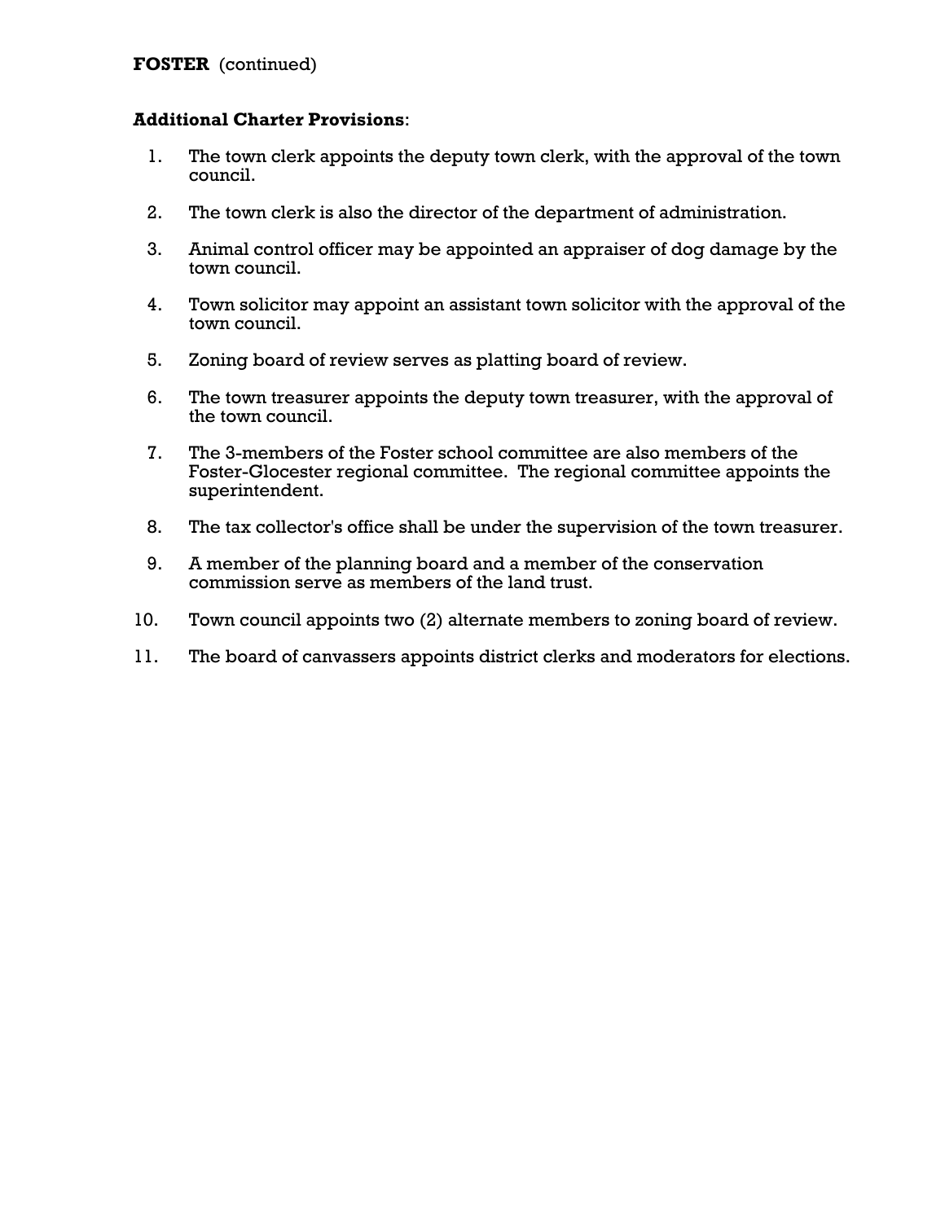**FOSTER** (continued)

**Additional Charter Provisions**:

1. The town clerk appoints the deputy town clerk, with the approval of the town council.
2. The town clerk is also the director of the department of administration.
3. Animal control officer may be appointed an appraiser of dog damage by the town council.
4. Town solicitor may appoint an assistant town solicitor with the approval of the town council.
5. Zoning board of review serves as platting board of review.
6. The town treasurer appoints the deputy town treasurer, with the approval of the town council.
7. The 3-members of the Foster school committee are also members of the Foster-Glocester regional committee. The regional committee appoints the superintendent.
8. The tax collector's office shall be under the supervision of the town treasurer.
9. A member of the planning board and a member of the conservation commission serve as members of the land trust.
10. Town council appoints two (2) alternate members to zoning board of review.
11. The board of canvassers appoints district clerks and moderators for elections.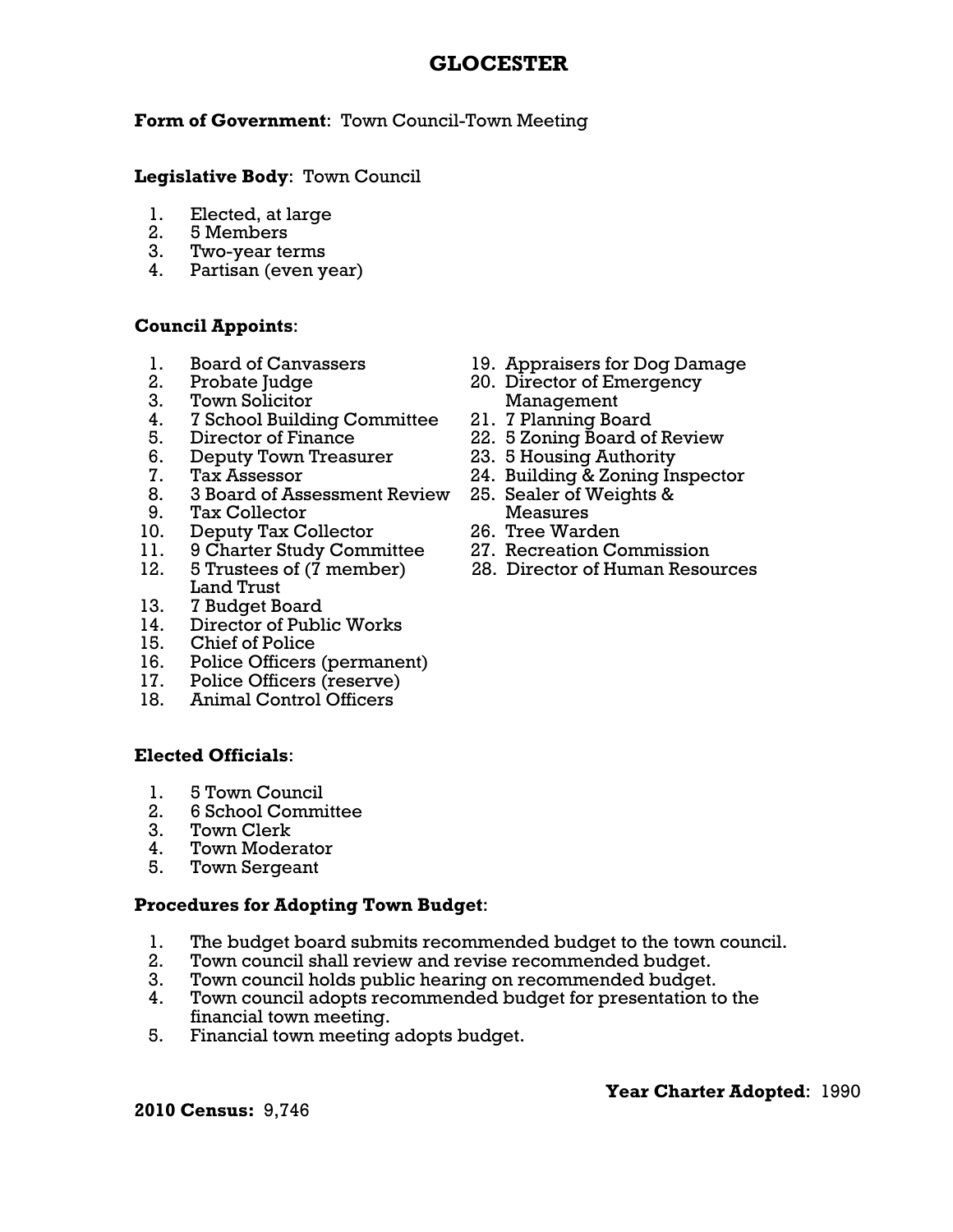# GLOCESTER

**Form of Government**: Town Council-Town Meeting

**Legislative Body**: Town Council

1. Elected, at large
2. 5 Members
3. Two-year terms
4. Partisan (even year)

**Council Appoints**:

1. Board of Canvassers
2. Probate Judge
3. Town Solicitor
4. 7 School Building Committee
5. Director of Finance
6. Deputy Town Treasurer
7. Tax Assessor
8. 3 Board of Assessment Review
9. Tax Collector
10. Deputy Tax Collector
11. 9 Charter Study Committee
12. 5 Trustees of (7 member) Land Trust
13. 7 Budget Board
14. Director of Public Works
15. Chief of Police
16. Police Officers (permanent)
17. Police Officers (reserve)
18. Animal Control Officers
19. Appraisers for Dog Damage
20. Director of Emergency Management
21. 7 Planning Board
22. 5 Zoning Board of Review
23. 5 Housing Authority
24. Building & Zoning Inspector
25. Sealer of Weights & Measures
26. Tree Warden
27. Recreation Commission
28. Director of Human Resources

**Elected Officials**:

1. 5 Town Council
2. 6 School Committee
3. Town Clerk
4. Town Moderator
5. Town Sergeant

**Procedures for Adopting Town Budget**:

1. The budget board submits recommended budget to the town council.
2. Town council shall review and revise recommended budget.
3. Town council holds public hearing on recommended budget.
4. Town council adopts recommended budget for presentation to the financial town meeting.
5. Financial town meeting adopts budget.

**Year Charter Adopted**: 1990

**2010 Census:** 9,746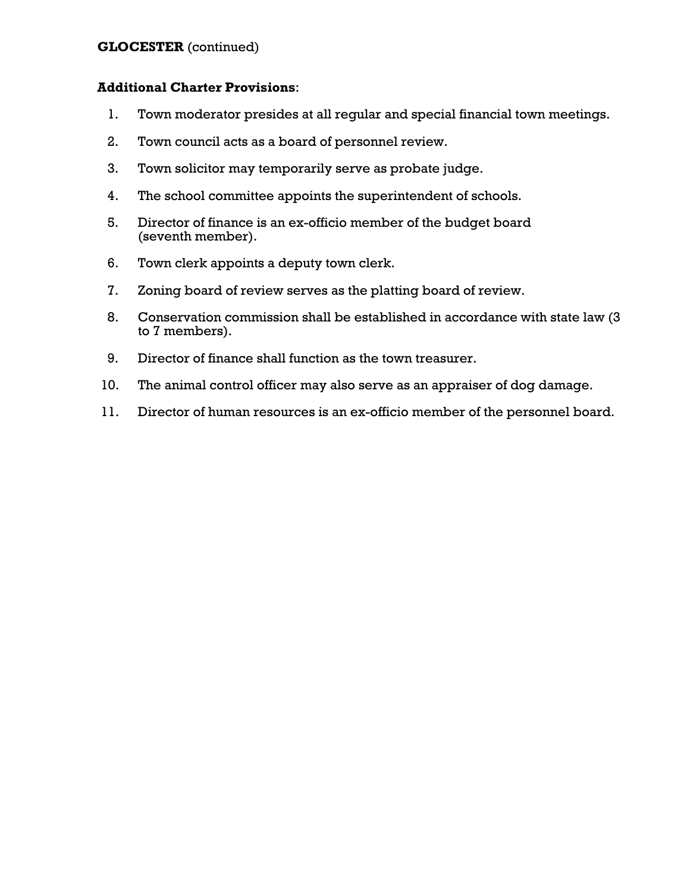**GLOCESTER** (continued)

**Additional Charter Provisions**:

1. Town moderator presides at all regular and special financial town meetings.
2. Town council acts as a board of personnel review.
3. Town solicitor may temporarily serve as probate judge.
4. The school committee appoints the superintendent of schools.
5. Director of finance is an ex-officio member of the budget board (seventh member).
6. Town clerk appoints a deputy town clerk.
7. Zoning board of review serves as the platting board of review.
8. Conservation commission shall be established in accordance with state law (3 to 7 members).
9. Director of finance shall function as the town treasurer.
10. The animal control officer may also serve as an appraiser of dog damage.
11. Director of human resources is an ex-officio member of the personnel board.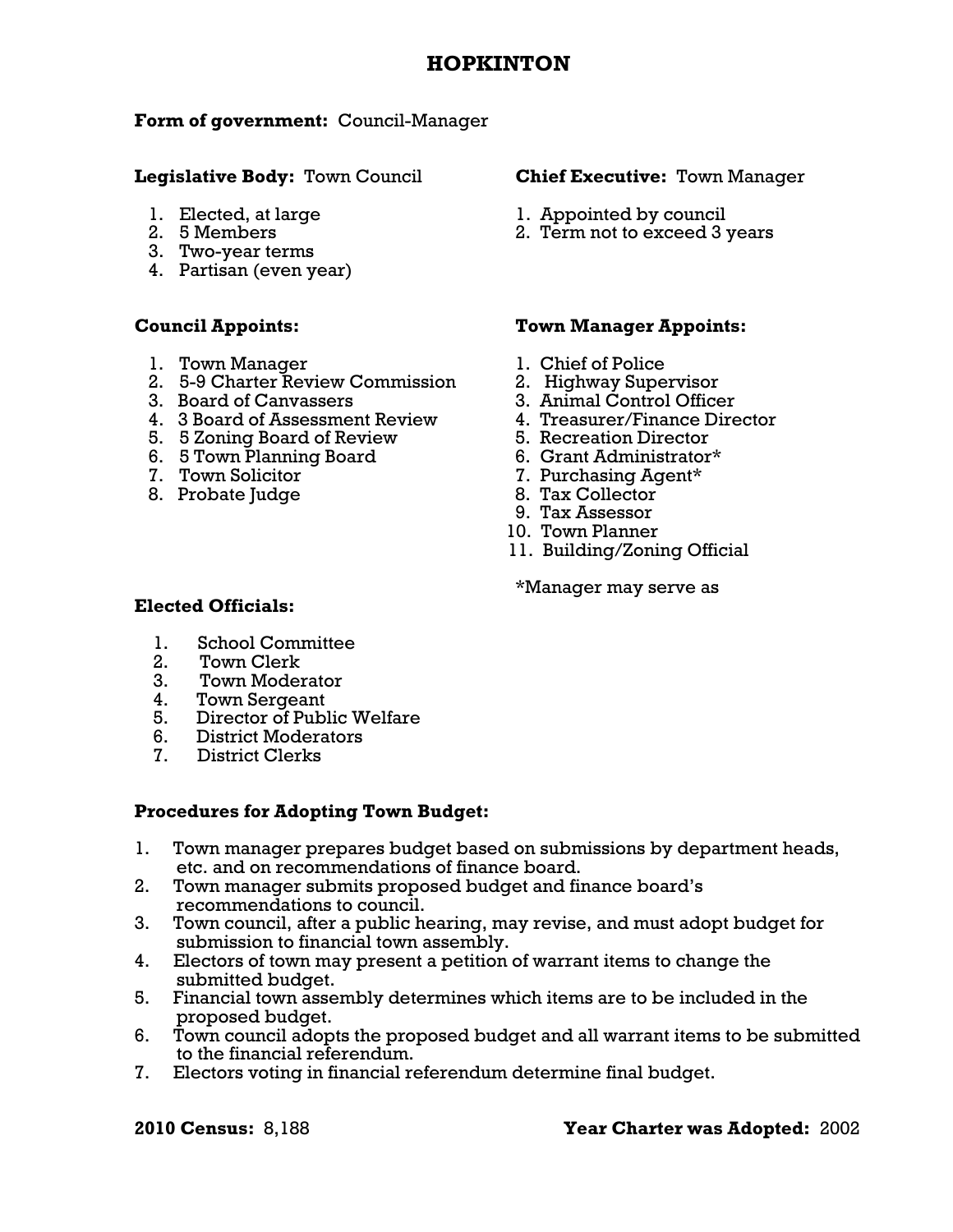# HOPKINTON

**Form of government:** Council-Manager

**Legislative Body:** Town Council

1. Elected, at large
2. 5 Members
3. Two-year terms
4. Partisan (even year)

**Chief Executive:** Town Manager

1. Appointed by council
2. Term not to exceed 3 years

**Council Appoints:**

1. Town Manager
2. 5-9 Charter Review Commission
3. Board of Canvassers
4. 3 Board of Assessment Review
5. 5 Zoning Board of Review
6. 5 Town Planning Board
7. Town Solicitor
8. Probate Judge

**Town Manager Appoints:**

1. Chief of Police
2. Highway Supervisor
3. Animal Control Officer
4. Treasurer/Finance Director
5. Recreation Director
6. Grant Administrator*
7. Purchasing Agent*
8. Tax Collector
9. Tax Assessor
10. Town Planner
11. Building/Zoning Official

*Manager may serve as

**Elected Officials:**

1. School Committee
2. Town Clerk
3. Town Moderator
4. Town Sergeant
5. Director of Public Welfare
6. District Moderators
7. District Clerks

**Procedures for Adopting Town Budget:**

1. Town manager prepares budget based on submissions by department heads, etc. and on recommendations of finance board.
2. Town manager submits proposed budget and finance board's recommendations to council.
3. Town council, after a public hearing, may revise, and must adopt budget for submission to financial town assembly.
4. Electors of town may present a petition of warrant items to change the submitted budget.
5. Financial town assembly determines which items are to be included in the proposed budget.
6. Town council adopts the proposed budget and all warrant items to be submitted to the financial referendum.
7. Electors voting in financial referendum determine final budget.

**2010 Census:** 8,188

**Year Charter was Adopted:** 2002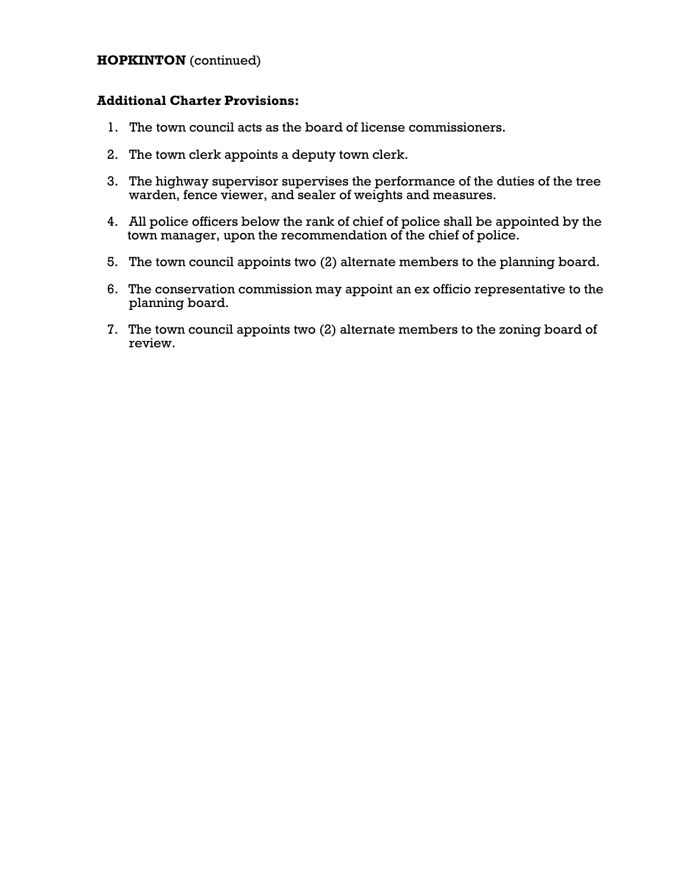**HOPKINTON** (continued)

**Additional Charter Provisions:**

1. The town council acts as the board of license commissioners.
2. The town clerk appoints a deputy town clerk.
3. The highway supervisor supervises the performance of the duties of the tree warden, fence viewer, and sealer of weights and measures.
4. All police officers below the rank of chief of police shall be appointed by the town manager, upon the recommendation of the chief of police.
5. The town council appoints two (2) alternate members to the planning board.
6. The conservation commission may appoint an ex officio representative to the planning board.
7. The town council appoints two (2) alternate members to the zoning board of review.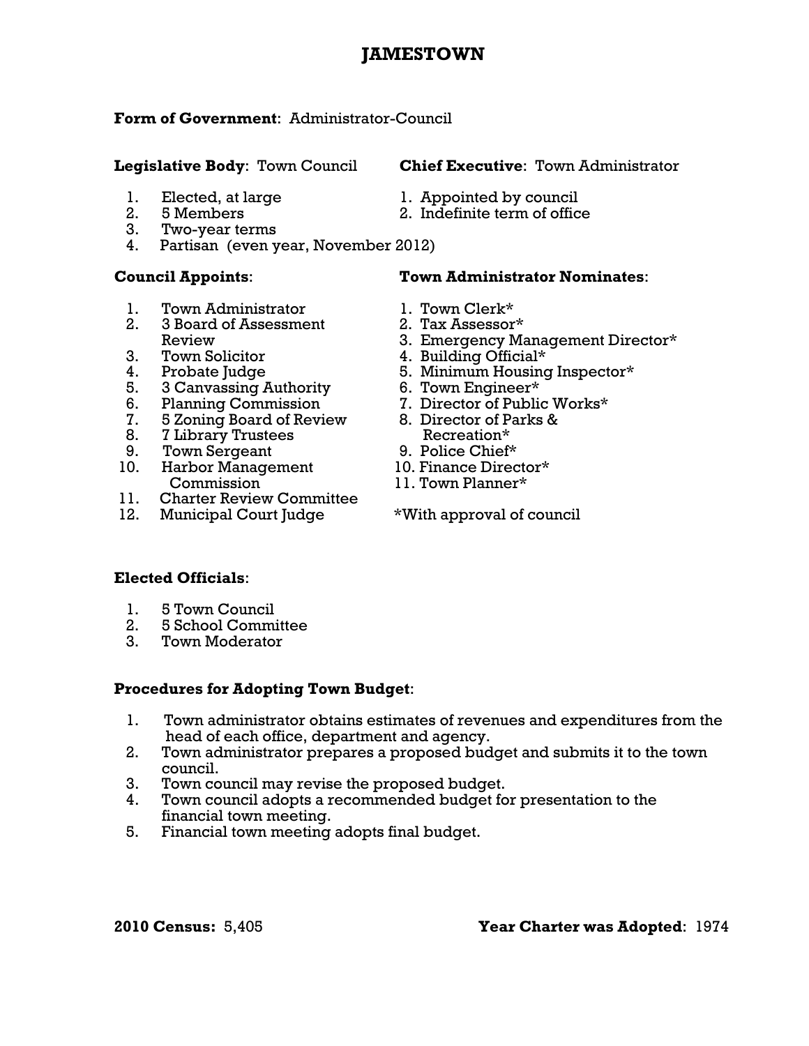# JAMESTOWN

**Form of Government**: Administrator-Council

**Legislative Body**: Town Council

1. Elected, at large
2. 5 Members
3. Two-year terms
4. Partisan (even year, November 2012)

**Chief Executive**: Town Administrator

1. Appointed by council
2. Indefinite term of office

**Council Appoints**:

1. Town Administrator
2. 3 Board of Assessment Review
3. Town Solicitor
4. Probate Judge
5. 3 Canvassing Authority
6. Planning Commission
7. 5 Zoning Board of Review
8. 7 Library Trustees
9. Town Sergeant
10. Harbor Management Commission
11. Charter Review Committee
12. Municipal Court Judge

**Town Administrator Nominates**:

1. Town Clerk*
2. Tax Assessor*
3. Emergency Management Director*
4. Building Official*
5. Minimum Housing Inspector*
6. Town Engineer*
7. Director of Public Works*
8. Director of Parks & Recreation*
9. Police Chief*
10. Finance Director*
11. Town Planner*

*With approval of council

**Elected Officials**:

1. 5 Town Council
2. 5 School Committee
3. Town Moderator

**Procedures for Adopting Town Budget**:

1. Town administrator obtains estimates of revenues and expenditures from the head of each office, department and agency.
2. Town administrator prepares a proposed budget and submits it to the town council.
3. Town council may revise the proposed budget.
4. Town council adopts a recommended budget for presentation to the financial town meeting.
5. Financial town meeting adopts final budget.

**2010 Census:** 5,405

**Year Charter was Adopted**: 1974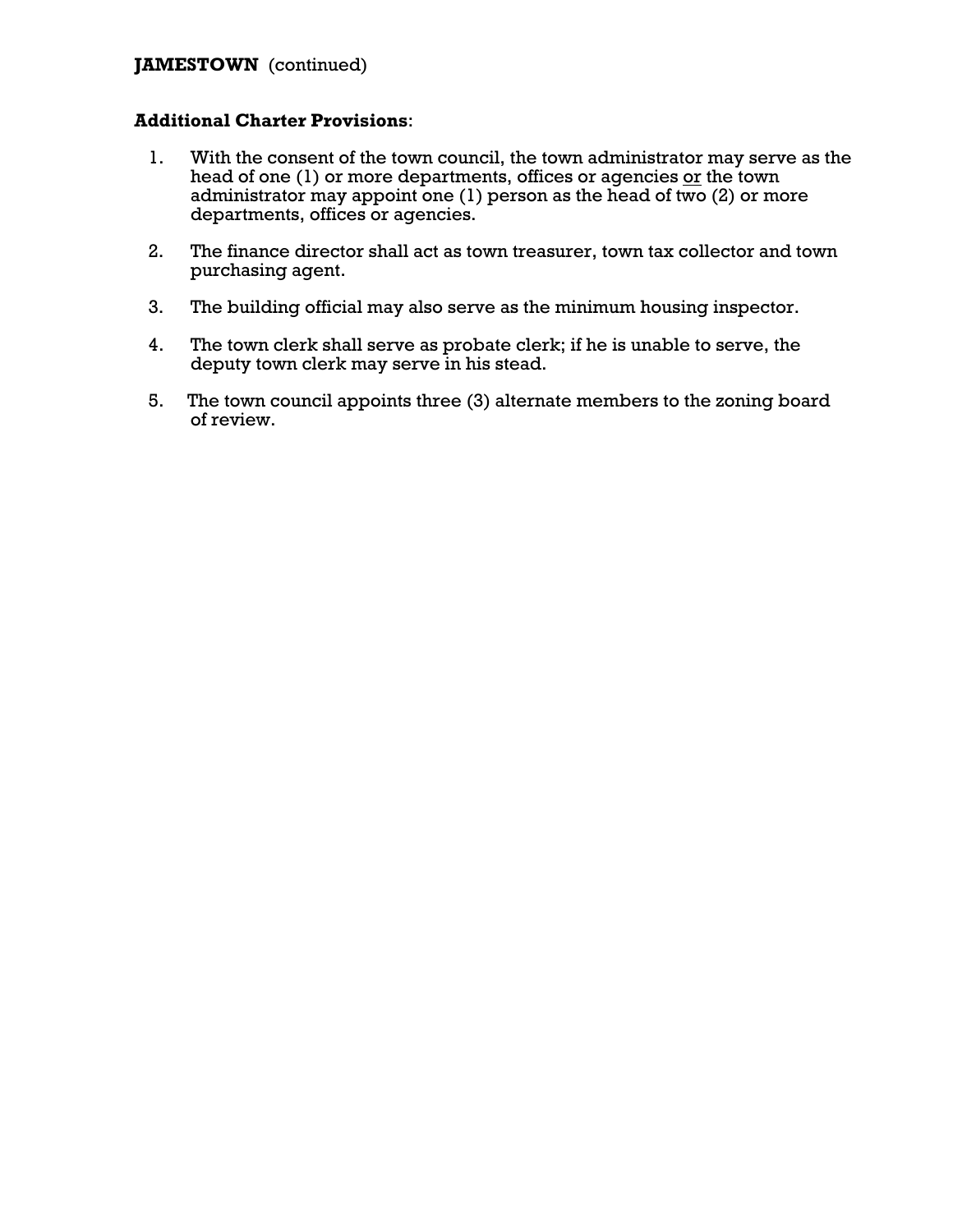**JAMESTOWN** (continued)

**Additional Charter Provisions**:

1. With the consent of the town council, the town administrator may serve as the head of one (1) or more departments, offices or agencies <u>or</u> the town administrator may appoint one (1) person as the head of two (2) or more departments, offices or agencies.

2. The finance director shall act as town treasurer, town tax collector and town purchasing agent.

3. The building official may also serve as the minimum housing inspector.

4. The town clerk shall serve as probate clerk; if he is unable to serve, the deputy town clerk may serve in his stead.

5. The town council appoints three (3) alternate members to the zoning board of review.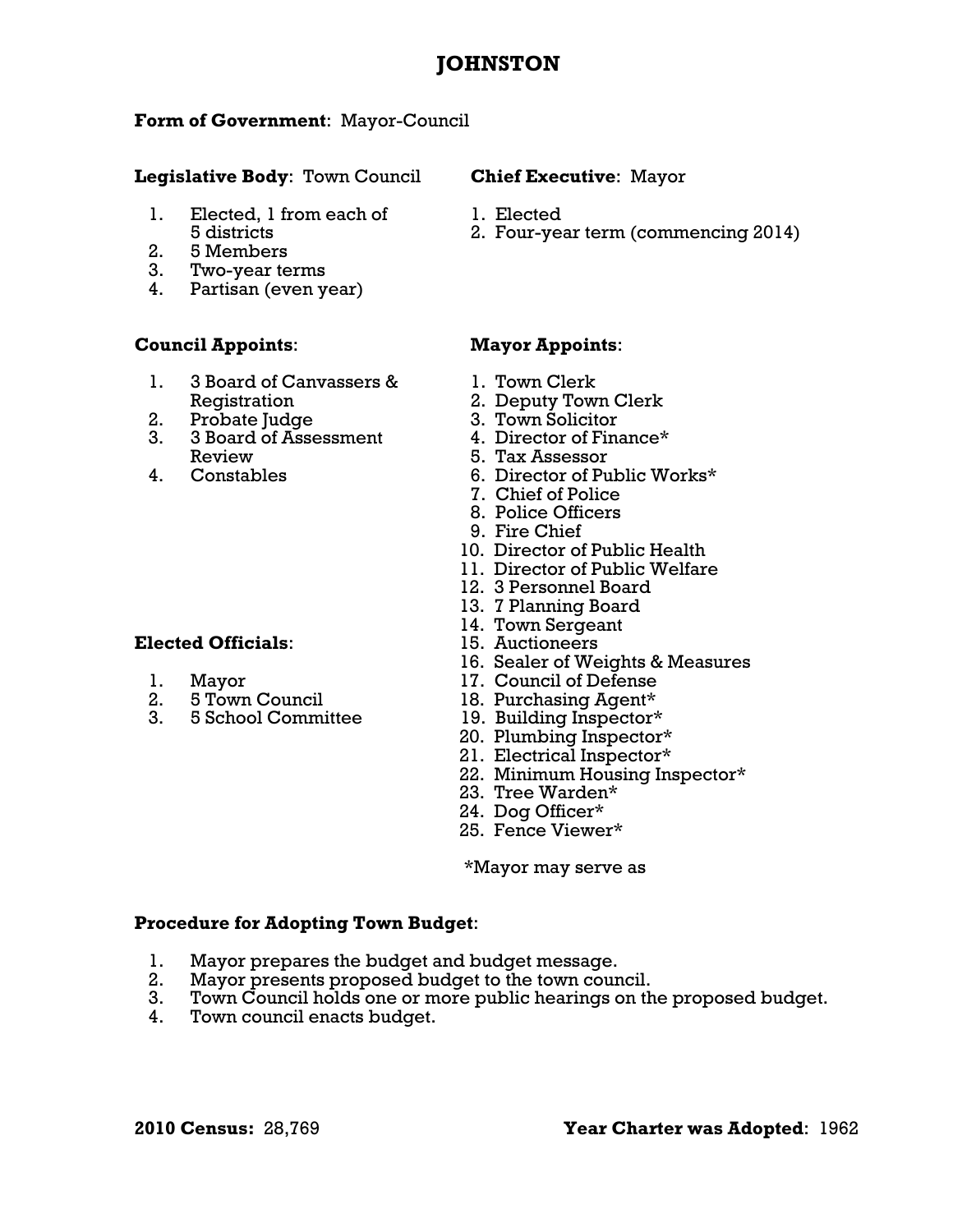# JOHNSTON

**Form of Government**: Mayor-Council

**Legislative Body**: Town Council

1. Elected, 1 from each of 5 districts
2. 5 Members
3. Two-year terms
4. Partisan (even year)

**Chief Executive**: Mayor

1. Elected
2. Four-year term (commencing 2014)

**Council Appoints**:

1. 3 Board of Canvassers & Registration
2. Probate Judge
3. 3 Board of Assessment Review
4. Constables

**Mayor Appoints**:

1. Town Clerk
2. Deputy Town Clerk
3. Town Solicitor
4. Director of Finance*
5. Tax Assessor
6. Director of Public Works*
7. Chief of Police
8. Police Officers
9. Fire Chief
10. Director of Public Health
11. Director of Public Welfare
12. 3 Personnel Board
13. 7 Planning Board
14. Town Sergeant
15. Auctioneers
16. Sealer of Weights & Measures
17. Council of Defense
18. Purchasing Agent*
19. Building Inspector*
20. Plumbing Inspector*
21. Electrical Inspector*
22. Minimum Housing Inspector*
23. Tree Warden*
24. Dog Officer*
25. Fence Viewer*

*Mayor may serve as

**Elected Officials**:

1. Mayor
2. 5 Town Council
3. 5 School Committee

**Procedure for Adopting Town Budget**:

1. Mayor prepares the budget and budget message.
2. Mayor presents proposed budget to the town council.
3. Town Council holds one or more public hearings on the proposed budget.
4. Town council enacts budget.

**2010 Census:** 28,769

**Year Charter was Adopted**: 1962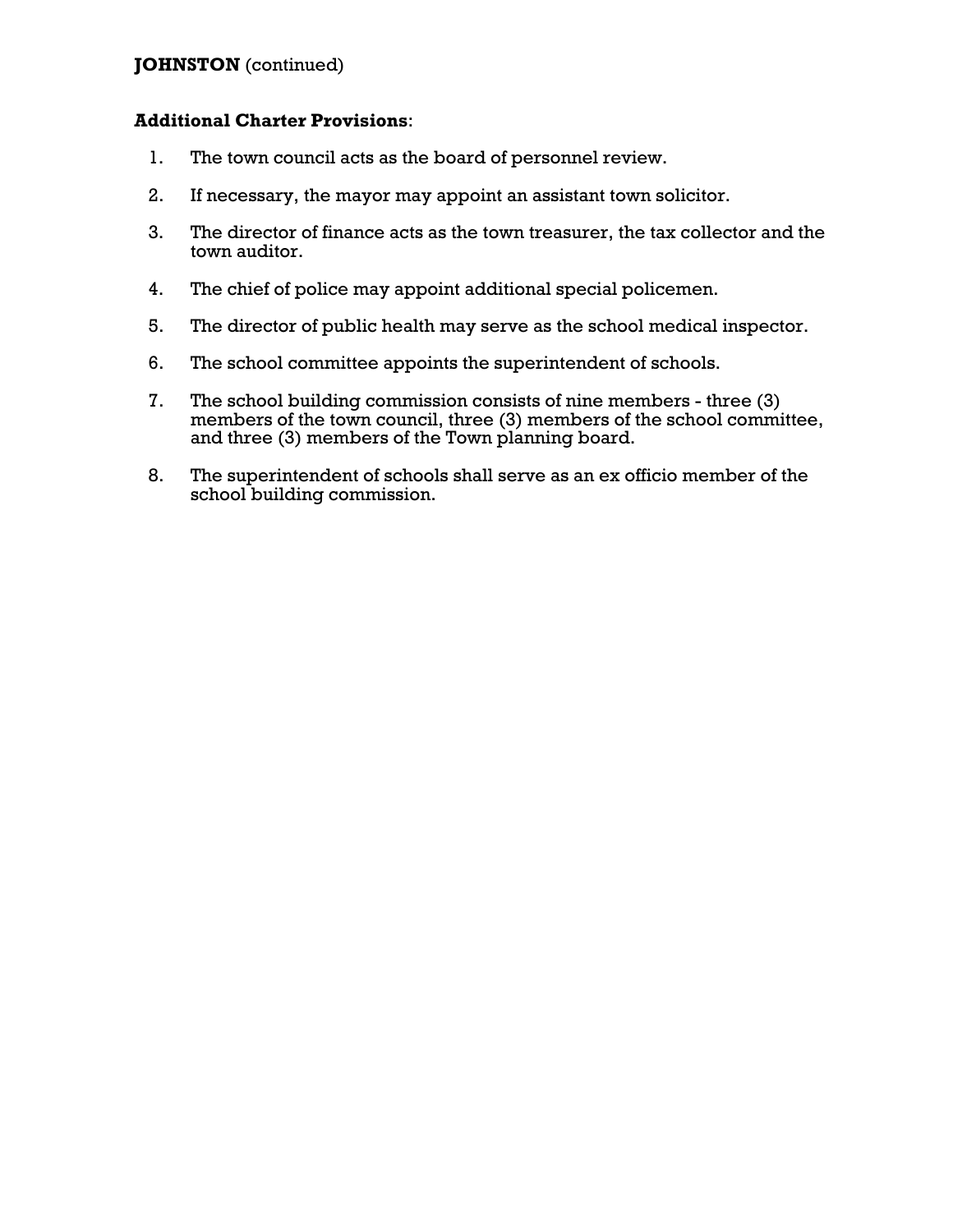**JOHNSTON** (continued)

**Additional Charter Provisions**:

1. The town council acts as the board of personnel review.
2. If necessary, the mayor may appoint an assistant town solicitor.
3. The director of finance acts as the town treasurer, the tax collector and the town auditor.
4. The chief of police may appoint additional special policemen.
5. The director of public health may serve as the school medical inspector.
6. The school committee appoints the superintendent of schools.
7. The school building commission consists of nine members - three (3) members of the town council, three (3) members of the school committee, and three (3) members of the Town planning board.
8. The superintendent of schools shall serve as an ex officio member of the school building commission.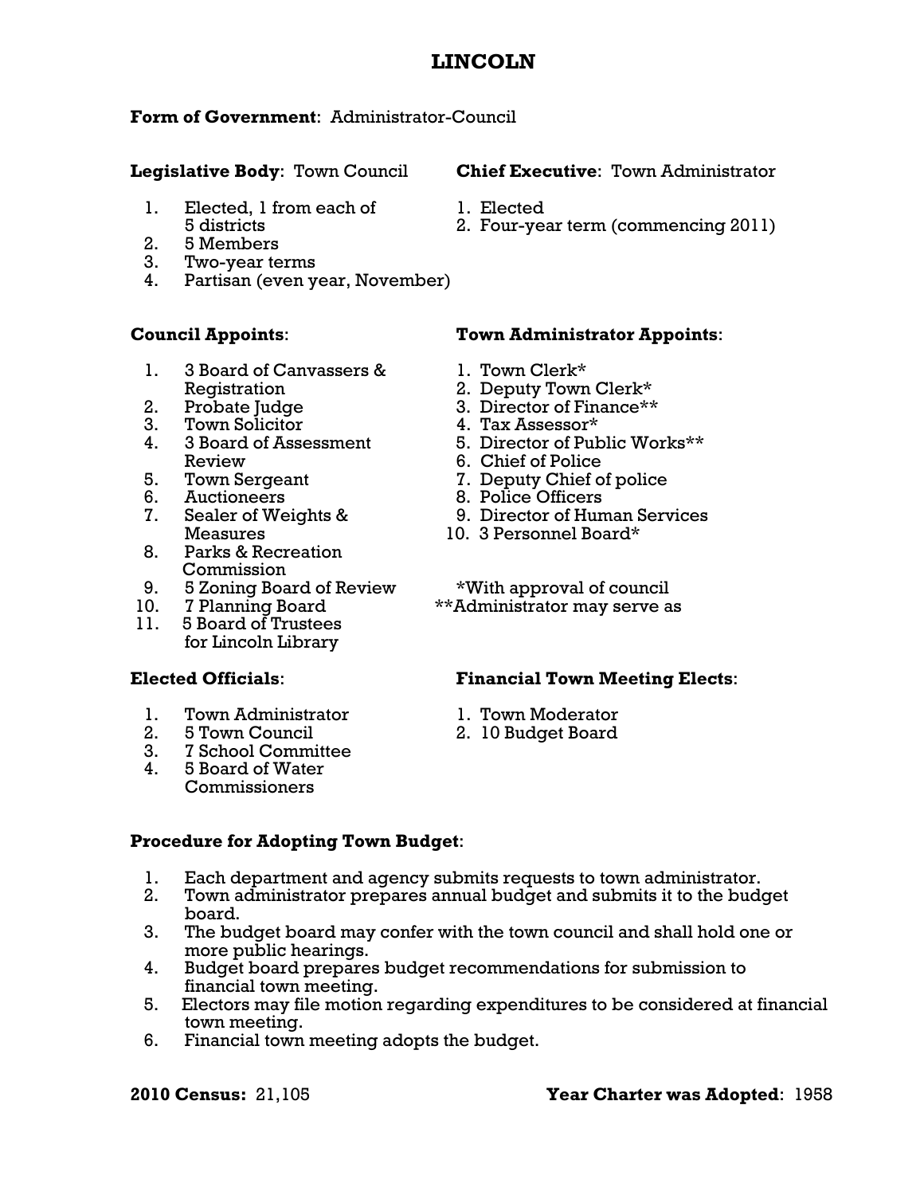# LINCOLN

**Form of Government**: Administrator-Council

**Legislative Body**: Town Council

1. Elected, 1 from each of 5 districts
2. 5 Members
3. Two-year terms
4. Partisan (even year, November)

**Chief Executive**: Town Administrator

1. Elected
2. Four-year term (commencing 2011)

**Council Appoints**:

1. 3 Board of Canvassers & Registration
2. Probate Judge
3. Town Solicitor
4. 3 Board of Assessment Review
5. Town Sergeant
6. Auctioneers
7. Sealer of Weights & Measures
8. Parks & Recreation Commission
9. 5 Zoning Board of Review
10. 7 Planning Board
11. 5 Board of Trustees for Lincoln Library

**Town Administrator Appoints**:

1. Town Clerk*
2. Deputy Town Clerk*
3. Director of Finance**
4. Tax Assessor*
5. Director of Public Works**
6. Chief of Police
7. Deputy Chief of police
8. Police Officers
9. Director of Human Services
10. 3 Personnel Board*

*With approval of council
**Administrator may serve as

**Elected Officials**:

1. Town Administrator
2. 5 Town Council
3. 7 School Committee
4. 5 Board of Water Commissioners

**Financial Town Meeting Elects**:

1. Town Moderator
2. 10 Budget Board

**Procedure for Adopting Town Budget**:

1. Each department and agency submits requests to town administrator.
2. Town administrator prepares annual budget and submits it to the budget board.
3. The budget board may confer with the town council and shall hold one or more public hearings.
4. Budget board prepares budget recommendations for submission to financial town meeting.
5. Electors may file motion regarding expenditures to be considered at financial town meeting.
6. Financial town meeting adopts the budget.

**2010 Census:** 21,105

**Year Charter was Adopted**: 1958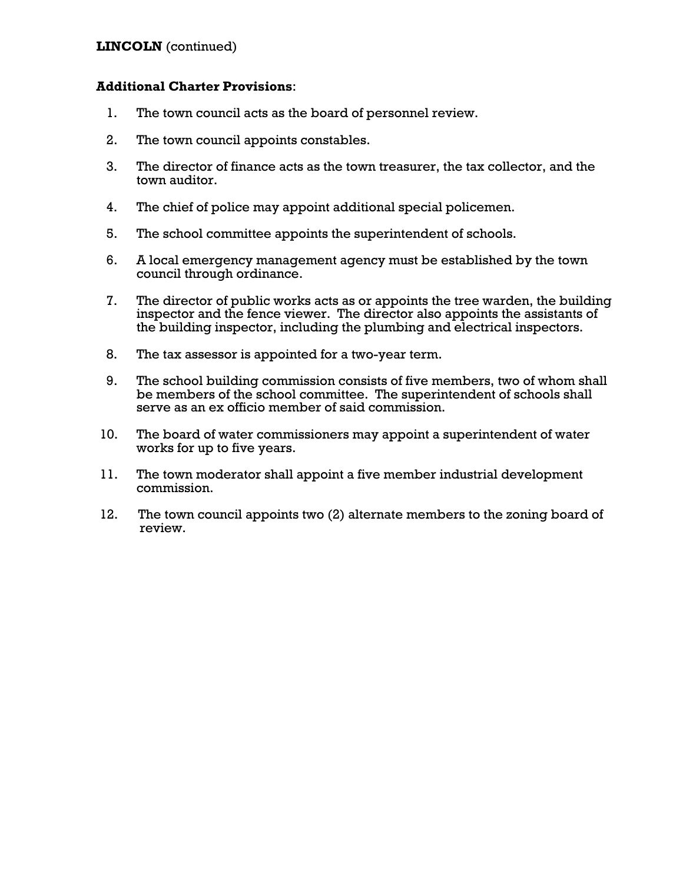**LINCOLN** (continued)

**Additional Charter Provisions**:

1. The town council acts as the board of personnel review.
2. The town council appoints constables.
3. The director of finance acts as the town treasurer, the tax collector, and the town auditor.
4. The chief of police may appoint additional special policemen.
5. The school committee appoints the superintendent of schools.
6. A local emergency management agency must be established by the town council through ordinance.
7. The director of public works acts as or appoints the tree warden, the building inspector and the fence viewer. The director also appoints the assistants of the building inspector, including the plumbing and electrical inspectors.
8. The tax assessor is appointed for a two-year term.
9. The school building commission consists of five members, two of whom shall be members of the school committee. The superintendent of schools shall serve as an ex officio member of said commission.
10. The board of water commissioners may appoint a superintendent of water works for up to five years.
11. The town moderator shall appoint a five member industrial development commission.
12. The town council appoints two (2) alternate members to the zoning board of review.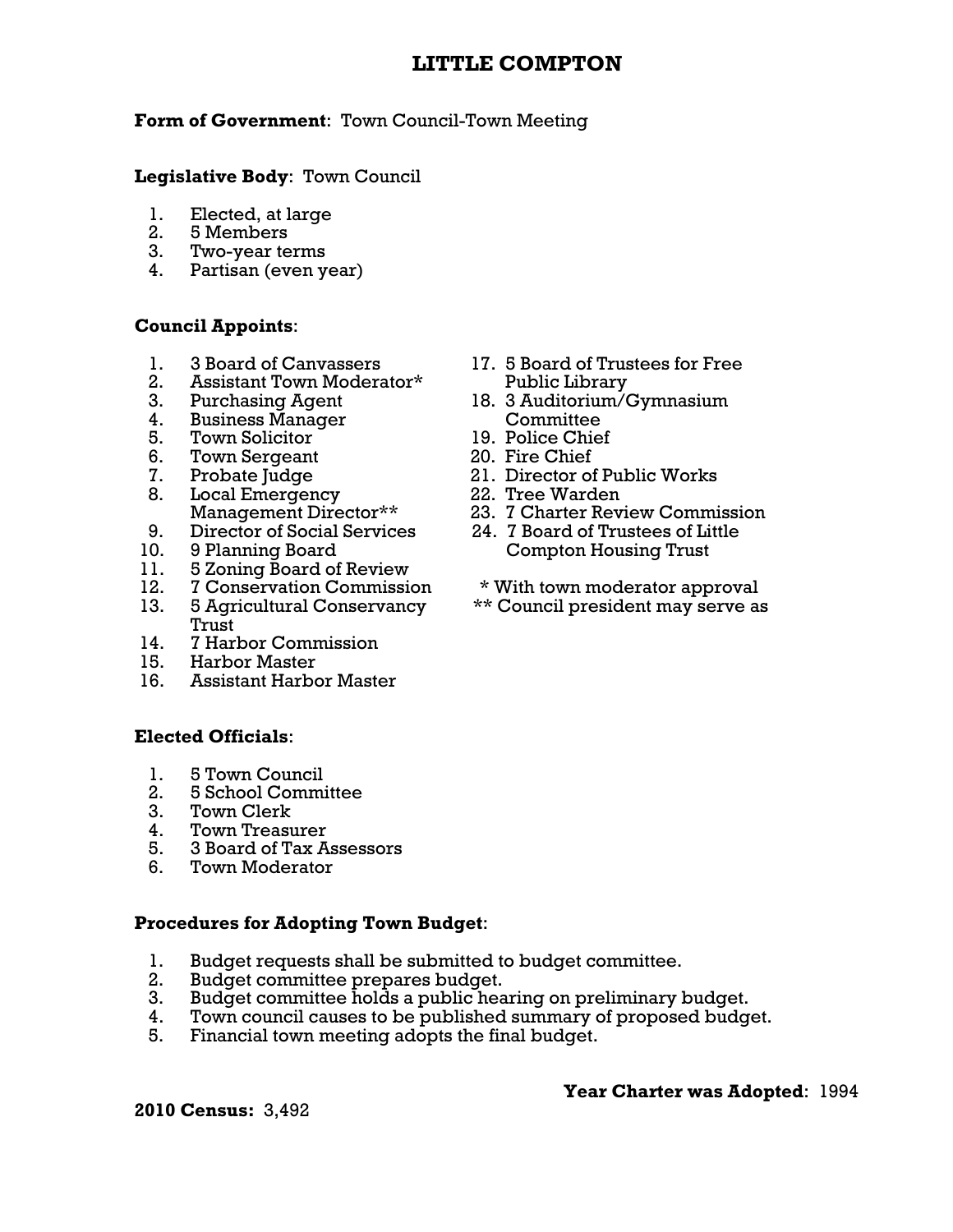# LITTLE COMPTON

**Form of Government**: Town Council-Town Meeting

**Legislative Body**: Town Council

1. Elected, at large
2. 5 Members
3. Two-year terms
4. Partisan (even year)

**Council Appoints**:

1. 3 Board of Canvassers
2. Assistant Town Moderator*
3. Purchasing Agent
4. Business Manager
5. Town Solicitor
6. Town Sergeant
7. Probate Judge
8. Local Emergency Management Director**
9. Director of Social Services
10. 9 Planning Board
11. 5 Zoning Board of Review
12. 7 Conservation Commission
13. 5 Agricultural Conservancy Trust
14. 7 Harbor Commission
15. Harbor Master
16. Assistant Harbor Master
17. 5 Board of Trustees for Free Public Library
18. 3 Auditorium/Gymnasium Committee
19. Police Chief
20. Fire Chief
21. Director of Public Works
22. Tree Warden
23. 7 Charter Review Commission
24. 7 Board of Trustees of Little Compton Housing Trust

\* With town moderator approval
\*\* Council president may serve as

**Elected Officials**:

1. 5 Town Council
2. 5 School Committee
3. Town Clerk
4. Town Treasurer
5. 3 Board of Tax Assessors
6. Town Moderator

**Procedures for Adopting Town Budget**:

1. Budget requests shall be submitted to budget committee.
2. Budget committee prepares budget.
3. Budget committee holds a public hearing on preliminary budget.
4. Town council causes to be published summary of proposed budget.
5. Financial town meeting adopts the final budget.

**Year Charter was Adopted**: 1994

**2010 Census:** 3,492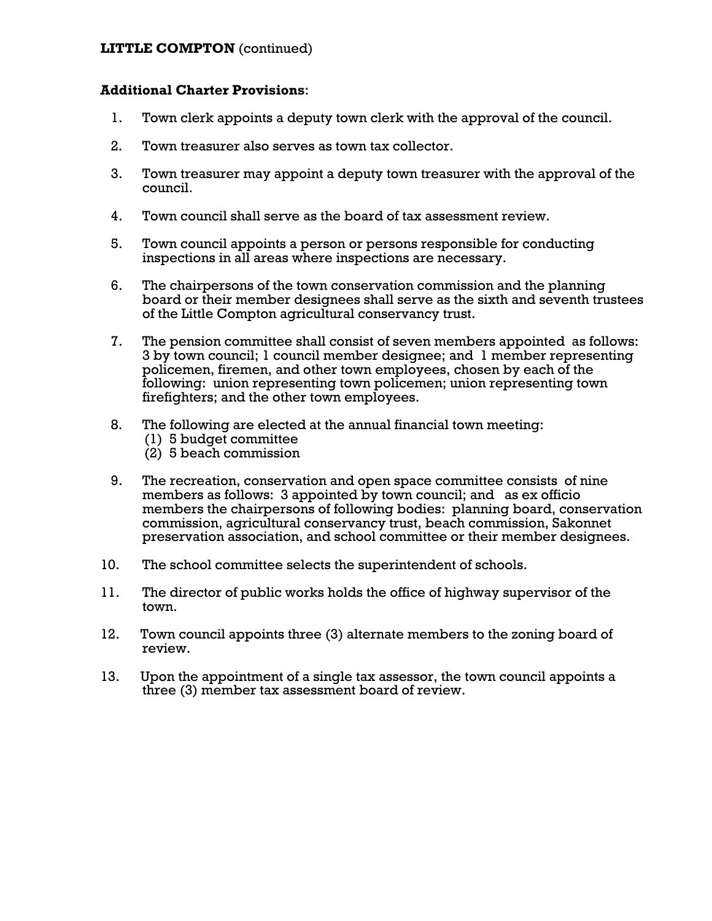**LITTLE COMPTON** (continued)

**Additional Charter Provisions**:

1. Town clerk appoints a deputy town clerk with the approval of the council.

2. Town treasurer also serves as town tax collector.

3. Town treasurer may appoint a deputy town treasurer with the approval of the council.

4. Town council shall serve as the board of tax assessment review.

5. Town council appoints a person or persons responsible for conducting inspections in all areas where inspections are necessary.

6. The chairpersons of the town conservation commission and the planning board or their member designees shall serve as the sixth and seventh trustees of the Little Compton agricultural conservancy trust.

7. The pension committee shall consist of seven members appointed as follows: 3 by town council; 1 council member designee; and 1 member representing policemen, firemen, and other town employees, chosen by each of the following: union representing town policemen; union representing town firefighters; and the other town employees.

8. The following are elected at the annual financial town meeting:
   (1) 5 budget committee
   (2) 5 beach commission

9. The recreation, conservation and open space committee consists of nine members as follows: 3 appointed by town council; and as ex officio members the chairpersons of following bodies: planning board, conservation commission, agricultural conservancy trust, beach commission, Sakonnet preservation association, and school committee or their member designees.

10. The school committee selects the superintendent of schools.

11. The director of public works holds the office of highway supervisor of the town.

12. Town council appoints three (3) alternate members to the zoning board of review.

13. Upon the appointment of a single tax assessor, the town council appoints a three (3) member tax assessment board of review.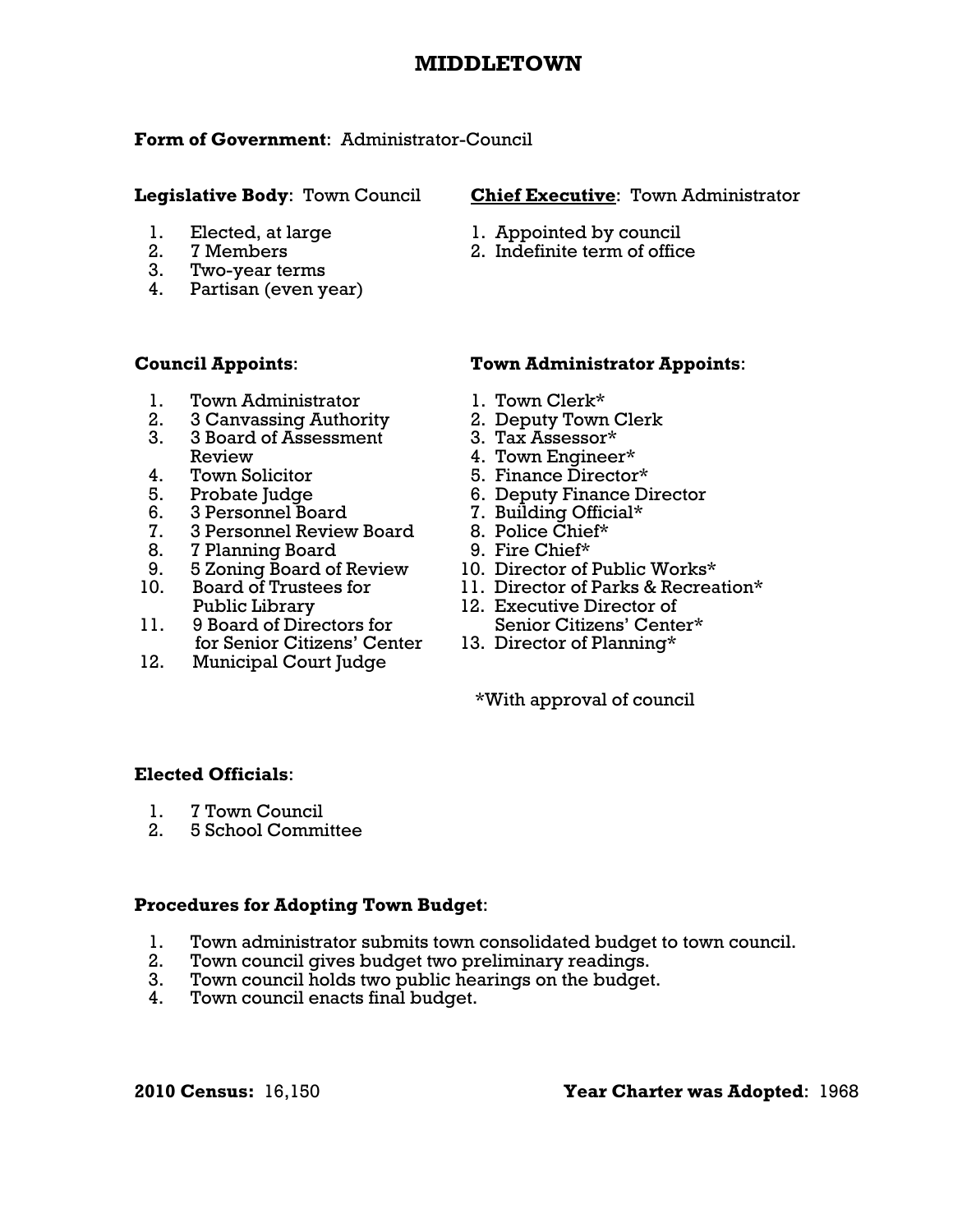# MIDDLETOWN

**Form of Government**: Administrator-Council

**Legislative Body**: Town Council

1. Elected, at large
2. 7 Members
3. Two-year terms
4. Partisan (even year)

**Chief Executive**: Town Administrator

1. Appointed by council
2. Indefinite term of office

**Council Appoints**:

1. Town Administrator
2. 3 Canvassing Authority
3. 3 Board of Assessment Review
4. Town Solicitor
5. Probate Judge
6. 3 Personnel Board
7. 3 Personnel Review Board
8. 7 Planning Board
9. 5 Zoning Board of Review
10. Board of Trustees for Public Library
11. 9 Board of Directors for for Senior Citizens' Center
12. Municipal Court Judge

**Town Administrator Appoints**:

1. Town Clerk*
2. Deputy Town Clerk
3. Tax Assessor*
4. Town Engineer*
5. Finance Director*
6. Deputy Finance Director
7. Building Official*
8. Police Chief*
9. Fire Chief*
10. Director of Public Works*
11. Director of Parks & Recreation*
12. Executive Director of Senior Citizens' Center*
13. Director of Planning*

*With approval of council

**Elected Officials**:

1. 7 Town Council
2. 5 School Committee

**Procedures for Adopting Town Budget**:

1. Town administrator submits town consolidated budget to town council.
2. Town council gives budget two preliminary readings.
3. Town council holds two public hearings on the budget.
4. Town council enacts final budget.

**2010 Census:** 16,150

**Year Charter was Adopted**: 1968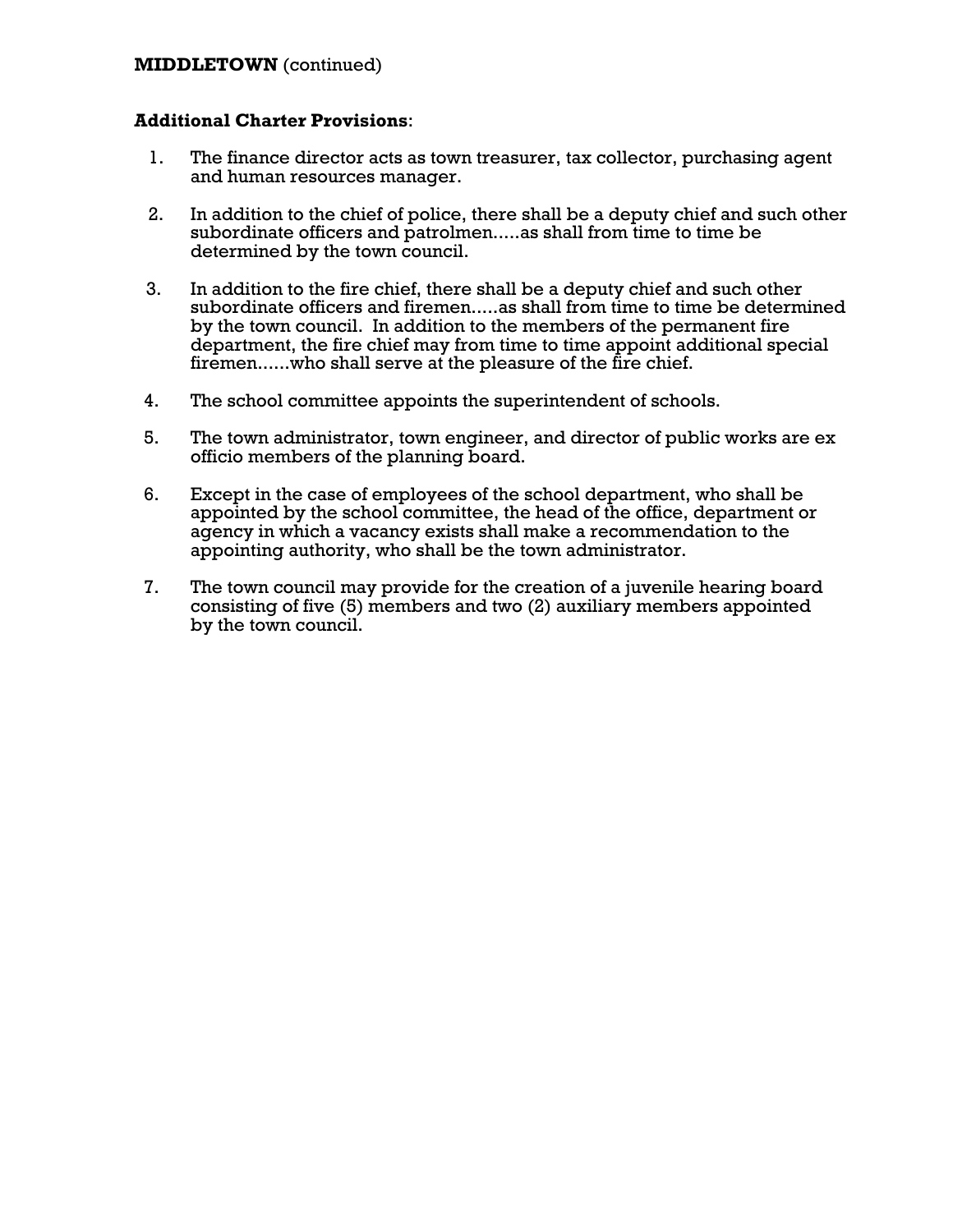**MIDDLETOWN** (continued)

**Additional Charter Provisions**:

1. The finance director acts as town treasurer, tax collector, purchasing agent and human resources manager.

2. In addition to the chief of police, there shall be a deputy chief and such other subordinate officers and patrolmen.....as shall from time to time be determined by the town council.

3. In addition to the fire chief, there shall be a deputy chief and such other subordinate officers and firemen.....as shall from time to time be determined by the town council. In addition to the members of the permanent fire department, the fire chief may from time to time appoint additional special firemen......who shall serve at the pleasure of the fire chief.

4. The school committee appoints the superintendent of schools.

5. The town administrator, town engineer, and director of public works are ex officio members of the planning board.

6. Except in the case of employees of the school department, who shall be appointed by the school committee, the head of the office, department or agency in which a vacancy exists shall make a recommendation to the appointing authority, who shall be the town administrator.

7. The town council may provide for the creation of a juvenile hearing board consisting of five (5) members and two (2) auxiliary members appointed by the town council.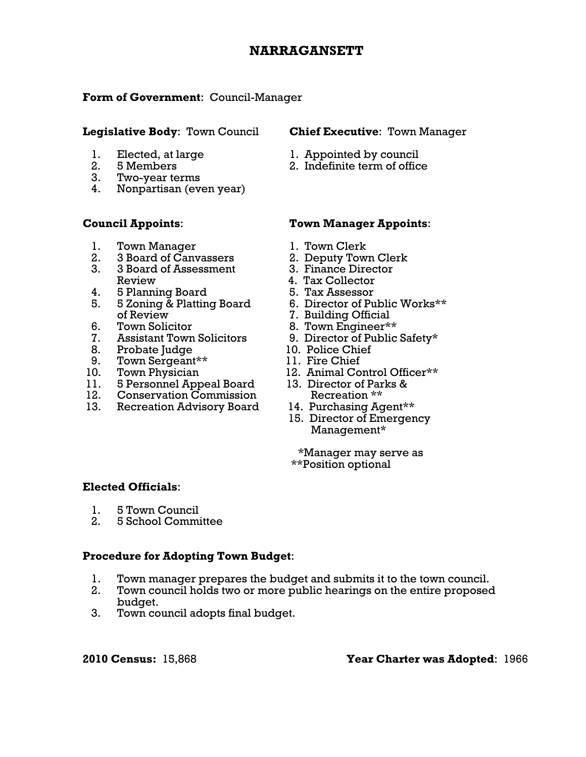# NARRAGANSETT

**Form of Government**: Council-Manager

**Legislative Body**: Town Council

1. Elected, at large
2. 5 Members
3. Two-year terms
4. Nonpartisan (even year)

**Chief Executive**: Town Manager

1. Appointed by council
2. Indefinite term of office

**Council Appoints**:

1. Town Manager
2. 3 Board of Canvassers
3. 3 Board of Assessment Review
4. 5 Planning Board
5. 5 Zoning & Platting Board of Review
6. Town Solicitor
7. Assistant Town Solicitors
8. Probate Judge
9. Town Sergeant**
10. Town Physician
11. 5 Personnel Appeal Board
12. Conservation Commission
13. Recreation Advisory Board

**Town Manager Appoints**:

1. Town Clerk
2. Deputy Town Clerk
3. Finance Director
4. Tax Collector
5. Tax Assessor
6. Director of Public Works**
7. Building Official
8. Town Engineer**
9. Director of Public Safety*
10. Police Chief
11. Fire Chief
12. Animal Control Officer**
13. Director of Parks & Recreation **
14. Purchasing Agent**
15. Director of Emergency Management*

*Manager may serve as
**Position optional

**Elected Officials**:

1. 5 Town Council
2. 5 School Committee

**Procedure for Adopting Town Budget**:

1. Town manager prepares the budget and submits it to the town council.
2. Town council holds two or more public hearings on the entire proposed budget.
3. Town council adopts final budget.

**2010 Census:** 15,868

**Year Charter was Adopted**: 1966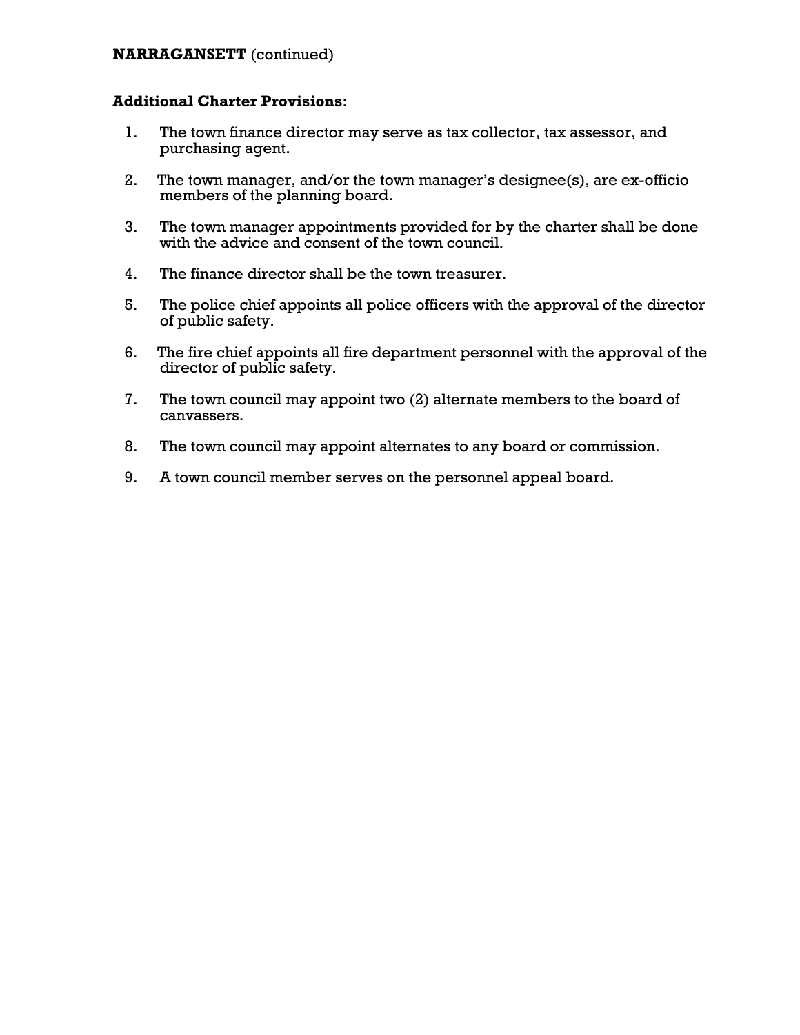**NARRAGANSETT** (continued)

**Additional Charter Provisions**:

1. The town finance director may serve as tax collector, tax assessor, and purchasing agent.
2. The town manager, and/or the town manager's designee(s), are ex-officio members of the planning board.
3. The town manager appointments provided for by the charter shall be done with the advice and consent of the town council.
4. The finance director shall be the town treasurer.
5. The police chief appoints all police officers with the approval of the director of public safety.
6. The fire chief appoints all fire department personnel with the approval of the director of public safety.
7. The town council may appoint two (2) alternate members to the board of canvassers.
8. The town council may appoint alternates to any board or commission.
9. A town council member serves on the personnel appeal board.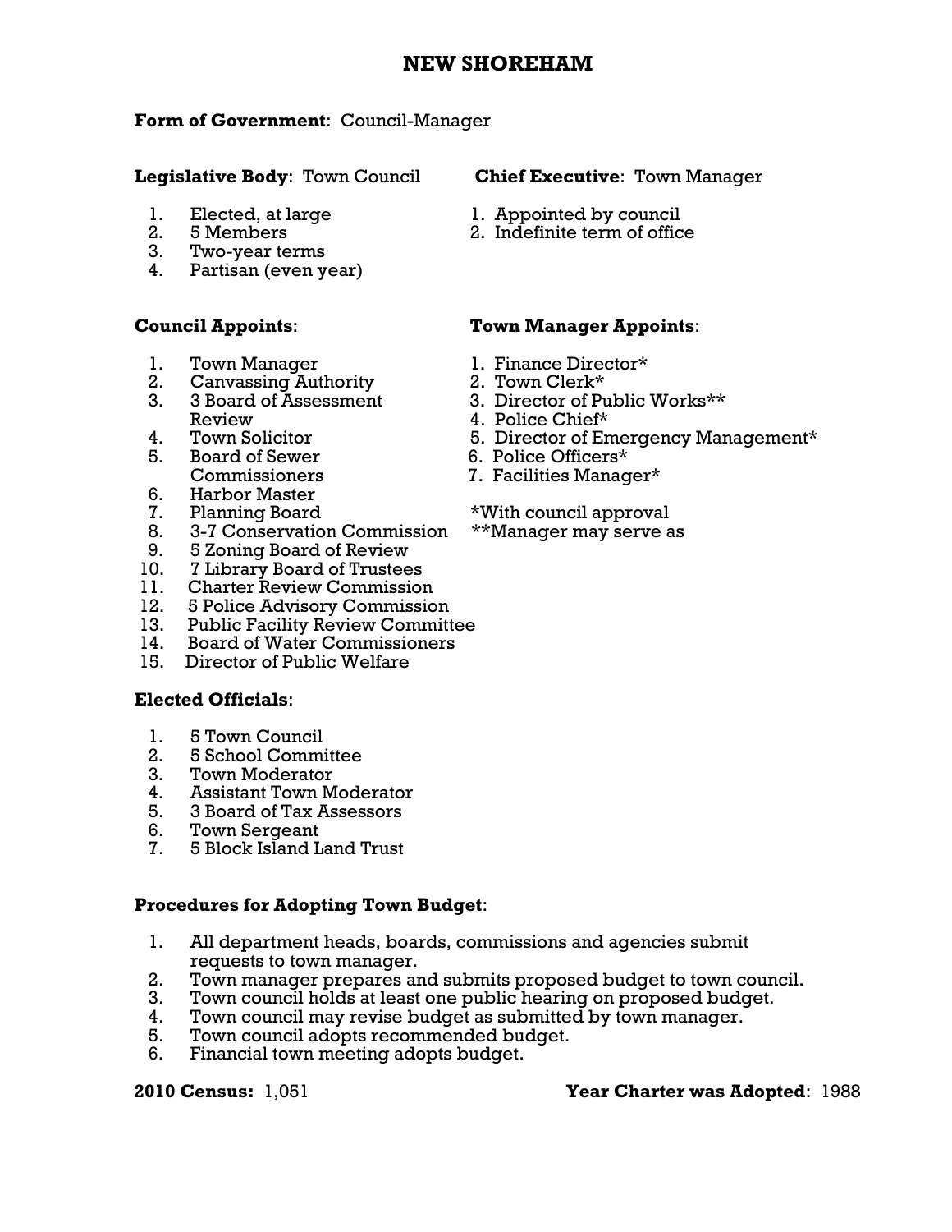# NEW SHOREHAM

**Form of Government**: Council-Manager

**Legislative Body**: Town Council

1. Elected, at large
2. 5 Members
3. Two-year terms
4. Partisan (even year)

**Chief Executive**: Town Manager

1. Appointed by council
2. Indefinite term of office

**Council Appoints**:

1. Town Manager
2. Canvassing Authority
3. 3 Board of Assessment Review
4. Town Solicitor
5. Board of Sewer Commissioners
6. Harbor Master
7. Planning Board
8. 3-7 Conservation Commission
9. 5 Zoning Board of Review
10. 7 Library Board of Trustees
11. Charter Review Commission
12. 5 Police Advisory Commission
13. Public Facility Review Committee
14. Board of Water Commissioners
15. Director of Public Welfare

**Town Manager Appoints**:

1. Finance Director*
2. Town Clerk*
3. Director of Public Works**
4. Police Chief*
5. Director of Emergency Management*
6. Police Officers*
7. Facilities Manager*

*With council approval
**Manager may serve as

**Elected Officials**:

1. 5 Town Council
2. 5 School Committee
3. Town Moderator
4. Assistant Town Moderator
5. 3 Board of Tax Assessors
6. Town Sergeant
7. 5 Block Island Land Trust

**Procedures for Adopting Town Budget**:

1. All department heads, boards, commissions and agencies submit requests to town manager.
2. Town manager prepares and submits proposed budget to town council.
3. Town council holds at least one public hearing on proposed budget.
4. Town council may revise budget as submitted by town manager.
5. Town council adopts recommended budget.
6. Financial town meeting adopts budget.

**2010 Census:** 1,051

**Year Charter was Adopted**: 1988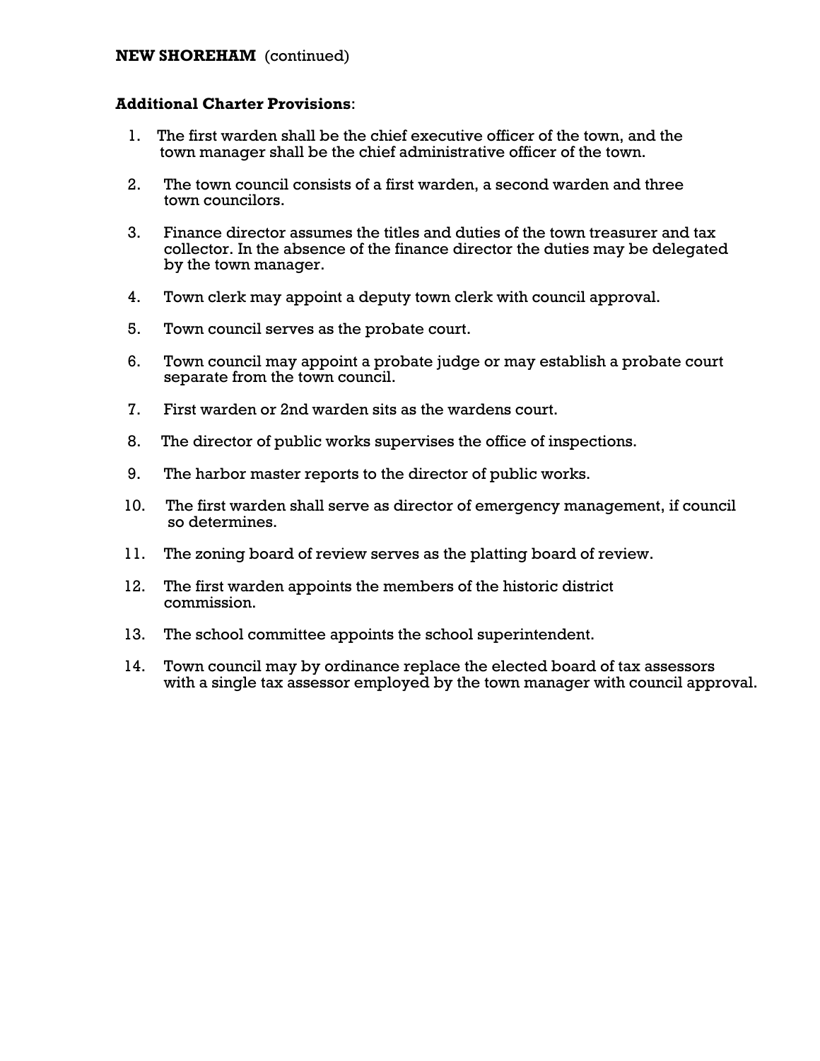**NEW SHOREHAM** (continued)

**Additional Charter Provisions**:

1. The first warden shall be the chief executive officer of the town, and the town manager shall be the chief administrative officer of the town.

2. The town council consists of a first warden, a second warden and three town councilors.

3. Finance director assumes the titles and duties of the town treasurer and tax collector. In the absence of the finance director the duties may be delegated by the town manager.

4. Town clerk may appoint a deputy town clerk with council approval.

5. Town council serves as the probate court.

6. Town council may appoint a probate judge or may establish a probate court separate from the town council.

7. First warden or 2nd warden sits as the wardens court.

8. The director of public works supervises the office of inspections.

9. The harbor master reports to the director of public works.

10. The first warden shall serve as director of emergency management, if council so determines.

11. The zoning board of review serves as the platting board of review.

12. The first warden appoints the members of the historic district commission.

13. The school committee appoints the school superintendent.

14. Town council may by ordinance replace the elected board of tax assessors with a single tax assessor employed by the town manager with council approval.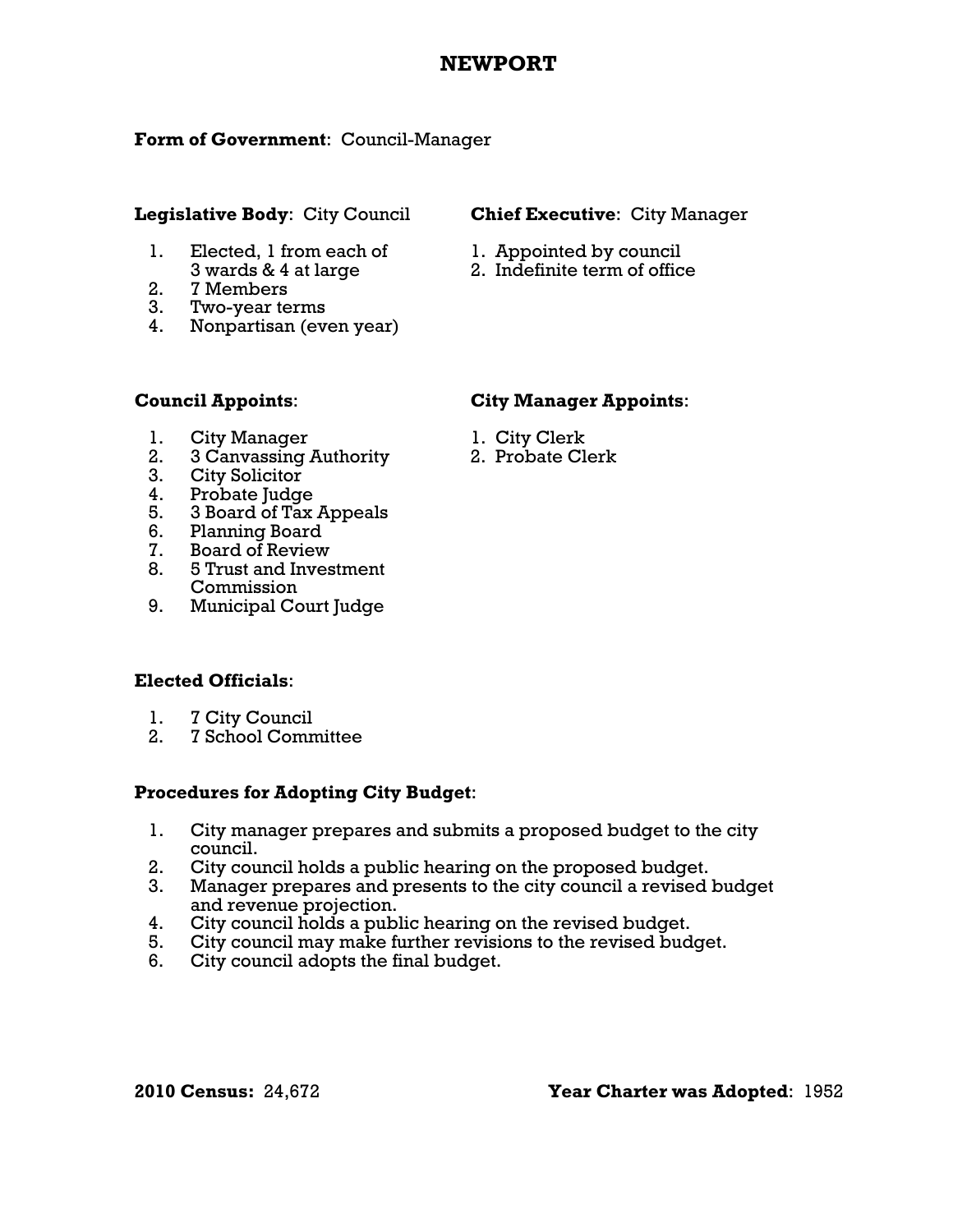# NEWPORT

**Form of Government**: Council-Manager

**Legislative Body**: City Council

1. Elected, 1 from each of 3 wards & 4 at large
2. 7 Members
3. Two-year terms
4. Nonpartisan (even year)

**Chief Executive**: City Manager

1. Appointed by council
2. Indefinite term of office

**Council Appoints**:

1. City Manager
2. 3 Canvassing Authority
3. City Solicitor
4. Probate Judge
5. 3 Board of Tax Appeals
6. Planning Board
7. Board of Review
8. 5 Trust and Investment Commission
9. Municipal Court Judge

**City Manager Appoints**:

1. City Clerk
2. Probate Clerk

**Elected Officials**:

1. 7 City Council
2. 7 School Committee

**Procedures for Adopting City Budget**:

1. City manager prepares and submits a proposed budget to the city council.
2. City council holds a public hearing on the proposed budget.
3. Manager prepares and presents to the city council a revised budget and revenue projection.
4. City council holds a public hearing on the revised budget.
5. City council may make further revisions to the revised budget.
6. City council adopts the final budget.

**2010 Census:** 24,672

**Year Charter was Adopted**: 1952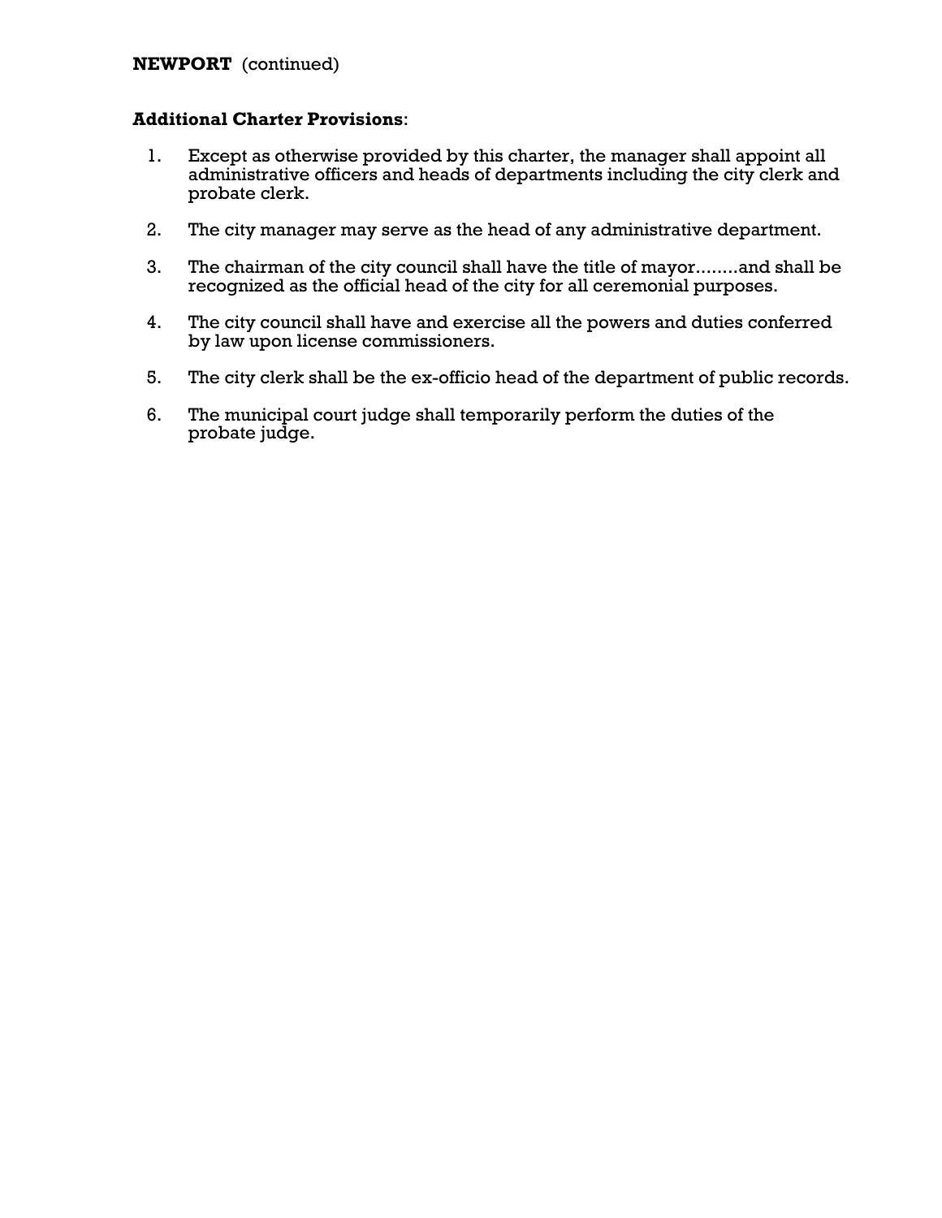**NEWPORT** (continued)

**Additional Charter Provisions**:

1. Except as otherwise provided by this charter, the manager shall appoint all administrative officers and heads of departments including the city clerk and probate clerk.

2. The city manager may serve as the head of any administrative department.

3. The chairman of the city council shall have the title of mayor........and shall be recognized as the official head of the city for all ceremonial purposes.

4. The city council shall have and exercise all the powers and duties conferred by law upon license commissioners.

5. The city clerk shall be the ex-officio head of the department of public records.

6. The municipal court judge shall temporarily perform the duties of the probate judge.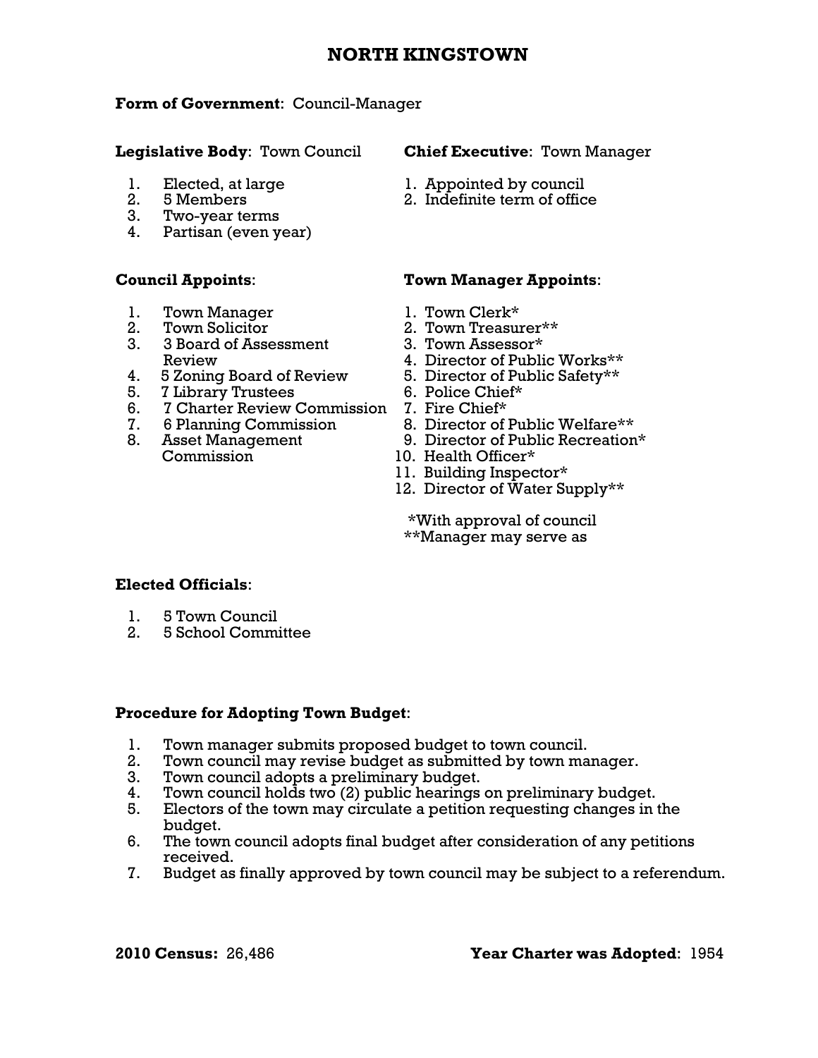# NORTH KINGSTOWN

**Form of Government**: Council-Manager

**Legislative Body**: Town Council

1. Elected, at large
2. 5 Members
3. Two-year terms
4. Partisan (even year)

**Chief Executive**: Town Manager

1. Appointed by council
2. Indefinite term of office

**Council Appoints**:

1. Town Manager
2. Town Solicitor
3. 3 Board of Assessment Review
4. 5 Zoning Board of Review
5. 7 Library Trustees
6. 7 Charter Review Commission
7. 6 Planning Commission
8. Asset Management Commission

**Town Manager Appoints**:

1. Town Clerk*
2. Town Treasurer**
3. Town Assessor*
4. Director of Public Works**
5. Director of Public Safety**
6. Police Chief*
7. Fire Chief*
8. Director of Public Welfare**
9. Director of Public Recreation*
10. Health Officer*
11. Building Inspector*
12. Director of Water Supply**

*With approval of council
**Manager may serve as

**Elected Officials**:

1. 5 Town Council
2. 5 School Committee

**Procedure for Adopting Town Budget**:

1. Town manager submits proposed budget to town council.
2. Town council may revise budget as submitted by town manager.
3. Town council adopts a preliminary budget.
4. Town council holds two (2) public hearings on preliminary budget.
5. Electors of the town may circulate a petition requesting changes in the budget.
6. The town council adopts final budget after consideration of any petitions received.
7. Budget as finally approved by town council may be subject to a referendum.

**2010 Census:** 26,486

**Year Charter was Adopted**: 1954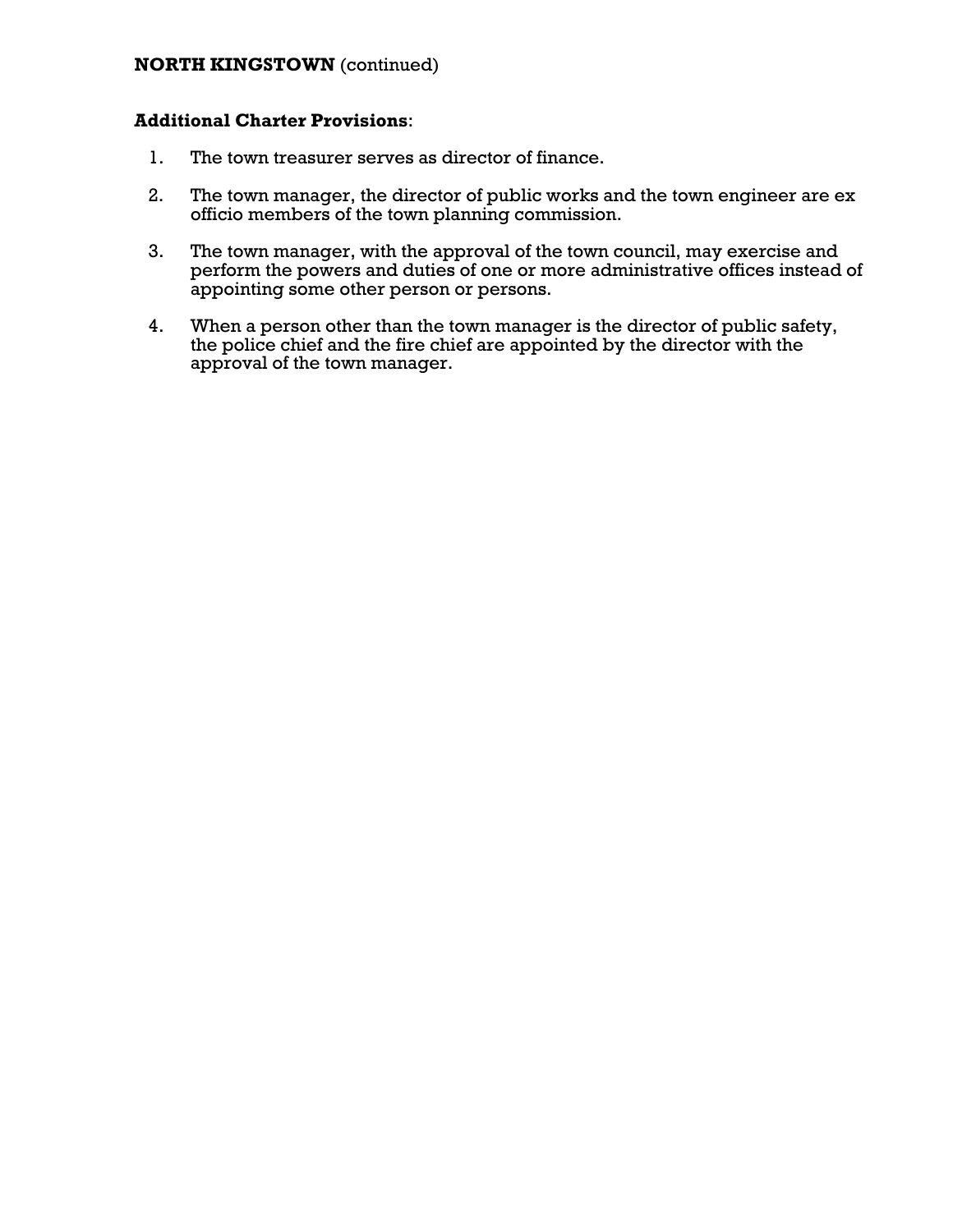**NORTH KINGSTOWN** (continued)

**Additional Charter Provisions**:

1. The town treasurer serves as director of finance.

2. The town manager, the director of public works and the town engineer are ex officio members of the town planning commission.

3. The town manager, with the approval of the town council, may exercise and perform the powers and duties of one or more administrative offices instead of appointing some other person or persons.

4. When a person other than the town manager is the director of public safety, the police chief and the fire chief are appointed by the director with the approval of the town manager.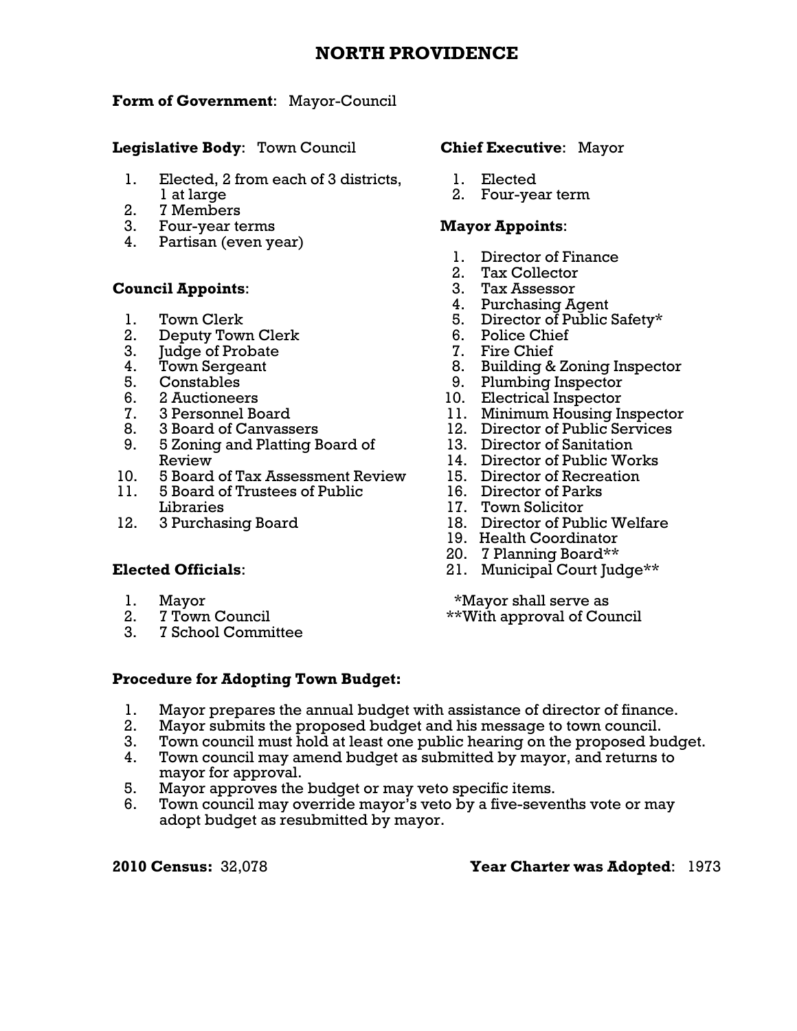# NORTH PROVIDENCE

**Form of Government**: Mayor-Council

**Legislative Body**: Town Council

1. Elected, 2 from each of 3 districts, 1 at large
2. 7 Members
3. Four-year terms
4. Partisan (even year)

**Council Appoints**:

1. Town Clerk
2. Deputy Town Clerk
3. Judge of Probate
4. Town Sergeant
5. Constables
6. 2 Auctioneers
7. 3 Personnel Board
8. 3 Board of Canvassers
9. 5 Zoning and Platting Board of Review
10. 5 Board of Tax Assessment Review
11. 5 Board of Trustees of Public Libraries
12. 3 Purchasing Board

**Elected Officials**:

1. Mayor
2. 7 Town Council
3. 7 School Committee

**Chief Executive**: Mayor

1. Elected
2. Four-year term

**Mayor Appoints**:

1. Director of Finance
2. Tax Collector
3. Tax Assessor
4. Purchasing Agent
5. Director of Public Safety*
6. Police Chief
7. Fire Chief
8. Building & Zoning Inspector
9. Plumbing Inspector
10. Electrical Inspector
11. Minimum Housing Inspector
12. Director of Public Services
13. Director of Sanitation
14. Director of Public Works
15. Director of Recreation
16. Director of Parks
17. Town Solicitor
18. Director of Public Welfare
19. Health Coordinator
20. 7 Planning Board**
21. Municipal Court Judge**

*Mayor shall serve as
**With approval of Council

**Procedure for Adopting Town Budget:**

1. Mayor prepares the annual budget with assistance of director of finance.
2. Mayor submits the proposed budget and his message to town council.
3. Town council must hold at least one public hearing on the proposed budget.
4. Town council may amend budget as submitted by mayor, and returns to mayor for approval.
5. Mayor approves the budget or may veto specific items.
6. Town council may override mayor's veto by a five-sevenths vote or may adopt budget as resubmitted by mayor.

**2010 Census:** 32,078

**Year Charter was Adopted**: 1973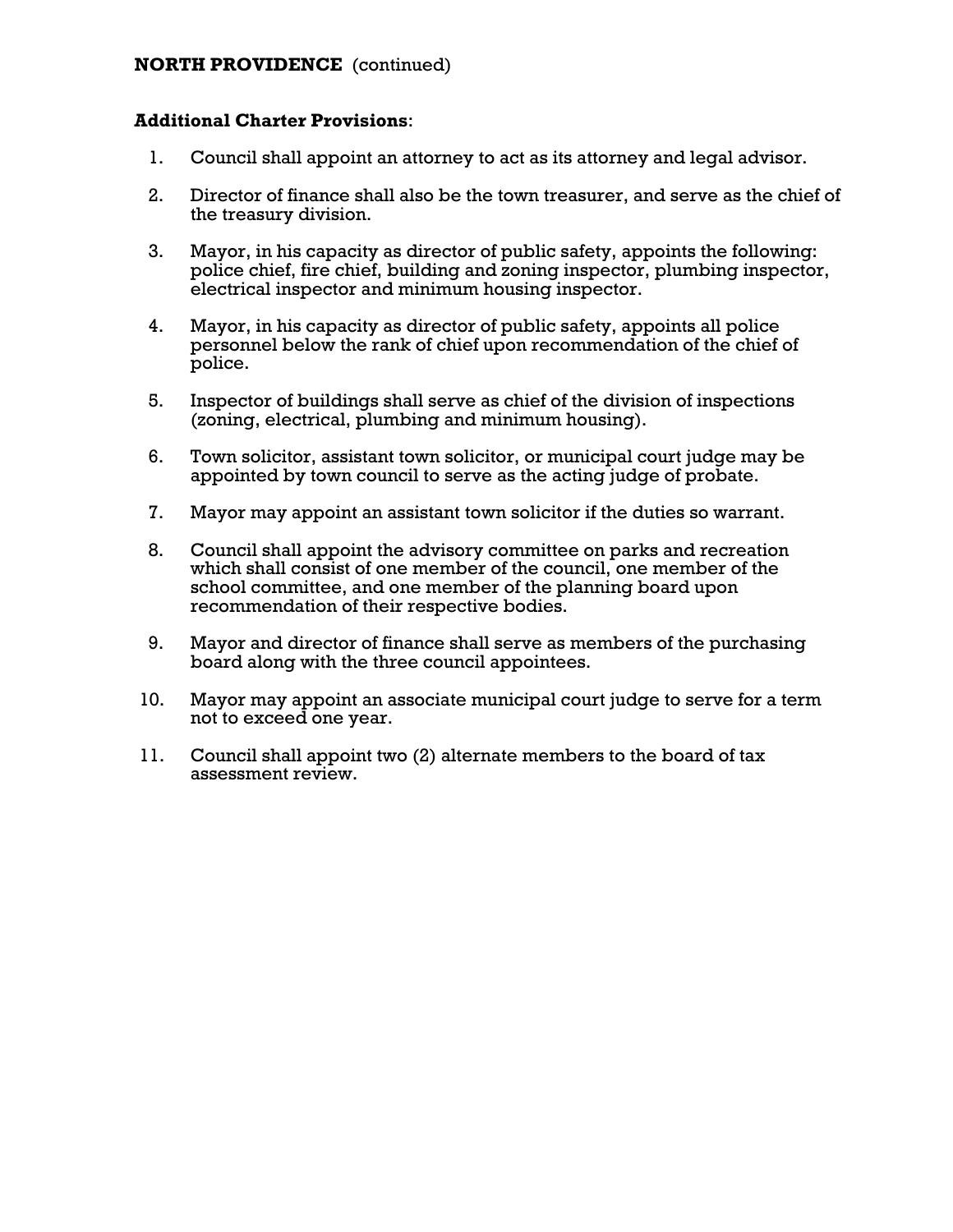**NORTH PROVIDENCE** (continued)

**Additional Charter Provisions**:

1. Council shall appoint an attorney to act as its attorney and legal advisor.
2. Director of finance shall also be the town treasurer, and serve as the chief of the treasury division.
3. Mayor, in his capacity as director of public safety, appoints the following: police chief, fire chief, building and zoning inspector, plumbing inspector, electrical inspector and minimum housing inspector.
4. Mayor, in his capacity as director of public safety, appoints all police personnel below the rank of chief upon recommendation of the chief of police.
5. Inspector of buildings shall serve as chief of the division of inspections (zoning, electrical, plumbing and minimum housing).
6. Town solicitor, assistant town solicitor, or municipal court judge may be appointed by town council to serve as the acting judge of probate.
7. Mayor may appoint an assistant town solicitor if the duties so warrant.
8. Council shall appoint the advisory committee on parks and recreation which shall consist of one member of the council, one member of the school committee, and one member of the planning board upon recommendation of their respective bodies.
9. Mayor and director of finance shall serve as members of the purchasing board along with the three council appointees.
10. Mayor may appoint an associate municipal court judge to serve for a term not to exceed one year.
11. Council shall appoint two (2) alternate members to the board of tax assessment review.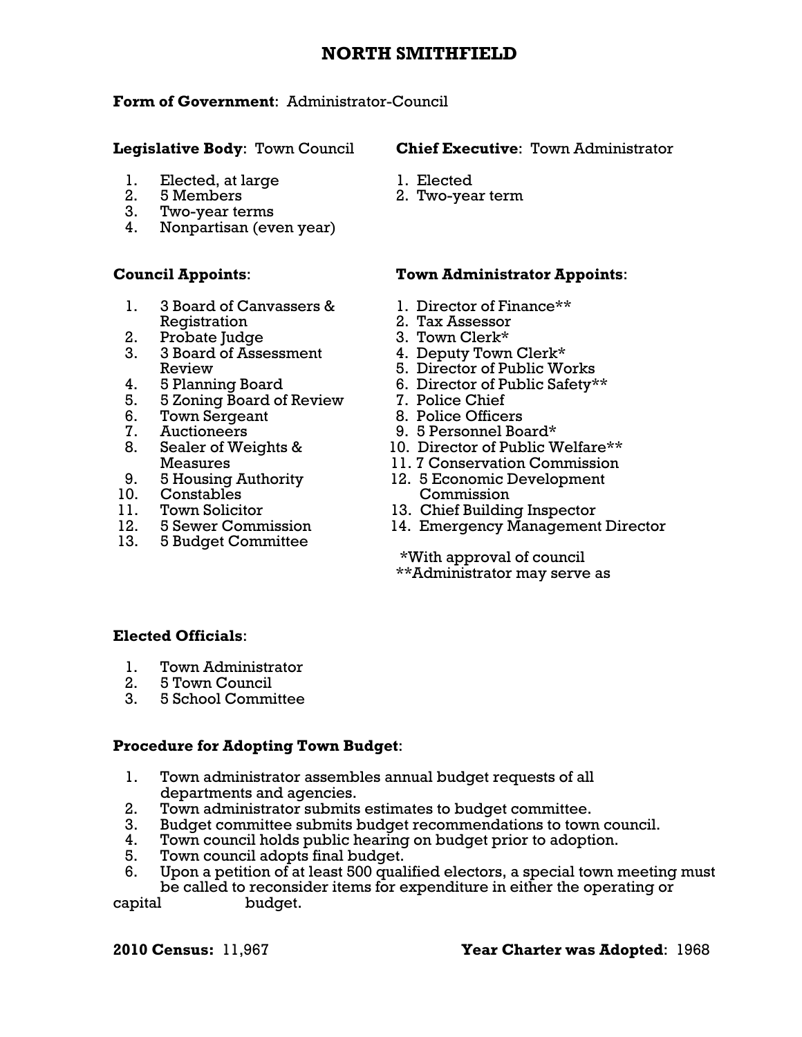# NORTH SMITHFIELD

**Form of Government**: Administrator-Council

**Legislative Body**: Town Council

1. Elected, at large
2. 5 Members
3. Two-year terms
4. Nonpartisan (even year)

**Chief Executive**: Town Administrator

1. Elected
2. Two-year term

**Council Appoints**:

1. 3 Board of Canvassers & Registration
2. Probate Judge
3. 3 Board of Assessment Review
4. 5 Planning Board
5. 5 Zoning Board of Review
6. Town Sergeant
7. Auctioneers
8. Sealer of Weights & Measures
9. 5 Housing Authority
10. Constables
11. Town Solicitor
12. 5 Sewer Commission
13. 5 Budget Committee

**Town Administrator Appoints**:

1. Director of Finance**
2. Tax Assessor
3. Town Clerk*
4. Deputy Town Clerk*
5. Director of Public Works
6. Director of Public Safety**
7. Police Chief
8. Police Officers
9. 5 Personnel Board*
10. Director of Public Welfare**
11. 7 Conservation Commission
12. 5 Economic Development Commission
13. Chief Building Inspector
14. Emergency Management Director

*With approval of council
**Administrator may serve as

**Elected Officials**:

1. Town Administrator
2. 5 Town Council
3. 5 School Committee

**Procedure for Adopting Town Budget**:

1. Town administrator assembles annual budget requests of all departments and agencies.
2. Town administrator submits estimates to budget committee.
3. Budget committee submits budget recommendations to town council.
4. Town council holds public hearing on budget prior to adoption.
5. Town council adopts final budget.
6. Upon a petition of at least 500 qualified electors, a special town meeting must be called to reconsider items for expenditure in either the operating or capital budget.

**2010 Census:** 11,967

**Year Charter was Adopted**: 1968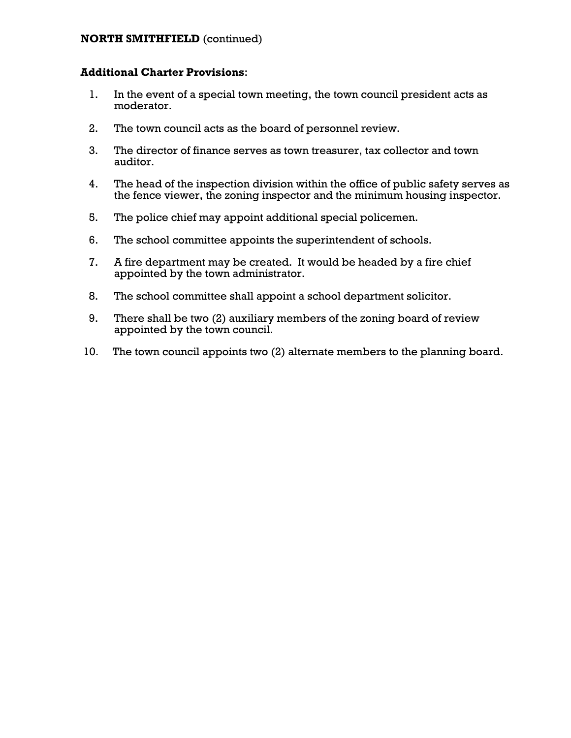**NORTH SMITHFIELD** (continued)

**Additional Charter Provisions**:

1. In the event of a special town meeting, the town council president acts as moderator.
2. The town council acts as the board of personnel review.
3. The director of finance serves as town treasurer, tax collector and town auditor.
4. The head of the inspection division within the office of public safety serves as the fence viewer, the zoning inspector and the minimum housing inspector.
5. The police chief may appoint additional special policemen.
6. The school committee appoints the superintendent of schools.
7. A fire department may be created. It would be headed by a fire chief appointed by the town administrator.
8. The school committee shall appoint a school department solicitor.
9. There shall be two (2) auxiliary members of the zoning board of review appointed by the town council.
10. The town council appoints two (2) alternate members to the planning board.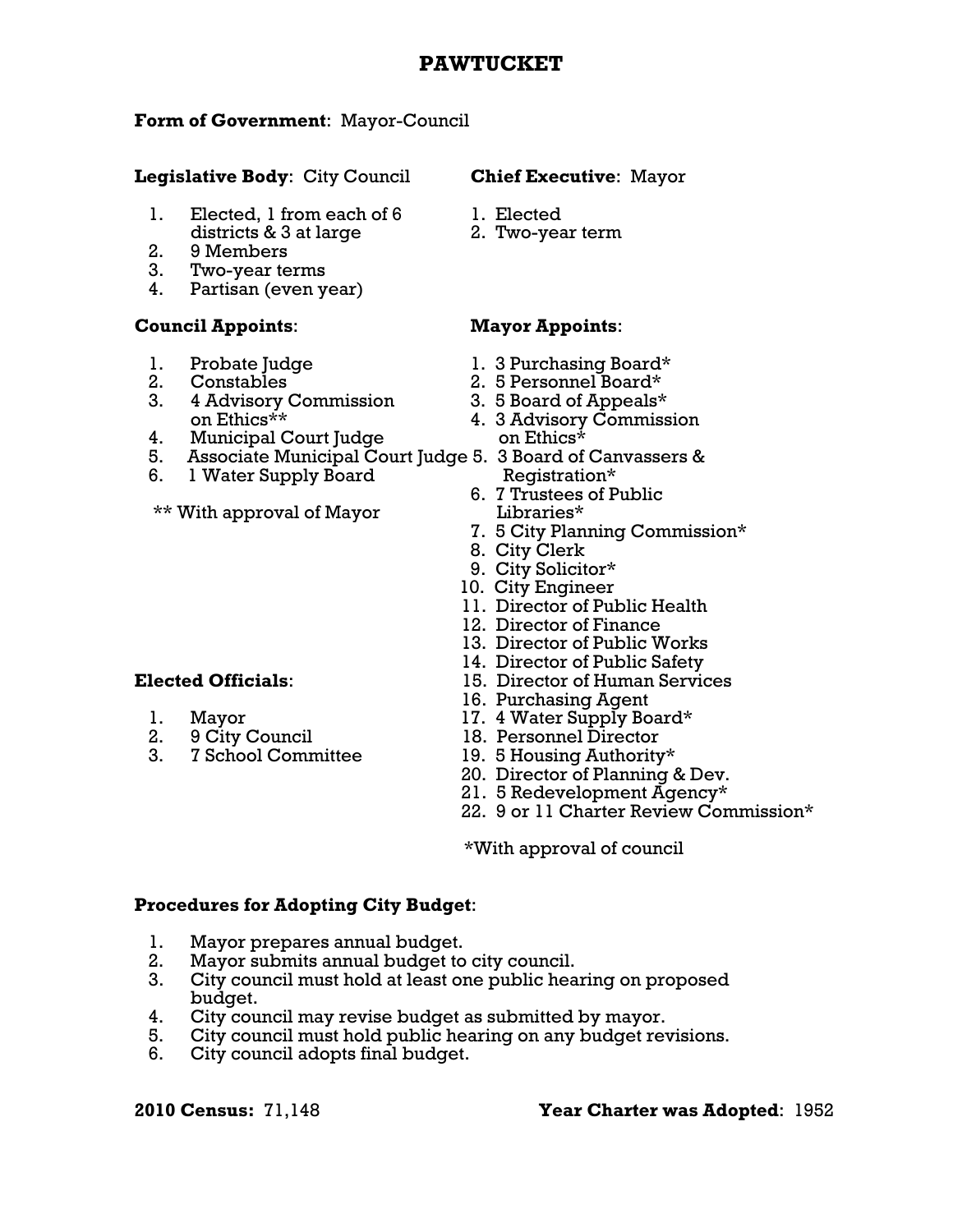# PAWTUCKET

**Form of Government**: Mayor-Council

**Legislative Body**: City Council

1. Elected, 1 from each of 6 districts & 3 at large
2. 9 Members
3. Two-year terms
4. Partisan (even year)

**Chief Executive**: Mayor

1. Elected
2. Two-year term

**Council Appoints**:

1. Probate Judge
2. Constables
3. 4 Advisory Commission on Ethics**
4. Municipal Court Judge
5. Associate Municipal Court Judge
6. 1 Water Supply Board

** With approval of Mayor

**Mayor Appoints**:

1. 3 Purchasing Board*
2. 5 Personnel Board*
3. 5 Board of Appeals*
4. 3 Advisory Commission on Ethics*
5. 3 Board of Canvassers & Registration*
6. 7 Trustees of Public Libraries*
7. 5 City Planning Commission*
8. City Clerk
9. City Solicitor*
10. City Engineer
11. Director of Public Health
12. Director of Finance
13. Director of Public Works
14. Director of Public Safety
15. Director of Human Services
16. Purchasing Agent
17. 4 Water Supply Board*
18. Personnel Director
19. 5 Housing Authority*
20. Director of Planning & Dev.
21. 5 Redevelopment Agency*
22. 9 or 11 Charter Review Commission*

*With approval of council

**Elected Officials**:

1. Mayor
2. 9 City Council
3. 7 School Committee

**Procedures for Adopting City Budget**:

1. Mayor prepares annual budget.
2. Mayor submits annual budget to city council.
3. City council must hold at least one public hearing on proposed budget.
4. City council may revise budget as submitted by mayor.
5. City council must hold public hearing on any budget revisions.
6. City council adopts final budget.

**2010 Census:** 71,148

**Year Charter was Adopted**: 1952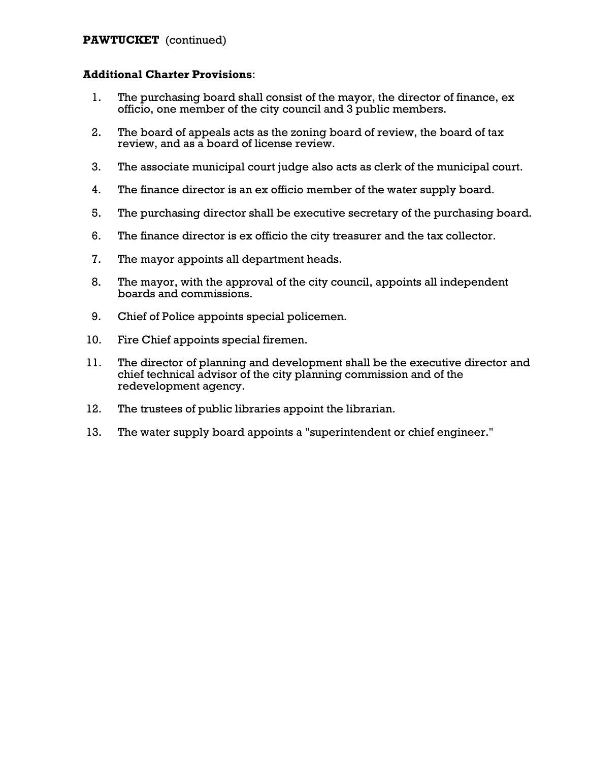**PAWTUCKET** (continued)

**Additional Charter Provisions**:

1. The purchasing board shall consist of the mayor, the director of finance, ex officio, one member of the city council and 3 public members.
2. The board of appeals acts as the zoning board of review, the board of tax review, and as a board of license review.
3. The associate municipal court judge also acts as clerk of the municipal court.
4. The finance director is an ex officio member of the water supply board.
5. The purchasing director shall be executive secretary of the purchasing board.
6. The finance director is ex officio the city treasurer and the tax collector.
7. The mayor appoints all department heads.
8. The mayor, with the approval of the city council, appoints all independent boards and commissions.
9. Chief of Police appoints special policemen.
10. Fire Chief appoints special firemen.
11. The director of planning and development shall be the executive director and chief technical advisor of the city planning commission and of the redevelopment agency.
12. The trustees of public libraries appoint the librarian.
13. The water supply board appoints a "superintendent or chief engineer."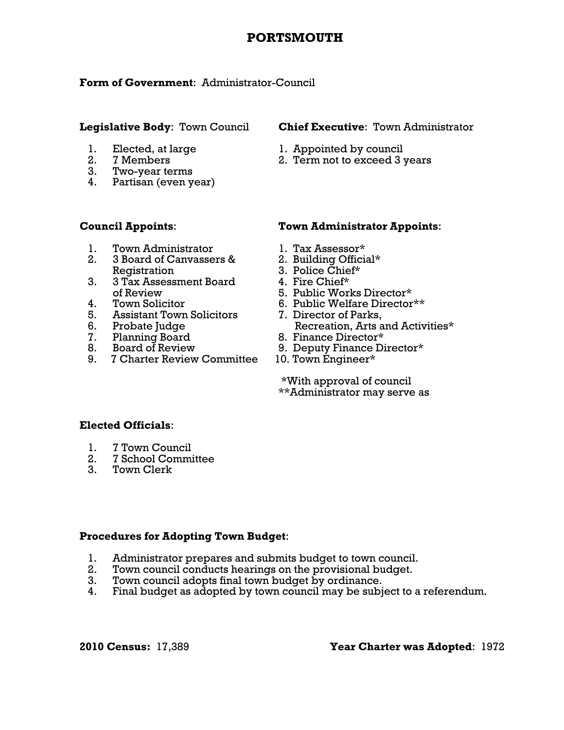# PORTSMOUTH

**Form of Government**: Administrator-Council

**Legislative Body**: Town Council

1. Elected, at large
2. 7 Members
3. Two-year terms
4. Partisan (even year)

**Chief Executive**: Town Administrator

1. Appointed by council
2. Term not to exceed 3 years

**Council Appoints**:

1. Town Administrator
2. 3 Board of Canvassers & Registration
3. 3 Tax Assessment Board of Review
4. Town Solicitor
5. Assistant Town Solicitors
6. Probate Judge
7. Planning Board
8. Board of Review
9. 7 Charter Review Committee

**Town Administrator Appoints**:

1. Tax Assessor*
2. Building Official*
3. Police Chief*
4. Fire Chief*
5. Public Works Director*
6. Public Welfare Director**
7. Director of Parks, Recreation, Arts and Activities*
8. Finance Director*
9. Deputy Finance Director*
10. Town Engineer*

*With approval of council
**Administrator may serve as

**Elected Officials**:

1. 7 Town Council
2. 7 School Committee
3. Town Clerk

**Procedures for Adopting Town Budget**:

1. Administrator prepares and submits budget to town council.
2. Town council conducts hearings on the provisional budget.
3. Town council adopts final town budget by ordinance.
4. Final budget as adopted by town council may be subject to a referendum.

**2010 Census:** 17,389

**Year Charter was Adopted**: 1972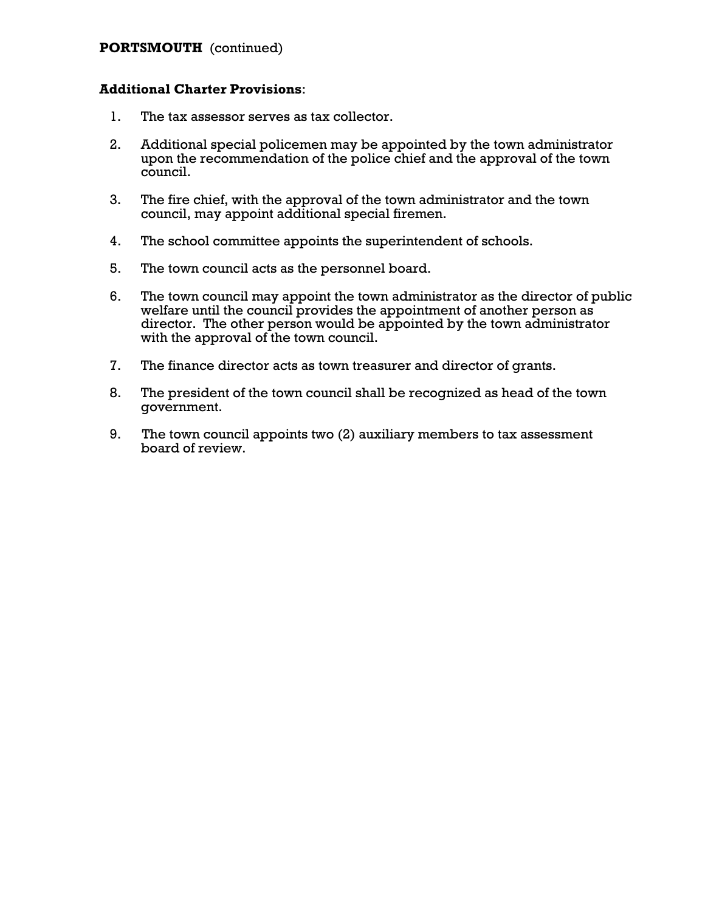**PORTSMOUTH** (continued)

**Additional Charter Provisions**:

1. The tax assessor serves as tax collector.

2. Additional special policemen may be appointed by the town administrator upon the recommendation of the police chief and the approval of the town council.

3. The fire chief, with the approval of the town administrator and the town council, may appoint additional special firemen.

4. The school committee appoints the superintendent of schools.

5. The town council acts as the personnel board.

6. The town council may appoint the town administrator as the director of public welfare until the council provides the appointment of another person as director. The other person would be appointed by the town administrator with the approval of the town council.

7. The finance director acts as town treasurer and director of grants.

8. The president of the town council shall be recognized as head of the town government.

9. The town council appoints two (2) auxiliary members to tax assessment board of review.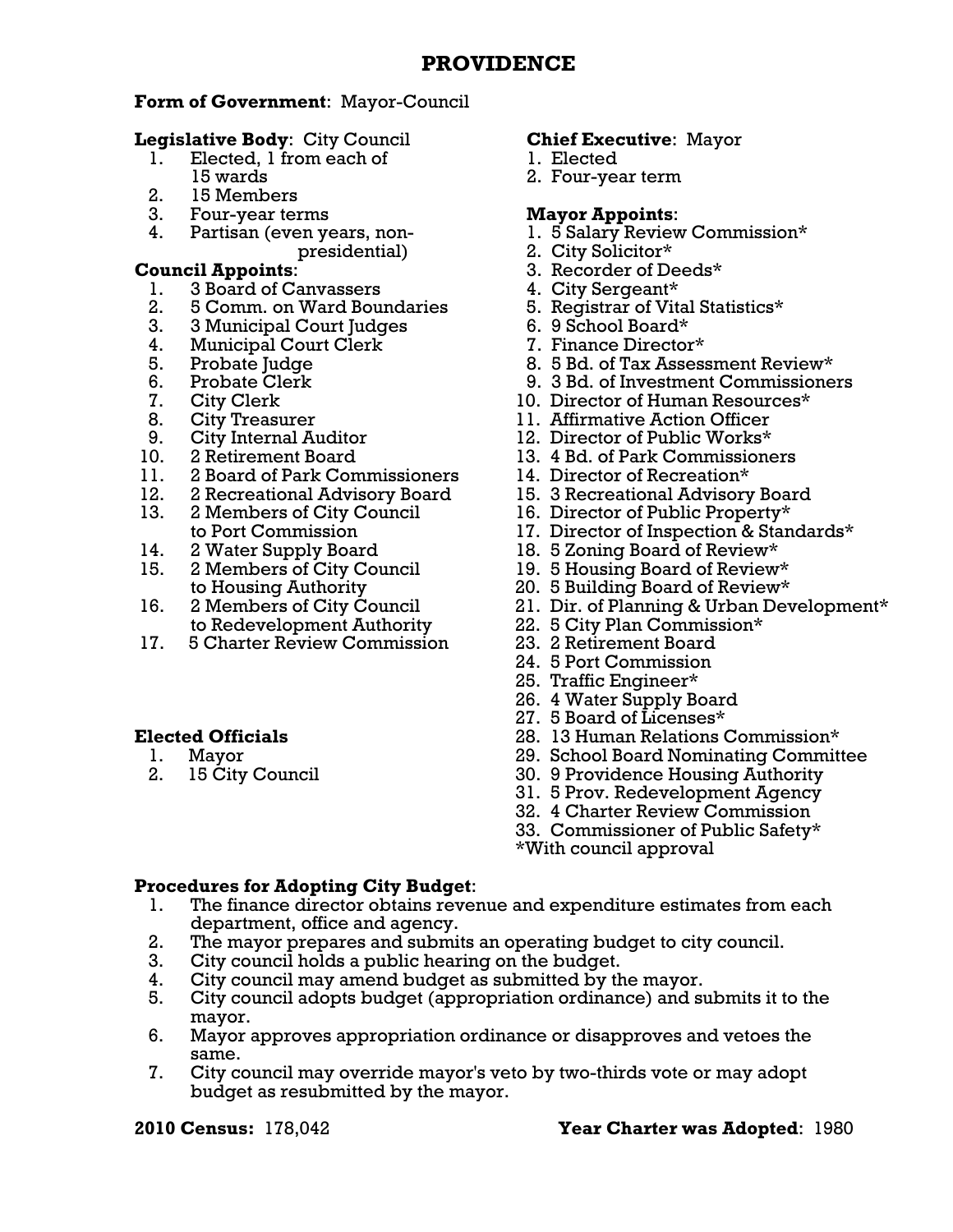# PROVIDENCE

**Form of Government**: Mayor-Council

**Legislative Body**: City Council
1. Elected, 1 from each of 15 wards
2. 15 Members
3. Four-year terms
4. Partisan (even years, non-presidential)

**Council Appoints**:
1. 3 Board of Canvassers
2. 5 Comm. on Ward Boundaries
3. 3 Municipal Court Judges
4. Municipal Court Clerk
5. Probate Judge
6. Probate Clerk
7. City Clerk
8. City Treasurer
9. City Internal Auditor
10. 2 Retirement Board
11. 2 Board of Park Commissioners
12. 2 Recreational Advisory Board
13. 2 Members of City Council to Port Commission
14. 2 Water Supply Board
15. 2 Members of City Council to Housing Authority
16. 2 Members of City Council to Redevelopment Authority
17. 5 Charter Review Commission

**Elected Officials**
1. Mayor
2. 15 City Council

**Chief Executive**: Mayor
1. Elected
2. Four-year term

**Mayor Appoints**:
1. 5 Salary Review Commission*
2. City Solicitor*
3. Recorder of Deeds*
4. City Sergeant*
5. Registrar of Vital Statistics*
6. 9 School Board*
7. Finance Director*
8. 5 Bd. of Tax Assessment Review*
9. 3 Bd. of Investment Commissioners
10. Director of Human Resources*
11. Affirmative Action Officer
12. Director of Public Works*
13. 4 Bd. of Park Commissioners
14. Director of Recreation*
15. 3 Recreational Advisory Board
16. Director of Public Property*
17. Director of Inspection & Standards*
18. 5 Zoning Board of Review*
19. 5 Housing Board of Review*
20. 5 Building Board of Review*
21. Dir. of Planning & Urban Development*
22. 5 City Plan Commission*
23. 2 Retirement Board
24. 5 Port Commission
25. Traffic Engineer*
26. 4 Water Supply Board
27. 5 Board of Licenses*
28. 13 Human Relations Commission*
29. School Board Nominating Committee
30. 9 Providence Housing Authority
31. 5 Prov. Redevelopment Agency
32. 4 Charter Review Commission
33. Commissioner of Public Safety*

*With council approval

**Procedures for Adopting City Budget**:
1. The finance director obtains revenue and expenditure estimates from each department, office and agency.
2. The mayor prepares and submits an operating budget to city council.
3. City council holds a public hearing on the budget.
4. City council may amend budget as submitted by the mayor.
5. City council adopts budget (appropriation ordinance) and submits it to the mayor.
6. Mayor approves appropriation ordinance or disapproves and vetoes the same.
7. City council may override mayor's veto by two-thirds vote or may adopt budget as resubmitted by the mayor.

**2010 Census:** 178,042

**Year Charter was Adopted**: 1980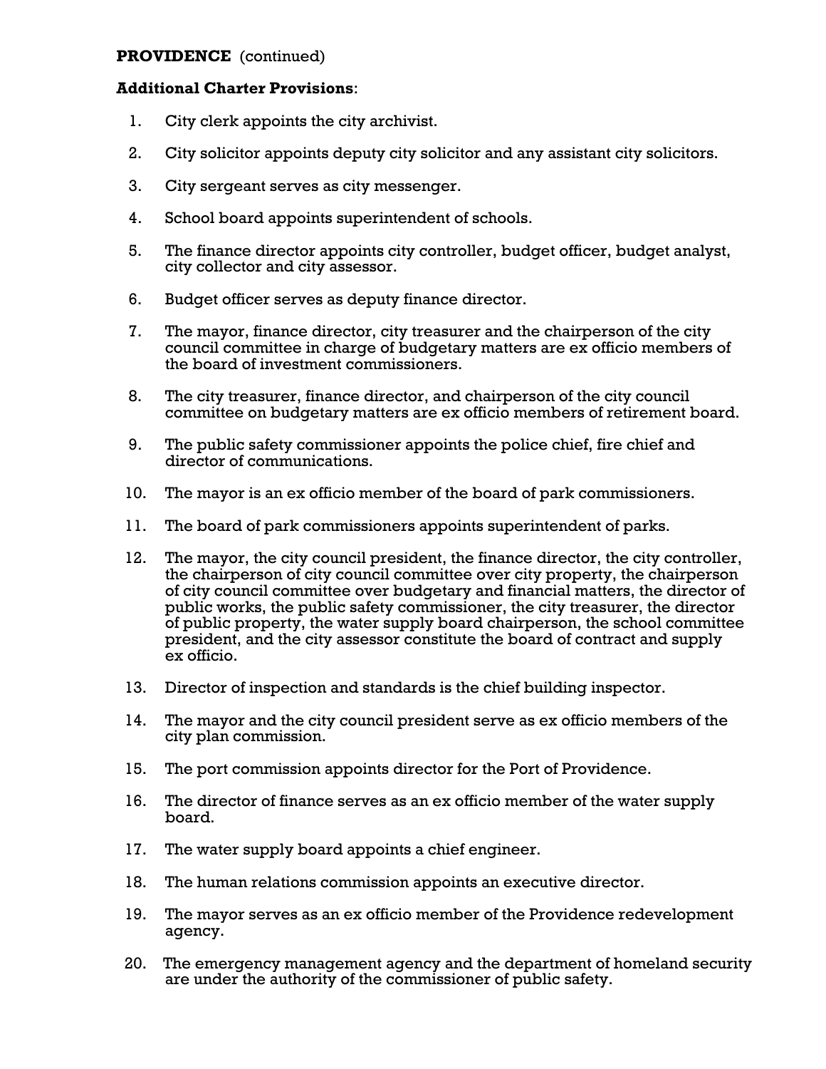**PROVIDENCE** (continued)

**Additional Charter Provisions**:

1. City clerk appoints the city archivist.
2. City solicitor appoints deputy city solicitor and any assistant city solicitors.
3. City sergeant serves as city messenger.
4. School board appoints superintendent of schools.
5. The finance director appoints city controller, budget officer, budget analyst, city collector and city assessor.
6. Budget officer serves as deputy finance director.
7. The mayor, finance director, city treasurer and the chairperson of the city council committee in charge of budgetary matters are ex officio members of the board of investment commissioners.
8. The city treasurer, finance director, and chairperson of the city council committee on budgetary matters are ex officio members of retirement board.
9. The public safety commissioner appoints the police chief, fire chief and director of communications.
10. The mayor is an ex officio member of the board of park commissioners.
11. The board of park commissioners appoints superintendent of parks.
12. The mayor, the city council president, the finance director, the city controller, the chairperson of city council committee over city property, the chairperson of city council committee over budgetary and financial matters, the director of public works, the public safety commissioner, the city treasurer, the director of public property, the water supply board chairperson, the school committee president, and the city assessor constitute the board of contract and supply ex officio.
13. Director of inspection and standards is the chief building inspector.
14. The mayor and the city council president serve as ex officio members of the city plan commission.
15. The port commission appoints director for the Port of Providence.
16. The director of finance serves as an ex officio member of the water supply board.
17. The water supply board appoints a chief engineer.
18. The human relations commission appoints an executive director.
19. The mayor serves as an ex officio member of the Providence redevelopment agency.
20. The emergency management agency and the department of homeland security are under the authority of the commissioner of public safety.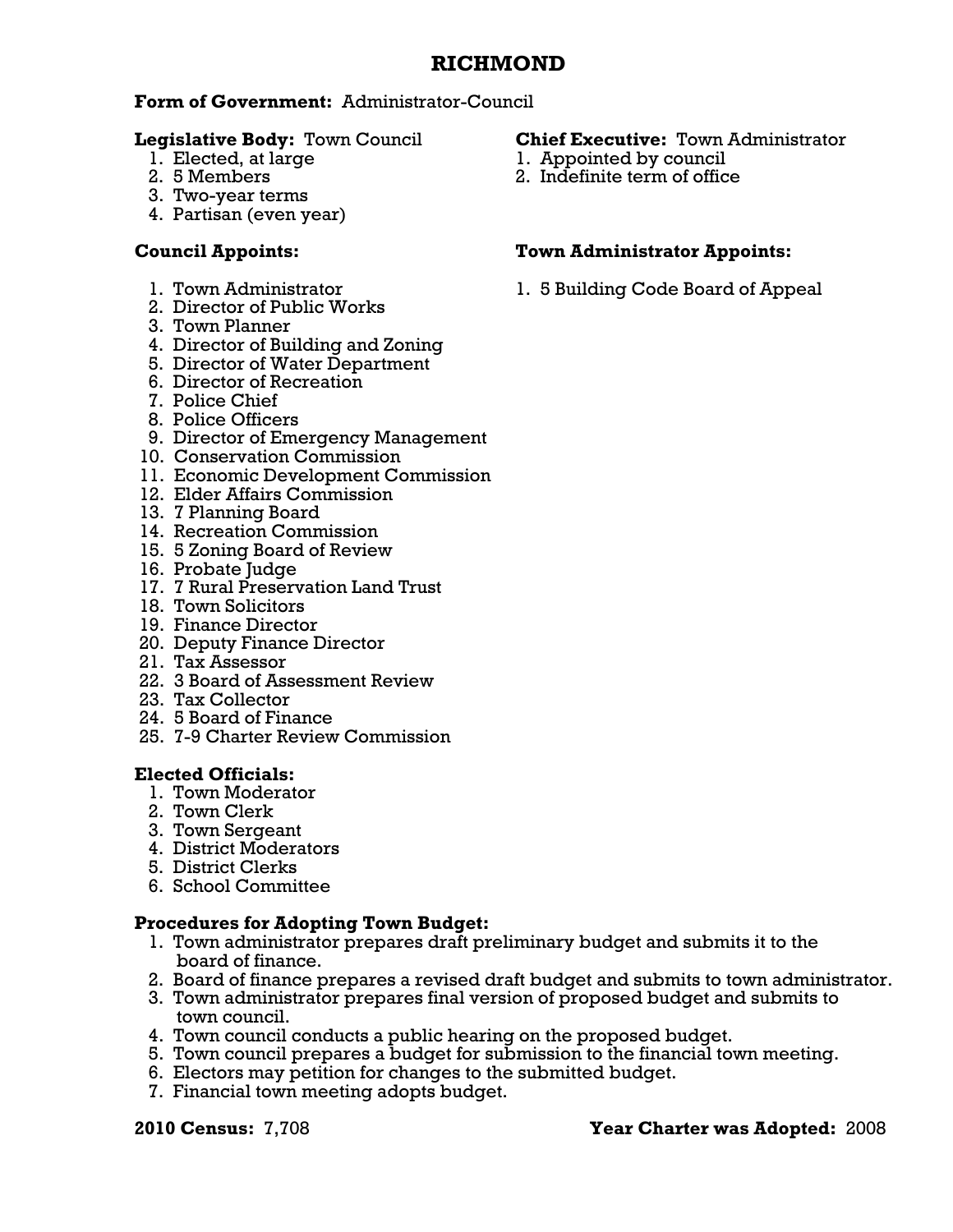# RICHMOND

**Form of Government:** Administrator-Council

**Legislative Body:** Town Council

1. Elected, at large
2. 5 Members
3. Two-year terms
4. Partisan (even year)

**Chief Executive:** Town Administrator

1. Appointed by council
2. Indefinite term of office

**Council Appoints:**

1. Town Administrator
2. Director of Public Works
3. Town Planner
4. Director of Building and Zoning
5. Director of Water Department
6. Director of Recreation
7. Police Chief
8. Police Officers
9. Director of Emergency Management
10. Conservation Commission
11. Economic Development Commission
12. Elder Affairs Commission
13. 7 Planning Board
14. Recreation Commission
15. 5 Zoning Board of Review
16. Probate Judge
17. 7 Rural Preservation Land Trust
18. Town Solicitors
19. Finance Director
20. Deputy Finance Director
21. Tax Assessor
22. 3 Board of Assessment Review
23. Tax Collector
24. 5 Board of Finance
25. 7-9 Charter Review Commission

**Town Administrator Appoints:**

1. 5 Building Code Board of Appeal

**Elected Officials:**

1. Town Moderator
2. Town Clerk
3. Town Sergeant
4. District Moderators
5. District Clerks
6. School Committee

**Procedures for Adopting Town Budget:**

1. Town administrator prepares draft preliminary budget and submits it to the board of finance.
2. Board of finance prepares a revised draft budget and submits to town administrator.
3. Town administrator prepares final version of proposed budget and submits to town council.
4. Town council conducts a public hearing on the proposed budget.
5. Town council prepares a budget for submission to the financial town meeting.
6. Electors may petition for changes to the submitted budget.
7. Financial town meeting adopts budget.

**2010 Census:** 7,708

**Year Charter was Adopted:** 2008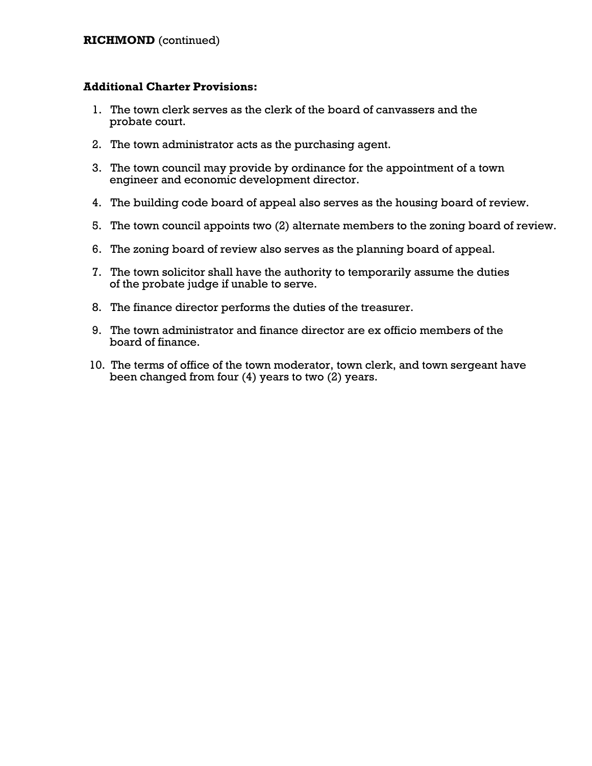**RICHMOND** (continued)

**Additional Charter Provisions:**

1. The town clerk serves as the clerk of the board of canvassers and the probate court.

2. The town administrator acts as the purchasing agent.

3. The town council may provide by ordinance for the appointment of a town engineer and economic development director.

4. The building code board of appeal also serves as the housing board of review.

5. The town council appoints two (2) alternate members to the zoning board of review.

6. The zoning board of review also serves as the planning board of appeal.

7. The town solicitor shall have the authority to temporarily assume the duties of the probate judge if unable to serve.

8. The finance director performs the duties of the treasurer.

9. The town administrator and finance director are ex officio members of the board of finance.

10. The terms of office of the town moderator, town clerk, and town sergeant have been changed from four (4) years to two (2) years.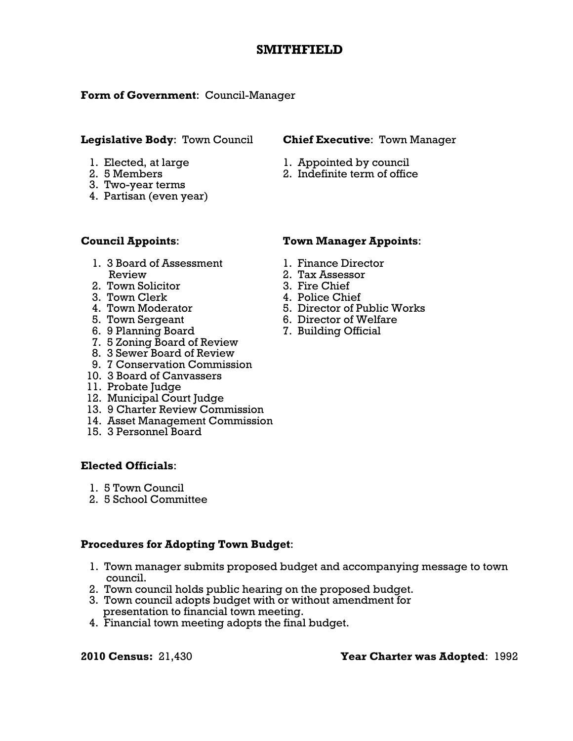# SMITHFIELD

**Form of Government**: Council-Manager

**Legislative Body**: Town Council

1. Elected, at large
2. 5 Members
3. Two-year terms
4. Partisan (even year)

**Chief Executive**: Town Manager

1. Appointed by council
2. Indefinite term of office

**Council Appoints**:

1. 3 Board of Assessment Review
2. Town Solicitor
3. Town Clerk
4. Town Moderator
5. Town Sergeant
6. 9 Planning Board
7. 5 Zoning Board of Review
8. 3 Sewer Board of Review
9. 7 Conservation Commission
10. 3 Board of Canvassers
11. Probate Judge
12. Municipal Court Judge
13. 9 Charter Review Commission
14. Asset Management Commission
15. 3 Personnel Board

**Town Manager Appoints**:

1. Finance Director
2. Tax Assessor
3. Fire Chief
4. Police Chief
5. Director of Public Works
6. Director of Welfare
7. Building Official

**Elected Officials**:

1. 5 Town Council
2. 5 School Committee

**Procedures for Adopting Town Budget**:

1. Town manager submits proposed budget and accompanying message to town council.
2. Town council holds public hearing on the proposed budget.
3. Town council adopts budget with or without amendment for presentation to financial town meeting.
4. Financial town meeting adopts the final budget.

**2010 Census:** 21,430

**Year Charter was Adopted**: 1992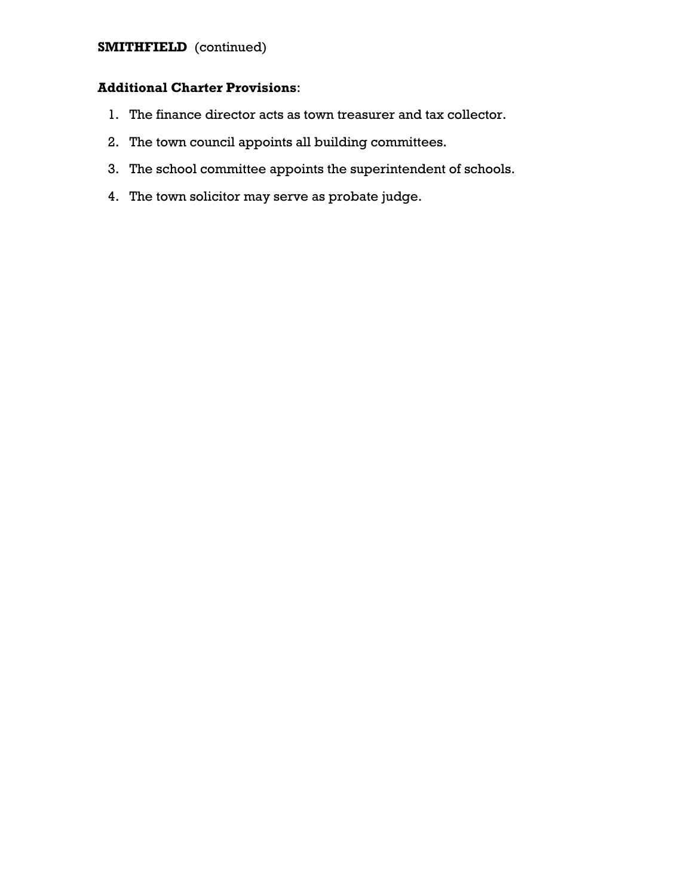**SMITHFIELD** (continued)

**Additional Charter Provisions**:

1. The finance director acts as town treasurer and tax collector.
2. The town council appoints all building committees.
3. The school committee appoints the superintendent of schools.
4. The town solicitor may serve as probate judge.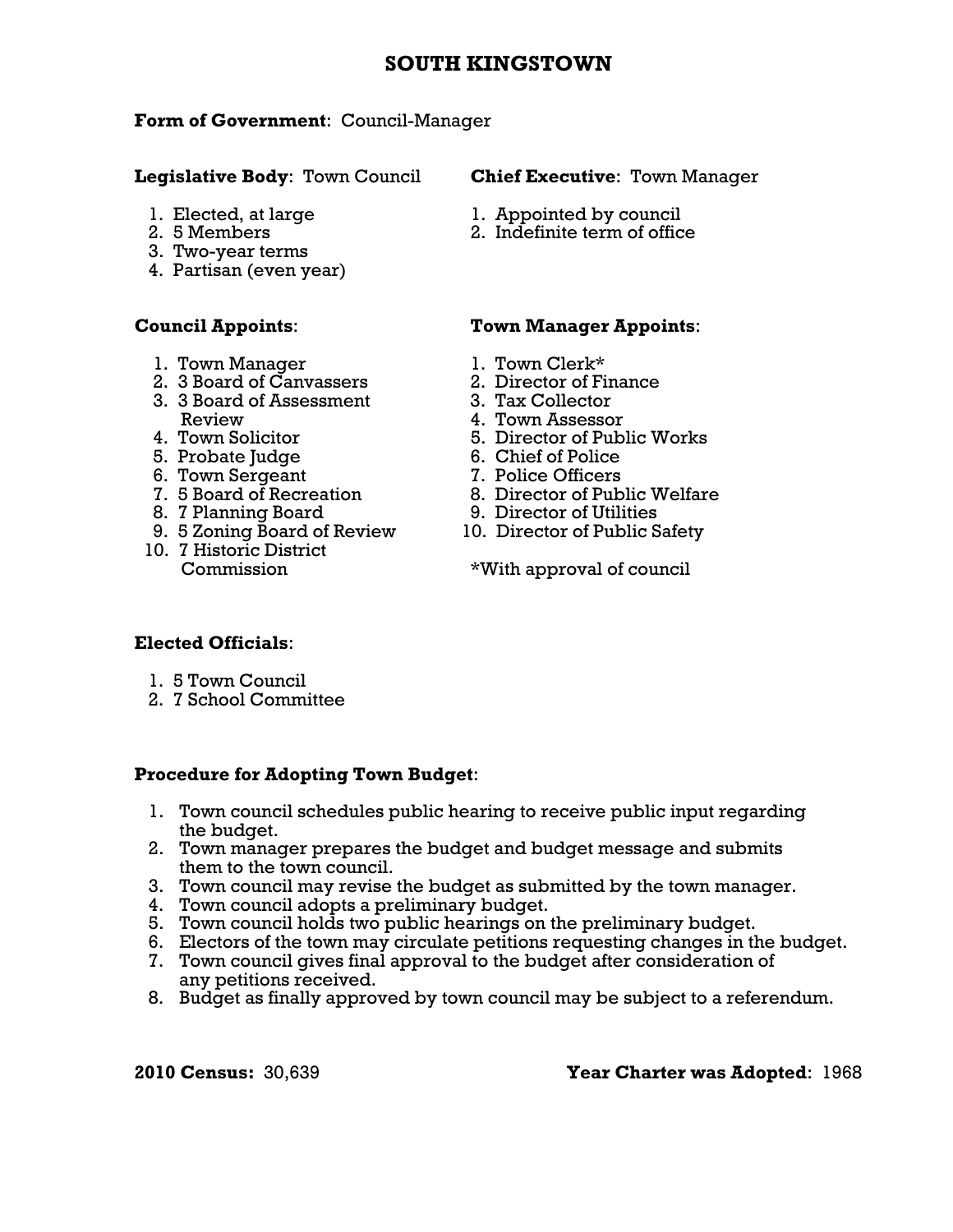# SOUTH KINGSTOWN

**Form of Government**: Council-Manager

**Legislative Body**: Town Council

1. Elected, at large
2. 5 Members
3. Two-year terms
4. Partisan (even year)

**Chief Executive**: Town Manager

1. Appointed by council
2. Indefinite term of office

**Council Appoints**:

1. Town Manager
2. 3 Board of Canvassers
3. 3 Board of Assessment Review
4. Town Solicitor
5. Probate Judge
6. Town Sergeant
7. 5 Board of Recreation
8. 7 Planning Board
9. 5 Zoning Board of Review
10. 7 Historic District Commission

**Town Manager Appoints**:

1. Town Clerk*
2. Director of Finance
3. Tax Collector
4. Town Assessor
5. Director of Public Works
6. Chief of Police
7. Police Officers
8. Director of Public Welfare
9. Director of Utilities
10. Director of Public Safety

*With approval of council

**Elected Officials**:

1. 5 Town Council
2. 7 School Committee

**Procedure for Adopting Town Budget**:

1. Town council schedules public hearing to receive public input regarding the budget.
2. Town manager prepares the budget and budget message and submits them to the town council.
3. Town council may revise the budget as submitted by the town manager.
4. Town council adopts a preliminary budget.
5. Town council holds two public hearings on the preliminary budget.
6. Electors of the town may circulate petitions requesting changes in the budget.
7. Town council gives final approval to the budget after consideration of any petitions received.
8. Budget as finally approved by town council may be subject to a referendum.

**2010 Census:** 30,639

**Year Charter was Adopted**: 1968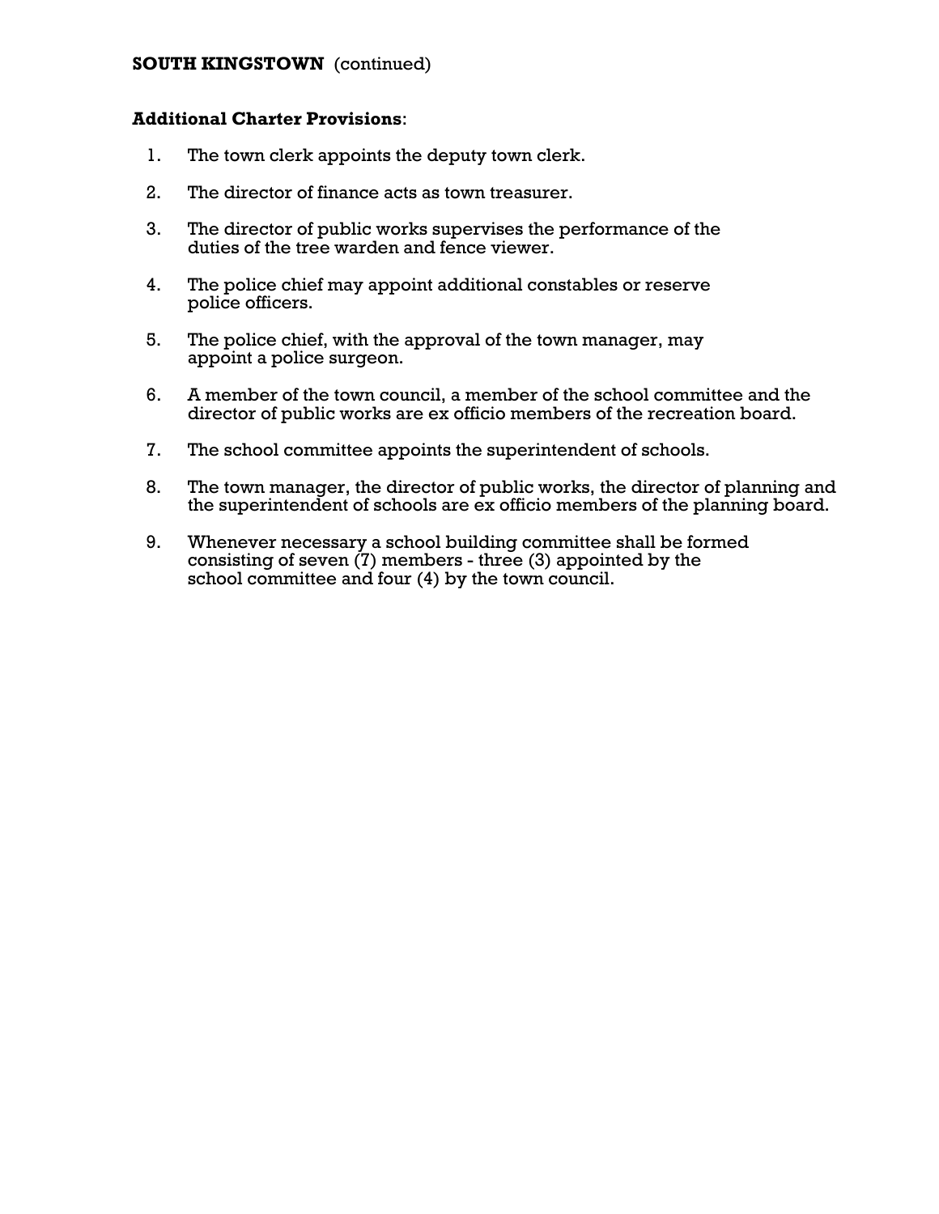**SOUTH KINGSTOWN** (continued)

**Additional Charter Provisions**:

1. The town clerk appoints the deputy town clerk.
2. The director of finance acts as town treasurer.
3. The director of public works supervises the performance of the duties of the tree warden and fence viewer.
4. The police chief may appoint additional constables or reserve police officers.
5. The police chief, with the approval of the town manager, may appoint a police surgeon.
6. A member of the town council, a member of the school committee and the director of public works are ex officio members of the recreation board.
7. The school committee appoints the superintendent of schools.
8. The town manager, the director of public works, the director of planning and the superintendent of schools are ex officio members of the planning board.
9. Whenever necessary a school building committee shall be formed consisting of seven (7) members - three (3) appointed by the school committee and four (4) by the town council.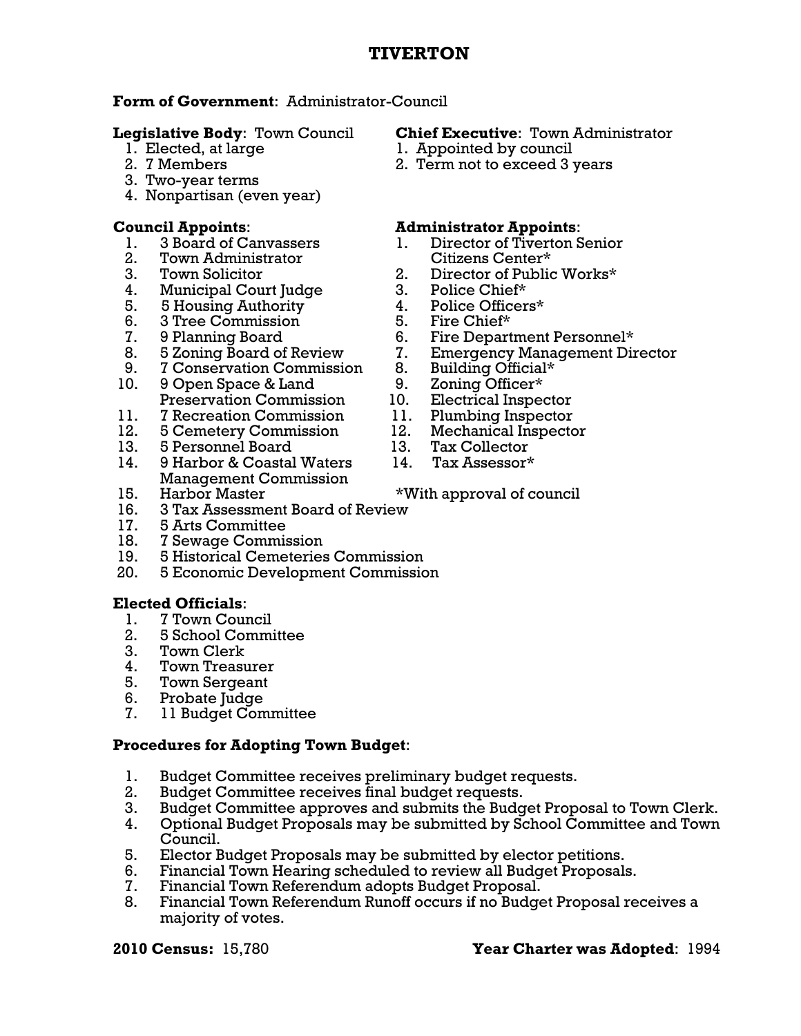# TIVERTON

**Form of Government**: Administrator-Council

**Legislative Body**: Town Council

1. Elected, at large
2. 7 Members
3. Two-year terms
4. Nonpartisan (even year)

**Chief Executive**: Town Administrator

1. Appointed by council
2. Term not to exceed 3 years

**Council Appoints**:

1. 3 Board of Canvassers
2. Town Administrator
3. Town Solicitor
4. Municipal Court Judge
5. 5 Housing Authority
6. 3 Tree Commission
7. 9 Planning Board
8. 5 Zoning Board of Review
9. 7 Conservation Commission
10. 9 Open Space & Land Preservation Commission
11. 7 Recreation Commission
12. 5 Cemetery Commission
13. 5 Personnel Board
14. 9 Harbor & Coastal Waters Management Commission
15. Harbor Master
16. 3 Tax Assessment Board of Review
17. 5 Arts Committee
18. 7 Sewage Commission
19. 5 Historical Cemeteries Commission
20. 5 Economic Development Commission

**Administrator Appoints**:

1. Director of Tiverton Senior Citizens Center*
2. Director of Public Works*
3. Police Chief*
4. Police Officers*
5. Fire Chief*
6. Fire Department Personnel*
7. Emergency Management Director
8. Building Official*
9. Zoning Officer*
10. Electrical Inspector
11. Plumbing Inspector
12. Mechanical Inspector
13. Tax Collector
14. Tax Assessor*

*With approval of council

**Elected Officials**:

1. 7 Town Council
2. 5 School Committee
3. Town Clerk
4. Town Treasurer
5. Town Sergeant
6. Probate Judge
7. 11 Budget Committee

**Procedures for Adopting Town Budget**:

1. Budget Committee receives preliminary budget requests.
2. Budget Committee receives final budget requests.
3. Budget Committee approves and submits the Budget Proposal to Town Clerk.
4. Optional Budget Proposals may be submitted by School Committee and Town Council.
5. Elector Budget Proposals may be submitted by elector petitions.
6. Financial Town Hearing scheduled to review all Budget Proposals.
7. Financial Town Referendum adopts Budget Proposal.
8. Financial Town Referendum Runoff occurs if no Budget Proposal receives a majority of votes.

**2010 Census:** 15,780

**Year Charter was Adopted**: 1994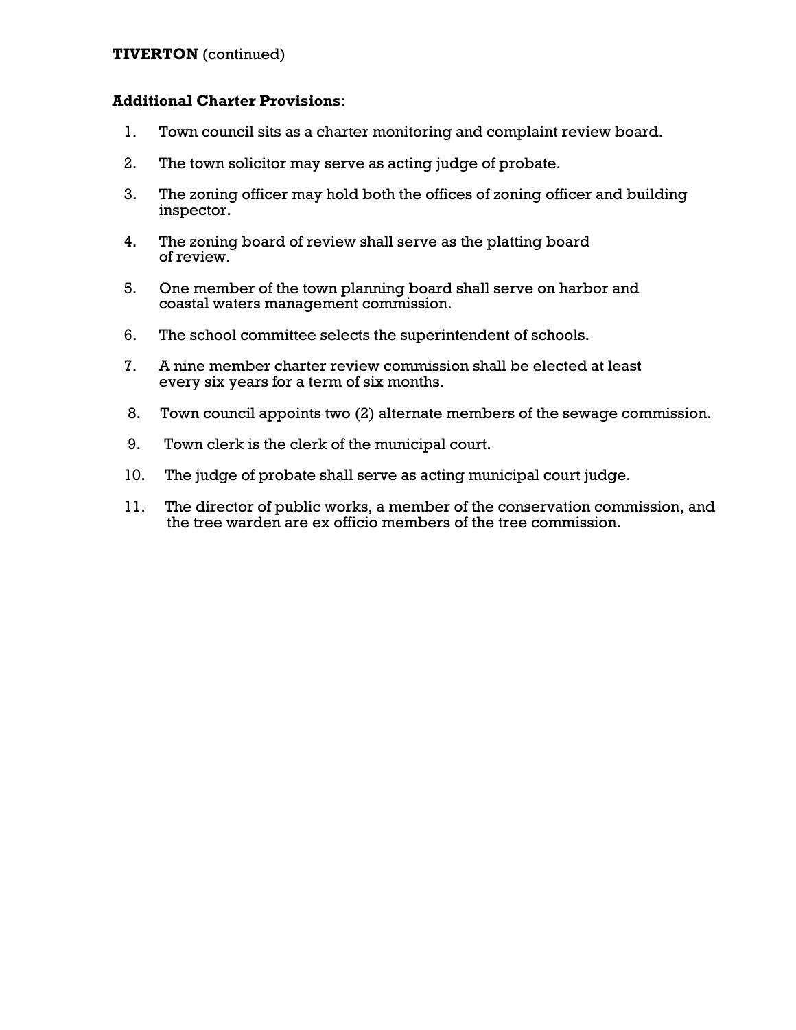**TIVERTON** (continued)

**Additional Charter Provisions**:

1. Town council sits as a charter monitoring and complaint review board.
2. The town solicitor may serve as acting judge of probate.
3. The zoning officer may hold both the offices of zoning officer and building inspector.
4. The zoning board of review shall serve as the platting board of review.
5. One member of the town planning board shall serve on harbor and coastal waters management commission.
6. The school committee selects the superintendent of schools.
7. A nine member charter review commission shall be elected at least every six years for a term of six months.
8. Town council appoints two (2) alternate members of the sewage commission.
9. Town clerk is the clerk of the municipal court.
10. The judge of probate shall serve as acting municipal court judge.
11. The director of public works, a member of the conservation commission, and the tree warden are ex officio members of the tree commission.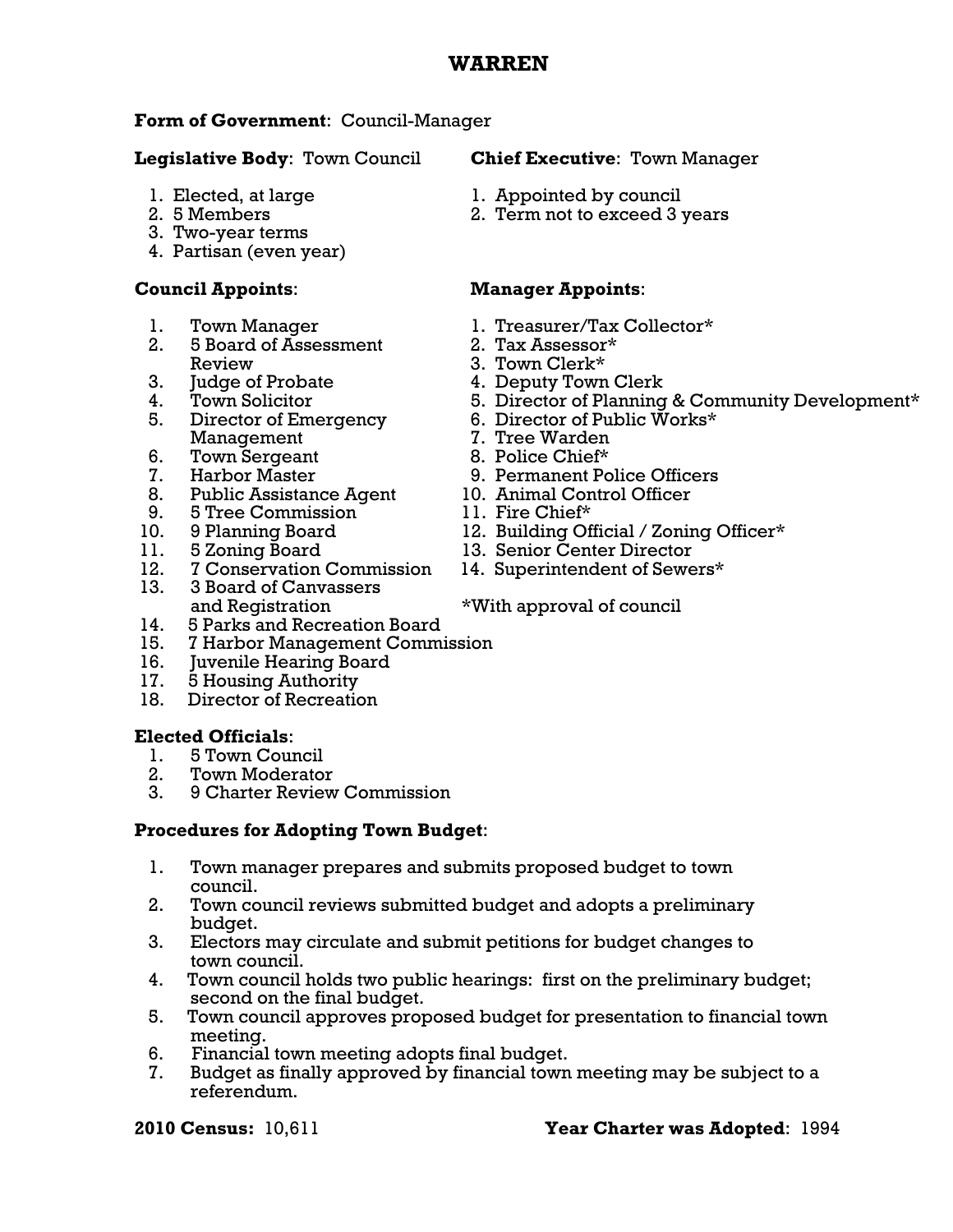# WARREN

**Form of Government**: Council-Manager

**Legislative Body**: Town Council

1. Elected, at large
2. 5 Members
3. Two-year terms
4. Partisan (even year)

**Chief Executive**: Town Manager

1. Appointed by council
2. Term not to exceed 3 years

**Council Appoints**:

1. Town Manager
2. 5 Board of Assessment Review
3. Judge of Probate
4. Town Solicitor
5. Director of Emergency Management
6. Town Sergeant
7. Harbor Master
8. Public Assistance Agent
9. 5 Tree Commission
10. 9 Planning Board
11. 5 Zoning Board
12. 7 Conservation Commission
13. 3 Board of Canvassers and Registration
14. 5 Parks and Recreation Board
15. 7 Harbor Management Commission
16. Juvenile Hearing Board
17. 5 Housing Authority
18. Director of Recreation

**Manager Appoints**:

1. Treasurer/Tax Collector*
2. Tax Assessor*
3. Town Clerk*
4. Deputy Town Clerk
5. Director of Planning & Community Development*
6. Director of Public Works*
7. Tree Warden
8. Police Chief*
9. Permanent Police Officers
10. Animal Control Officer
11. Fire Chief*
12. Building Official / Zoning Officer*
13. Senior Center Director
14. Superintendent of Sewers*

*With approval of council

**Elected Officials**:

1. 5 Town Council
2. Town Moderator
3. 9 Charter Review Commission

**Procedures for Adopting Town Budget**:

1. Town manager prepares and submits proposed budget to town council.
2. Town council reviews submitted budget and adopts a preliminary budget.
3. Electors may circulate and submit petitions for budget changes to town council.
4. Town council holds two public hearings: first on the preliminary budget; second on the final budget.
5. Town council approves proposed budget for presentation to financial town meeting.
6. Financial town meeting adopts final budget.
7. Budget as finally approved by financial town meeting may be subject to a referendum.

**2010 Census:** 10,611

**Year Charter was Adopted**: 1994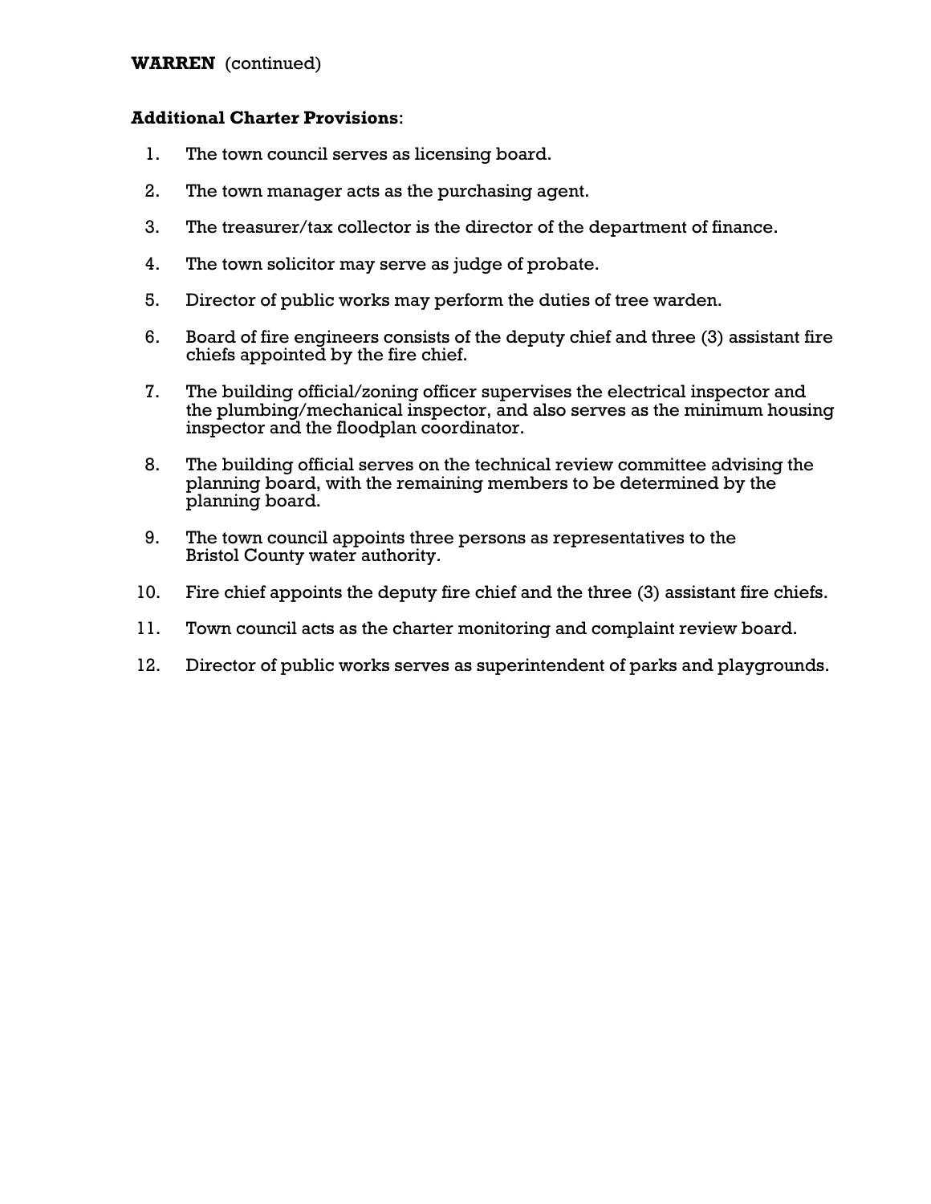**WARREN** (continued)

**Additional Charter Provisions**:

1. The town council serves as licensing board.
2. The town manager acts as the purchasing agent.
3. The treasurer/tax collector is the director of the department of finance.
4. The town solicitor may serve as judge of probate.
5. Director of public works may perform the duties of tree warden.
6. Board of fire engineers consists of the deputy chief and three (3) assistant fire chiefs appointed by the fire chief.
7. The building official/zoning officer supervises the electrical inspector and the plumbing/mechanical inspector, and also serves as the minimum housing inspector and the floodplan coordinator.
8. The building official serves on the technical review committee advising the planning board, with the remaining members to be determined by the planning board.
9. The town council appoints three persons as representatives to the Bristol County water authority.
10. Fire chief appoints the deputy fire chief and the three (3) assistant fire chiefs.
11. Town council acts as the charter monitoring and complaint review board.
12. Director of public works serves as superintendent of parks and playgrounds.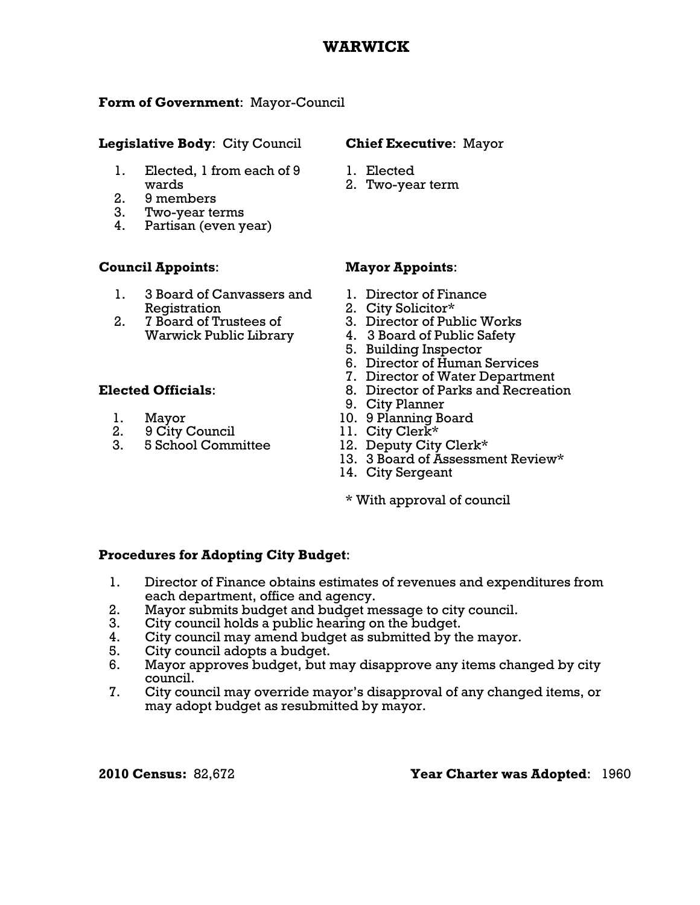# WARWICK

**Form of Government**: Mayor-Council

**Legislative Body**: City Council

1. Elected, 1 from each of 9 wards
2. 9 members
3. Two-year terms
4. Partisan (even year)

**Chief Executive**: Mayor

1. Elected
2. Two-year term

**Council Appoints**:

1. 3 Board of Canvassers and Registration
2. 7 Board of Trustees of Warwick Public Library

**Elected Officials**:

1. Mayor
2. 9 City Council
3. 5 School Committee

**Mayor Appoints**:

1. Director of Finance
2. City Solicitor*
3. Director of Public Works
4. 3 Board of Public Safety
5. Building Inspector
6. Director of Human Services
7. Director of Water Department
8. Director of Parks and Recreation
9. City Planner
10. 9 Planning Board
11. City Clerk*
12. Deputy City Clerk*
13. 3 Board of Assessment Review*
14. City Sergeant

\* With approval of council

**Procedures for Adopting City Budget**:

1. Director of Finance obtains estimates of revenues and expenditures from each department, office and agency.
2. Mayor submits budget and budget message to city council.
3. City council holds a public hearing on the budget.
4. City council may amend budget as submitted by the mayor.
5. City council adopts a budget.
6. Mayor approves budget, but may disapprove any items changed by city council.
7. City council may override mayor's disapproval of any changed items, or may adopt budget as resubmitted by mayor.

**2010 Census:** 82,672

**Year Charter was Adopted**: 1960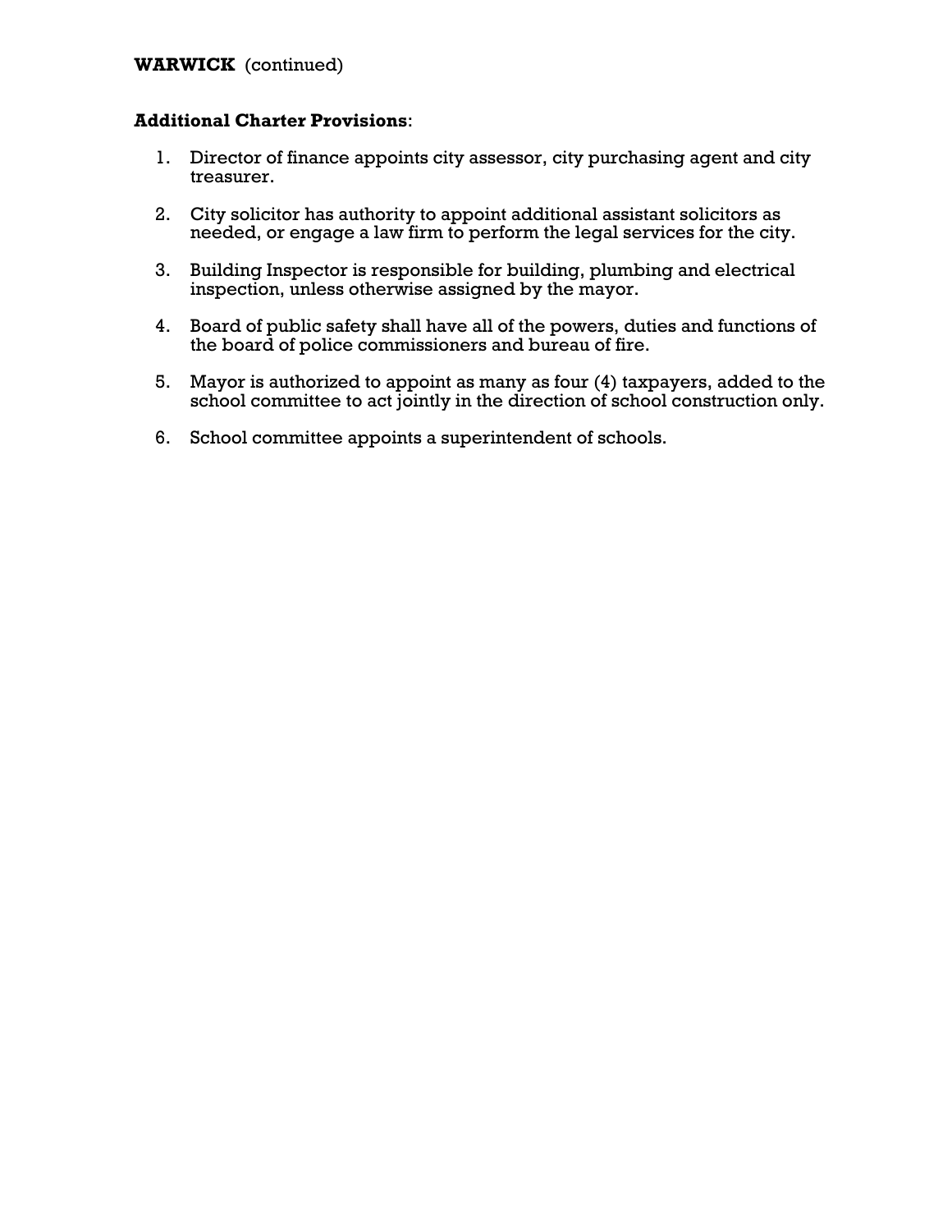**WARWICK** (continued)

**Additional Charter Provisions**:

1. Director of finance appoints city assessor, city purchasing agent and city treasurer.

2. City solicitor has authority to appoint additional assistant solicitors as needed, or engage a law firm to perform the legal services for the city.

3. Building Inspector is responsible for building, plumbing and electrical inspection, unless otherwise assigned by the mayor.

4. Board of public safety shall have all of the powers, duties and functions of the board of police commissioners and bureau of fire.

5. Mayor is authorized to appoint as many as four (4) taxpayers, added to the school committee to act jointly in the direction of school construction only.

6. School committee appoints a superintendent of schools.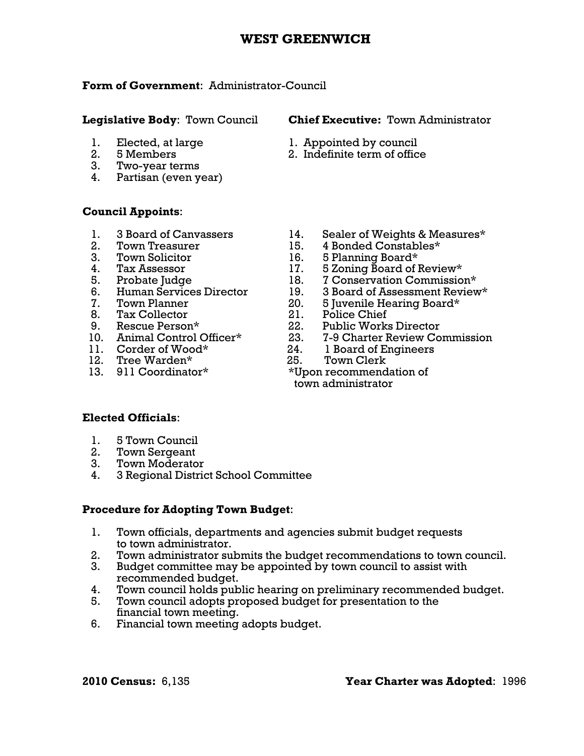# WEST GREENWICH

**Form of Government**: Administrator-Council

**Legislative Body**: Town Council

1. Elected, at large
2. 5 Members
3. Two-year terms
4. Partisan (even year)

**Chief Executive:** Town Administrator

1. Appointed by council
2. Indefinite term of office

**Council Appoints**:

1. 3 Board of Canvassers
2. Town Treasurer
3. Town Solicitor
4. Tax Assessor
5. Probate Judge
6. Human Services Director
7. Town Planner
8. Tax Collector
9. Rescue Person*
10. Animal Control Officer*
11. Corder of Wood*
12. Tree Warden*
13. 911 Coordinator*
14. Sealer of Weights & Measures*
15. 4 Bonded Constables*
16. 5 Planning Board*
17. 5 Zoning Board of Review*
18. 7 Conservation Commission*
19. 3 Board of Assessment Review*
20. 5 Juvenile Hearing Board*
21. Police Chief
22. Public Works Director
23. 7-9 Charter Review Commission
24. 1 Board of Engineers
25. Town Clerk

*Upon recommendation of town administrator

**Elected Officials**:

1. 5 Town Council
2. Town Sergeant
3. Town Moderator
4. 3 Regional District School Committee

**Procedure for Adopting Town Budget**:

1. Town officials, departments and agencies submit budget requests to town administrator.
2. Town administrator submits the budget recommendations to town council.
3. Budget committee may be appointed by town council to assist with recommended budget.
4. Town council holds public hearing on preliminary recommended budget.
5. Town council adopts proposed budget for presentation to the financial town meeting.
6. Financial town meeting adopts budget.

**2010 Census:** 6,135

**Year Charter was Adopted**: 1996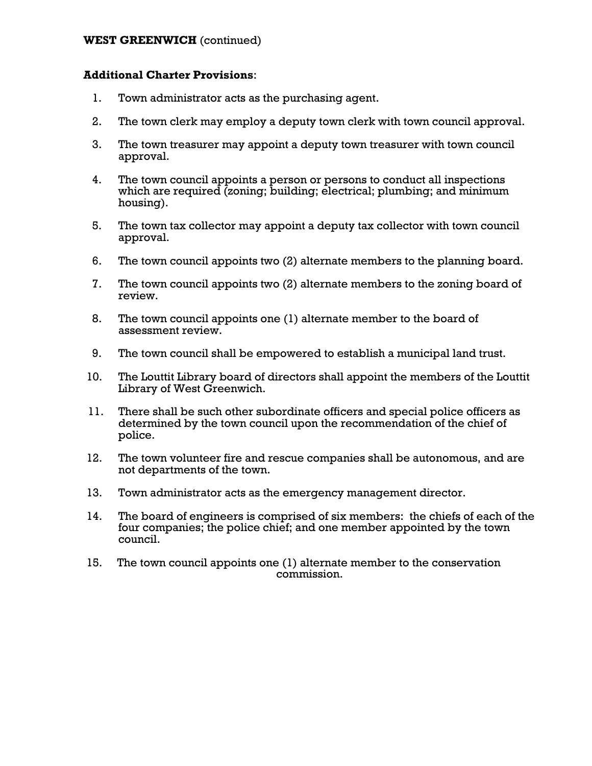**WEST GREENWICH** (continued)

**Additional Charter Provisions**:

1. Town administrator acts as the purchasing agent.
2. The town clerk may employ a deputy town clerk with town council approval.
3. The town treasurer may appoint a deputy town treasurer with town council approval.
4. The town council appoints a person or persons to conduct all inspections which are required (zoning; building; electrical; plumbing; and minimum housing).
5. The town tax collector may appoint a deputy tax collector with town council approval.
6. The town council appoints two (2) alternate members to the planning board.
7. The town council appoints two (2) alternate members to the zoning board of review.
8. The town council appoints one (1) alternate member to the board of assessment review.
9. The town council shall be empowered to establish a municipal land trust.
10. The Louttit Library board of directors shall appoint the members of the Louttit Library of West Greenwich.
11. There shall be such other subordinate officers and special police officers as determined by the town council upon the recommendation of the chief of police.
12. The town volunteer fire and rescue companies shall be autonomous, and are not departments of the town.
13. Town administrator acts as the emergency management director.
14. The board of engineers is comprised of six members: the chiefs of each of the four companies; the police chief; and one member appointed by the town council.
15. The town council appoints one (1) alternate member to the conservation commission.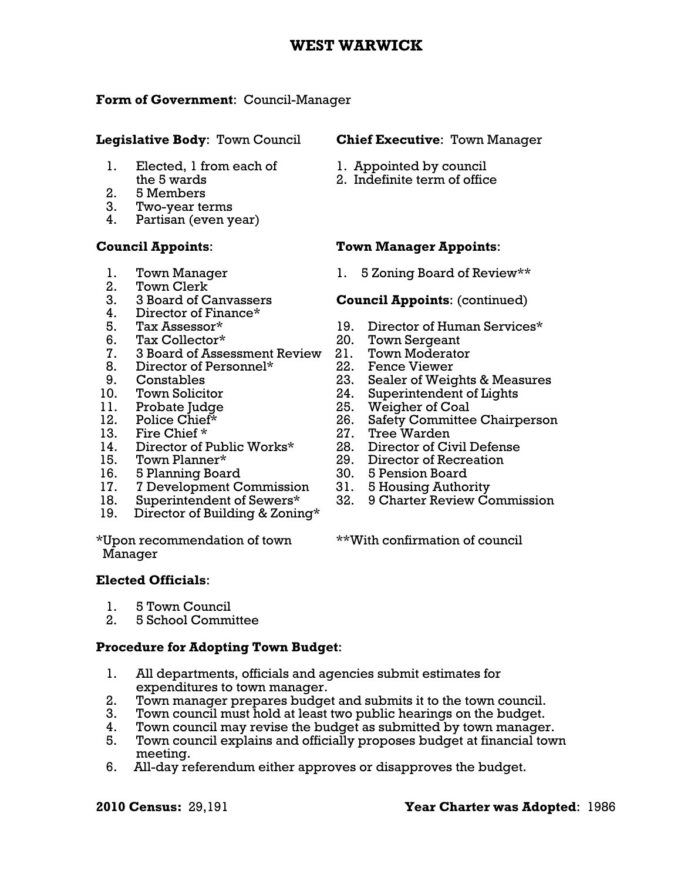# WEST WARWICK

**Form of Government**: Council-Manager

**Legislative Body**: Town Council

1. Elected, 1 from each of the 5 wards
2. 5 Members
3. Two-year terms
4. Partisan (even year)

**Chief Executive**: Town Manager

1. Appointed by council
2. Indefinite term of office

**Council Appoints**:

1. Town Manager
2. Town Clerk
3. 3 Board of Canvassers
4. Director of Finance*
5. Tax Assessor*
6. Tax Collector*
7. 3 Board of Assessment Review
8. Director of Personnel*
9. Constables
10. Town Solicitor
11. Probate Judge
12. Police Chief*
13. Fire Chief *
14. Director of Public Works*
15. Town Planner*
16. 5 Planning Board
17. 7 Development Commission
18. Superintendent of Sewers*
19. Director of Building & Zoning*

*Upon recommendation of town Manager

**Town Manager Appoints**:

1. 5 Zoning Board of Review**

**Council Appoints**: (continued)

19. Director of Human Services*
20. Town Sergeant
21. Town Moderator
22. Fence Viewer
23. Sealer of Weights & Measures
24. Superintendent of Lights
25. Weigher of Coal
26. Safety Committee Chairperson
27. Tree Warden
28. Director of Civil Defense
29. Director of Recreation
30. 5 Pension Board
31. 5 Housing Authority
32. 9 Charter Review Commission

**With confirmation of council

**Elected Officials**:

1. 5 Town Council
2. 5 School Committee

**Procedure for Adopting Town Budget**:

1. All departments, officials and agencies submit estimates for expenditures to town manager.
2. Town manager prepares budget and submits it to the town council.
3. Town council must hold at least two public hearings on the budget.
4. Town council may revise the budget as submitted by town manager.
5. Town council explains and officially proposes budget at financial town meeting.
6. All-day referendum either approves or disapproves the budget.

**2010 Census:** 29,191

**Year Charter was Adopted**: 1986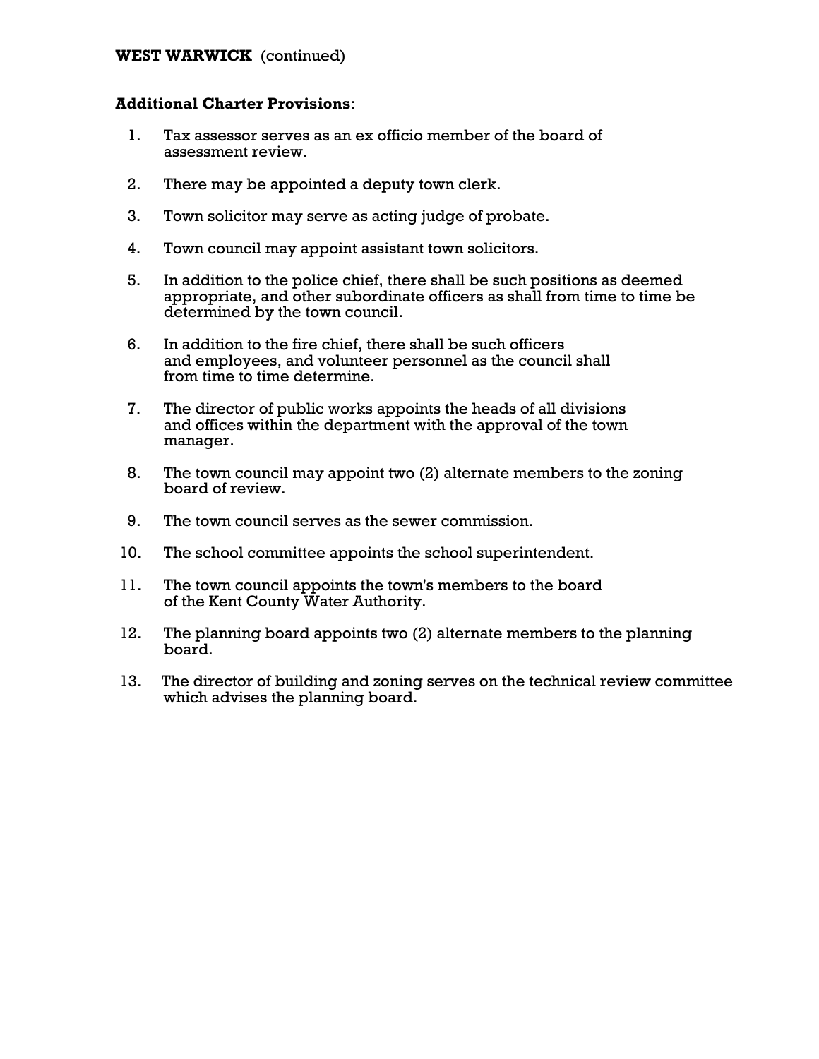**WEST WARWICK** (continued)

**Additional Charter Provisions**:

1. Tax assessor serves as an ex officio member of the board of assessment review.

2. There may be appointed a deputy town clerk.

3. Town solicitor may serve as acting judge of probate.

4. Town council may appoint assistant town solicitors.

5. In addition to the police chief, there shall be such positions as deemed appropriate, and other subordinate officers as shall from time to time be determined by the town council.

6. In addition to the fire chief, there shall be such officers and employees, and volunteer personnel as the council shall from time to time determine.

7. The director of public works appoints the heads of all divisions and offices within the department with the approval of the town manager.

8. The town council may appoint two (2) alternate members to the zoning board of review.

9. The town council serves as the sewer commission.

10. The school committee appoints the school superintendent.

11. The town council appoints the town's members to the board of the Kent County Water Authority.

12. The planning board appoints two (2) alternate members to the planning board.

13. The director of building and zoning serves on the technical review committee which advises the planning board.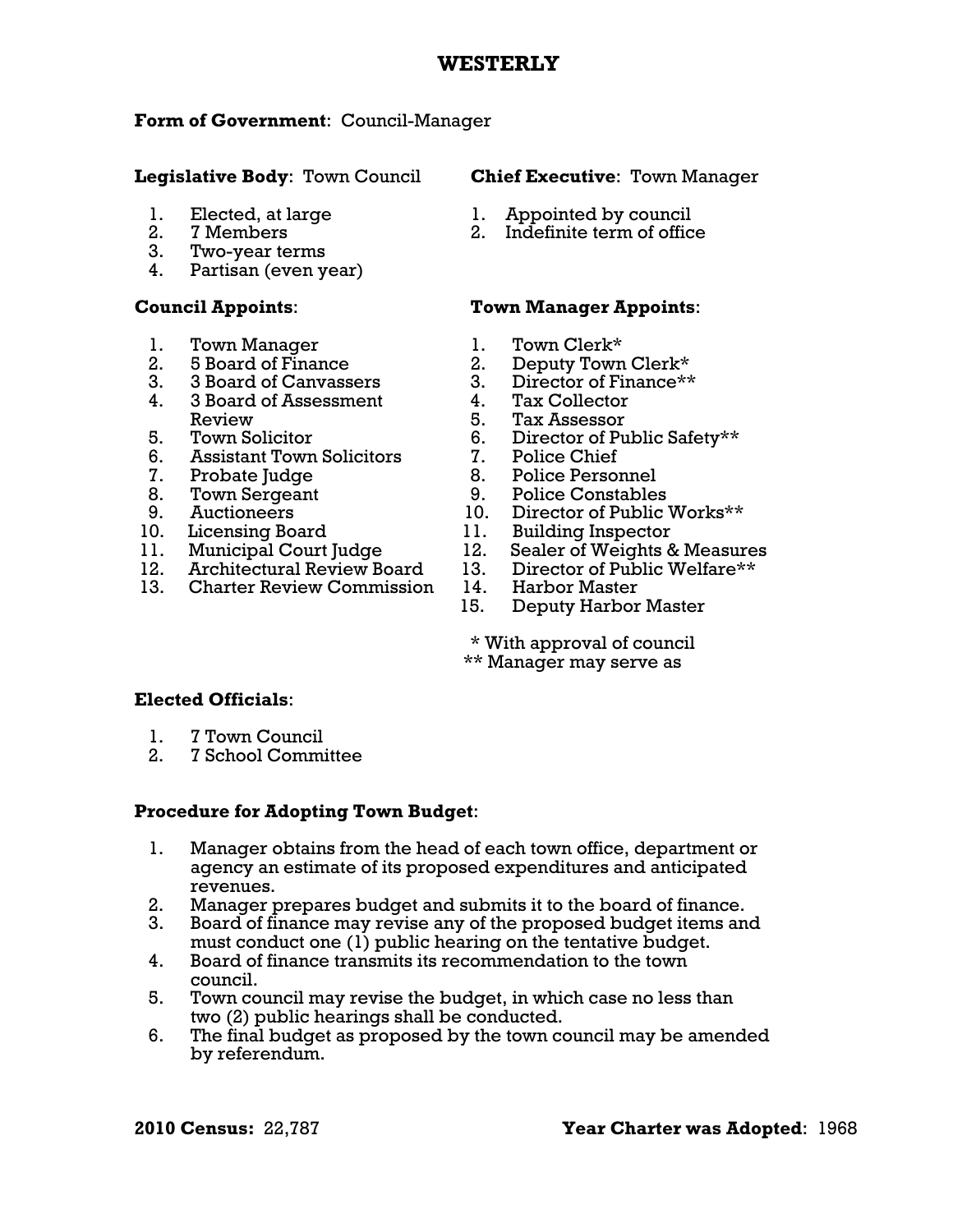# WESTERLY

**Form of Government**: Council-Manager

**Legislative Body**: Town Council

1. Elected, at large
2. 7 Members
3. Two-year terms
4. Partisan (even year)

**Chief Executive**: Town Manager

1. Appointed by council
2. Indefinite term of office

**Council Appoints**:

1. Town Manager
2. 5 Board of Finance
3. 3 Board of Canvassers
4. 3 Board of Assessment Review
5. Town Solicitor
6. Assistant Town Solicitors
7. Probate Judge
8. Town Sergeant
9. Auctioneers
10. Licensing Board
11. Municipal Court Judge
12. Architectural Review Board
13. Charter Review Commission

**Town Manager Appoints**:

1. Town Clerk*
2. Deputy Town Clerk*
3. Director of Finance**
4. Tax Collector
5. Tax Assessor
6. Director of Public Safety**
7. Police Chief
8. Police Personnel
9. Police Constables
10. Director of Public Works**
11. Building Inspector
12. Sealer of Weights & Measures
13. Director of Public Welfare**
14. Harbor Master
15. Deputy Harbor Master

\* With approval of council
\** Manager may serve as

**Elected Officials**:

1. 7 Town Council
2. 7 School Committee

**Procedure for Adopting Town Budget**:

1. Manager obtains from the head of each town office, department or agency an estimate of its proposed expenditures and anticipated revenues.
2. Manager prepares budget and submits it to the board of finance.
3. Board of finance may revise any of the proposed budget items and must conduct one (1) public hearing on the tentative budget.
4. Board of finance transmits its recommendation to the town council.
5. Town council may revise the budget, in which case no less than two (2) public hearings shall be conducted.
6. The final budget as proposed by the town council may be amended by referendum.

**2010 Census:** 22,787

**Year Charter was Adopted**: 1968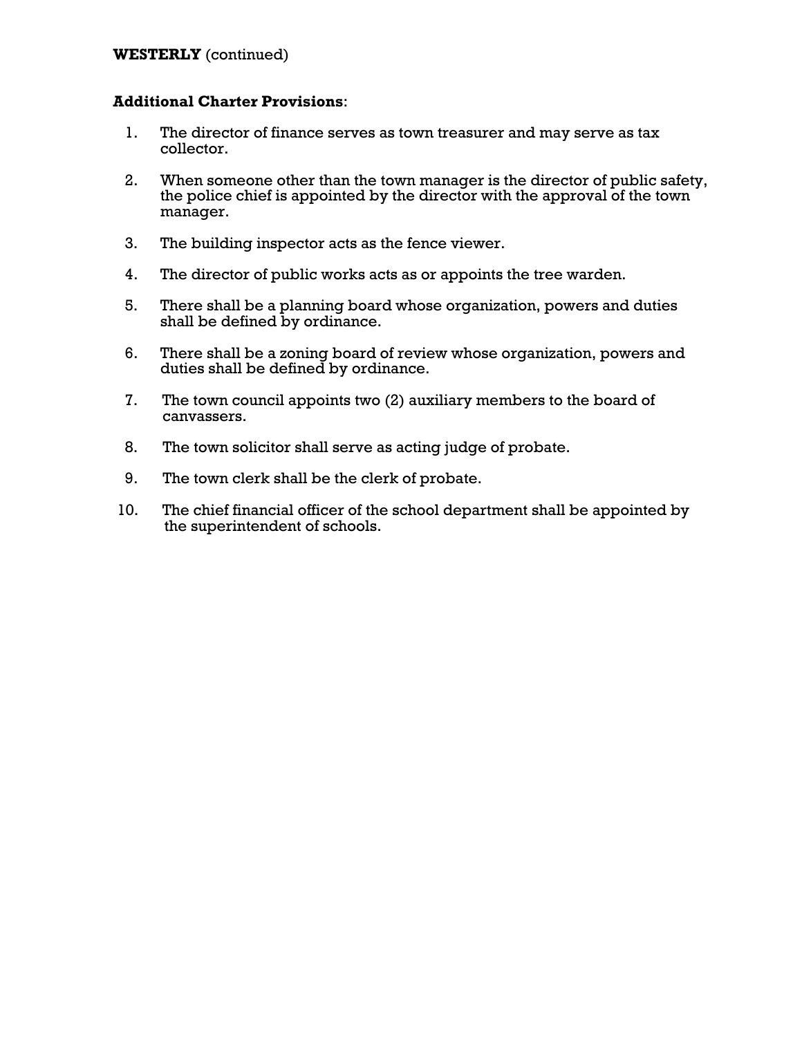**WESTERLY** (continued)

**Additional Charter Provisions**:

1. The director of finance serves as town treasurer and may serve as tax collector.

2. When someone other than the town manager is the director of public safety, the police chief is appointed by the director with the approval of the town manager.

3. The building inspector acts as the fence viewer.

4. The director of public works acts as or appoints the tree warden.

5. There shall be a planning board whose organization, powers and duties shall be defined by ordinance.

6. There shall be a zoning board of review whose organization, powers and duties shall be defined by ordinance.

7. The town council appoints two (2) auxiliary members to the board of canvassers.

8. The town solicitor shall serve as acting judge of probate.

9. The town clerk shall be the clerk of probate.

10. The chief financial officer of the school department shall be appointed by the superintendent of schools.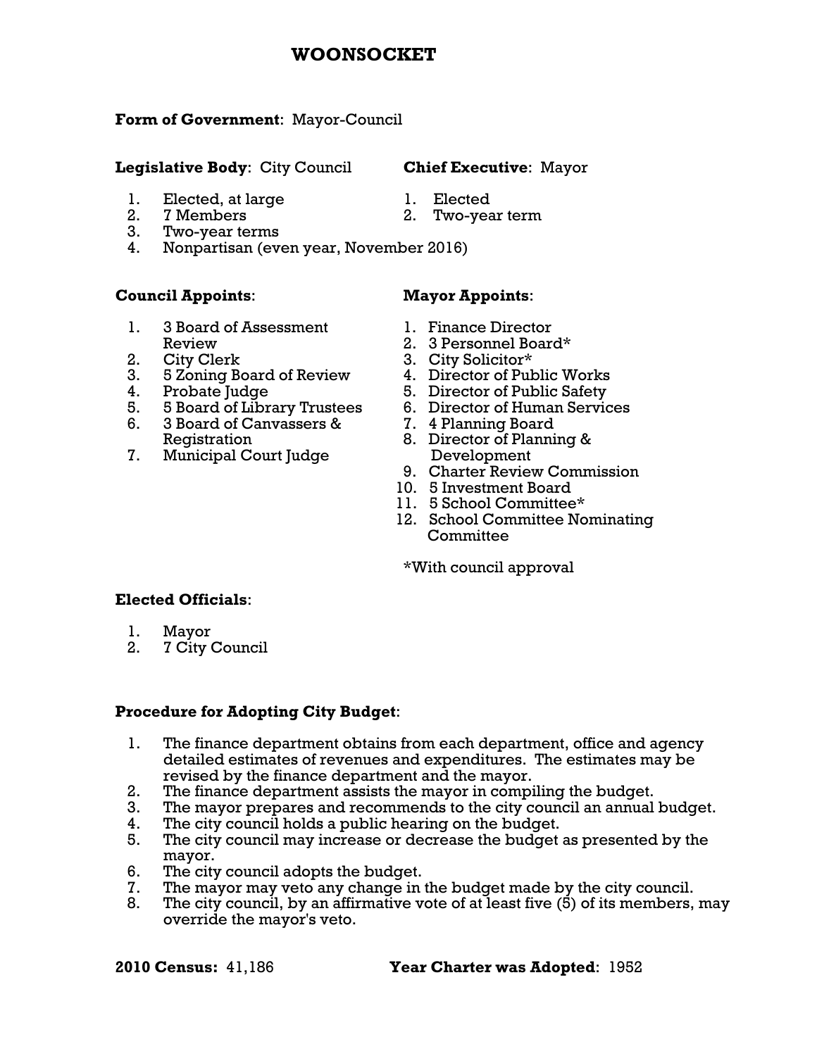# WOONSOCKET

**Form of Government**: Mayor-Council

**Legislative Body**: City Council

1. Elected, at large
2. 7 Members
3. Two-year terms
4. Nonpartisan (even year, November 2016)

**Chief Executive**: Mayor

1. Elected
2. Two-year term

**Council Appoints**:

1. 3 Board of Assessment Review
2. City Clerk
3. 5 Zoning Board of Review
4. Probate Judge
5. 5 Board of Library Trustees
6. 3 Board of Canvassers & Registration
7. Municipal Court Judge

**Mayor Appoints**:

1. Finance Director
2. 3 Personnel Board*
3. City Solicitor*
4. Director of Public Works
5. Director of Public Safety
6. Director of Human Services
7. 4 Planning Board
8. Director of Planning & Development
9. Charter Review Commission
10. 5 Investment Board
11. 5 School Committee*
12. School Committee Nominating Committee

*With council approval

**Elected Officials**:

1. Mayor
2. 7 City Council

**Procedure for Adopting City Budget**:

1. The finance department obtains from each department, office and agency detailed estimates of revenues and expenditures. The estimates may be revised by the finance department and the mayor.
2. The finance department assists the mayor in compiling the budget.
3. The mayor prepares and recommends to the city council an annual budget.
4. The city council holds a public hearing on the budget.
5. The city council may increase or decrease the budget as presented by the mayor.
6. The city council adopts the budget.
7. The mayor may veto any change in the budget made by the city council.
8. The city council, by an affirmative vote of at least five (5) of its members, may override the mayor's veto.

**2010 Census:** 41,186

**Year Charter was Adopted**: 1952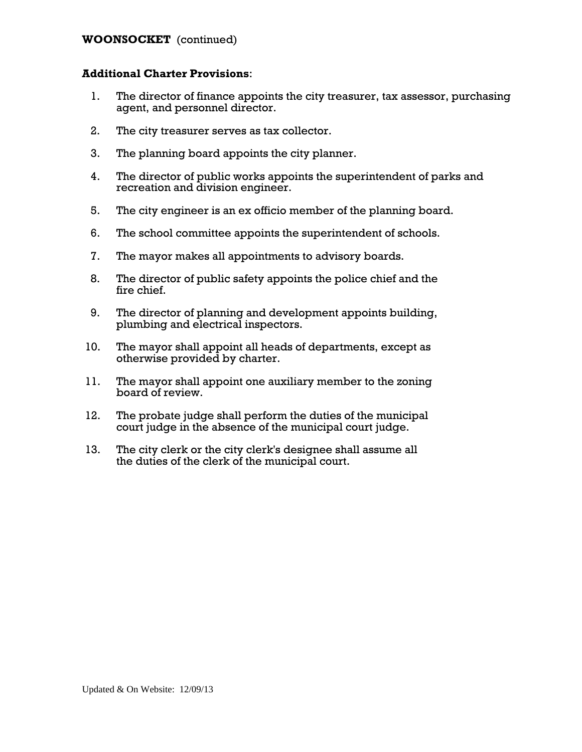**WOONSOCKET** (continued)

**Additional Charter Provisions**:

1. The director of finance appoints the city treasurer, tax assessor, purchasing agent, and personnel director.

2. The city treasurer serves as tax collector.

3. The planning board appoints the city planner.

4. The director of public works appoints the superintendent of parks and recreation and division engineer.

5. The city engineer is an ex officio member of the planning board.

6. The school committee appoints the superintendent of schools.

7. The mayor makes all appointments to advisory boards.

8. The director of public safety appoints the police chief and the fire chief.

9. The director of planning and development appoints building, plumbing and electrical inspectors.

10. The mayor shall appoint all heads of departments, except as otherwise provided by charter.

11. The mayor shall appoint one auxiliary member to the zoning board of review.

12. The probate judge shall perform the duties of the municipal court judge in the absence of the municipal court judge.

13. The city clerk or the city clerk's designee shall assume all the duties of the clerk of the municipal court.

Updated & On Website: 12/09/13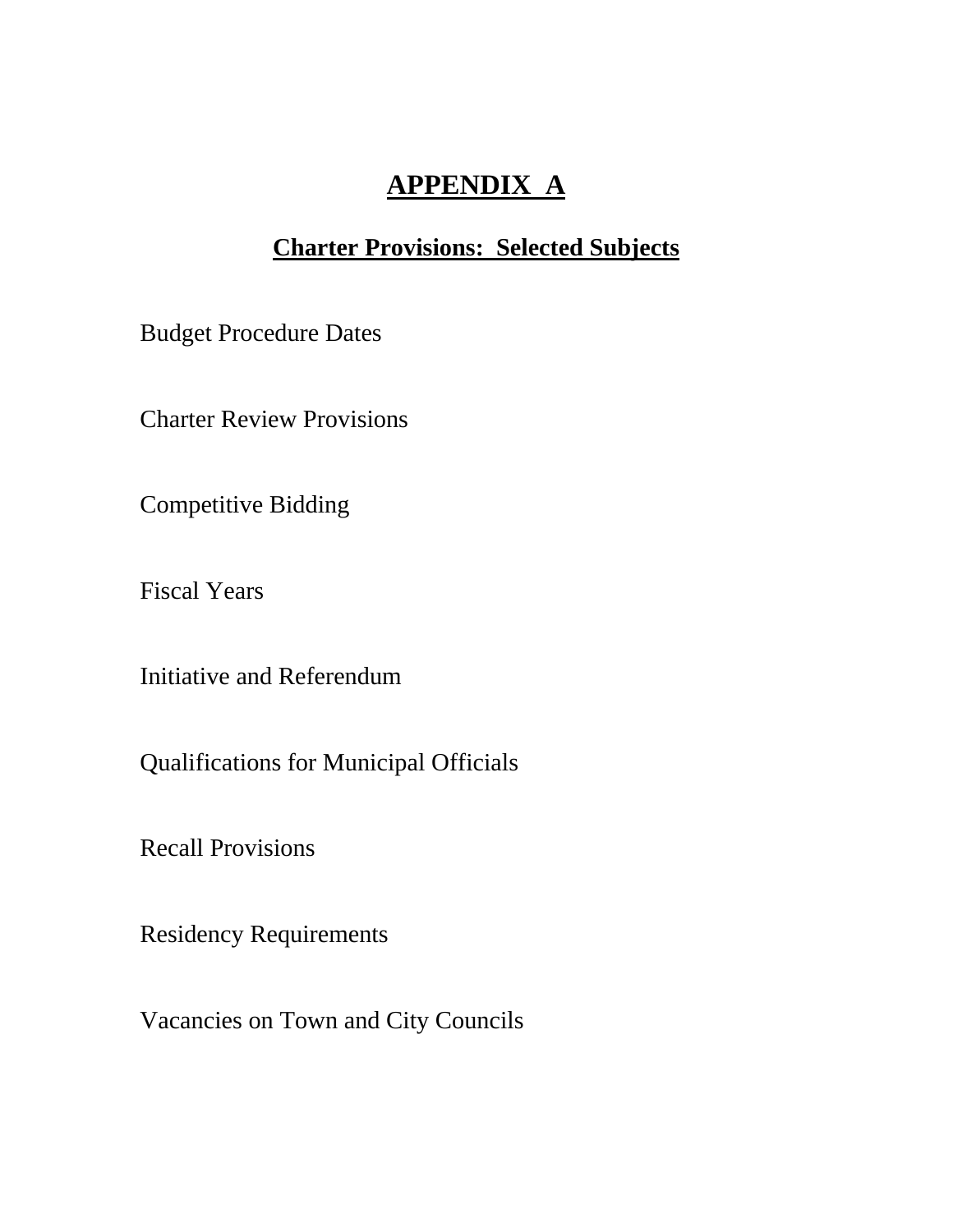# APPENDIX A

## Charter Provisions: Selected Subjects

Budget Procedure Dates

Charter Review Provisions

Competitive Bidding

Fiscal Years

Initiative and Referendum

Qualifications for Municipal Officials

Recall Provisions

Residency Requirements

Vacancies on Town and City Councils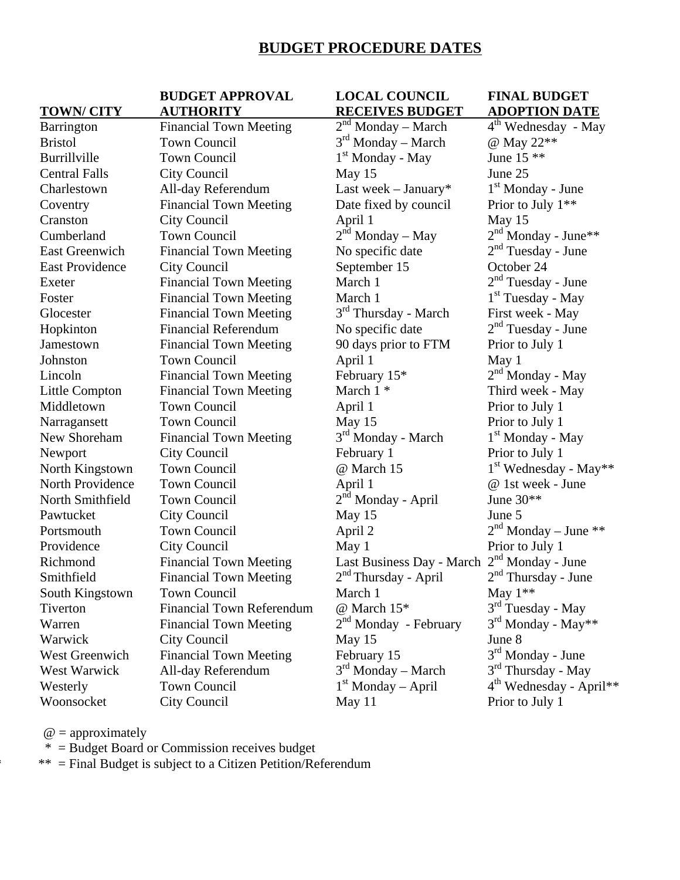# BUDGET PROCEDURE DATES

| TOWN/ CITY | BUDGET APPROVAL AUTHORITY | LOCAL COUNCIL RECEIVES BUDGET | FINAL BUDGET ADOPTION DATE |
|---|---|---|---|
| Barrington | Financial Town Meeting | 2nd Monday – March | 4th Wednesday - May |
| Bristol | Town Council | 3rd Monday – March | @ May 22** |
| Burrillville | Town Council | 1st Monday - May | June 15 ** |
| Central Falls | City Council | May 15 | June 25 |
| Charlestown | All-day Referendum | Last week – January* | 1st Monday - June |
| Coventry | Financial Town Meeting | Date fixed by council | Prior to July 1** |
| Cranston | City Council | April 1 | May 15 |
| Cumberland | Town Council | 2nd Monday – May | 2nd Monday - June** |
| East Greenwich | Financial Town Meeting | No specific date | 2nd Tuesday - June |
| East Providence | City Council | September 15 | October 24 |
| Exeter | Financial Town Meeting | March 1 | 2nd Tuesday - June |
| Foster | Financial Town Meeting | March 1 | 1st Tuesday - May |
| Glocester | Financial Town Meeting | 3rd Thursday - March | First week - May |
| Hopkinton | Financial Referendum | No specific date | 2nd Tuesday - June |
| Jamestown | Financial Town Meeting | 90 days prior to FTM | Prior to July 1 |
| Johnston | Town Council | April 1 | May 1 |
| Lincoln | Financial Town Meeting | February 15* | 2nd Monday - May |
| Little Compton | Financial Town Meeting | March 1 * | Third week - May |
| Middletown | Town Council | April 1 | Prior to July 1 |
| Narragansett | Town Council | May 15 | Prior to July 1 |
| New Shoreham | Financial Town Meeting | 3rd Monday - March | 1st Monday - May |
| Newport | City Council | February 1 | Prior to July 1 |
| North Kingstown | Town Council | @ March 15 | 1st Wednesday - May** |
| North Providence | Town Council | April 1 | @ 1st week - June |
| North Smithfield | Town Council | 2nd Monday - April | June 30** |
| Pawtucket | City Council | May 15 | June 5 |
| Portsmouth | Town Council | April 2 | 2nd Monday – June ** |
| Providence | City Council | May 1 | Prior to July 1 |
| Richmond | Financial Town Meeting | Last Business Day - March | 2nd Monday - June |
| Smithfield | Financial Town Meeting | 2nd Thursday - April | 2nd Thursday - June |
| South Kingstown | Town Council | March 1 | May 1** |
| Tiverton | Financial Town Referendum | @ March 15* | 3rd Tuesday - May |
| Warren | Financial Town Meeting | 2nd Monday - February | 3rd Monday - May** |
| Warwick | City Council | May 15 | June 8 |
| West Greenwich | Financial Town Meeting | February 15 | 3rd Monday - June |
| West Warwick | All-day Referendum | 3rd Monday – March | 3rd Thursday - May |
| Westerly | Town Council | 1st Monday – April | 4th Wednesday - April** |
| Woonsocket | City Council | May 11 | Prior to July 1 |

@ = approximately

\* = Budget Board or Commission receives budget

** = Final Budget is subject to a Citizen Petition/Referendum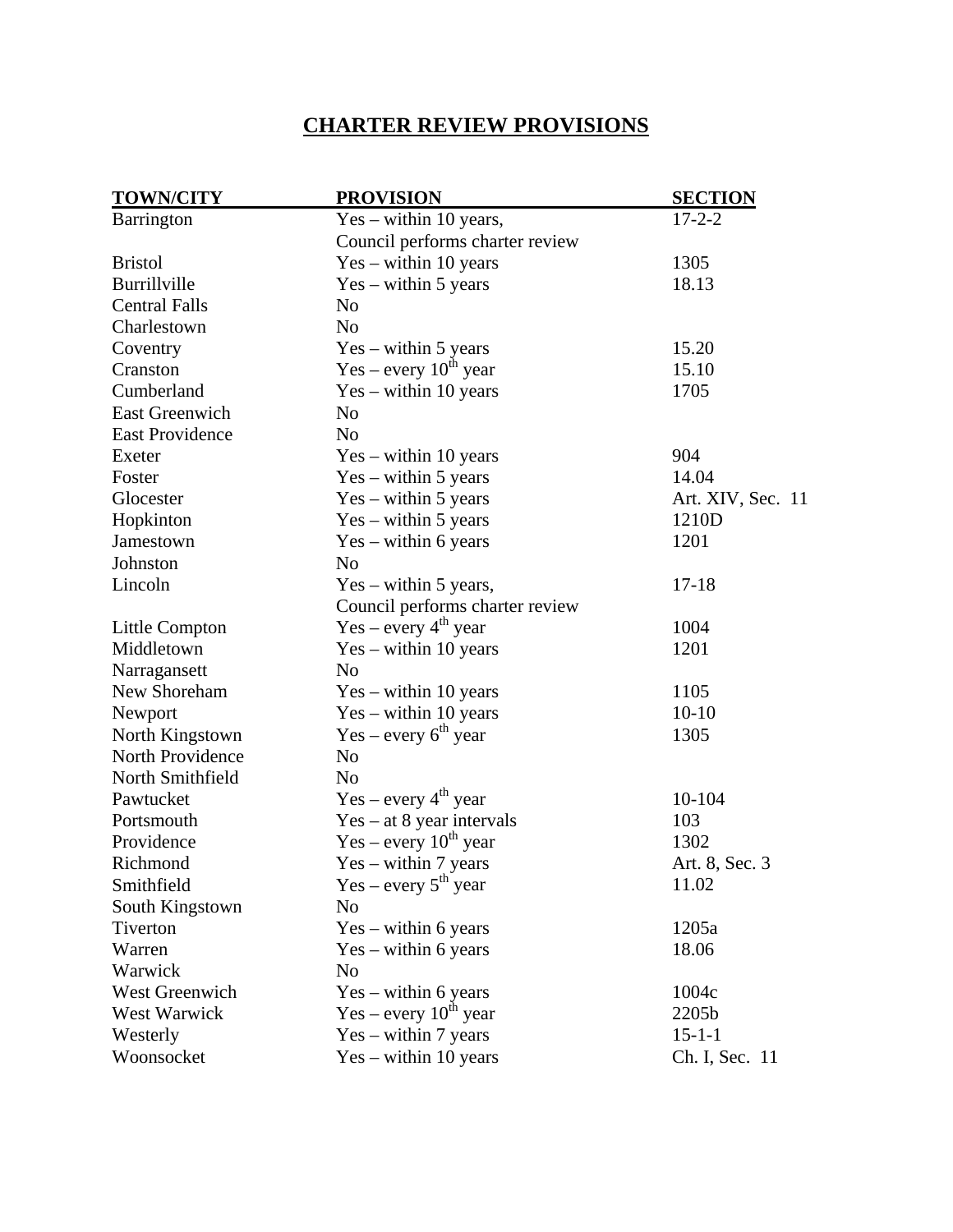# CHARTER REVIEW PROVISIONS

| TOWN/CITY | PROVISION | SECTION |
| --- | --- | --- |
| Barrington | Yes – within 10 years, Council performs charter review | 17-2-2 |
| Bristol | Yes – within 10 years | 1305 |
| Burrillville | Yes – within 5 years | 18.13 |
| Central Falls | No | |
| Charlestown | No | |
| Coventry | Yes – within 5 years | 15.20 |
| Cranston | Yes – every 10th year | 15.10 |
| Cumberland | Yes – within 10 years | 1705 |
| East Greenwich | No | |
| East Providence | No | |
| Exeter | Yes – within 10 years | 904 |
| Foster | Yes – within 5 years | 14.04 |
| Glocester | Yes – within 5 years | Art. XIV, Sec. 11 |
| Hopkinton | Yes – within 5 years | 1210D |
| Jamestown | Yes – within 6 years | 1201 |
| Johnston | No | |
| Lincoln | Yes – within 5 years, Council performs charter review | 17-18 |
| Little Compton | Yes – every 4th year | 1004 |
| Middletown | Yes – within 10 years | 1201 |
| Narragansett | No | |
| New Shoreham | Yes – within 10 years | 1105 |
| Newport | Yes – within 10 years | 10-10 |
| North Kingstown | Yes – every 6th year | 1305 |
| North Providence | No | |
| North Smithfield | No | |
| Pawtucket | Yes – every 4th year | 10-104 |
| Portsmouth | Yes – at 8 year intervals | 103 |
| Providence | Yes – every 10th year | 1302 |
| Richmond | Yes – within 7 years | Art. 8, Sec. 3 |
| Smithfield | Yes – every 5th year | 11.02 |
| South Kingstown | No | |
| Tiverton | Yes – within 6 years | 1205a |
| Warren | Yes – within 6 years | 18.06 |
| Warwick | No | |
| West Greenwich | Yes – within 6 years | 1004c |
| West Warwick | Yes – every 10th year | 2205b |
| Westerly | Yes – within 7 years | 15-1-1 |
| Woonsocket | Yes – within 10 years | Ch. I, Sec. 11 |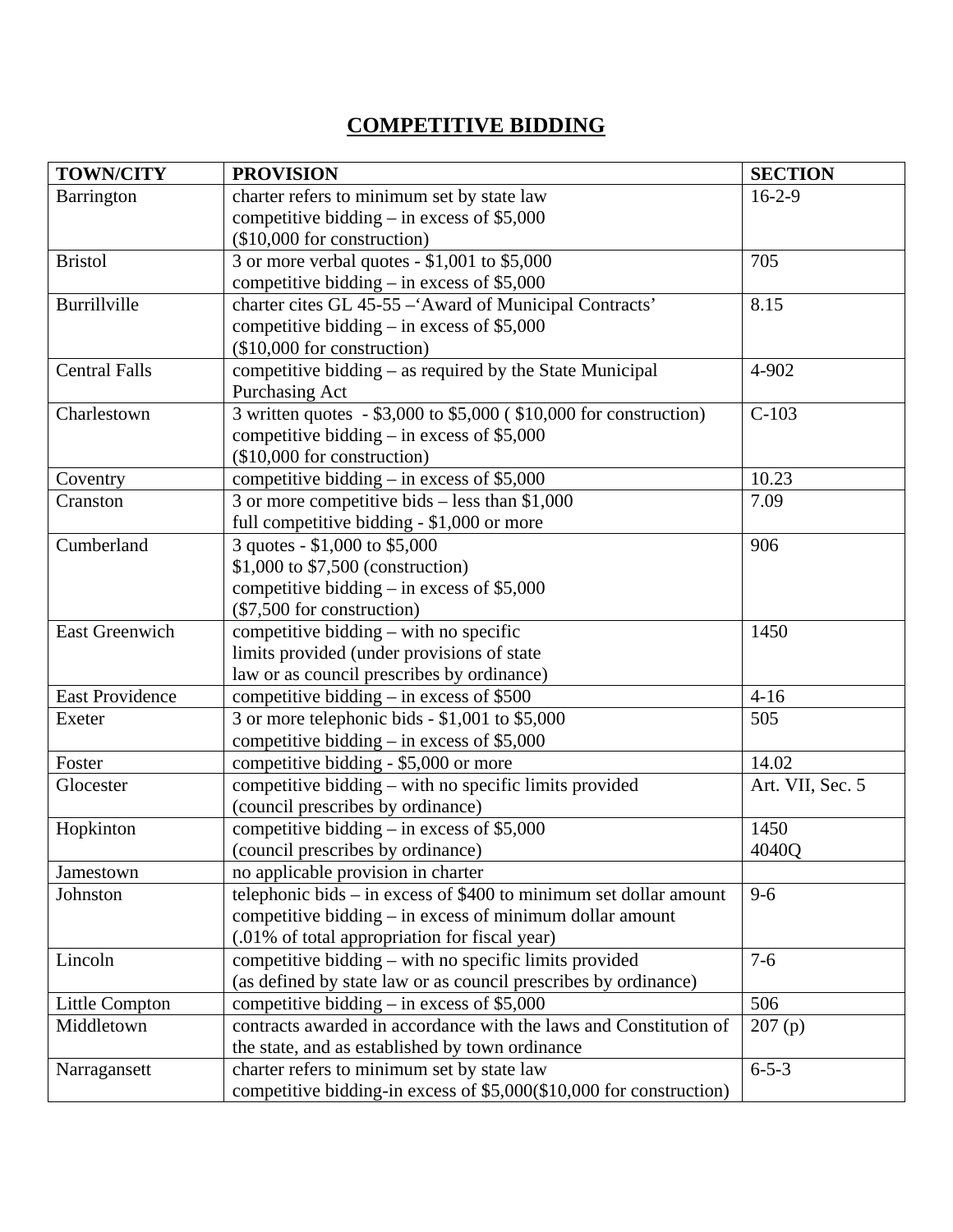# COMPETITIVE BIDDING

| TOWN/CITY | PROVISION | SECTION |
|---|---|---|
| Barrington | charter refers to minimum set by state law<br>competitive bidding – in excess of $5,000<br>($10,000 for construction) | 16-2-9 |
| Bristol | 3 or more verbal quotes - $1,001 to $5,000<br>competitive bidding – in excess of $5,000 | 705 |
| Burrillville | charter cites GL 45-55 –'Award of Municipal Contracts'<br>competitive bidding – in excess of $5,000<br>($10,000 for construction) | 8.15 |
| Central Falls | competitive bidding – as required by the State Municipal Purchasing Act | 4-902 |
| Charlestown | 3 written quotes - $3,000 to $5,000 ( $10,000 for construction)<br>competitive bidding – in excess of $5,000<br>($10,000 for construction) | C-103 |
| Coventry | competitive bidding – in excess of $5,000 | 10.23 |
| Cranston | 3 or more competitive bids – less than $1,000<br>full competitive bidding - $1,000 or more | 7.09 |
| Cumberland | 3 quotes - $1,000 to $5,000<br>$1,000 to $7,500 (construction)<br>competitive bidding – in excess of $5,000<br>($7,500 for construction) | 906 |
| East Greenwich | competitive bidding – with no specific limits provided (under provisions of state law or as council prescribes by ordinance) | 1450 |
| East Providence | competitive bidding – in excess of $500 | 4-16 |
| Exeter | 3 or more telephonic bids - $1,001 to $5,000<br>competitive bidding – in excess of $5,000 | 505 |
| Foster | competitive bidding - $5,000 or more | 14.02 |
| Glocester | competitive bidding – with no specific limits provided<br>(council prescribes by ordinance) | Art. VII, Sec. 5 |
| Hopkinton | competitive bidding – in excess of $5,000<br>(council prescribes by ordinance) | 1450<br>4040Q |
| Jamestown | no applicable provision in charter | |
| Johnston | telephonic bids – in excess of $400 to minimum set dollar amount<br>competitive bidding – in excess of minimum dollar amount<br>(.01% of total appropriation for fiscal year) | 9-6 |
| Lincoln | competitive bidding – with no specific limits provided<br>(as defined by state law or as council prescribes by ordinance) | 7-6 |
| Little Compton | competitive bidding – in excess of $5,000 | 506 |
| Middletown | contracts awarded in accordance with the laws and Constitution of the state, and as established by town ordinance | 207 (p) |
| Narragansett | charter refers to minimum set by state law<br>competitive bidding-in excess of $5,000($10,000 for construction) | 6-5-3 |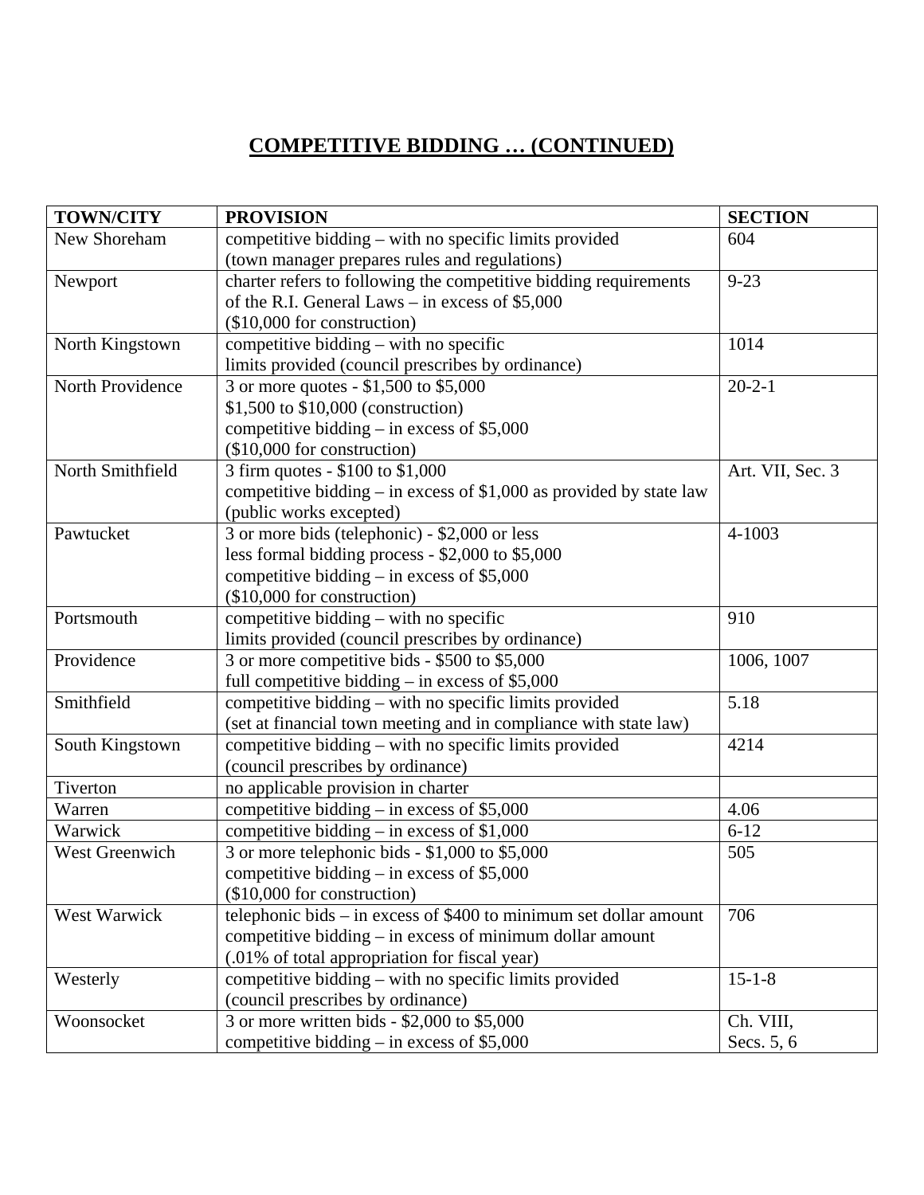# COMPETITIVE BIDDING … (CONTINUED)

| TOWN/CITY | PROVISION | SECTION |
|---|---|---|
| New Shoreham | competitive bidding – with no specific limits provided (town manager prepares rules and regulations) | 604 |
| Newport | charter refers to following the competitive bidding requirements of the R.I. General Laws – in excess of $5,000 ($10,000 for construction) | 9-23 |
| North Kingstown | competitive bidding – with no specific limits provided (council prescribes by ordinance) | 1014 |
| North Providence | 3 or more quotes - $1,500 to $5,000<br>$1,500 to $10,000 (construction)<br>competitive bidding – in excess of $5,000 ($10,000 for construction) | 20-2-1 |
| North Smithfield | 3 firm quotes - $100 to $1,000<br>competitive bidding – in excess of $1,000 as provided by state law (public works excepted) | Art. VII, Sec. 3 |
| Pawtucket | 3 or more bids (telephonic) - $2,000 or less<br>less formal bidding process - $2,000 to $5,000<br>competitive bidding – in excess of $5,000 ($10,000 for construction) | 4-1003 |
| Portsmouth | competitive bidding – with no specific limits provided (council prescribes by ordinance) | 910 |
| Providence | 3 or more competitive bids - $500 to $5,000<br>full competitive bidding – in excess of $5,000 | 1006, 1007 |
| Smithfield | competitive bidding – with no specific limits provided (set at financial town meeting and in compliance with state law) | 5.18 |
| South Kingstown | competitive bidding – with no specific limits provided (council prescribes by ordinance) | 4214 |
| Tiverton | no applicable provision in charter | |
| Warren | competitive bidding – in excess of $5,000 | 4.06 |
| Warwick | competitive bidding – in excess of $1,000 | 6-12 |
| West Greenwich | 3 or more telephonic bids - $1,000 to $5,000<br>competitive bidding – in excess of $5,000 ($10,000 for construction) | 505 |
| West Warwick | telephonic bids – in excess of $400 to minimum set dollar amount<br>competitive bidding – in excess of minimum dollar amount (.01% of total appropriation for fiscal year) | 706 |
| Westerly | competitive bidding – with no specific limits provided (council prescribes by ordinance) | 15-1-8 |
| Woonsocket | 3 or more written bids - $2,000 to $5,000<br>competitive bidding – in excess of $5,000 | Ch. VIII, Secs. 5, 6 |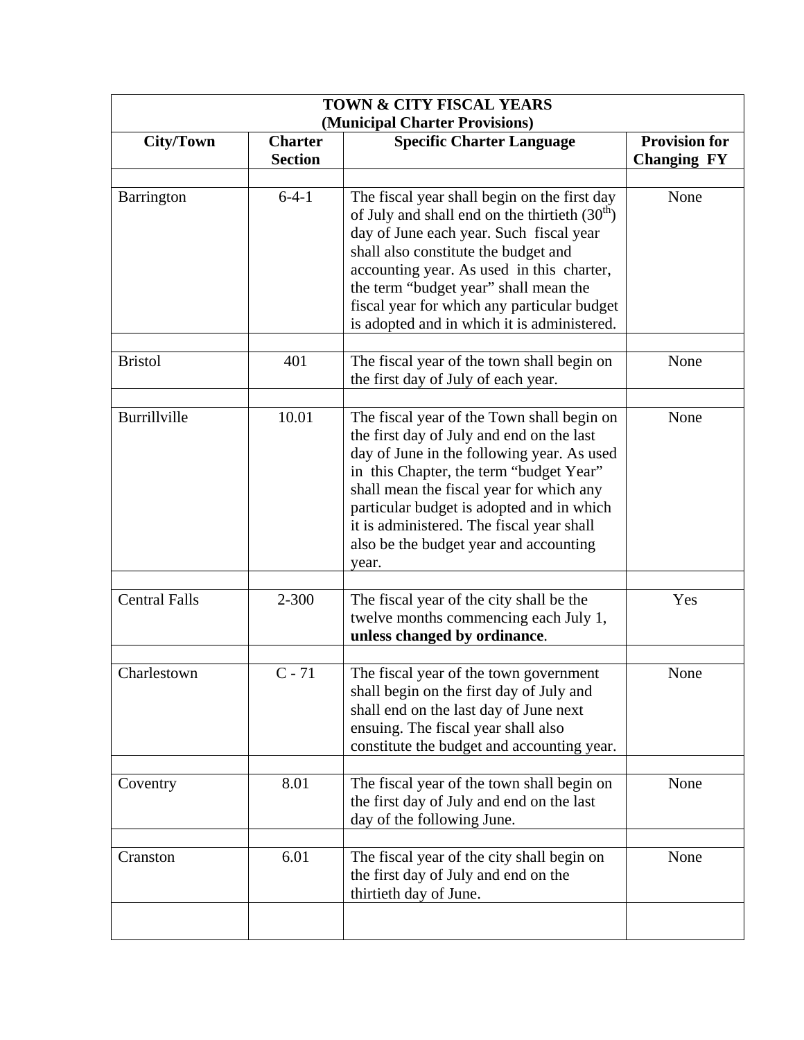| TOWN & CITY FISCAL YEARS (Municipal Charter Provisions) | | | |
|---|---|---|---|
| **City/Town** | **Charter Section** | **Specific Charter Language** | **Provision for Changing FY** |
| | | | |
| Barrington | 6-4-1 | The fiscal year shall begin on the first day of July and shall end on the thirtieth (30th) day of June each year. Such fiscal year shall also constitute the budget and accounting year. As used in this charter, the term "budget year" shall mean the fiscal year for which any particular budget is adopted and in which it is administered. | None |
| | | | |
| Bristol | 401 | The fiscal year of the town shall begin on the first day of July of each year. | None |
| | | | |
| Burrillville | 10.01 | The fiscal year of the Town shall begin on the first day of July and end on the last day of June in the following year. As used in this Chapter, the term "budget Year" shall mean the fiscal year for which any particular budget is adopted and in which it is administered. The fiscal year shall also be the budget year and accounting year. | None |
| | | | |
| Central Falls | 2-300 | The fiscal year of the city shall be the twelve months commencing each July 1, **unless changed by ordinance**. | Yes |
| | | | |
| Charlestown | C - 71 | The fiscal year of the town government shall begin on the first day of July and shall end on the last day of June next ensuing. The fiscal year shall also constitute the budget and accounting year. | None |
| | | | |
| Coventry | 8.01 | The fiscal year of the town shall begin on the first day of July and end on the last day of the following June. | None |
| | | | |
| Cranston | 6.01 | The fiscal year of the city shall begin on the first day of July and end on the thirtieth day of June. | None |
| | | | |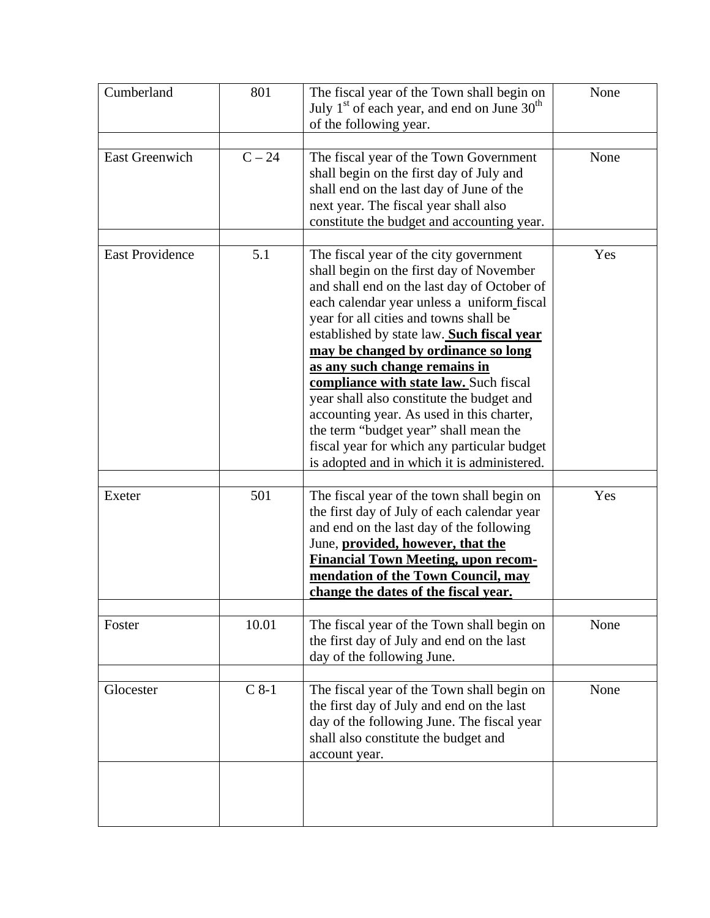| Cumberland | 801 | The fiscal year of the Town shall begin on July 1st of each year, and end on June 30th of the following year. | None |
|---|---|---|---|
| | | | |
| East Greenwich | C – 24 | The fiscal year of the Town Government shall begin on the first day of July and shall end on the last day of June of the next year. The fiscal year shall also constitute the budget and accounting year. | None |
| | | | |
| East Providence | 5.1 | The fiscal year of the city government shall begin on the first day of November and shall end on the last day of October of each calendar year unless a uniform fiscal year for all cities and towns shall be established by state law. **<u>Such fiscal year may be changed by ordinance so long as any such change remains in compliance with state law.</u>** Such fiscal year shall also constitute the budget and accounting year. As used in this charter, the term "budget year" shall mean the fiscal year for which any particular budget is adopted and in which it is administered. | Yes |
| | | | |
| Exeter | 501 | The fiscal year of the town shall begin on the first day of July of each calendar year and end on the last day of the following June, **<u>provided, however, that the Financial Town Meeting, upon recommendation of the Town Council, may change the dates of the fiscal year.</u>** | Yes |
| | | | |
| Foster | 10.01 | The fiscal year of the Town shall begin on the first day of July and end on the last day of the following June. | None |
| | | | |
| Glocester | C 8-1 | The fiscal year of the Town shall begin on the first day of July and end on the last day of the following June. The fiscal year shall also constitute the budget and account year. | None |
| | | | |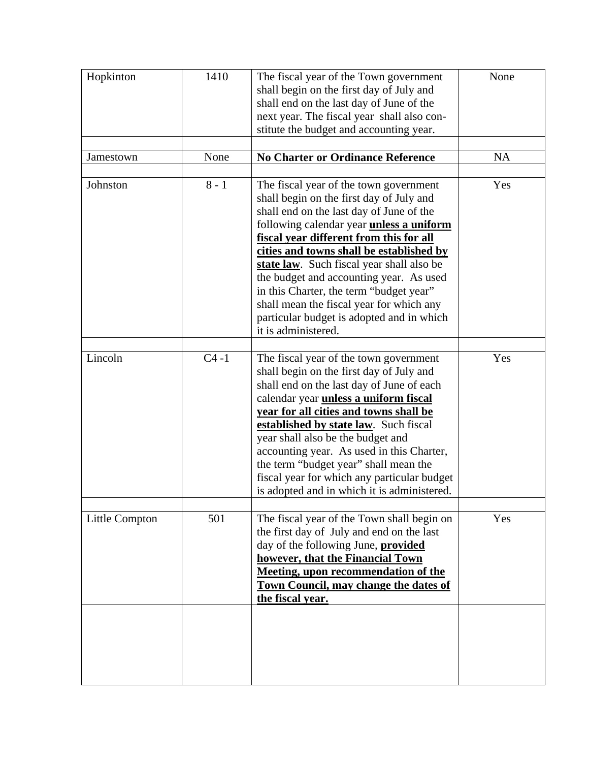| | | | |
|---|---|---|---|
| Hopkinton | 1410 | The fiscal year of the Town government shall begin on the first day of July and shall end on the last day of June of the next year. The fiscal year shall also constitute the budget and accounting year. | None |
| | | | |
| Jamestown | None | **No Charter or Ordinance Reference** | NA |
| | | | |
| Johnston | 8 - 1 | The fiscal year of the town government shall begin on the first day of July and shall end on the last day of June of the following calendar year **unless a uniform fiscal year different from this for all cities and towns shall be established by state law**. Such fiscal year shall also be the budget and accounting year. As used in this Charter, the term "budget year" shall mean the fiscal year for which any particular budget is adopted and in which it is administered. | Yes |
| | | | |
| Lincoln | C4 -1 | The fiscal year of the town government shall begin on the first day of July and shall end on the last day of June of each calendar year **unless a uniform fiscal year for all cities and towns shall be established by state law**. Such fiscal year shall also be the budget and accounting year. As used in this Charter, the term "budget year" shall mean the fiscal year for which any particular budget is adopted and in which it is administered. | Yes |
| | | | |
| Little Compton | 501 | The fiscal year of the Town shall begin on the first day of July and end on the last day of the following June, **provided however, that the Financial Town Meeting, upon recommendation of the Town Council, may change the dates of the fiscal year.** | Yes |
| | | | |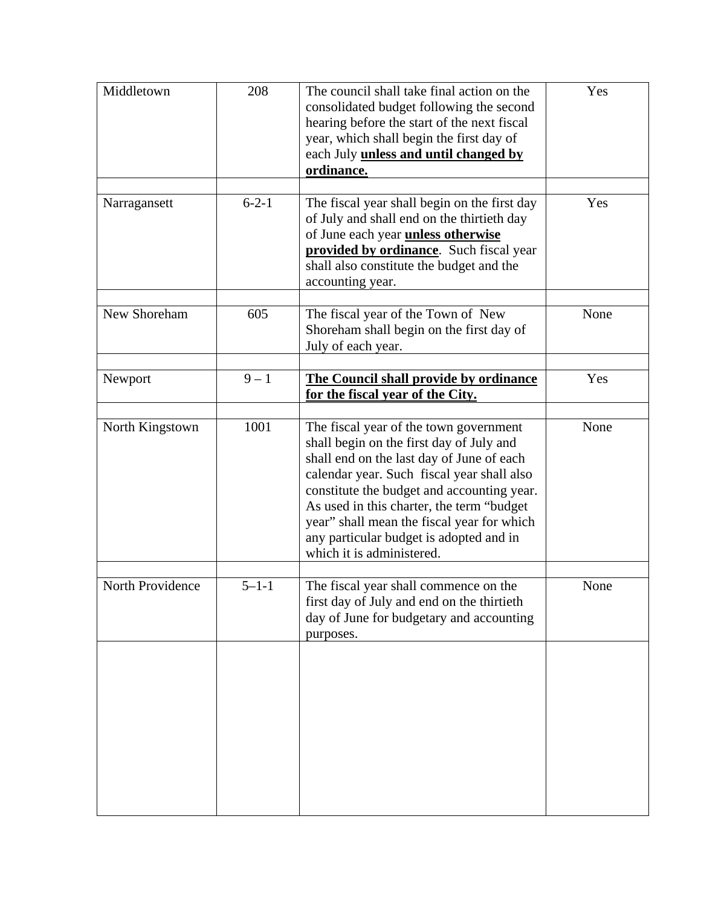| | | | |
|---|---|---|---|
| Middletown | 208 | The council shall take final action on the consolidated budget following the second hearing before the start of the next fiscal year, which shall begin the first day of each July **unless and until changed by ordinance.** | Yes |
| | | | |
| Narragansett | 6-2-1 | The fiscal year shall begin on the first day of July and shall end on the thirtieth day of June each year **unless otherwise provided by ordinance**. Such fiscal year shall also constitute the budget and the accounting year. | Yes |
| | | | |
| New Shoreham | 605 | The fiscal year of the Town of New Shoreham shall begin on the first day of July of each year. | None |
| | | | |
| Newport | 9 – 1 | **The Council shall provide by ordinance for the fiscal year of the City.** | Yes |
| | | | |
| North Kingstown | 1001 | The fiscal year of the town government shall begin on the first day of July and shall end on the last day of June of each calendar year. Such fiscal year shall also constitute the budget and accounting year. As used in this charter, the term "budget year" shall mean the fiscal year for which any particular budget is adopted and in which it is administered. | None |
| | | | |
| North Providence | 5–1-1 | The fiscal year shall commence on the first day of July and end on the thirtieth day of June for budgetary and accounting purposes. | None |
| | | | |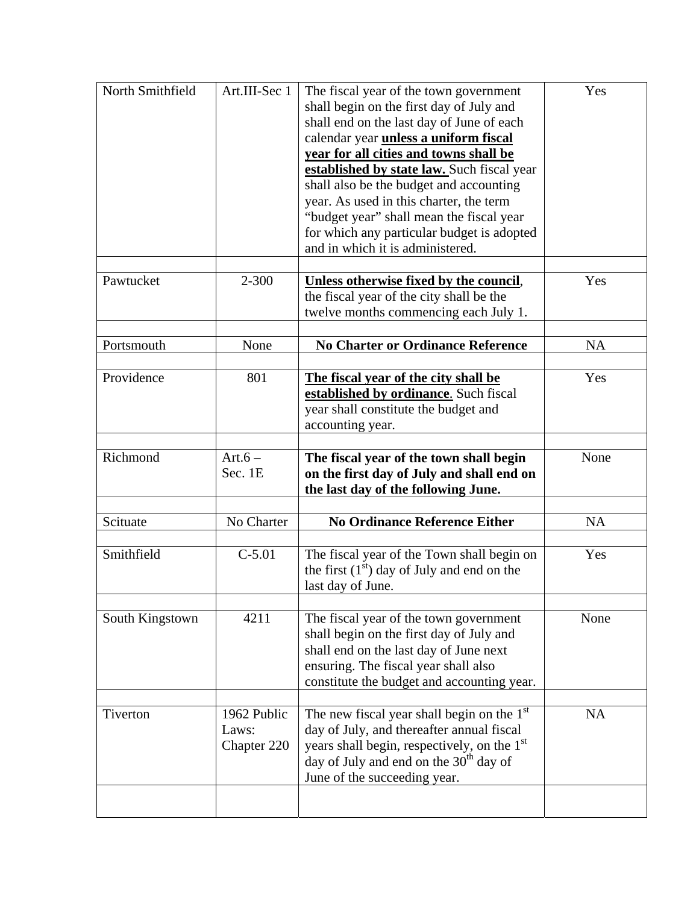| | | | |
|---|---|---|---|
| North Smithfield | Art.III-Sec 1 | The fiscal year of the town government shall begin on the first day of July and shall end on the last day of June of each calendar year **unless a uniform fiscal year for all cities and towns shall be established by state law.** Such fiscal year shall also be the budget and accounting year. As used in this charter, the term "budget year" shall mean the fiscal year for which any particular budget is adopted and in which it is administered. | Yes |
| | | | |
| Pawtucket | 2-300 | **Unless otherwise fixed by the council**, the fiscal year of the city shall be the twelve months commencing each July 1. | Yes |
| | | | |
| Portsmouth | None | **No Charter or Ordinance Reference** | NA |
| | | | |
| Providence | 801 | **The fiscal year of the city shall be established by ordinance**. Such fiscal year shall constitute the budget and accounting year. | Yes |
| | | | |
| Richmond | Art.6 – Sec. 1E | **The fiscal year of the town shall begin on the first day of July and shall end on the last day of the following June.** | None |
| | | | |
| Scituate | No Charter | **No Ordinance Reference Either** | NA |
| | | | |
| Smithfield | C-5.01 | The fiscal year of the Town shall begin on the first (1st) day of July and end on the last day of June. | Yes |
| | | | |
| South Kingstown | 4211 | The fiscal year of the town government shall begin on the first day of July and shall end on the last day of June next ensuring. The fiscal year shall also constitute the budget and accounting year. | None |
| | | | |
| Tiverton | 1962 Public Laws: Chapter 220 | The new fiscal year shall begin on the 1st day of July, and thereafter annual fiscal years shall begin, respectively, on the 1st day of July and end on the 30th day of June of the succeeding year. | NA |
| | | | |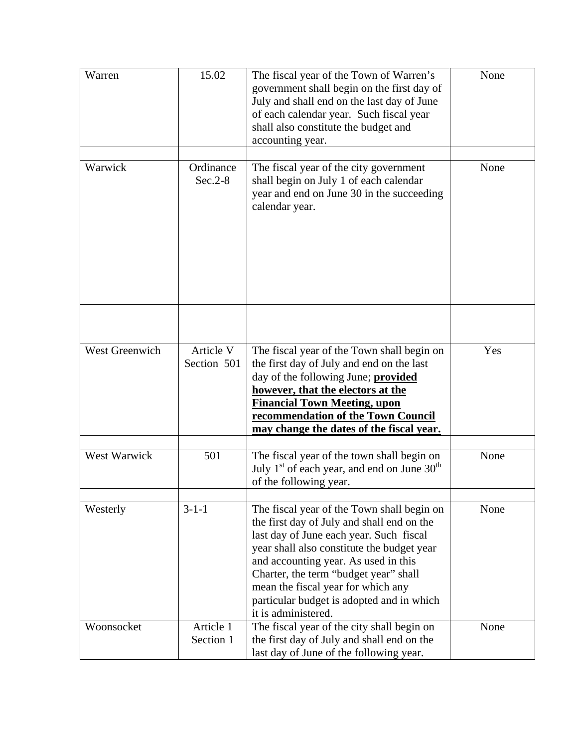| | | | |
|---|---|---|---|
| Warren | 15.02 | The fiscal year of the Town of Warren's government shall begin on the first day of July and shall end on the last day of June of each calendar year. Such fiscal year shall also constitute the budget and accounting year. | None |
| | | | |
| Warwick | Ordinance Sec.2-8 | The fiscal year of the city government shall begin on July 1 of each calendar year and end on June 30 in the succeeding calendar year. | None |
| | | | |
| West Greenwich | Article V Section 501 | The fiscal year of the Town shall begin on the first day of July and end on the last day of the following June; **provided however, that the electors at the Financial Town Meeting, upon recommendation of the Town Council may change the dates of the fiscal year.** | Yes |
| | | | |
| West Warwick | 501 | The fiscal year of the town shall begin on July 1st of each year, and end on June 30th of the following year. | None |
| | | | |
| Westerly | 3-1-1 | The fiscal year of the Town shall begin on the first day of July and shall end on the last day of June each year. Such fiscal year shall also constitute the budget year and accounting year. As used in this Charter, the term "budget year" shall mean the fiscal year for which any particular budget is adopted and in which it is administered. | None |
| Woonsocket | Article 1 Section 1 | The fiscal year of the city shall begin on the first day of July and shall end on the last day of June of the following year. | None |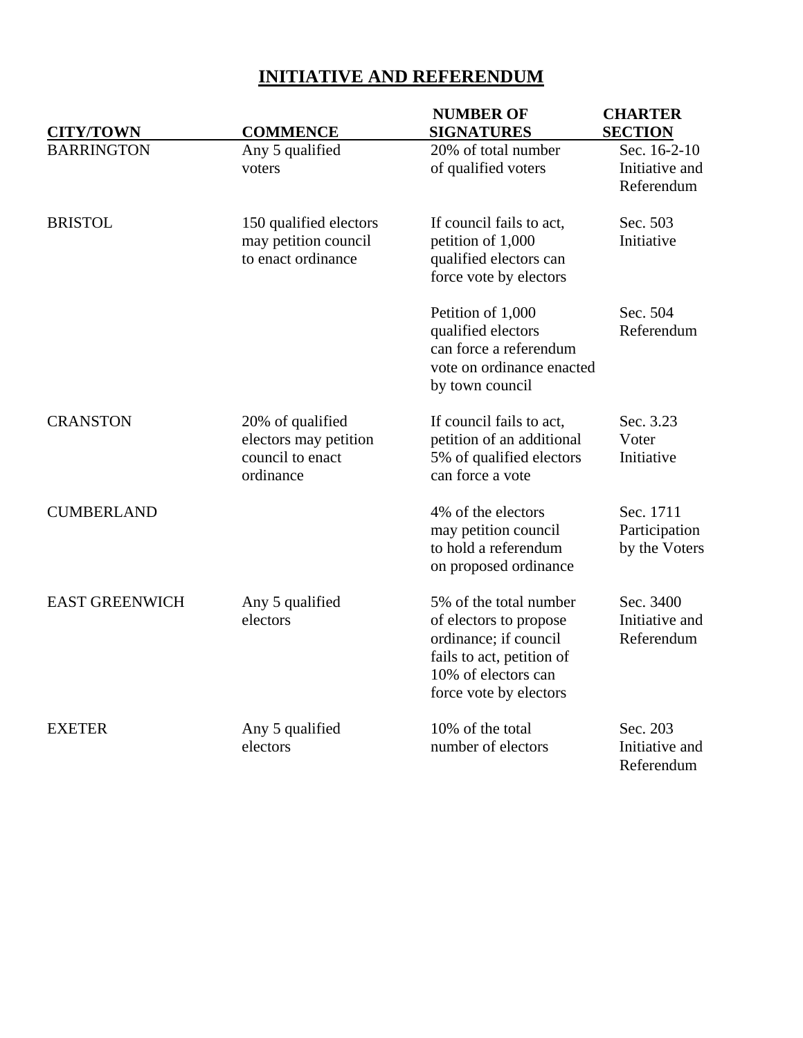# INITIATIVE AND REFERENDUM

| CITY/TOWN | COMMENCE | NUMBER OF SIGNATURES | CHARTER SECTION |
|---|---|---|---|
| BARRINGTON | Any 5 qualified voters | 20% of total number of qualified voters | Sec. 16-2-10 Initiative and Referendum |
| BRISTOL | 150 qualified electors may petition council to enact ordinance | If council fails to act, petition of 1,000 qualified electors can force vote by electors | Sec. 503 Initiative |
| | | Petition of 1,000 qualified electors can force a referendum vote on ordinance enacted by town council | Sec. 504 Referendum |
| CRANSTON | 20% of qualified electors may petition council to enact ordinance | If council fails to act, petition of an additional 5% of qualified electors can force a vote | Sec. 3.23 Voter Initiative |
| CUMBERLAND | | 4% of the electors may petition council to hold a referendum on proposed ordinance | Sec. 1711 Participation by the Voters |
| EAST GREENWICH | Any 5 qualified electors | 5% of the total number of electors to propose ordinance; if council fails to act, petition of 10% of electors can force vote by electors | Sec. 3400 Initiative and Referendum |
| EXETER | Any 5 qualified electors | 10% of the total number of electors | Sec. 203 Initiative and Referendum |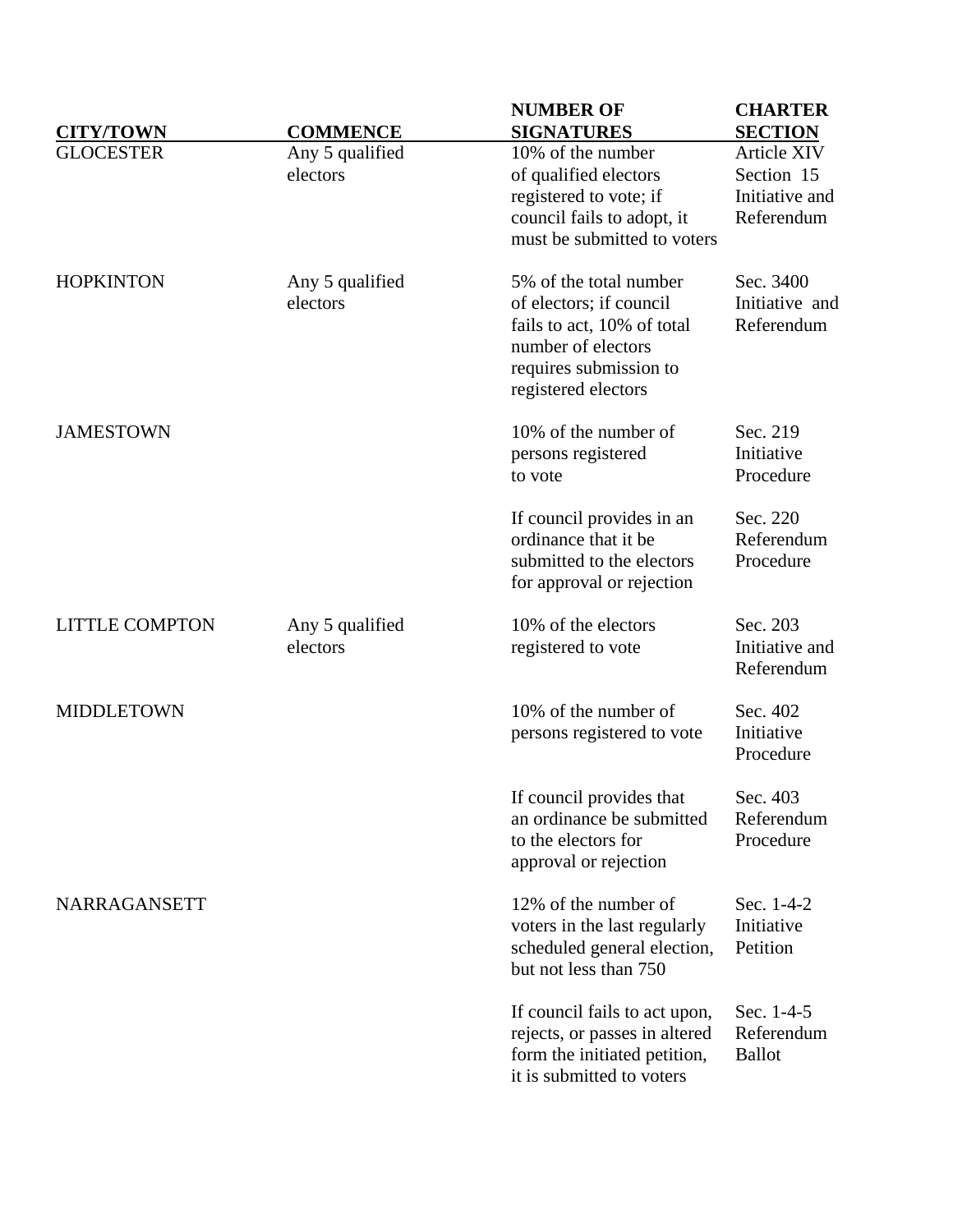| CITY/TOWN | COMMENCE | NUMBER OF SIGNATURES | CHARTER SECTION |
|---|---|---|---|
| GLOCESTER | Any 5 qualified electors | 10% of the number of qualified electors registered to vote; if council fails to adopt, it must be submitted to voters | Article XIV Section 15 Initiative and Referendum |
| HOPKINTON | Any 5 qualified electors | 5% of the total number of electors; if council fails to act, 10% of total number of electors requires submission to registered electors | Sec. 3400 Initiative and Referendum |
| JAMESTOWN | | 10% of the number of persons registered to vote | Sec. 219 Initiative Procedure |
| | | If council provides in an ordinance that it be submitted to the electors for approval or rejection | Sec. 220 Referendum Procedure |
| LITTLE COMPTON | Any 5 qualified electors | 10% of the electors registered to vote | Sec. 203 Initiative and Referendum |
| MIDDLETOWN | | 10% of the number of persons registered to vote | Sec. 402 Initiative Procedure |
| | | If council provides that an ordinance be submitted to the electors for approval or rejection | Sec. 403 Referendum Procedure |
| NARRAGANSETT | | 12% of the number of voters in the last regularly scheduled general election, but not less than 750 | Sec. 1-4-2 Initiative Petition |
| | | If council fails to act upon, rejects, or passes in altered form the initiated petition, it is submitted to voters | Sec. 1-4-5 Referendum Ballot |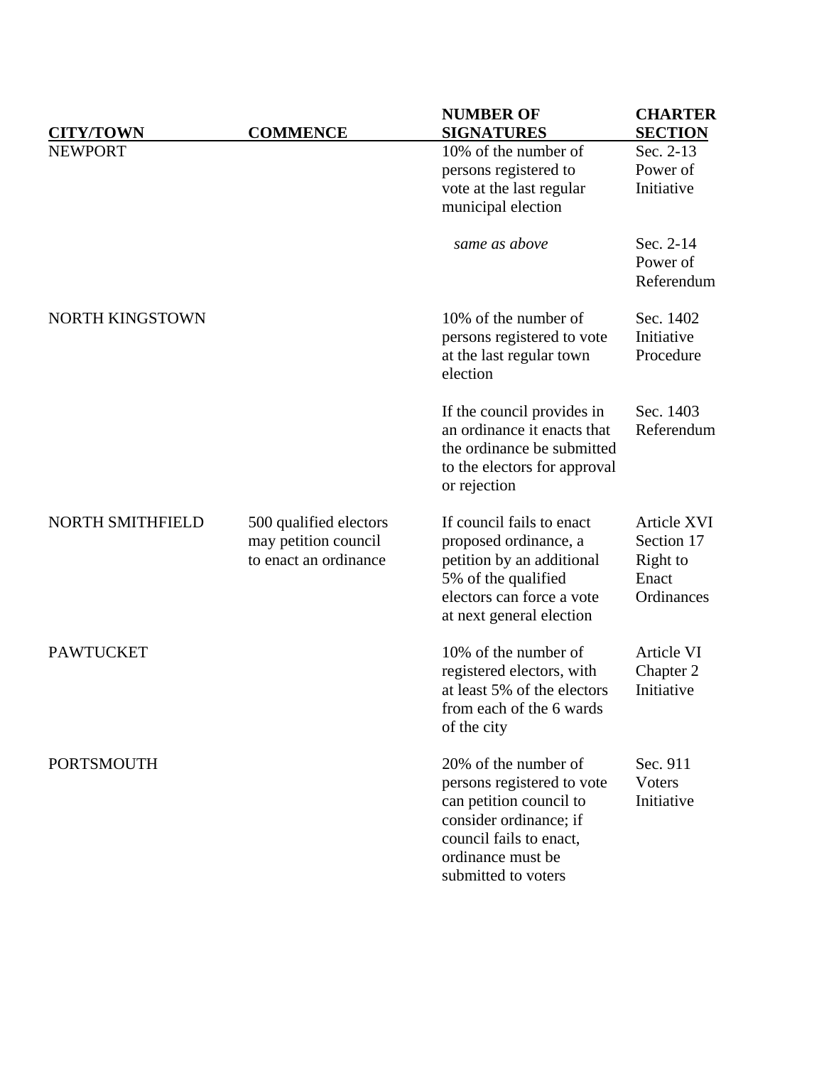| CITY/TOWN | COMMENCE | NUMBER OF SIGNATURES | CHARTER SECTION |
|---|---|---|---|
| NEWPORT | | 10% of the number of persons registered to vote at the last regular municipal election | Sec. 2-13 Power of Initiative |
| | | *same as above* | Sec. 2-14 Power of Referendum |
| NORTH KINGSTOWN | | 10% of the number of persons registered to vote at the last regular town election | Sec. 1402 Initiative Procedure |
| | | If the council provides in an ordinance it enacts that the ordinance be submitted to the electors for approval or rejection | Sec. 1403 Referendum |
| NORTH SMITHFIELD | 500 qualified electors may petition council to enact an ordinance | If council fails to enact proposed ordinance, a petition by an additional 5% of the qualified electors can force a vote at next general election | Article XVI Section 17 Right to Enact Ordinances |
| PAWTUCKET | | 10% of the number of registered electors, with at least 5% of the electors from each of the 6 wards of the city | Article VI Chapter 2 Initiative |
| PORTSMOUTH | | 20% of the number of persons registered to vote can petition council to consider ordinance; if council fails to enact, ordinance must be submitted to voters | Sec. 911 Voters Initiative |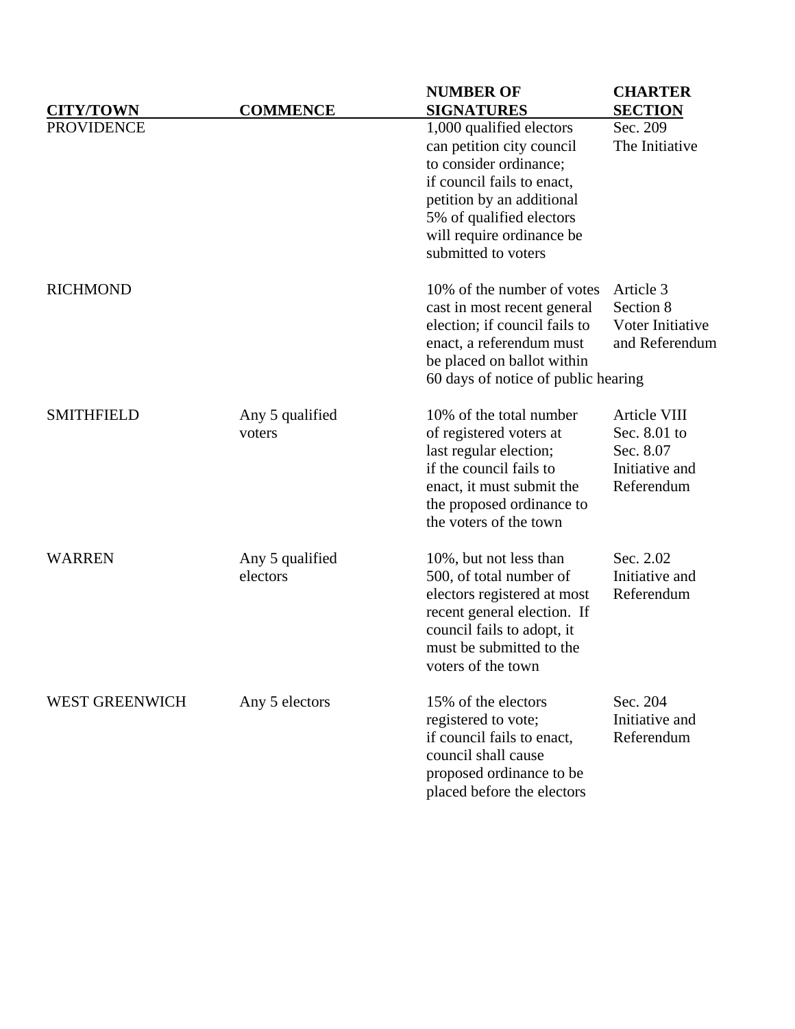| CITY/TOWN | COMMENCE | NUMBER OF SIGNATURES | CHARTER SECTION |
|---|---|---|---|
| PROVIDENCE | | 1,000 qualified electors can petition city council to consider ordinance; if council fails to enact, petition by an additional 5% of qualified electors will require ordinance be submitted to voters | Sec. 209 The Initiative |
| RICHMOND | | 10% of the number of votes cast in most recent general election; if council fails to enact, a referendum must be placed on ballot within 60 days of notice of public hearing | Article 3 Section 8 Voter Initiative and Referendum |
| SMITHFIELD | Any 5 qualified voters | 10% of the total number of registered voters at last regular election; if the council fails to enact, it must submit the the proposed ordinance to the voters of the town | Article VIII Sec. 8.01 to Sec. 8.07 Initiative and Referendum |
| WARREN | Any 5 qualified electors | 10%, but not less than 500, of total number of electors registered at most recent general election. If council fails to adopt, it must be submitted to the voters of the town | Sec. 2.02 Initiative and Referendum |
| WEST GREENWICH | Any 5 electors | 15% of the electors registered to vote; if council fails to enact, council shall cause proposed ordinance to be placed before the electors | Sec. 204 Initiative and Referendum |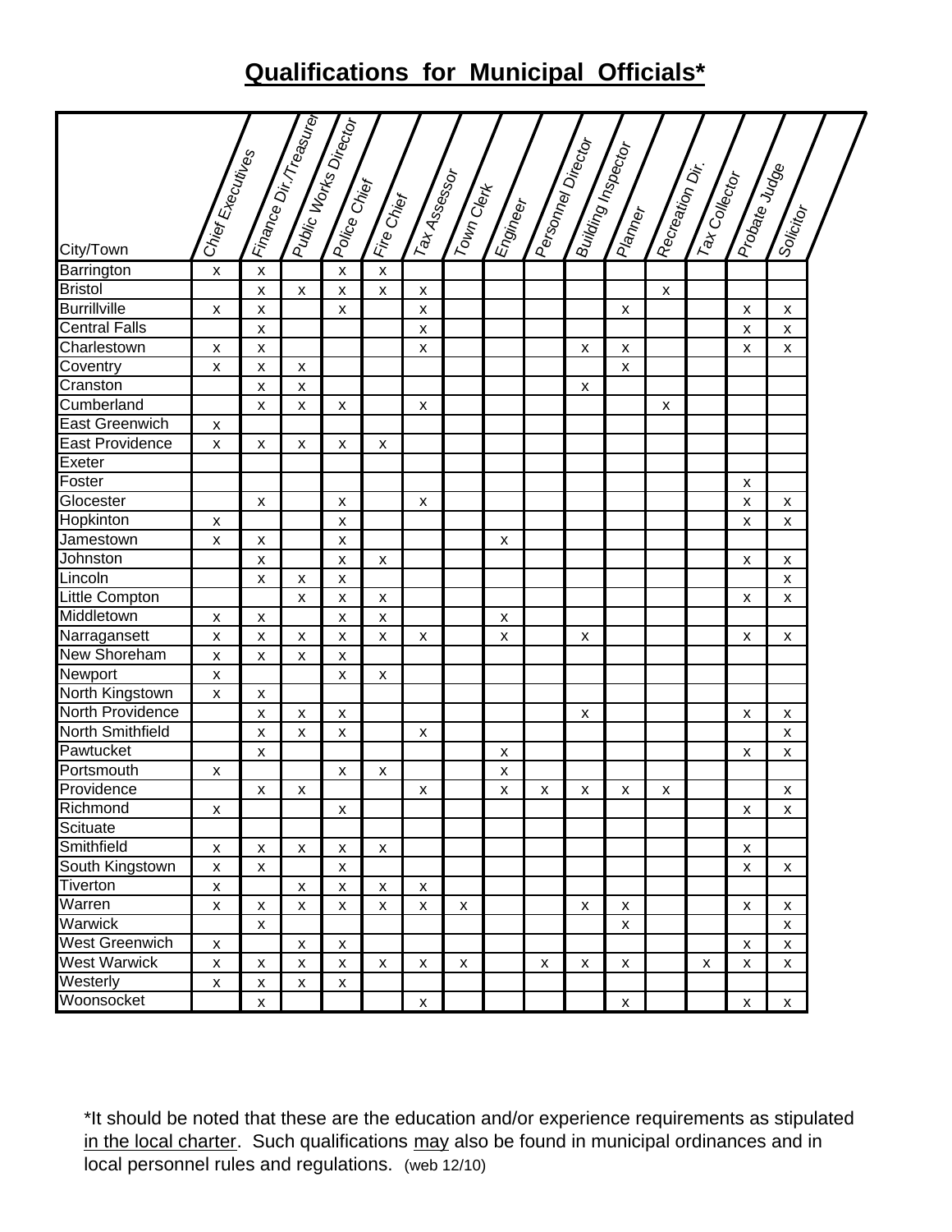## **Qualifications for Municipal Officials***

| City/Town | Chief Executives | Finance Dir./Treasurer | Public Works Director | Police Chief | Fire Chief | Tax Assessor | Town Clerk | Engineer | Personnel Director | Building Inspector | Planner | Recreation Dir. | Tax Collector | Probate Judge | Solicitor |
|---|---|---|---|---|---|---|---|---|---|---|---|---|---|---|---|
| Barrington | x | x | | x | x | | | | | | | | | | |
| Bristol | | x | x | x | x | x | | | | | | x | | | |
| Burrillville | x | x | | x | | x | | | | | x | | | x | x |
| Central Falls | | x | | | | x | | | | | | | | x | x |
| Charlestown | x | x | | | | x | | | | x | x | | | x | x |
| Coventry | x | x | x | | | | | | | | x | | | | |
| Cranston | | x | x | | | | | | | x | | | | | |
| Cumberland | | x | x | x | | x | | | | | | x | | | |
| East Greenwich | x | | | | | | | | | | | | | | |
| East Providence | x | x | x | x | x | | | | | | | | | | |
| Exeter | | | | | | | | | | | | | | | |
| Foster | | | | | | | | | | | | | | x | |
| Glocester | | x | | x | | x | | | | | | | | x | x |
| Hopkinton | x | | | x | | | | | | | | | | x | x |
| Jamestown | x | x | | x | | | | x | | | | | | | |
| Johnston | | x | | x | x | | | | | | | | | x | x |
| Lincoln | | x | x | x | | | | | | | | | | | x |
| Little Compton | | | x | x | x | | | | | | | | | x | x |
| Middletown | x | x | | x | x | | | x | | | | | | | |
| Narragansett | x | x | x | x | x | x | | x | | x | | | | x | x |
| New Shoreham | x | x | x | x | | | | | | | | | | | |
| Newport | x | | | x | x | | | | | | | | | | |
| North Kingstown | x | x | | | | | | | | | | | | | |
| North Providence | | x | x | x | | | | | | x | | | | x | x |
| North Smithfield | | x | x | x | | x | | | | | | | | | x |
| Pawtucket | | x | | | | | | x | | | | | | x | x |
| Portsmouth | x | | | x | x | | | x | | | | | | | |
| Providence | | x | x | | | x | | x | x | x | x | x | | | x |
| Richmond | x | | | x | | | | | | | | | | x | x |
| Scituate | | | | | | | | | | | | | | | |
| Smithfield | x | x | x | x | x | | | | | | | | | x | |
| South Kingstown | x | x | | x | | | | | | | | | | x | x |
| Tiverton | x | | x | x | x | x | | | | | | | | | |
| Warren | x | x | x | x | x | x | x | | | x | x | | | x | x |
| Warwick | | x | | | | | | | | | x | | | | x |
| West Greenwich | x | | x | x | | | | | | | | | | x | x |
| West Warwick | x | x | x | x | x | x | x | | x | x | x | | x | x | x |
| Westerly | x | x | x | x | | | | | | | | | | | |
| Woonsocket | | x | | | | x | | | | | x | | | x | x |

*It should be noted that these are the education and/or experience requirements as stipulated in the local charter. Such qualifications may also be found in municipal ordinances and in local personnel rules and regulations. (web 12/10)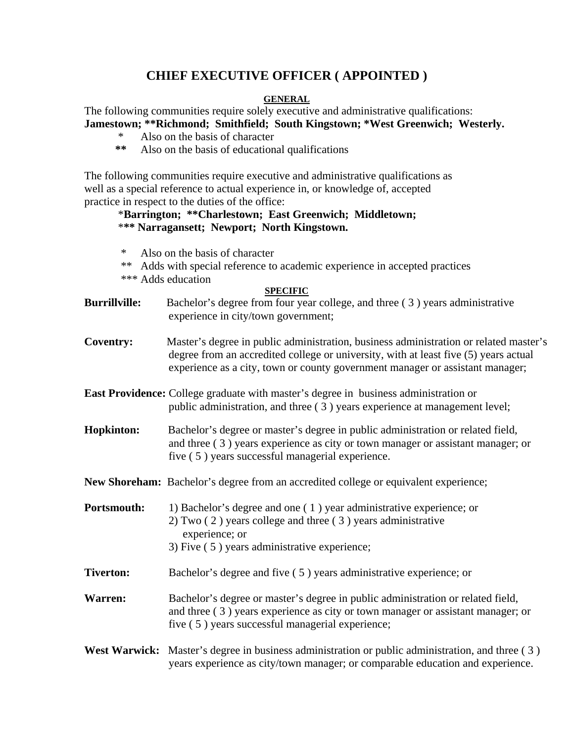# CHIEF EXECUTIVE OFFICER ( APPOINTED )

**GENERAL**

The following communities require solely executive and administrative qualifications:
**Jamestown; **Richmond; Smithfield; South Kingstown; *West Greenwich; Westerly.**

- \* Also on the basis of character
- \*\* Also on the basis of educational qualifications

The following communities require executive and administrative qualifications as well as a special reference to actual experience in, or knowledge of, accepted practice in respect to the duties of the office:

*__Barrington; **Charlestown; East Greenwich; Middletown;__
*__** Narragansett; Newport; North Kingstown.__

- \* Also on the basis of character
- \*\* Adds with special reference to academic experience in accepted practices
- \*\*\* Adds education

**SPECIFIC**

**Burrillville:** Bachelor's degree from four year college, and three ( 3 ) years administrative experience in city/town government;

**Coventry:** Master's degree in public administration, business administration or related master's degree from an accredited college or university, with at least five (5) years actual experience as a city, town or county government manager or assistant manager;

**East Providence:** College graduate with master's degree in business administration or public administration, and three ( 3 ) years experience at management level;

**Hopkinton:** Bachelor's degree or master's degree in public administration or related field, and three ( 3 ) years experience as city or town manager or assistant manager; or five ( 5 ) years successful managerial experience.

**New Shoreham:** Bachelor's degree from an accredited college or equivalent experience;

**Portsmouth:**
1) Bachelor's degree and one ( 1 ) year administrative experience; or
2) Two ( 2 ) years college and three ( 3 ) years administrative experience; or
3) Five ( 5 ) years administrative experience;

**Tiverton:** Bachelor's degree and five ( 5 ) years administrative experience; or

**Warren:** Bachelor's degree or master's degree in public administration or related field, and three ( 3 ) years experience as city or town manager or assistant manager; or five ( 5 ) years successful managerial experience;

**West Warwick:** Master's degree in business administration or public administration, and three ( 3 ) years experience as city/town manager; or comparable education and experience.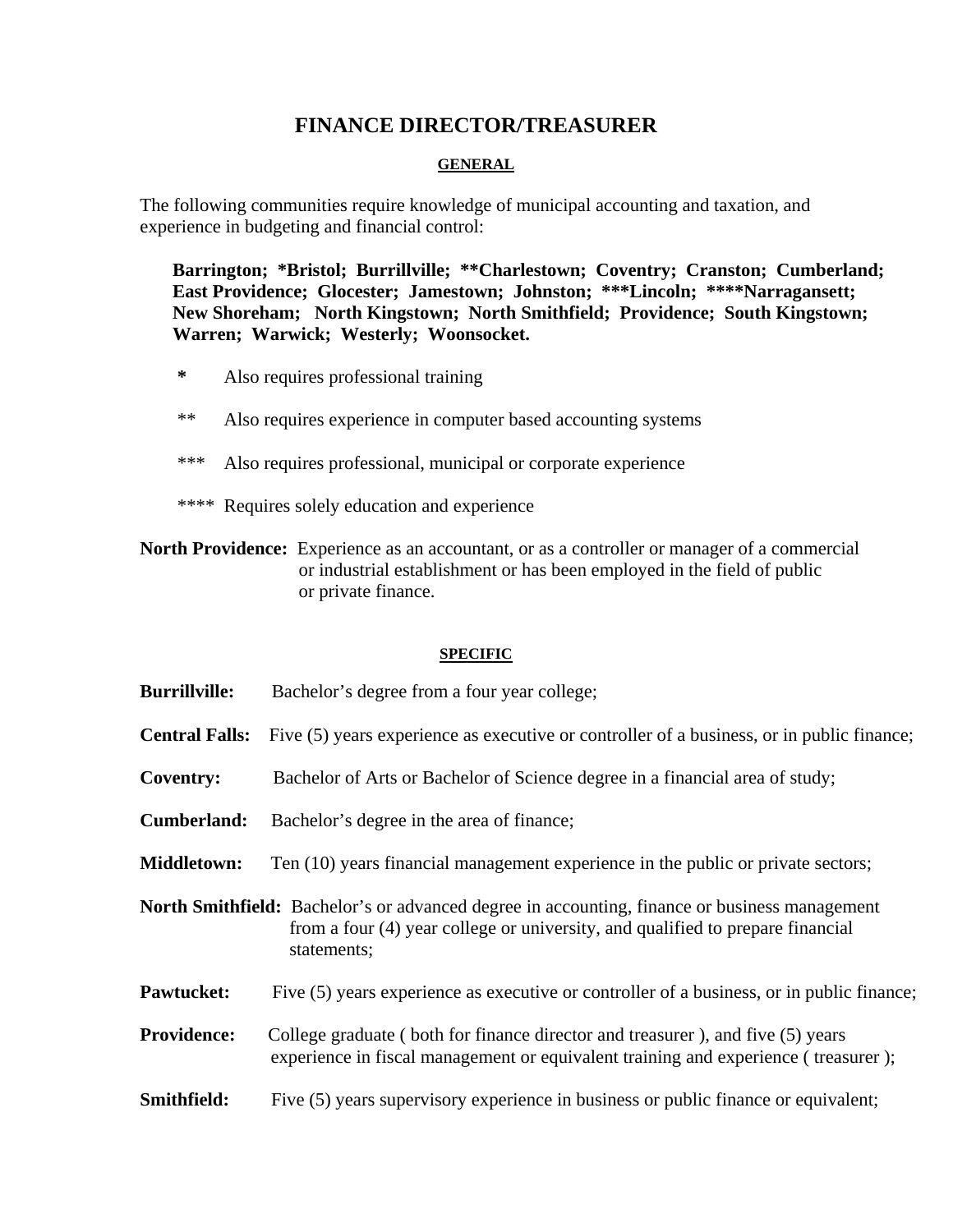# FINANCE DIRECTOR/TREASURER

## GENERAL

The following communities require knowledge of municipal accounting and taxation, and experience in budgeting and financial control:

**Barrington; *Bristol; Burrillville; **Charlestown; Coventry; Cranston; Cumberland; East Providence; Glocester; Jamestown; Johnston; ***Lincoln; ****Narragansett; New Shoreham; North Kingstown; North Smithfield; Providence; South Kingstown; Warren; Warwick; Westerly; Woonsocket.**

- **\*** Also requires professional training
- \*\* Also requires experience in computer based accounting systems
- \*\*\* Also requires professional, municipal or corporate experience
- \*\*\*\* Requires solely education and experience

**North Providence:** Experience as an accountant, or as a controller or manager of a commercial or industrial establishment or has been employed in the field of public or private finance.

## SPECIFIC

**Burrillville:** Bachelor's degree from a four year college;

**Central Falls:** Five (5) years experience as executive or controller of a business, or in public finance;

**Coventry:** Bachelor of Arts or Bachelor of Science degree in a financial area of study;

**Cumberland:** Bachelor's degree in the area of finance;

**Middletown:** Ten (10) years financial management experience in the public or private sectors;

**North Smithfield:** Bachelor's or advanced degree in accounting, finance or business management from a four (4) year college or university, and qualified to prepare financial statements;

**Pawtucket:** Five (5) years experience as executive or controller of a business, or in public finance;

**Providence:** College graduate ( both for finance director and treasurer ), and five (5) years experience in fiscal management or equivalent training and experience ( treasurer );

**Smithfield:** Five (5) years supervisory experience in business or public finance or equivalent;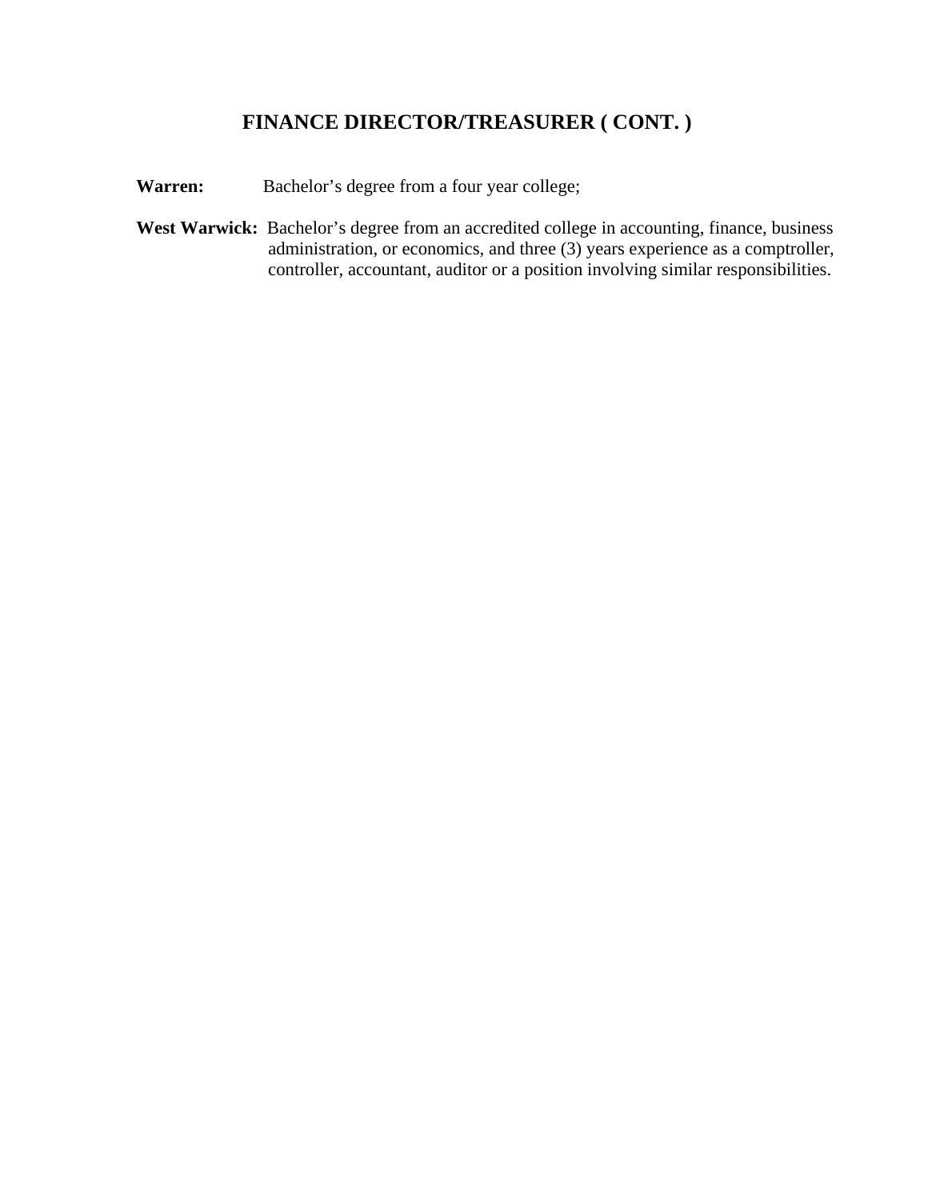## FINANCE DIRECTOR/TREASURER ( CONT. )

**Warren:** Bachelor's degree from a four year college;

**West Warwick:** Bachelor's degree from an accredited college in accounting, finance, business administration, or economics, and three (3) years experience as a comptroller, controller, accountant, auditor or a position involving similar responsibilities.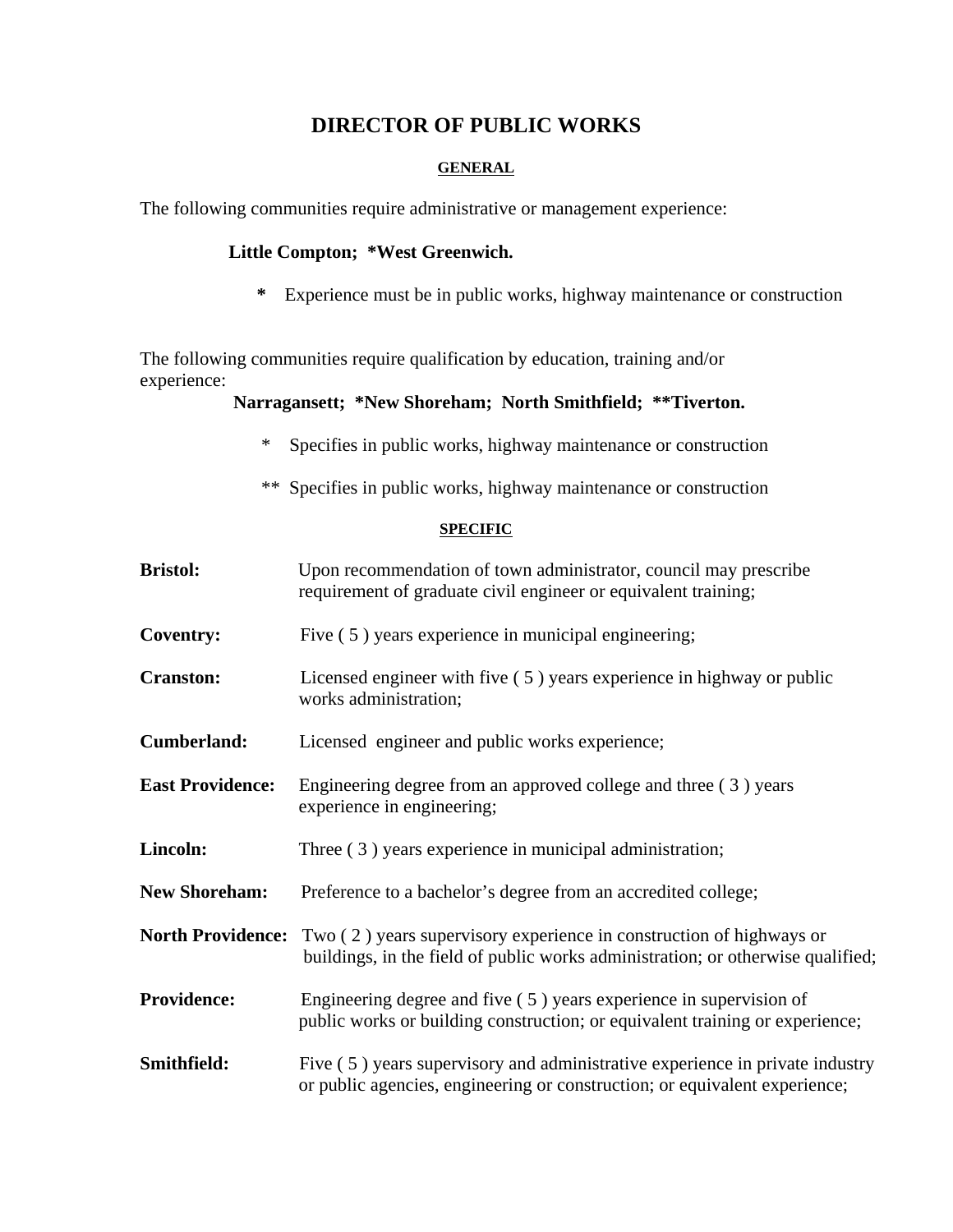# DIRECTOR OF PUBLIC WORKS

## GENERAL

The following communities require administrative or management experience:

**Little Compton; *West Greenwich.**

**\*** Experience must be in public works, highway maintenance or construction

The following communities require qualification by education, training and/or experience:

**Narragansett; *New Shoreham; North Smithfield; **Tiverton.**

\* Specifies in public works, highway maintenance or construction

\*\* Specifies in public works, highway maintenance or construction

## SPECIFIC

**Bristol:** Upon recommendation of town administrator, council may prescribe requirement of graduate civil engineer or equivalent training;

**Coventry:** Five ( 5 ) years experience in municipal engineering;

**Cranston:** Licensed engineer with five ( 5 ) years experience in highway or public works administration;

**Cumberland:** Licensed engineer and public works experience;

**East Providence:** Engineering degree from an approved college and three ( 3 ) years experience in engineering;

**Lincoln:** Three ( 3 ) years experience in municipal administration;

**New Shoreham:** Preference to a bachelor's degree from an accredited college;

**North Providence:** Two ( 2 ) years supervisory experience in construction of highways or buildings, in the field of public works administration; or otherwise qualified;

**Providence:** Engineering degree and five ( 5 ) years experience in supervision of public works or building construction; or equivalent training or experience;

**Smithfield:** Five ( 5 ) years supervisory and administrative experience in private industry or public agencies, engineering or construction; or equivalent experience;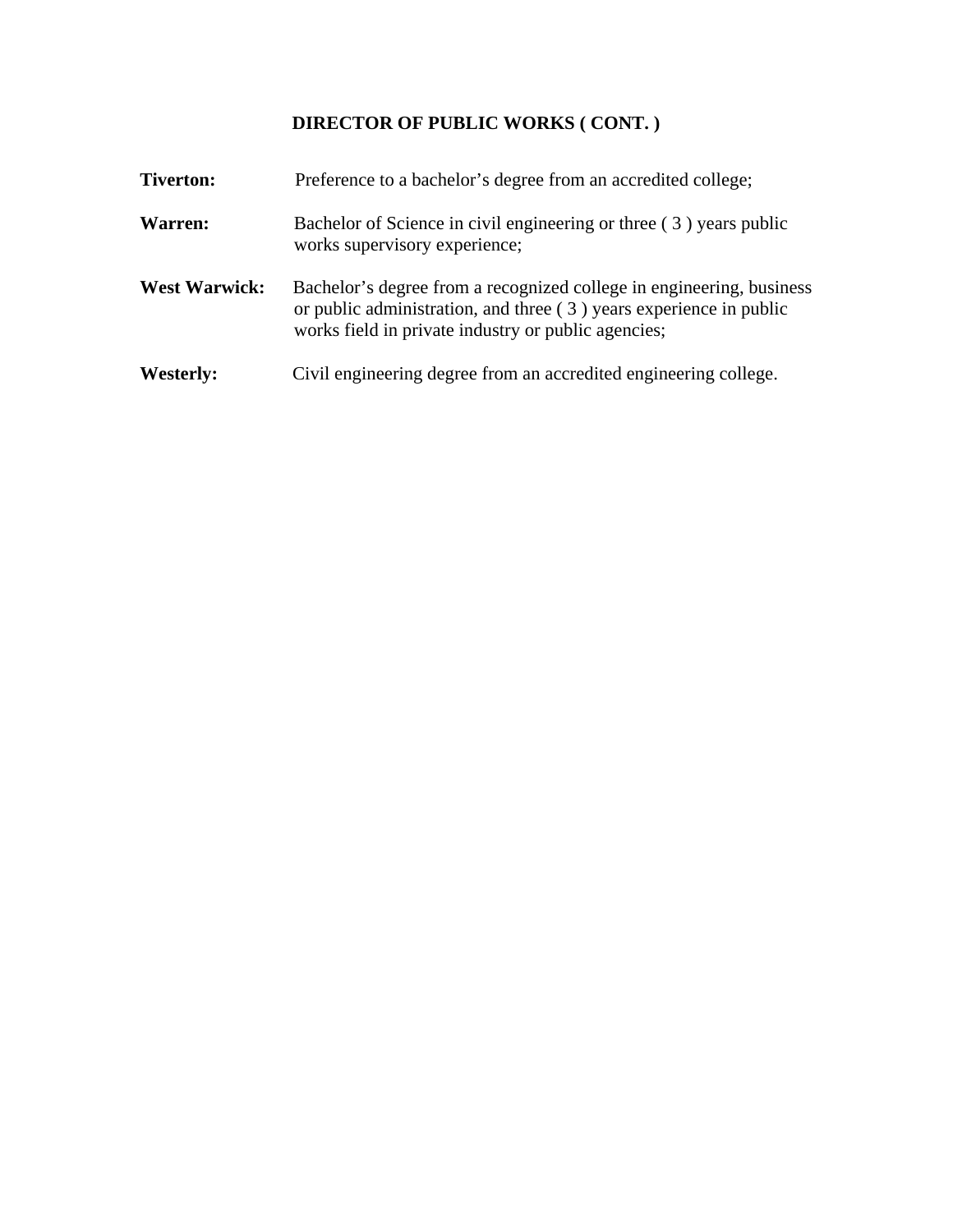## DIRECTOR OF PUBLIC WORKS ( CONT. )

**Tiverton:** Preference to a bachelor's degree from an accredited college;

**Warren:** Bachelor of Science in civil engineering or three ( 3 ) years public works supervisory experience;

**West Warwick:** Bachelor's degree from a recognized college in engineering, business or public administration, and three ( 3 ) years experience in public works field in private industry or public agencies;

**Westerly:** Civil engineering degree from an accredited engineering college.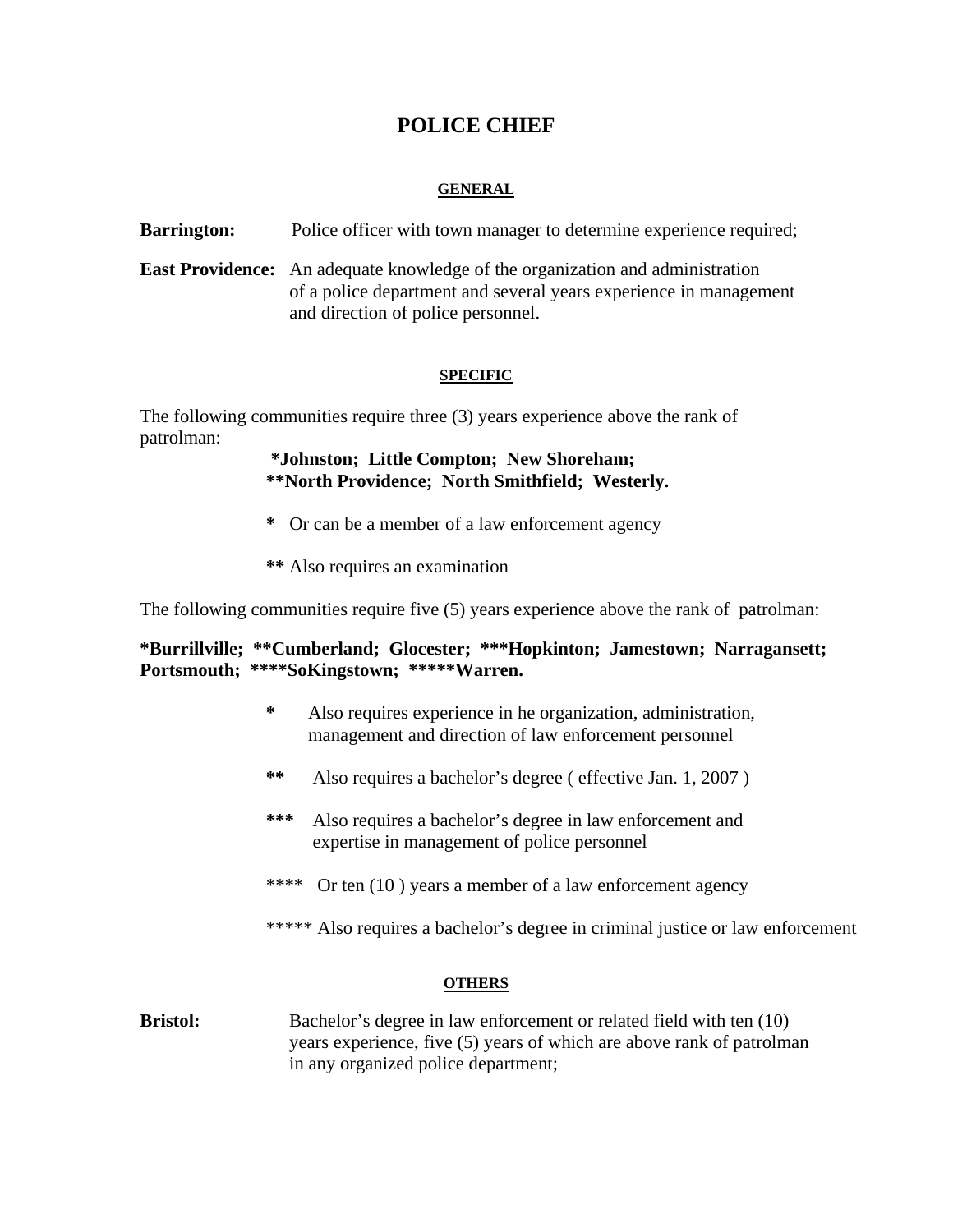# POLICE CHIEF

## GENERAL

**Barrington:** Police officer with town manager to determine experience required;

**East Providence:** An adequate knowledge of the organization and administration of a police department and several years experience in management and direction of police personnel.

## SPECIFIC

The following communities require three (3) years experience above the rank of patrolman:

**\*Johnston; Little Compton; New Shoreham;**
**\*\*North Providence; North Smithfield; Westerly.**

**\*** Or can be a member of a law enforcement agency

**\*\*** Also requires an examination

The following communities require five (5) years experience above the rank of patrolman:

**\*Burrillville; \*\*Cumberland; Glocester; \*\*\*Hopkinton; Jamestown; Narragansett; Portsmouth; \*\*\*\*SoKingstown; \*\*\*\*\*Warren.**

**\*** Also requires experience in he organization, administration, management and direction of law enforcement personnel

**\*\*** Also requires a bachelor's degree ( effective Jan. 1, 2007 )

**\*\*\*** Also requires a bachelor's degree in law enforcement and expertise in management of police personnel

\*\*\*\* Or ten (10 ) years a member of a law enforcement agency

\*\*\*\*\* Also requires a bachelor's degree in criminal justice or law enforcement

## OTHERS

**Bristol:** Bachelor's degree in law enforcement or related field with ten (10) years experience, five (5) years of which are above rank of patrolman in any organized police department;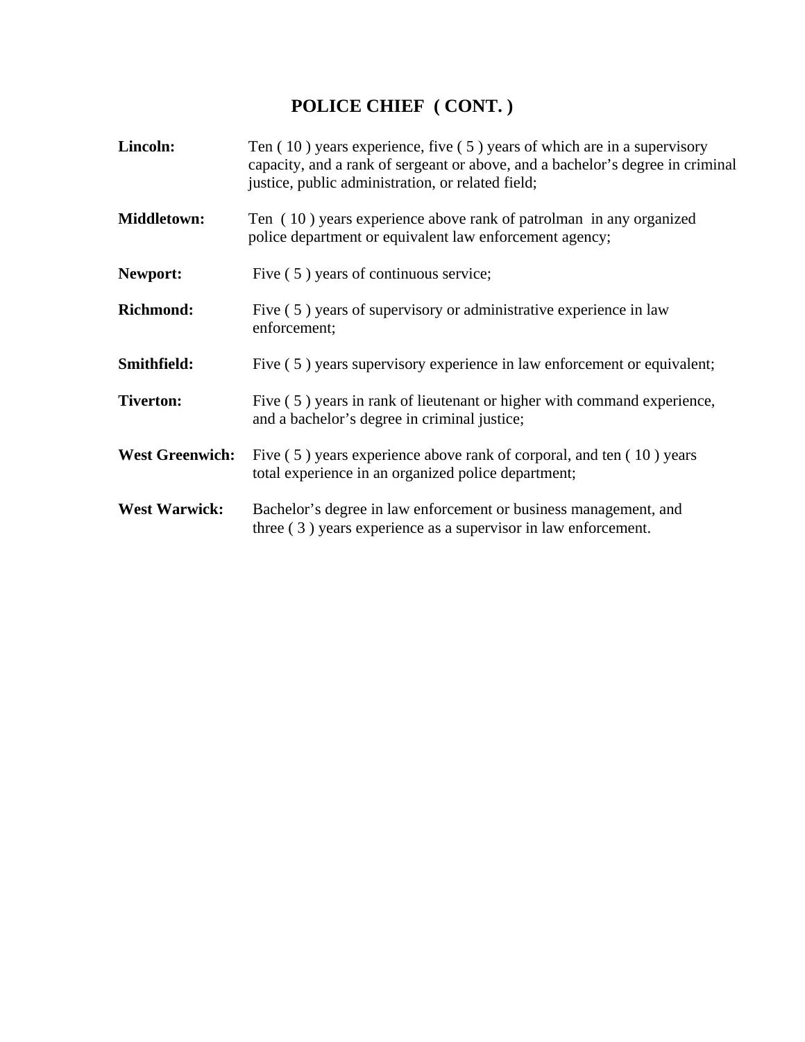## POLICE CHIEF ( CONT. )

**Lincoln:** Ten ( 10 ) years experience, five ( 5 ) years of which are in a supervisory capacity, and a rank of sergeant or above, and a bachelor's degree in criminal justice, public administration, or related field;

**Middletown:** Ten ( 10 ) years experience above rank of patrolman in any organized police department or equivalent law enforcement agency;

**Newport:** Five ( 5 ) years of continuous service;

**Richmond:** Five ( 5 ) years of supervisory or administrative experience in law enforcement;

**Smithfield:** Five ( 5 ) years supervisory experience in law enforcement or equivalent;

**Tiverton:** Five ( 5 ) years in rank of lieutenant or higher with command experience, and a bachelor's degree in criminal justice;

**West Greenwich:** Five ( 5 ) years experience above rank of corporal, and ten ( 10 ) years total experience in an organized police department;

**West Warwick:** Bachelor's degree in law enforcement or business management, and three ( 3 ) years experience as a supervisor in law enforcement.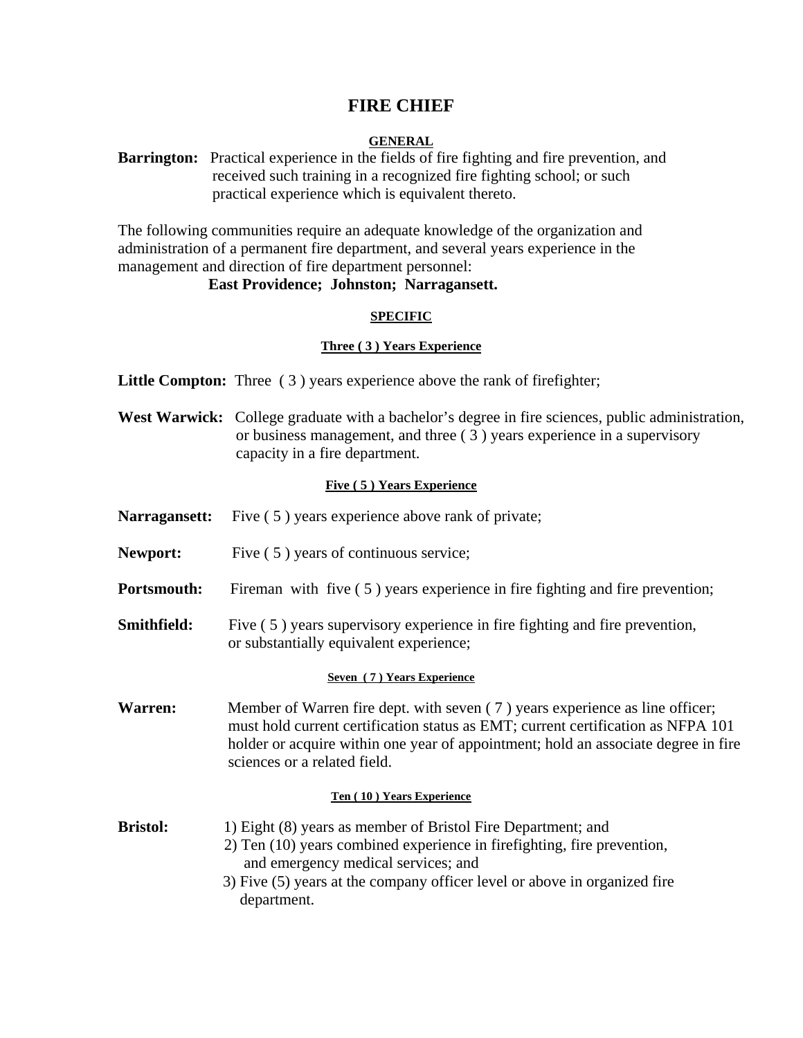# FIRE CHIEF

## GENERAL

**Barrington:** Practical experience in the fields of fire fighting and fire prevention, and received such training in a recognized fire fighting school; or such practical experience which is equivalent thereto.

The following communities require an adequate knowledge of the organization and administration of a permanent fire department, and several years experience in the management and direction of fire department personnel:

**East Providence; Johnston; Narragansett.**

## SPECIFIC

### Three ( 3 ) Years Experience

**Little Compton:** Three ( 3 ) years experience above the rank of firefighter;

**West Warwick:** College graduate with a bachelor's degree in fire sciences, public administration, or business management, and three ( 3 ) years experience in a supervisory capacity in a fire department.

### Five ( 5 ) Years Experience

**Narragansett:** Five ( 5 ) years experience above rank of private;

**Newport:** Five ( 5 ) years of continuous service;

**Portsmouth:** Fireman with five ( 5 ) years experience in fire fighting and fire prevention;

**Smithfield:** Five ( 5 ) years supervisory experience in fire fighting and fire prevention, or substantially equivalent experience;

### Seven ( 7 ) Years Experience

**Warren:** Member of Warren fire dept. with seven ( 7 ) years experience as line officer; must hold current certification status as EMT; current certification as NFPA 101 holder or acquire within one year of appointment; hold an associate degree in fire sciences or a related field.

### Ten ( 10 ) Years Experience

**Bristol:**
1) Eight (8) years as member of Bristol Fire Department; and
2) Ten (10) years combined experience in firefighting, fire prevention, and emergency medical services; and
3) Five (5) years at the company officer level or above in organized fire department.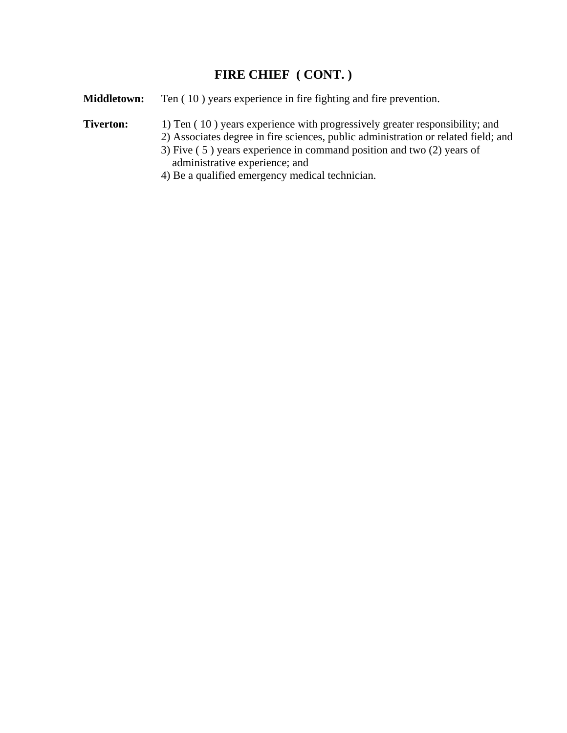## FIRE CHIEF ( CONT. )

**Middletown:** Ten ( 10 ) years experience in fire fighting and fire prevention.

**Tiverton:**

1) Ten ( 10 ) years experience with progressively greater responsibility; and
2) Associates degree in fire sciences, public administration or related field; and
3) Five ( 5 ) years experience in command position and two (2) years of administrative experience; and
4) Be a qualified emergency medical technician.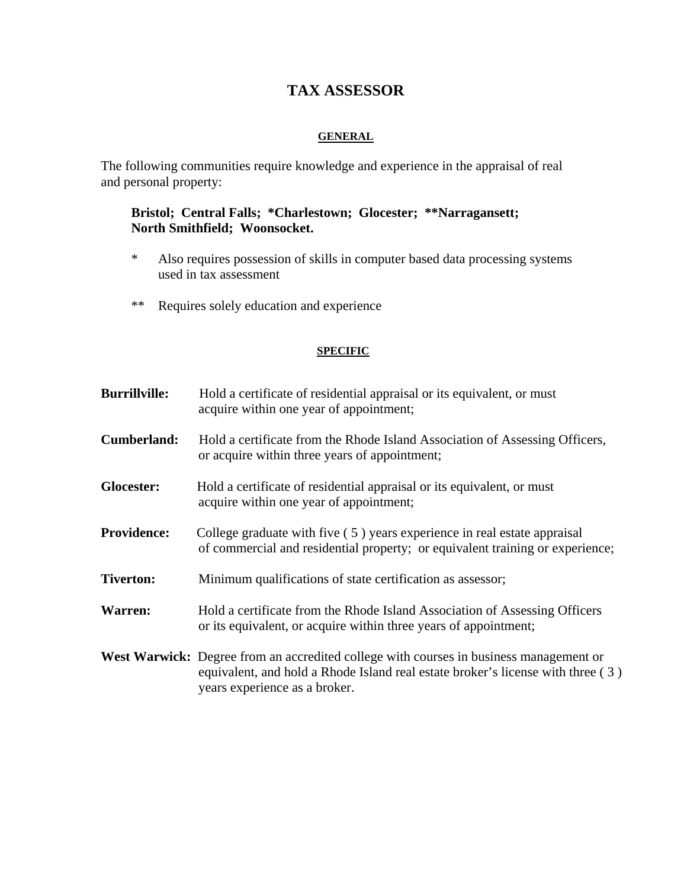# TAX ASSESSOR

## GENERAL

The following communities require knowledge and experience in the appraisal of real and personal property:

> **Bristol; Central Falls; *Charlestown; Glocester; **Narragansett; North Smithfield; Woonsocket.**
>
> * Also requires possession of skills in computer based data processing systems used in tax assessment
>
> ** Requires solely education and experience

## SPECIFIC

**Burrillville:** Hold a certificate of residential appraisal or its equivalent, or must acquire within one year of appointment;

**Cumberland:** Hold a certificate from the Rhode Island Association of Assessing Officers, or acquire within three years of appointment;

**Glocester:** Hold a certificate of residential appraisal or its equivalent, or must acquire within one year of appointment;

**Providence:** College graduate with five ( 5 ) years experience in real estate appraisal of commercial and residential property; or equivalent training or experience;

**Tiverton:** Minimum qualifications of state certification as assessor;

**Warren:** Hold a certificate from the Rhode Island Association of Assessing Officers or its equivalent, or acquire within three years of appointment;

**West Warwick:** Degree from an accredited college with courses in business management or equivalent, and hold a Rhode Island real estate broker's license with three ( 3 ) years experience as a broker.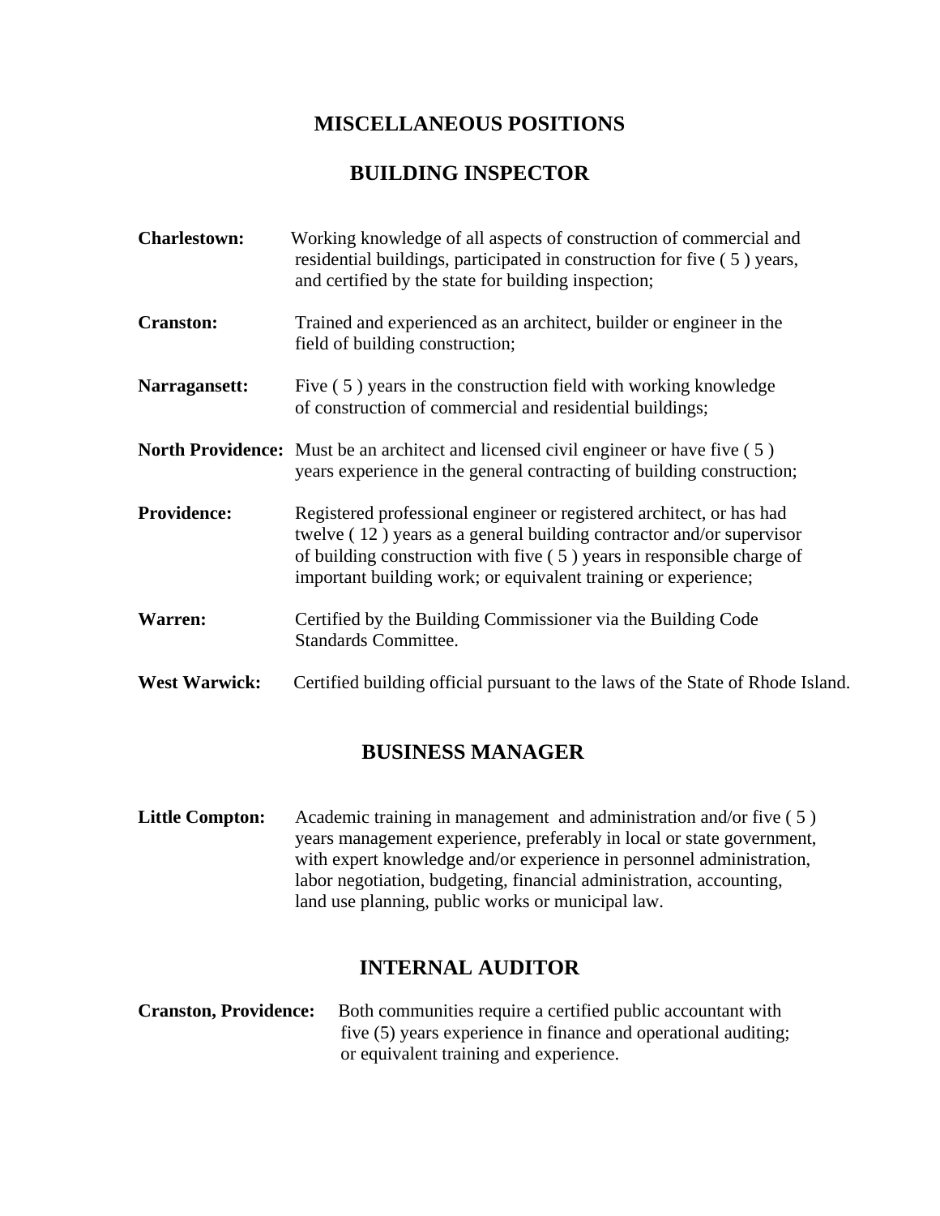# MISCELLANEOUS POSITIONS

## BUILDING INSPECTOR

**Charlestown:** Working knowledge of all aspects of construction of commercial and residential buildings, participated in construction for five ( 5 ) years, and certified by the state for building inspection;

**Cranston:** Trained and experienced as an architect, builder or engineer in the field of building construction;

**Narragansett:** Five ( 5 ) years in the construction field with working knowledge of construction of commercial and residential buildings;

**North Providence:** Must be an architect and licensed civil engineer or have five ( 5 ) years experience in the general contracting of building construction;

**Providence:** Registered professional engineer or registered architect, or has had twelve ( 12 ) years as a general building contractor and/or supervisor of building construction with five ( 5 ) years in responsible charge of important building work; or equivalent training or experience;

**Warren:** Certified by the Building Commissioner via the Building Code Standards Committee.

**West Warwick:** Certified building official pursuant to the laws of the State of Rhode Island.

## BUSINESS MANAGER

**Little Compton:** Academic training in management and administration and/or five ( 5 ) years management experience, preferably in local or state government, with expert knowledge and/or experience in personnel administration, labor negotiation, budgeting, financial administration, accounting, land use planning, public works or municipal law.

## INTERNAL AUDITOR

**Cranston, Providence:** Both communities require a certified public accountant with five (5) years experience in finance and operational auditing; or equivalent training and experience.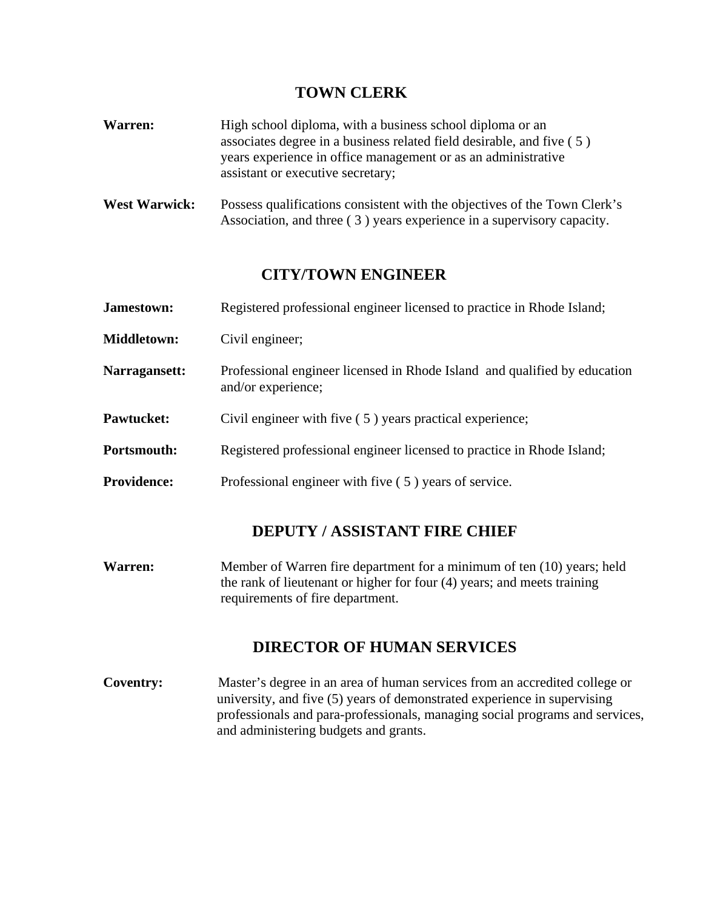## TOWN CLERK

**Warren:** High school diploma, with a business school diploma or an associates degree in a business related field desirable, and five ( 5 ) years experience in office management or as an administrative assistant or executive secretary;

**West Warwick:** Possess qualifications consistent with the objectives of the Town Clerk's Association, and three ( 3 ) years experience in a supervisory capacity.

## CITY/TOWN ENGINEER

**Jamestown:** Registered professional engineer licensed to practice in Rhode Island;

**Middletown:** Civil engineer;

**Narragansett:** Professional engineer licensed in Rhode Island and qualified by education and/or experience;

**Pawtucket:** Civil engineer with five ( 5 ) years practical experience;

**Portsmouth:** Registered professional engineer licensed to practice in Rhode Island;

**Providence:** Professional engineer with five ( 5 ) years of service.

## DEPUTY / ASSISTANT FIRE CHIEF

**Warren:** Member of Warren fire department for a minimum of ten (10) years; held the rank of lieutenant or higher for four (4) years; and meets training requirements of fire department.

## DIRECTOR OF HUMAN SERVICES

**Coventry:** Master's degree in an area of human services from an accredited college or university, and five (5) years of demonstrated experience in supervising professionals and para-professionals, managing social programs and services, and administering budgets and grants.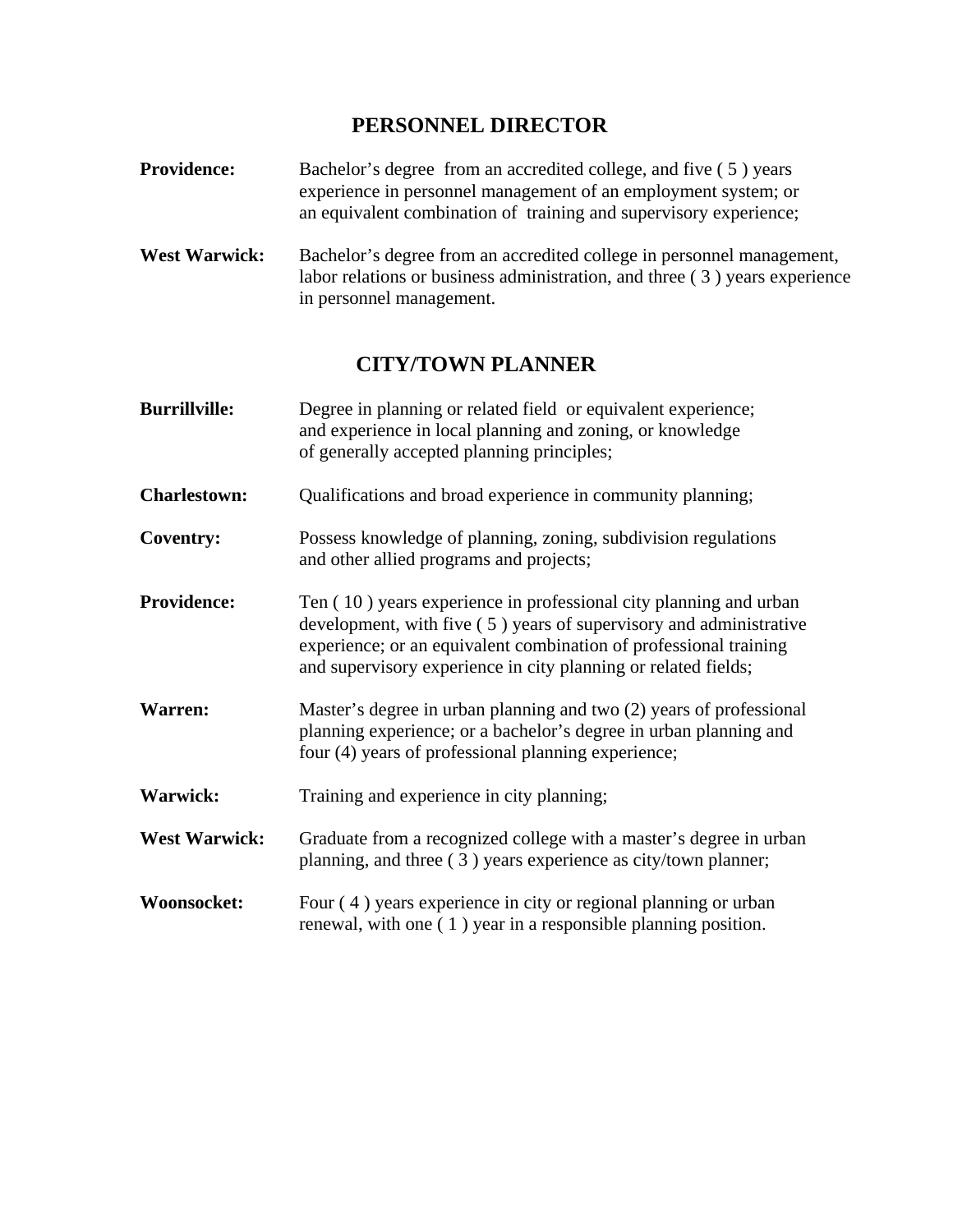## PERSONNEL DIRECTOR

**Providence:** Bachelor's degree from an accredited college, and five ( 5 ) years experience in personnel management of an employment system; or an equivalent combination of training and supervisory experience;

**West Warwick:** Bachelor's degree from an accredited college in personnel management, labor relations or business administration, and three ( 3 ) years experience in personnel management.

## CITY/TOWN PLANNER

**Burrillville:** Degree in planning or related field or equivalent experience; and experience in local planning and zoning, or knowledge of generally accepted planning principles;

**Charlestown:** Qualifications and broad experience in community planning;

**Coventry:** Possess knowledge of planning, zoning, subdivision regulations and other allied programs and projects;

**Providence:** Ten ( 10 ) years experience in professional city planning and urban development, with five ( 5 ) years of supervisory and administrative experience; or an equivalent combination of professional training and supervisory experience in city planning or related fields;

**Warren:** Master's degree in urban planning and two (2) years of professional planning experience; or a bachelor's degree in urban planning and four (4) years of professional planning experience;

**Warwick:** Training and experience in city planning;

**West Warwick:** Graduate from a recognized college with a master's degree in urban planning, and three ( 3 ) years experience as city/town planner;

**Woonsocket:** Four ( 4 ) years experience in city or regional planning or urban renewal, with one ( 1 ) year in a responsible planning position.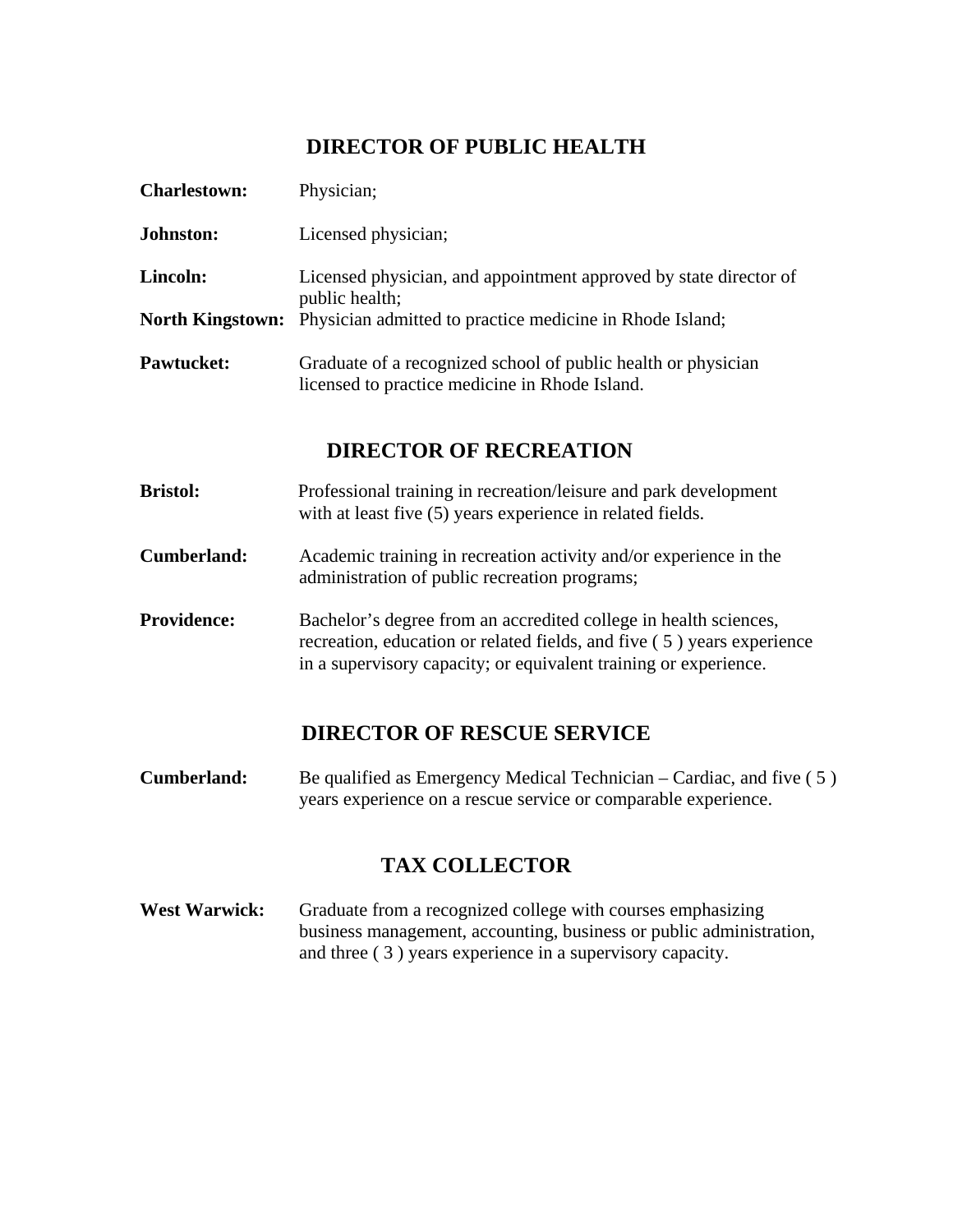## DIRECTOR OF PUBLIC HEALTH

**Charlestown:** Physician;

**Johnston:** Licensed physician;

**Lincoln:** Licensed physician, and appointment approved by state director of public health;

**North Kingstown:** Physician admitted to practice medicine in Rhode Island;

**Pawtucket:** Graduate of a recognized school of public health or physician licensed to practice medicine in Rhode Island.

## DIRECTOR OF RECREATION

**Bristol:** Professional training in recreation/leisure and park development with at least five (5) years experience in related fields.

**Cumberland:** Academic training in recreation activity and/or experience in the administration of public recreation programs;

**Providence:** Bachelor's degree from an accredited college in health sciences, recreation, education or related fields, and five ( 5 ) years experience in a supervisory capacity; or equivalent training or experience.

## DIRECTOR OF RESCUE SERVICE

**Cumberland:** Be qualified as Emergency Medical Technician – Cardiac, and five ( 5 ) years experience on a rescue service or comparable experience.

## TAX COLLECTOR

**West Warwick:** Graduate from a recognized college with courses emphasizing business management, accounting, business or public administration, and three ( 3 ) years experience in a supervisory capacity.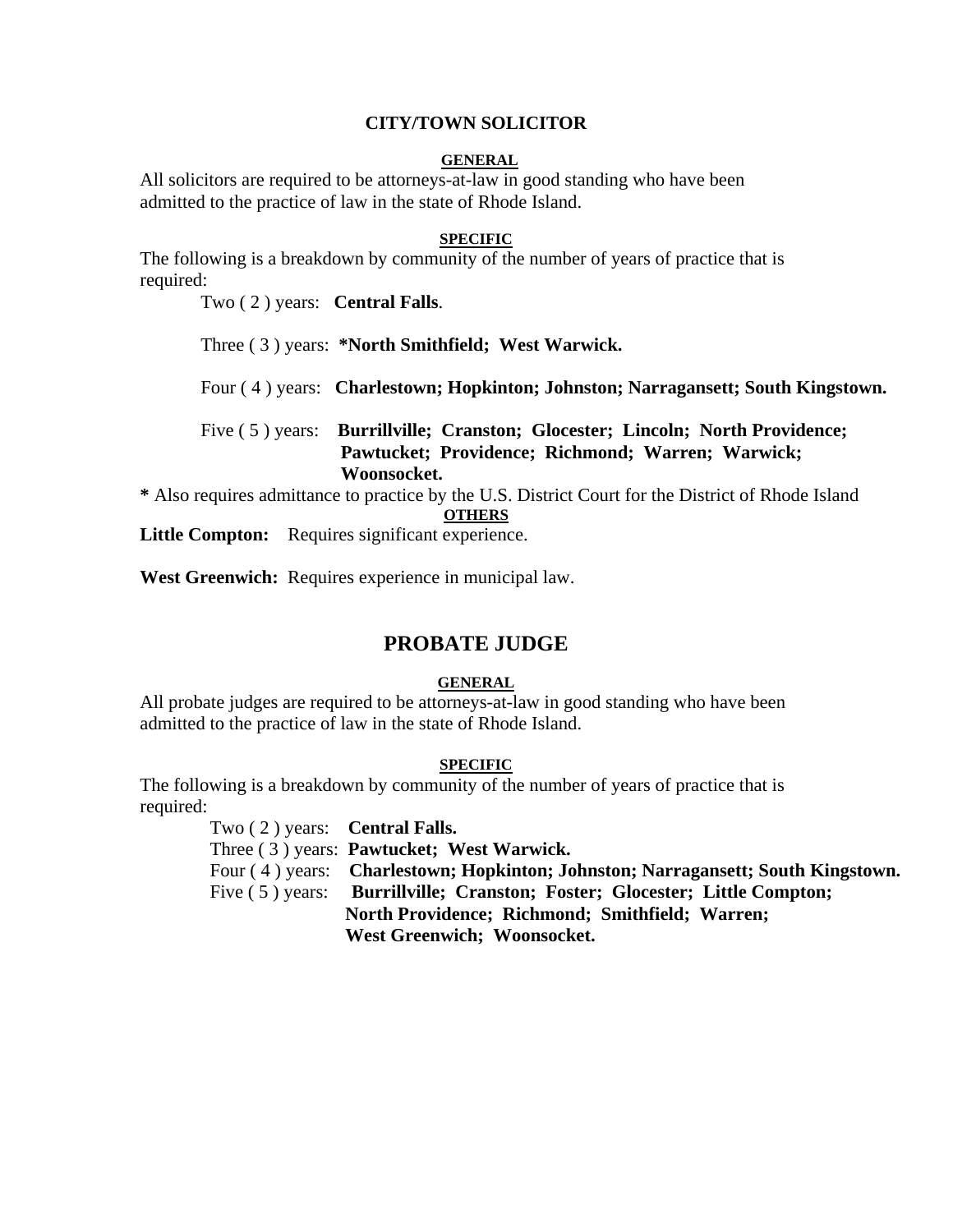## CITY/TOWN SOLICITOR

### GENERAL

All solicitors are required to be attorneys-at-law in good standing who have been admitted to the practice of law in the state of Rhode Island.

### SPECIFIC

The following is a breakdown by community of the number of years of practice that is required:

Two ( 2 ) years: **Central Falls**.

Three ( 3 ) years: ***North Smithfield; West Warwick.**

Four ( 4 ) years: **Charlestown; Hopkinton; Johnston; Narragansett; South Kingstown.**

Five ( 5 ) years: **Burrillville; Cranston; Glocester; Lincoln; North Providence; Pawtucket; Providence; Richmond; Warren; Warwick; Woonsocket.**

**\*** Also requires admittance to practice by the U.S. District Court for the District of Rhode Island

### OTHERS

**Little Compton:** Requires significant experience.

**West Greenwich:** Requires experience in municipal law.

## PROBATE JUDGE

### GENERAL

All probate judges are required to be attorneys-at-law in good standing who have been admitted to the practice of law in the state of Rhode Island.

### SPECIFIC

The following is a breakdown by community of the number of years of practice that is required:

Two ( 2 ) years: **Central Falls.**
Three ( 3 ) years: **Pawtucket; West Warwick.**
Four ( 4 ) years: **Charlestown; Hopkinton; Johnston; Narragansett; South Kingstown.**
Five ( 5 ) years: **Burrillville; Cranston; Foster; Glocester; Little Compton; North Providence; Richmond; Smithfield; Warren; West Greenwich; Woonsocket.**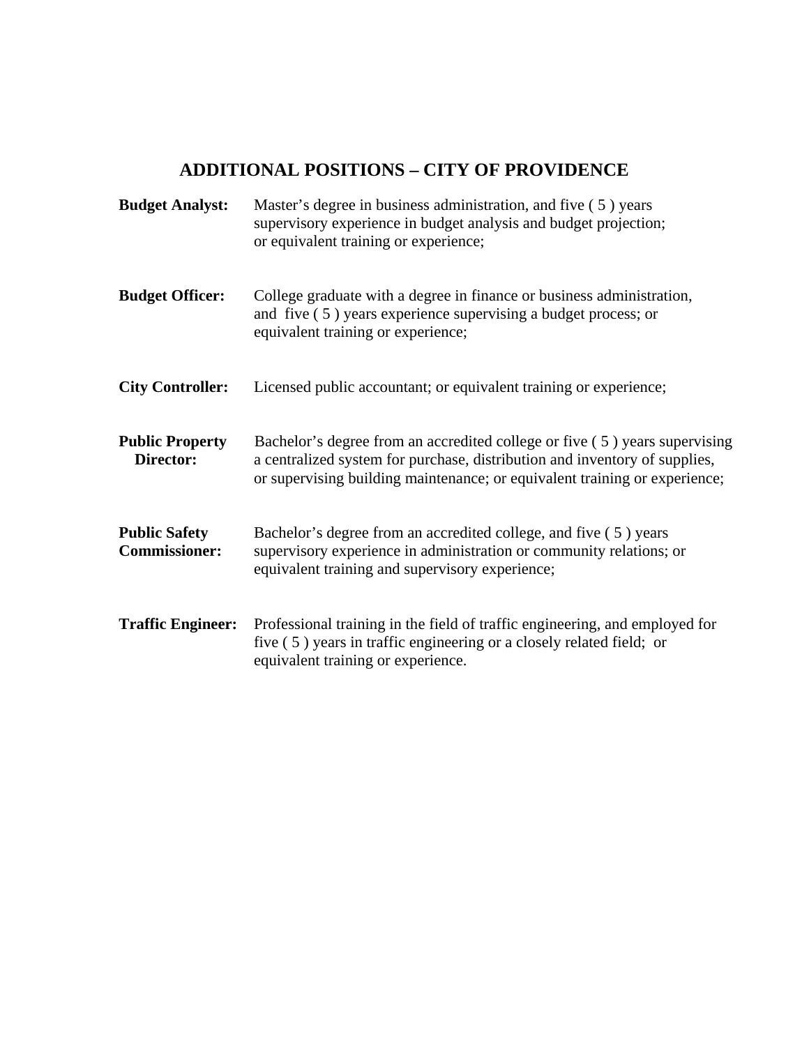## ADDITIONAL POSITIONS – CITY OF PROVIDENCE

**Budget Analyst:** Master's degree in business administration, and five ( 5 ) years supervisory experience in budget analysis and budget projection; or equivalent training or experience;

**Budget Officer:** College graduate with a degree in finance or business administration, and five ( 5 ) years experience supervising a budget process; or equivalent training or experience;

**City Controller:** Licensed public accountant; or equivalent training or experience;

**Public Property Director:** Bachelor's degree from an accredited college or five ( 5 ) years supervising a centralized system for purchase, distribution and inventory of supplies, or supervising building maintenance; or equivalent training or experience;

**Public Safety Commissioner:** Bachelor's degree from an accredited college, and five ( 5 ) years supervisory experience in administration or community relations; or equivalent training and supervisory experience;

**Traffic Engineer:** Professional training in the field of traffic engineering, and employed for five ( 5 ) years in traffic engineering or a closely related field; or equivalent training or experience.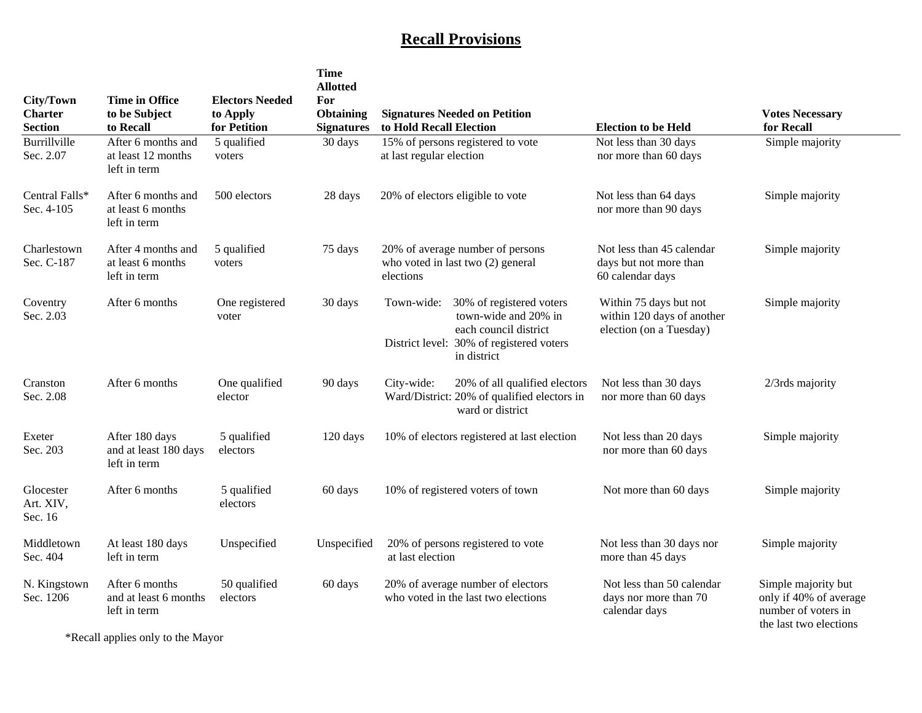# Recall Provisions

| City/Town Charter Section | Time in Office to be Subject to Recall | Electors Needed to Apply for Petition | Time Allotted For Obtaining Signatures | Signatures Needed on Petition to Hold Recall Election | Election to be Held | Votes Necessary for Recall |
|---|---|---|---|---|---|---|
| Burrillville Sec. 2.07 | After 6 months and at least 12 months left in term | 5 qualified voters | 30 days | 15% of persons registered to vote at last regular election | Not less than 30 days nor more than 60 days | Simple majority |
| Central Falls* Sec. 4-105 | After 6 months and at least 6 months left in term | 500 electors | 28 days | 20% of electors eligible to vote | Not less than 64 days nor more than 90 days | Simple majority |
| Charlestown Sec. C-187 | After 4 months and at least 6 months left in term | 5 qualified voters | 75 days | 20% of average number of persons who voted in last two (2) general elections | Not less than 45 calendar days but not more than 60 calendar days | Simple majority |
| Coventry Sec. 2.03 | After 6 months | One registered voter | 30 days | Town-wide: 30% of registered voters town-wide and 20% in each council district<br>District level: 30% of registered voters in district | Within 75 days but not within 120 days of another election (on a Tuesday) | Simple majority |
| Cranston Sec. 2.08 | After 6 months | One qualified elector | 90 days | City-wide: 20% of all qualified electors<br>Ward/District: 20% of qualified electors in ward or district | Not less than 30 days nor more than 60 days | 2/3rds majority |
| Exeter Sec. 203 | After 180 days and at least 180 days left in term | 5 qualified electors | 120 days | 10% of electors registered at last election | Not less than 20 days nor more than 60 days | Simple majority |
| Glocester Art. XIV, Sec. 16 | After 6 months | 5 qualified electors | 60 days | 10% of registered voters of town | Not more than 60 days | Simple majority |
| Middletown Sec. 404 | At least 180 days left in term | Unspecified | Unspecified | 20% of persons registered to vote at last election | Not less than 30 days nor more than 45 days | Simple majority |
| N. Kingstown Sec. 1206 | After 6 months and at least 6 months left in term | 50 qualified electors | 60 days | 20% of average number of electors who voted in the last two elections | Not less than 50 calendar days nor more than 70 calendar days | Simple majority but only if 40% of average number of voters in the last two elections |

*Recall applies only to the Mayor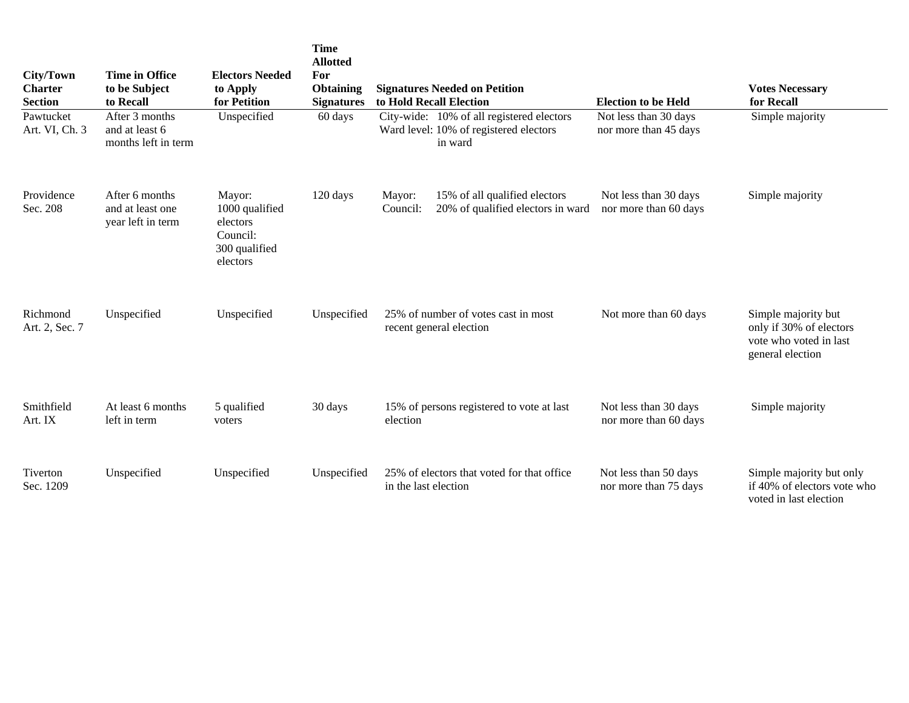| City/Town Charter Section | Time in Office to be Subject to Recall | Electors Needed to Apply for Petition | Time Allotted For Obtaining Signatures | Signatures Needed on Petition to Hold Recall Election | Election to be Held | Votes Necessary for Recall |
|---|---|---|---|---|---|---|
| Pawtucket Art. VI, Ch. 3 | After 3 months and at least 6 months left in term | Unspecified | 60 days | City-wide: 10% of all registered electors<br>Ward level: 10% of registered electors in ward | Not less than 30 days nor more than 45 days | Simple majority |
| Providence Sec. 208 | After 6 months and at least one year left in term | Mayor: 1000 qualified electors<br>Council: 300 qualified electors | 120 days | Mayor: 15% of all qualified electors<br>Council: 20% of qualified electors in ward | Not less than 30 days nor more than 60 days | Simple majority |
| Richmond Art. 2, Sec. 7 | Unspecified | Unspecified | Unspecified | 25% of number of votes cast in most recent general election | Not more than 60 days | Simple majority but only if 30% of electors vote who voted in last general election |
| Smithfield Art. IX | At least 6 months left in term | 5 qualified voters | 30 days | 15% of persons registered to vote at last election | Not less than 30 days nor more than 60 days | Simple majority |
| Tiverton Sec. 1209 | Unspecified | Unspecified | Unspecified | 25% of electors that voted for that office in the last election | Not less than 50 days nor more than 75 days | Simple majority but only if 40% of electors vote who voted in last election |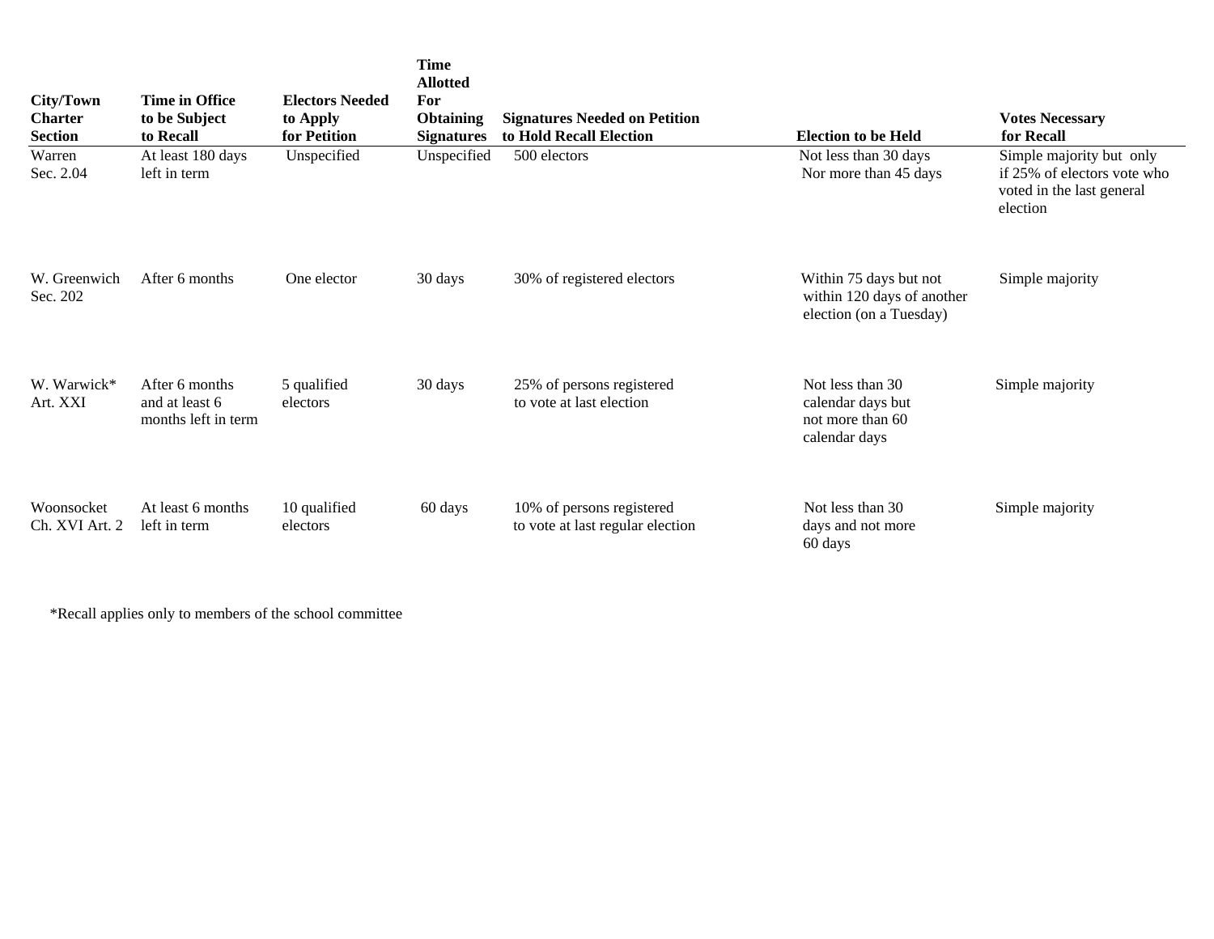| City/Town Charter Section | Time in Office to be Subject to Recall | Electors Needed to Apply for Petition | Time Allotted For Obtaining Signatures | Signatures Needed on Petition to Hold Recall Election | Election to be Held | Votes Necessary for Recall |
|---|---|---|---|---|---|---|
| Warren Sec. 2.04 | At least 180 days left in term | Unspecified | Unspecified | 500 electors | Not less than 30 days Nor more than 45 days | Simple majority but only if 25% of electors vote who voted in the last general election |
| W. Greenwich Sec. 202 | After 6 months | One elector | 30 days | 30% of registered electors | Within 75 days but not within 120 days of another election (on a Tuesday) | Simple majority |
| W. Warwick* Art. XXI | After 6 months and at least 6 months left in term | 5 qualified electors | 30 days | 25% of persons registered to vote at last election | Not less than 30 calendar days but not more than 60 calendar days | Simple majority |
| Woonsocket Ch. XVI Art. 2 | At least 6 months left in term | 10 qualified electors | 60 days | 10% of persons registered to vote at last regular election | Not less than 30 days and not more 60 days | Simple majority |

*Recall applies only to members of the school committee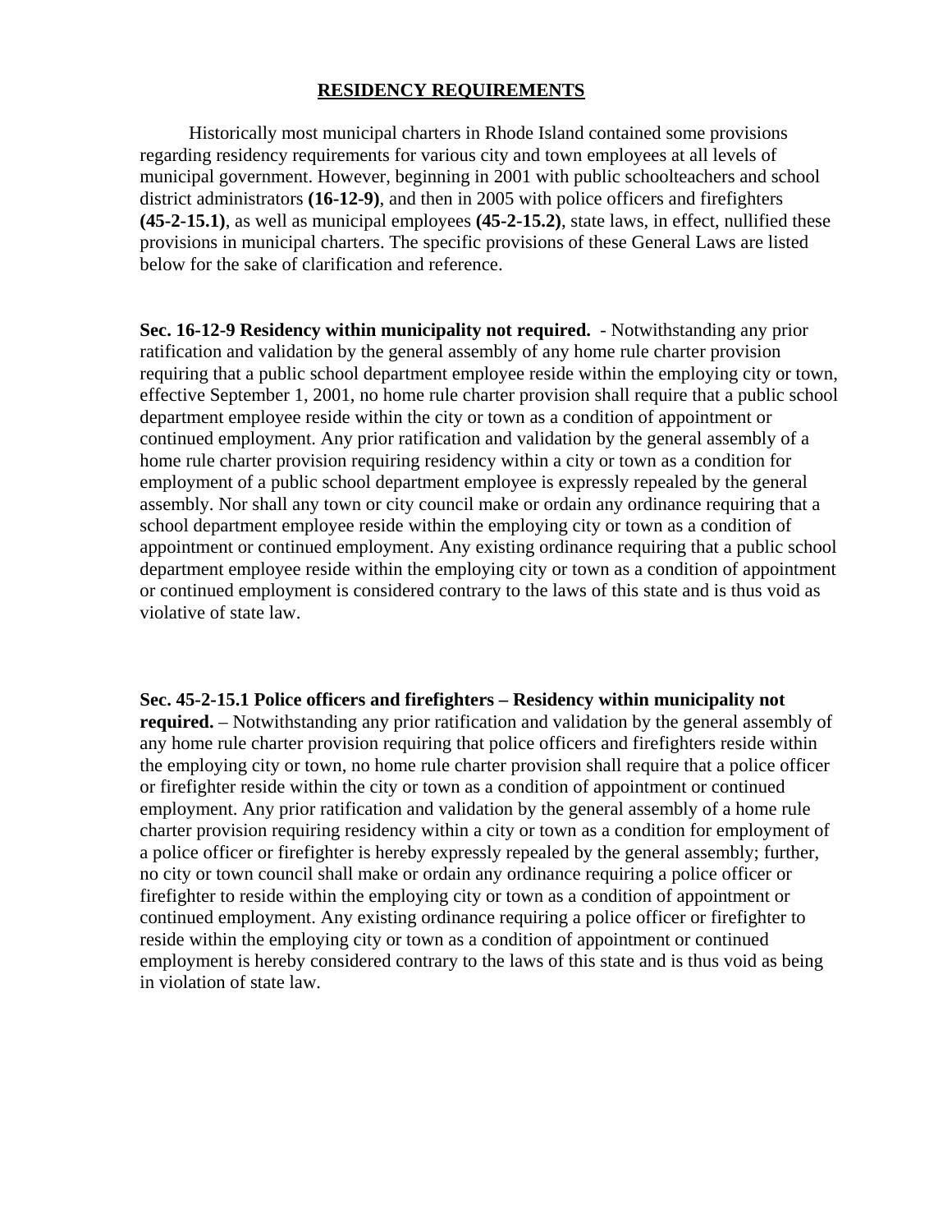## RESIDENCY REQUIREMENTS

Historically most municipal charters in Rhode Island contained some provisions regarding residency requirements for various city and town employees at all levels of municipal government. However, beginning in 2001 with public schoolteachers and school district administrators **(16-12-9)**, and then in 2005 with police officers and firefighters **(45-2-15.1)**, as well as municipal employees **(45-2-15.2)**, state laws, in effect, nullified these provisions in municipal charters. The specific provisions of these General Laws are listed below for the sake of clarification and reference.

**Sec. 16-12-9 Residency within municipality not required.** - Notwithstanding any prior ratification and validation by the general assembly of any home rule charter provision requiring that a public school department employee reside within the employing city or town, effective September 1, 2001, no home rule charter provision shall require that a public school department employee reside within the city or town as a condition of appointment or continued employment. Any prior ratification and validation by the general assembly of a home rule charter provision requiring residency within a city or town as a condition for employment of a public school department employee is expressly repealed by the general assembly. Nor shall any town or city council make or ordain any ordinance requiring that a school department employee reside within the employing city or town as a condition of appointment or continued employment. Any existing ordinance requiring that a public school department employee reside within the employing city or town as a condition of appointment or continued employment is considered contrary to the laws of this state and is thus void as violative of state law.

**Sec. 45-2-15.1 Police officers and firefighters – Residency within municipality not required.** – Notwithstanding any prior ratification and validation by the general assembly of any home rule charter provision requiring that police officers and firefighters reside within the employing city or town, no home rule charter provision shall require that a police officer or firefighter reside within the city or town as a condition of appointment or continued employment. Any prior ratification and validation by the general assembly of a home rule charter provision requiring residency within a city or town as a condition for employment of a police officer or firefighter is hereby expressly repealed by the general assembly; further, no city or town council shall make or ordain any ordinance requiring a police officer or firefighter to reside within the employing city or town as a condition of appointment or continued employment. Any existing ordinance requiring a police officer or firefighter to reside within the employing city or town as a condition of appointment or continued employment is hereby considered contrary to the laws of this state and is thus void as being in violation of state law.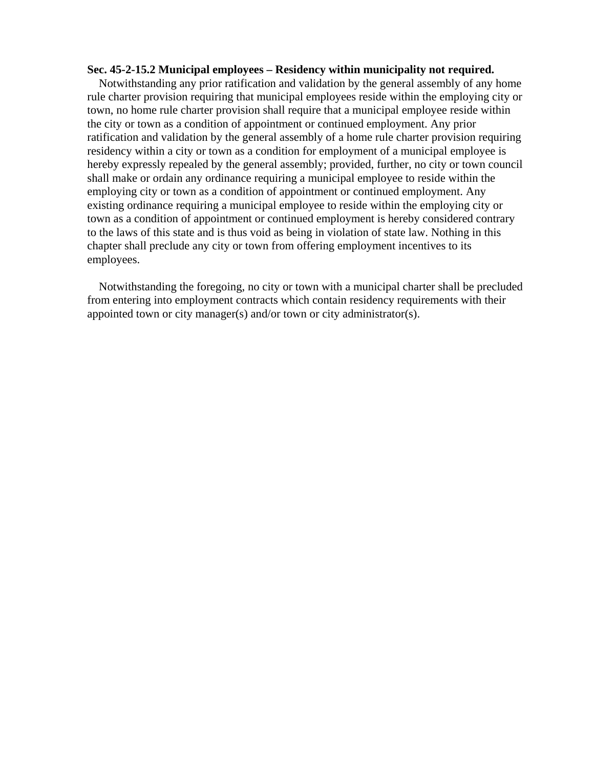**Sec. 45-2-15.2 Municipal employees – Residency within municipality not required.**

Notwithstanding any prior ratification and validation by the general assembly of any home rule charter provision requiring that municipal employees reside within the employing city or town, no home rule charter provision shall require that a municipal employee reside within the city or town as a condition of appointment or continued employment. Any prior ratification and validation by the general assembly of a home rule charter provision requiring residency within a city or town as a condition for employment of a municipal employee is hereby expressly repealed by the general assembly; provided, further, no city or town council shall make or ordain any ordinance requiring a municipal employee to reside within the employing city or town as a condition of appointment or continued employment. Any existing ordinance requiring a municipal employee to reside within the employing city or town as a condition of appointment or continued employment is hereby considered contrary to the laws of this state and is thus void as being in violation of state law. Nothing in this chapter shall preclude any city or town from offering employment incentives to its employees.

Notwithstanding the foregoing, no city or town with a municipal charter shall be precluded from entering into employment contracts which contain residency requirements with their appointed town or city manager(s) and/or town or city administrator(s).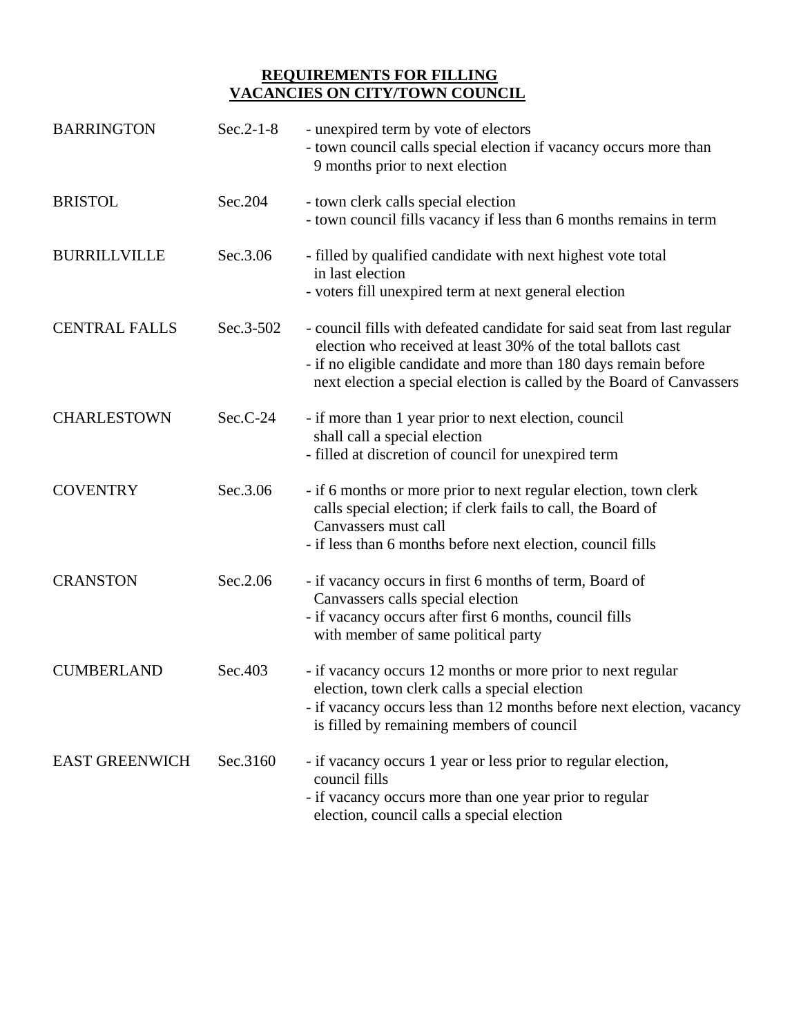**REQUIREMENTS FOR FILLING VACANCIES ON CITY/TOWN COUNCIL**

| | | |
|---|---|---|
| BARRINGTON | Sec.2-1-8 | - unexpired term by vote of electors<br>- town council calls special election if vacancy occurs more than 9 months prior to next election |
| BRISTOL | Sec.204 | - town clerk calls special election<br>- town council fills vacancy if less than 6 months remains in term |
| BURRILLVILLE | Sec.3.06 | - filled by qualified candidate with next highest vote total in last election<br>- voters fill unexpired term at next general election |
| CENTRAL FALLS | Sec.3-502 | - council fills with defeated candidate for said seat from last regular election who received at least 30% of the total ballots cast<br>- if no eligible candidate and more than 180 days remain before next election a special election is called by the Board of Canvassers |
| CHARLESTOWN | Sec.C-24 | - if more than 1 year prior to next election, council shall call a special election<br>- filled at discretion of council for unexpired term |
| COVENTRY | Sec.3.06 | - if 6 months or more prior to next regular election, town clerk calls special election; if clerk fails to call, the Board of Canvassers must call<br>- if less than 6 months before next election, council fills |
| CRANSTON | Sec.2.06 | - if vacancy occurs in first 6 months of term, Board of Canvassers calls special election<br>- if vacancy occurs after first 6 months, council fills with member of same political party |
| CUMBERLAND | Sec.403 | - if vacancy occurs 12 months or more prior to next regular election, town clerk calls a special election<br>- if vacancy occurs less than 12 months before next election, vacancy is filled by remaining members of council |
| EAST GREENWICH | Sec.3160 | - if vacancy occurs 1 year or less prior to regular election, council fills<br>- if vacancy occurs more than one year prior to regular election, council calls a special election |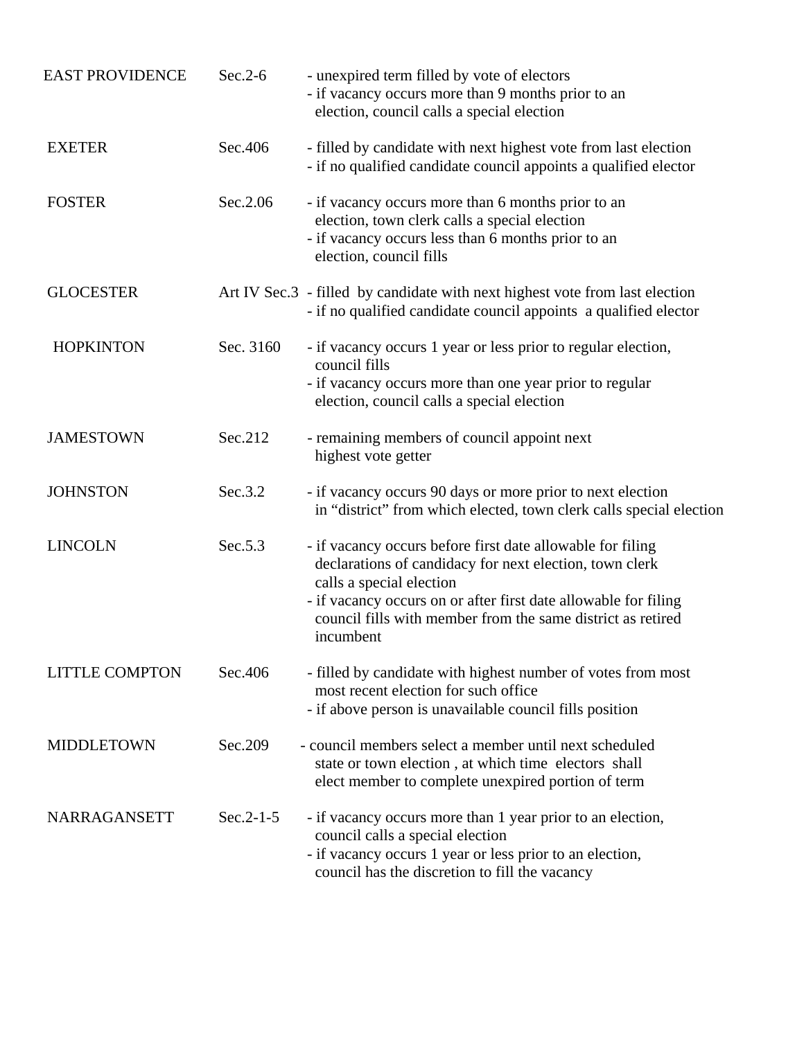| | | |
|---|---|---|
| EAST PROVIDENCE | Sec.2-6 | - unexpired term filled by vote of electors<br>- if vacancy occurs more than 9 months prior to an election, council calls a special election |
| EXETER | Sec.406 | - filled by candidate with next highest vote from last election<br>- if no qualified candidate council appoints a qualified elector |
| FOSTER | Sec.2.06 | - if vacancy occurs more than 6 months prior to an election, town clerk calls a special election<br>- if vacancy occurs less than 6 months prior to an election, council fills |
| GLOCESTER | Art IV Sec.3 | - filled by candidate with next highest vote from last election<br>- if no qualified candidate council appoints a qualified elector |
| HOPKINTON | Sec. 3160 | - if vacancy occurs 1 year or less prior to regular election, council fills<br>- if vacancy occurs more than one year prior to regular election, council calls a special election |
| JAMESTOWN | Sec.212 | - remaining members of council appoint next highest vote getter |
| JOHNSTON | Sec.3.2 | - if vacancy occurs 90 days or more prior to next election in “district” from which elected, town clerk calls special election |
| LINCOLN | Sec.5.3 | - if vacancy occurs before first date allowable for filing declarations of candidacy for next election, town clerk calls a special election<br>- if vacancy occurs on or after first date allowable for filing council fills with member from the same district as retired incumbent |
| LITTLE COMPTON | Sec.406 | - filled by candidate with highest number of votes from most most recent election for such office<br>- if above person is unavailable council fills position |
| MIDDLETOWN | Sec.209 | - council members select a member until next scheduled state or town election , at which time electors shall elect member to complete unexpired portion of term |
| NARRAGANSETT | Sec.2-1-5 | - if vacancy occurs more than 1 year prior to an election, council calls a special election<br>- if vacancy occurs 1 year or less prior to an election, council has the discretion to fill the vacancy |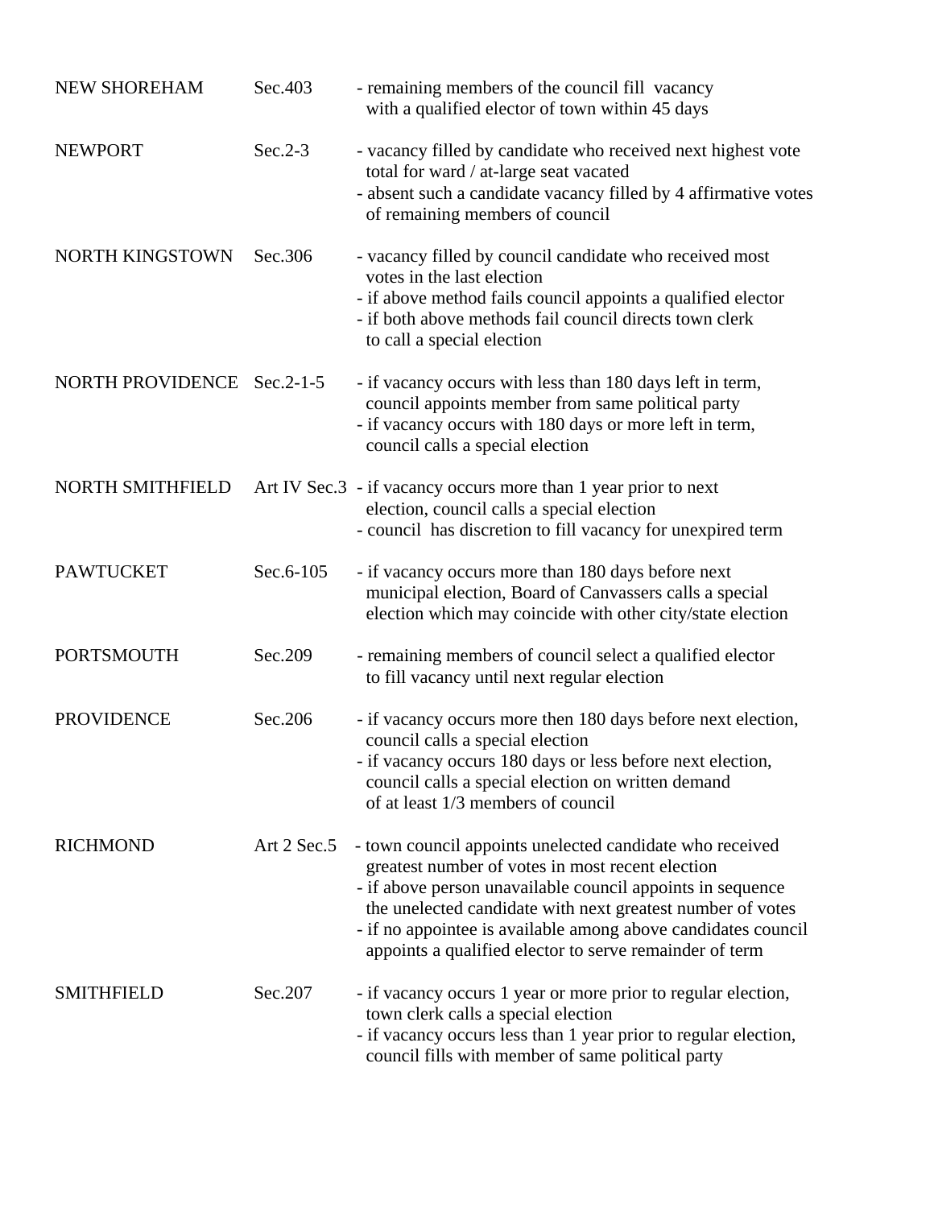| | | |
|---|---|---|
| NEW SHOREHAM | Sec.403 | - remaining members of the council fill vacancy with a qualified elector of town within 45 days |
| NEWPORT | Sec.2-3 | - vacancy filled by candidate who received next highest vote total for ward / at-large seat vacated<br>- absent such a candidate vacancy filled by 4 affirmative votes of remaining members of council |
| NORTH KINGSTOWN | Sec.306 | - vacancy filled by council candidate who received most votes in the last election<br>- if above method fails council appoints a qualified elector<br>- if both above methods fail council directs town clerk to call a special election |
| NORTH PROVIDENCE | Sec.2-1-5 | - if vacancy occurs with less than 180 days left in term, council appoints member from same political party<br>- if vacancy occurs with 180 days or more left in term, council calls a special election |
| NORTH SMITHFIELD | Art IV Sec.3 | - if vacancy occurs more than 1 year prior to next election, council calls a special election<br>- council has discretion to fill vacancy for unexpired term |
| PAWTUCKET | Sec.6-105 | - if vacancy occurs more than 180 days before next municipal election, Board of Canvassers calls a special election which may coincide with other city/state election |
| PORTSMOUTH | Sec.209 | - remaining members of council select a qualified elector to fill vacancy until next regular election |
| PROVIDENCE | Sec.206 | - if vacancy occurs more then 180 days before next election, council calls a special election<br>- if vacancy occurs 180 days or less before next election, council calls a special election on written demand of at least 1/3 members of council |
| RICHMOND | Art 2 Sec.5 | - town council appoints unelected candidate who received greatest number of votes in most recent election<br>- if above person unavailable council appoints in sequence the unelected candidate with next greatest number of votes<br>- if no appointee is available among above candidates council appoints a qualified elector to serve remainder of term |
| SMITHFIELD | Sec.207 | - if vacancy occurs 1 year or more prior to regular election, town clerk calls a special election<br>- if vacancy occurs less than 1 year prior to regular election, council fills with member of same political party |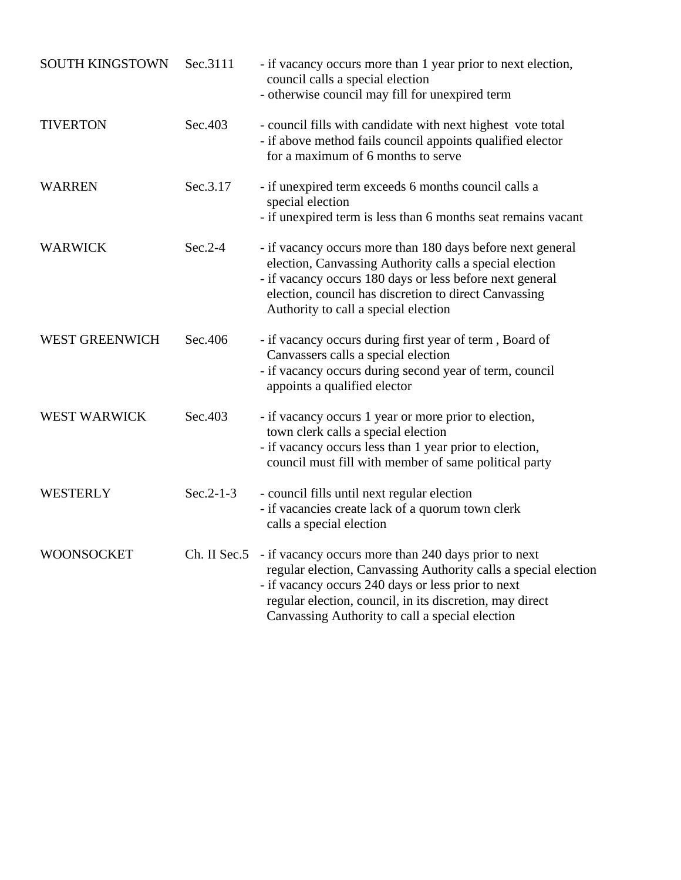| | | |
|---|---|---|
| SOUTH KINGSTOWN | Sec.3111 | - if vacancy occurs more than 1 year prior to next election, council calls a special election<br>- otherwise council may fill for unexpired term |
| TIVERTON | Sec.403 | - council fills with candidate with next highest vote total<br>- if above method fails council appoints qualified elector for a maximum of 6 months to serve |
| WARREN | Sec.3.17 | - if unexpired term exceeds 6 months council calls a special election<br>- if unexpired term is less than 6 months seat remains vacant |
| WARWICK | Sec.2-4 | - if vacancy occurs more than 180 days before next general election, Canvassing Authority calls a special election<br>- if vacancy occurs 180 days or less before next general election, council has discretion to direct Canvassing Authority to call a special election |
| WEST GREENWICH | Sec.406 | - if vacancy occurs during first year of term , Board of Canvassers calls a special election<br>- if vacancy occurs during second year of term, council appoints a qualified elector |
| WEST WARWICK | Sec.403 | - if vacancy occurs 1 year or more prior to election, town clerk calls a special election<br>- if vacancy occurs less than 1 year prior to election, council must fill with member of same political party |
| WESTERLY | Sec.2-1-3 | - council fills until next regular election<br>- if vacancies create lack of a quorum town clerk calls a special election |
| WOONSOCKET | Ch. II Sec.5 | - if vacancy occurs more than 240 days prior to next regular election, Canvassing Authority calls a special election<br>- if vacancy occurs 240 days or less prior to next regular election, council, in its discretion, may direct Canvassing Authority to call a special election |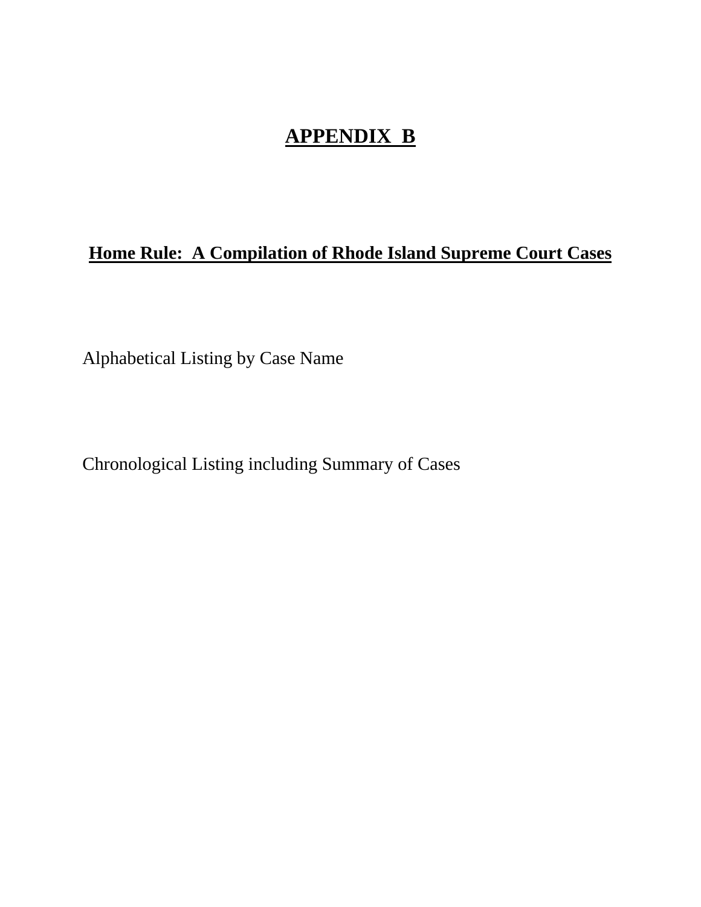# APPENDIX B

## Home Rule: A Compilation of Rhode Island Supreme Court Cases

Alphabetical Listing by Case Name

Chronological Listing including Summary of Cases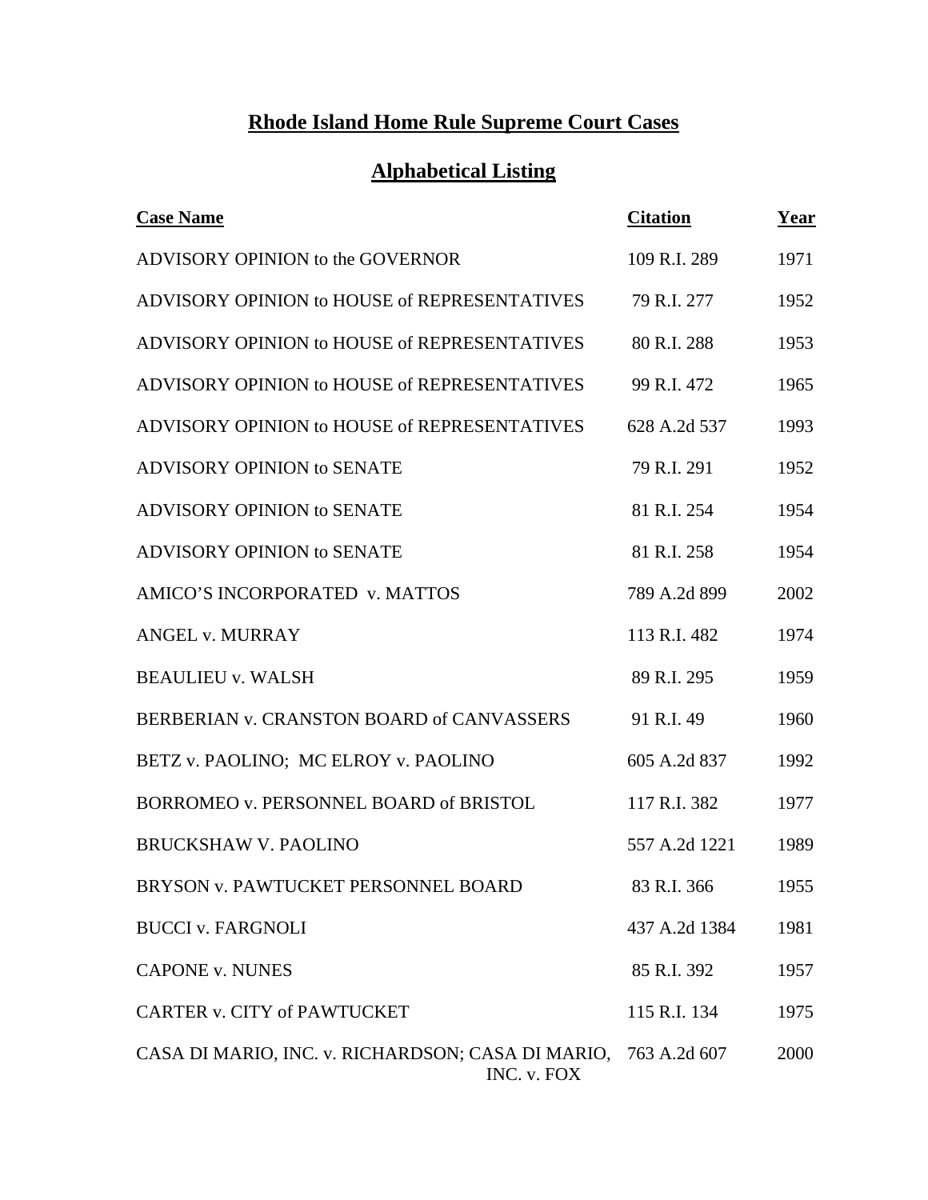# Rhode Island Home Rule Supreme Court Cases

## Alphabetical Listing

| Case Name | Citation | Year |
|---|---|---|
| ADVISORY OPINION to the GOVERNOR | 109 R.I. 289 | 1971 |
| ADVISORY OPINION to HOUSE of REPRESENTATIVES | 79 R.I. 277 | 1952 |
| ADVISORY OPINION to HOUSE of REPRESENTATIVES | 80 R.I. 288 | 1953 |
| ADVISORY OPINION to HOUSE of REPRESENTATIVES | 99 R.I. 472 | 1965 |
| ADVISORY OPINION to HOUSE of REPRESENTATIVES | 628 A.2d 537 | 1993 |
| ADVISORY OPINION to SENATE | 79 R.I. 291 | 1952 |
| ADVISORY OPINION to SENATE | 81 R.I. 254 | 1954 |
| ADVISORY OPINION to SENATE | 81 R.I. 258 | 1954 |
| AMICO'S INCORPORATED v. MATTOS | 789 A.2d 899 | 2002 |
| ANGEL v. MURRAY | 113 R.I. 482 | 1974 |
| BEAULIEU v. WALSH | 89 R.I. 295 | 1959 |
| BERBERIAN v. CRANSTON BOARD of CANVASSERS | 91 R.I. 49 | 1960 |
| BETZ v. PAOLINO; MC ELROY v. PAOLINO | 605 A.2d 837 | 1992 |
| BORROMEO v. PERSONNEL BOARD of BRISTOL | 117 R.I. 382 | 1977 |
| BRUCKSHAW V. PAOLINO | 557 A.2d 1221 | 1989 |
| BRYSON v. PAWTUCKET PERSONNEL BOARD | 83 R.I. 366 | 1955 |
| BUCCI v. FARGNOLI | 437 A.2d 1384 | 1981 |
| CAPONE v. NUNES | 85 R.I. 392 | 1957 |
| CARTER v. CITY of PAWTUCKET | 115 R.I. 134 | 1975 |
| CASA DI MARIO, INC. v. RICHARDSON; CASA DI MARIO, INC. v. FOX | 763 A.2d 607 | 2000 |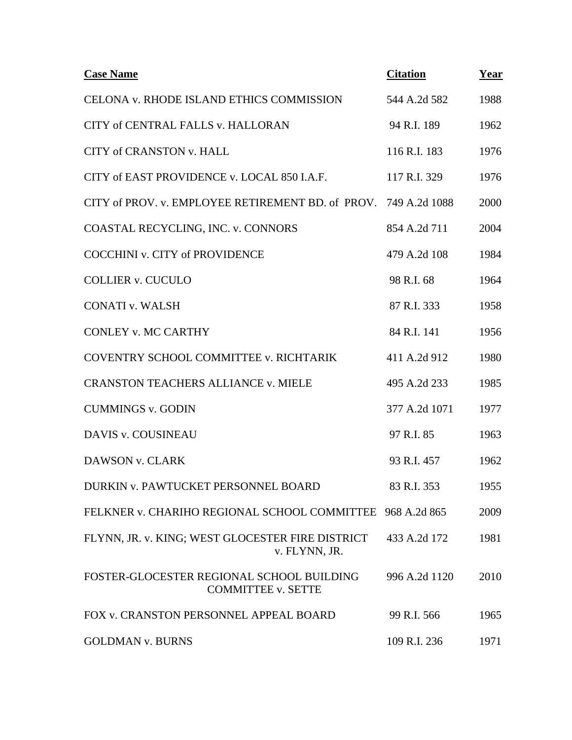| Case Name | Citation | Year |
|---|---|---|
| CELONA v. RHODE ISLAND ETHICS COMMISSION | 544 A.2d 582 | 1988 |
| CITY of CENTRAL FALLS v. HALLORAN | 94 R.I. 189 | 1962 |
| CITY of CRANSTON v. HALL | 116 R.I. 183 | 1976 |
| CITY of EAST PROVIDENCE v. LOCAL 850 I.A.F. | 117 R.I. 329 | 1976 |
| CITY of PROV. v. EMPLOYEE RETIREMENT BD. of PROV. | 749 A.2d 1088 | 2000 |
| COASTAL RECYCLING, INC. v. CONNORS | 854 A.2d 711 | 2004 |
| COCCHINI v. CITY of PROVIDENCE | 479 A.2d 108 | 1984 |
| COLLIER v. CUCULO | 98 R.I. 68 | 1964 |
| CONATI v. WALSH | 87 R.I. 333 | 1958 |
| CONLEY v. MC CARTHY | 84 R.I. 141 | 1956 |
| COVENTRY SCHOOL COMMITTEE v. RICHTARIK | 411 A.2d 912 | 1980 |
| CRANSTON TEACHERS ALLIANCE v. MIELE | 495 A.2d 233 | 1985 |
| CUMMINGS v. GODIN | 377 A.2d 1071 | 1977 |
| DAVIS v. COUSINEAU | 97 R.I. 85 | 1963 |
| DAWSON v. CLARK | 93 R.I. 457 | 1962 |
| DURKIN v. PAWTUCKET PERSONNEL BOARD | 83 R.I. 353 | 1955 |
| FELKNER v. CHARIHO REGIONAL SCHOOL COMMITTEE | 968 A.2d 865 | 2009 |
| FLYNN, JR. v. KING; WEST GLOCESTER FIRE DISTRICT v. FLYNN, JR. | 433 A.2d 172 | 1981 |
| FOSTER-GLOCESTER REGIONAL SCHOOL BUILDING COMMITTEE v. SETTE | 996 A.2d 1120 | 2010 |
| FOX v. CRANSTON PERSONNEL APPEAL BOARD | 99 R.I. 566 | 1965 |
| GOLDMAN v. BURNS | 109 R.I. 236 | 1971 |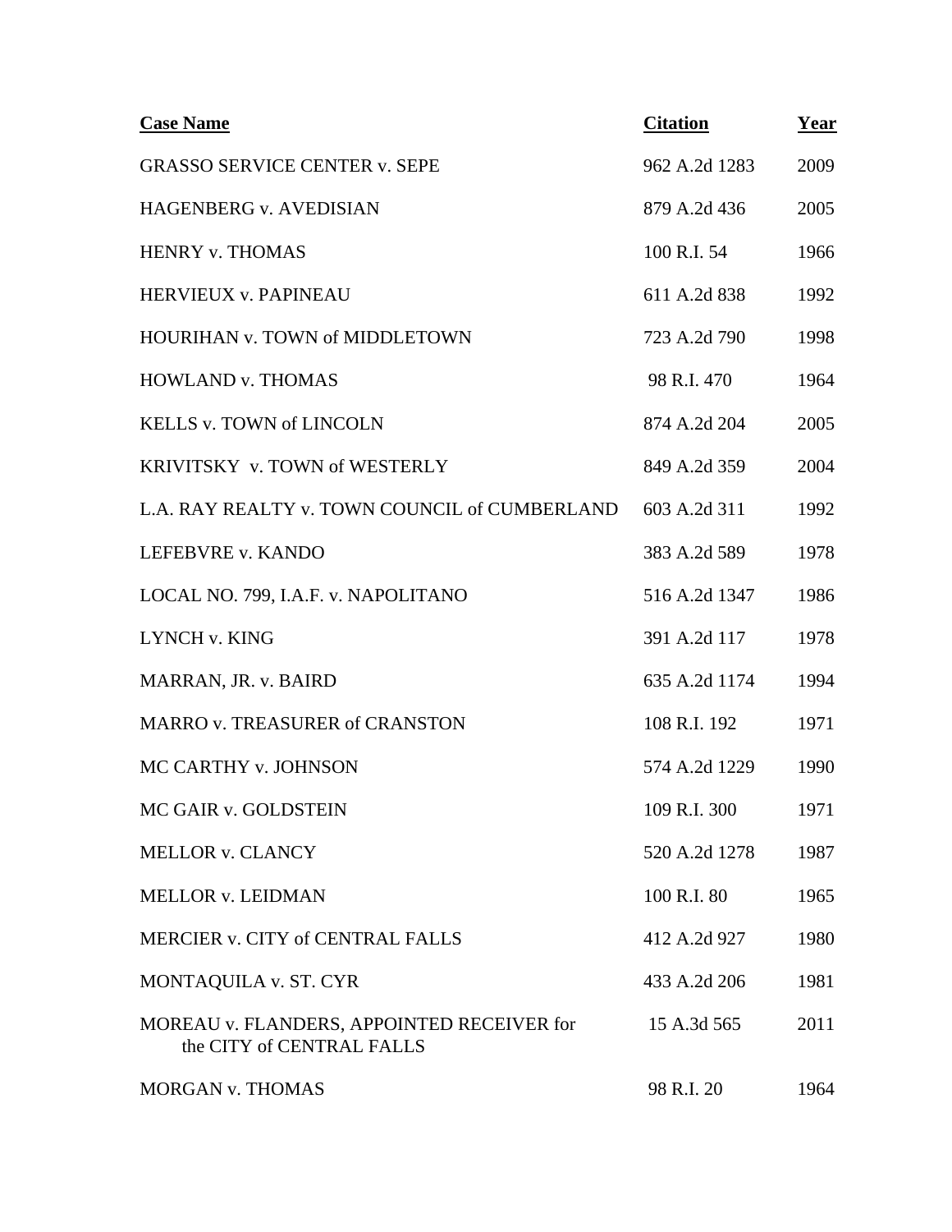| Case Name | Citation | Year |
|---|---|---|
| GRASSO SERVICE CENTER v. SEPE | 962 A.2d 1283 | 2009 |
| HAGENBERG v. AVEDISIAN | 879 A.2d 436 | 2005 |
| HENRY v. THOMAS | 100 R.I. 54 | 1966 |
| HERVIEUX v. PAPINEAU | 611 A.2d 838 | 1992 |
| HOURIHAN v. TOWN of MIDDLETOWN | 723 A.2d 790 | 1998 |
| HOWLAND v. THOMAS | 98 R.I. 470 | 1964 |
| KELLS v. TOWN of LINCOLN | 874 A.2d 204 | 2005 |
| KRIVITSKY v. TOWN of WESTERLY | 849 A.2d 359 | 2004 |
| L.A. RAY REALTY v. TOWN COUNCIL of CUMBERLAND | 603 A.2d 311 | 1992 |
| LEFEBVRE v. KANDO | 383 A.2d 589 | 1978 |
| LOCAL NO. 799, I.A.F. v. NAPOLITANO | 516 A.2d 1347 | 1986 |
| LYNCH v. KING | 391 A.2d 117 | 1978 |
| MARRAN, JR. v. BAIRD | 635 A.2d 1174 | 1994 |
| MARRO v. TREASURER of CRANSTON | 108 R.I. 192 | 1971 |
| MC CARTHY v. JOHNSON | 574 A.2d 1229 | 1990 |
| MC GAIR v. GOLDSTEIN | 109 R.I. 300 | 1971 |
| MELLOR v. CLANCY | 520 A.2d 1278 | 1987 |
| MELLOR v. LEIDMAN | 100 R.I. 80 | 1965 |
| MERCIER v. CITY of CENTRAL FALLS | 412 A.2d 927 | 1980 |
| MONTAQUILA v. ST. CYR | 433 A.2d 206 | 1981 |
| MOREAU v. FLANDERS, APPOINTED RECEIVER for the CITY of CENTRAL FALLS | 15 A.3d 565 | 2011 |
| MORGAN v. THOMAS | 98 R.I. 20 | 1964 |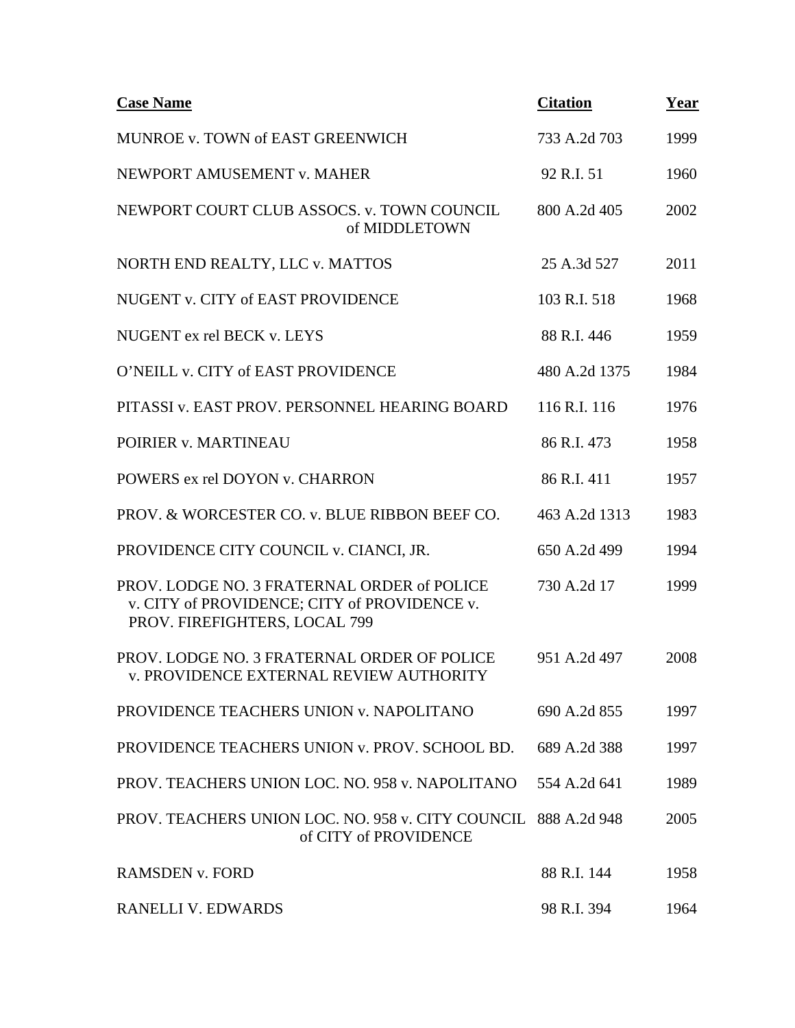| Case Name | Citation | Year |
|---|---|---|
| MUNROE v. TOWN of EAST GREENWICH | 733 A.2d 703 | 1999 |
| NEWPORT AMUSEMENT v. MAHER | 92 R.I. 51 | 1960 |
| NEWPORT COURT CLUB ASSOCS. v. TOWN COUNCIL of MIDDLETOWN | 800 A.2d 405 | 2002 |
| NORTH END REALTY, LLC v. MATTOS | 25 A.3d 527 | 2011 |
| NUGENT v. CITY of EAST PROVIDENCE | 103 R.I. 518 | 1968 |
| NUGENT ex rel BECK v. LEYS | 88 R.I. 446 | 1959 |
| O'NEILL v. CITY of EAST PROVIDENCE | 480 A.2d 1375 | 1984 |
| PITASSI v. EAST PROV. PERSONNEL HEARING BOARD | 116 R.I. 116 | 1976 |
| POIRIER v. MARTINEAU | 86 R.I. 473 | 1958 |
| POWERS ex rel DOYON v. CHARRON | 86 R.I. 411 | 1957 |
| PROV. & WORCESTER CO. v. BLUE RIBBON BEEF CO. | 463 A.2d 1313 | 1983 |
| PROVIDENCE CITY COUNCIL v. CIANCI, JR. | 650 A.2d 499 | 1994 |
| PROV. LODGE NO. 3 FRATERNAL ORDER of POLICE v. CITY of PROVIDENCE; CITY of PROVIDENCE v. PROV. FIREFIGHTERS, LOCAL 799 | 730 A.2d 17 | 1999 |
| PROV. LODGE NO. 3 FRATERNAL ORDER OF POLICE v. PROVIDENCE EXTERNAL REVIEW AUTHORITY | 951 A.2d 497 | 2008 |
| PROVIDENCE TEACHERS UNION v. NAPOLITANO | 690 A.2d 855 | 1997 |
| PROVIDENCE TEACHERS UNION v. PROV. SCHOOL BD. | 689 A.2d 388 | 1997 |
| PROV. TEACHERS UNION LOC. NO. 958 v. NAPOLITANO | 554 A.2d 641 | 1989 |
| PROV. TEACHERS UNION LOC. NO. 958 v. CITY COUNCIL of CITY of PROVIDENCE | 888 A.2d 948 | 2005 |
| RAMSDEN v. FORD | 88 R.I. 144 | 1958 |
| RANELLI V. EDWARDS | 98 R.I. 394 | 1964 |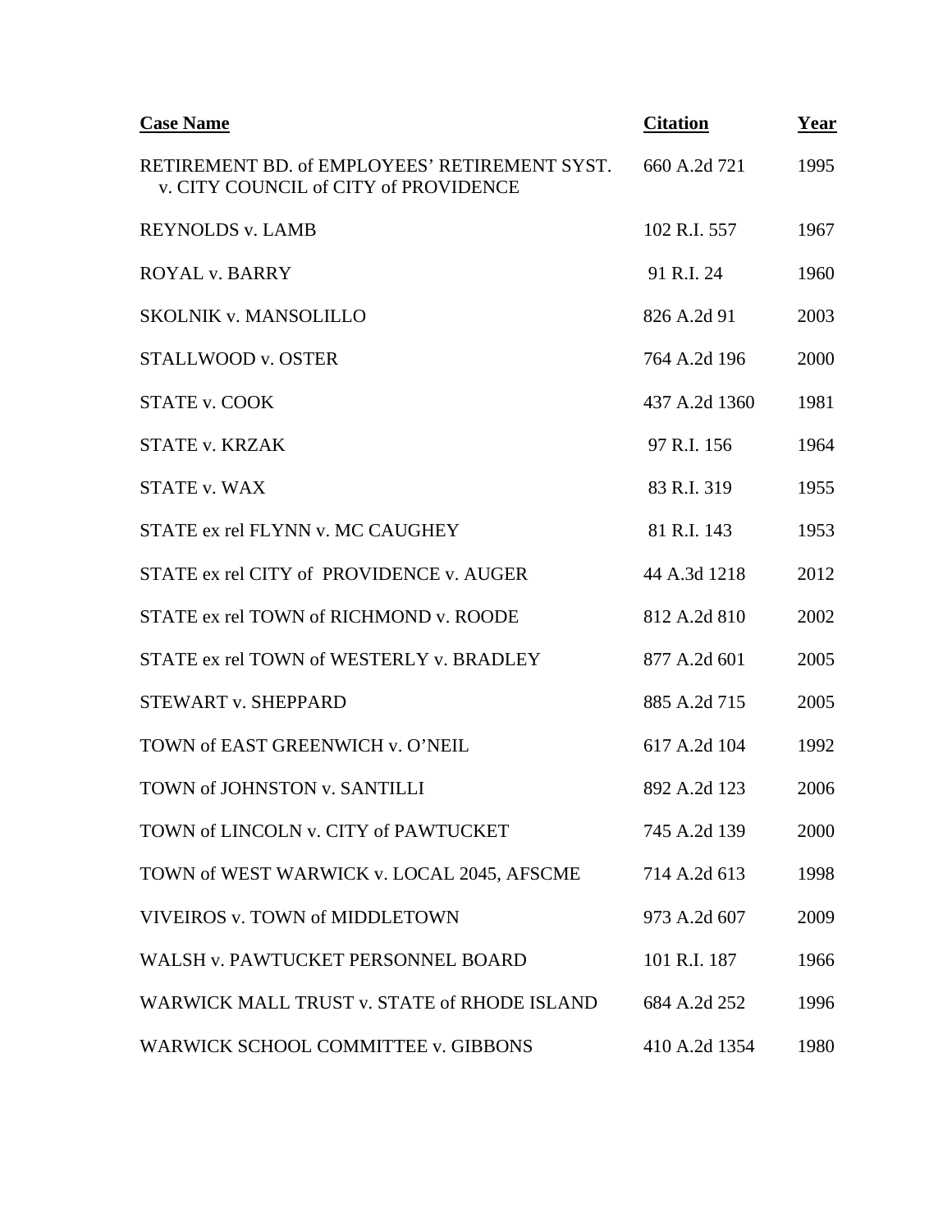| Case Name | Citation | Year |
|---|---|---|
| RETIREMENT BD. of EMPLOYEES' RETIREMENT SYST. v. CITY COUNCIL of CITY of PROVIDENCE | 660 A.2d 721 | 1995 |
| REYNOLDS v. LAMB | 102 R.I. 557 | 1967 |
| ROYAL v. BARRY | 91 R.I. 24 | 1960 |
| SKOLNIK v. MANSOLILLO | 826 A.2d 91 | 2003 |
| STALLWOOD v. OSTER | 764 A.2d 196 | 2000 |
| STATE v. COOK | 437 A.2d 1360 | 1981 |
| STATE v. KRZAK | 97 R.I. 156 | 1964 |
| STATE v. WAX | 83 R.I. 319 | 1955 |
| STATE ex rel FLYNN v. MC CAUGHEY | 81 R.I. 143 | 1953 |
| STATE ex rel CITY of PROVIDENCE v. AUGER | 44 A.3d 1218 | 2012 |
| STATE ex rel TOWN of RICHMOND v. ROODE | 812 A.2d 810 | 2002 |
| STATE ex rel TOWN of WESTERLY v. BRADLEY | 877 A.2d 601 | 2005 |
| STEWART v. SHEPPARD | 885 A.2d 715 | 2005 |
| TOWN of EAST GREENWICH v. O'NEIL | 617 A.2d 104 | 1992 |
| TOWN of JOHNSTON v. SANTILLI | 892 A.2d 123 | 2006 |
| TOWN of LINCOLN v. CITY of PAWTUCKET | 745 A.2d 139 | 2000 |
| TOWN of WEST WARWICK v. LOCAL 2045, AFSCME | 714 A.2d 613 | 1998 |
| VIVEIROS v. TOWN of MIDDLETOWN | 973 A.2d 607 | 2009 |
| WALSH v. PAWTUCKET PERSONNEL BOARD | 101 R.I. 187 | 1966 |
| WARWICK MALL TRUST v. STATE of RHODE ISLAND | 684 A.2d 252 | 1996 |
| WARWICK SCHOOL COMMITTEE v. GIBBONS | 410 A.2d 1354 | 1980 |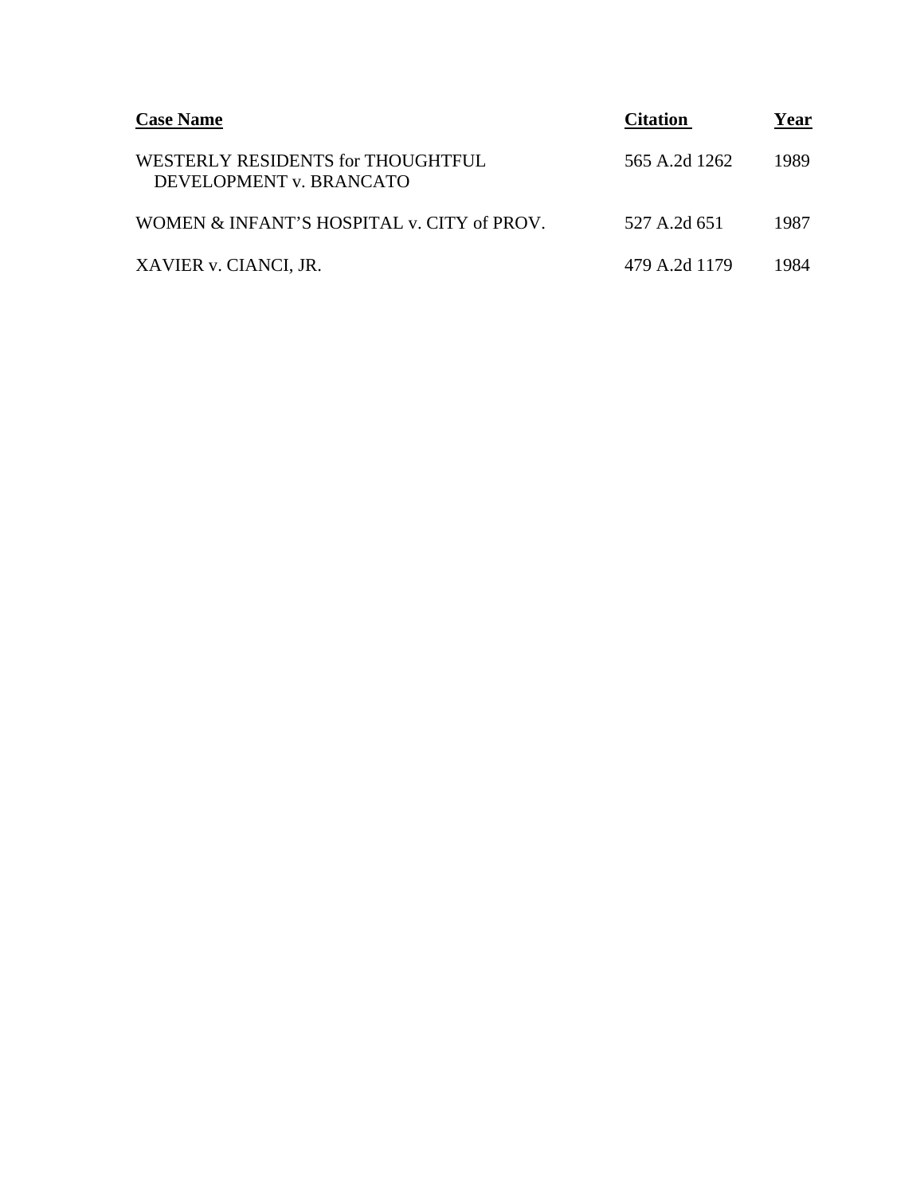| Case Name | Citation | Year |
|---|---|---|
| WESTERLY RESIDENTS for THOUGHTFUL DEVELOPMENT v. BRANCATO | 565 A.2d 1262 | 1989 |
| WOMEN & INFANT'S HOSPITAL v. CITY of PROV. | 527 A.2d 651 | 1987 |
| XAVIER v. CIANCI, JR. | 479 A.2d 1179 | 1984 |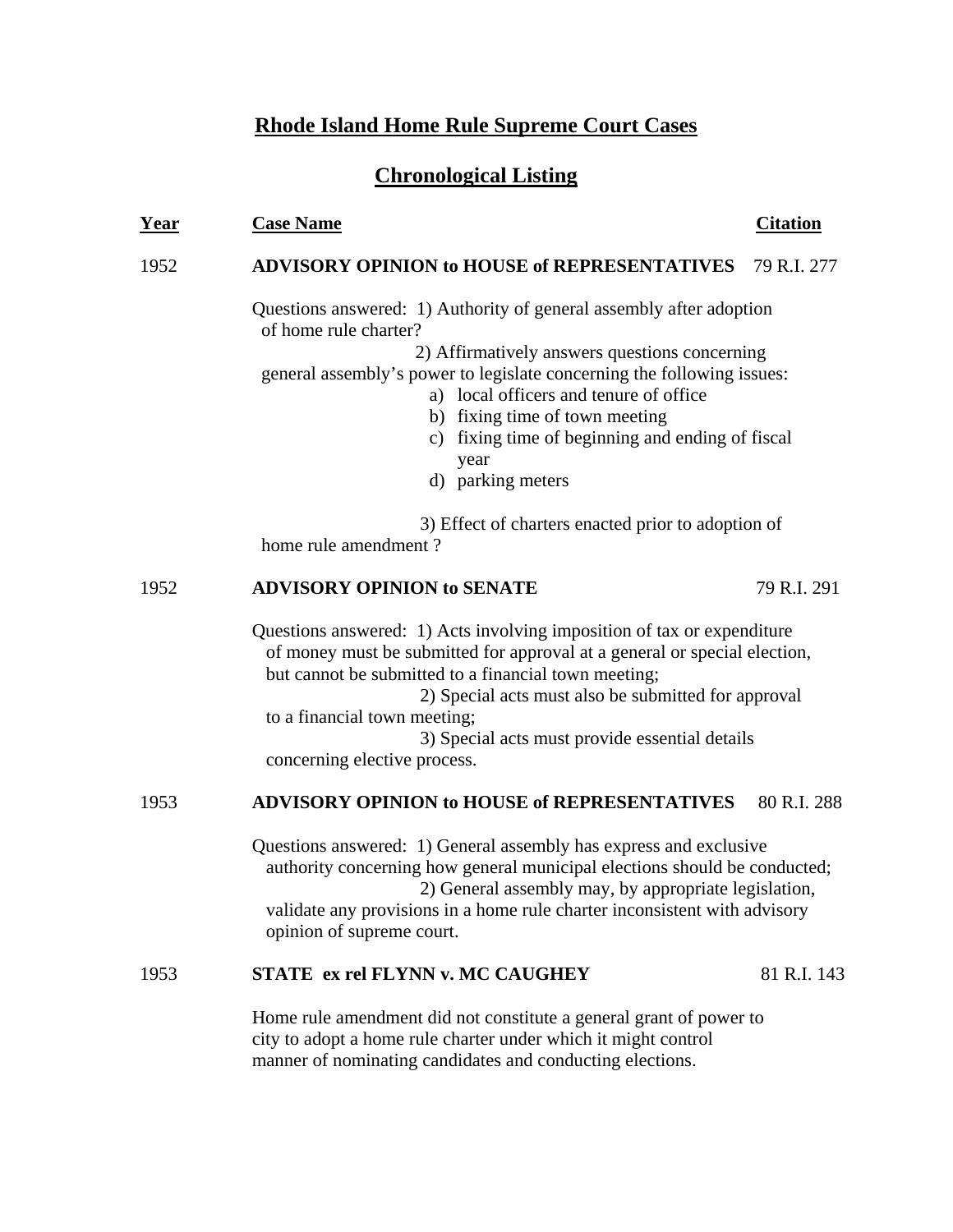# Rhode Island Home Rule Supreme Court Cases

## Chronological Listing

| Year | Case Name | Citation |
|---|---|---|
| 1952 | **ADVISORY OPINION to HOUSE of REPRESENTATIVES** | 79 R.I. 277 |

Questions answered: 1) Authority of general assembly after adoption of home rule charter?

2) Affirmatively answers questions concerning general assembly's power to legislate concerning the following issues:

a) local officers and tenure of office
b) fixing time of town meeting
c) fixing time of beginning and ending of fiscal year
d) parking meters

3) Effect of charters enacted prior to adoption of home rule amendment ?

| Year | Case Name | Citation |
|---|---|---|
| 1952 | **ADVISORY OPINION to SENATE** | 79 R.I. 291 |

Questions answered: 1) Acts involving imposition of tax or expenditure of money must be submitted for approval at a general or special election, but cannot be submitted to a financial town meeting;

2) Special acts must also be submitted for approval to a financial town meeting;

3) Special acts must provide essential details concerning elective process.

| Year | Case Name | Citation |
|---|---|---|
| 1953 | **ADVISORY OPINION to HOUSE of REPRESENTATIVES** | 80 R.I. 288 |

Questions answered: 1) General assembly has express and exclusive authority concerning how general municipal elections should be conducted;

2) General assembly may, by appropriate legislation, validate any provisions in a home rule charter inconsistent with advisory opinion of supreme court.

| Year | Case Name | Citation |
|---|---|---|
| 1953 | **STATE ex rel FLYNN v. MC CAUGHEY** | 81 R.I. 143 |

Home rule amendment did not constitute a general grant of power to city to adopt a home rule charter under which it might control manner of nominating candidates and conducting elections.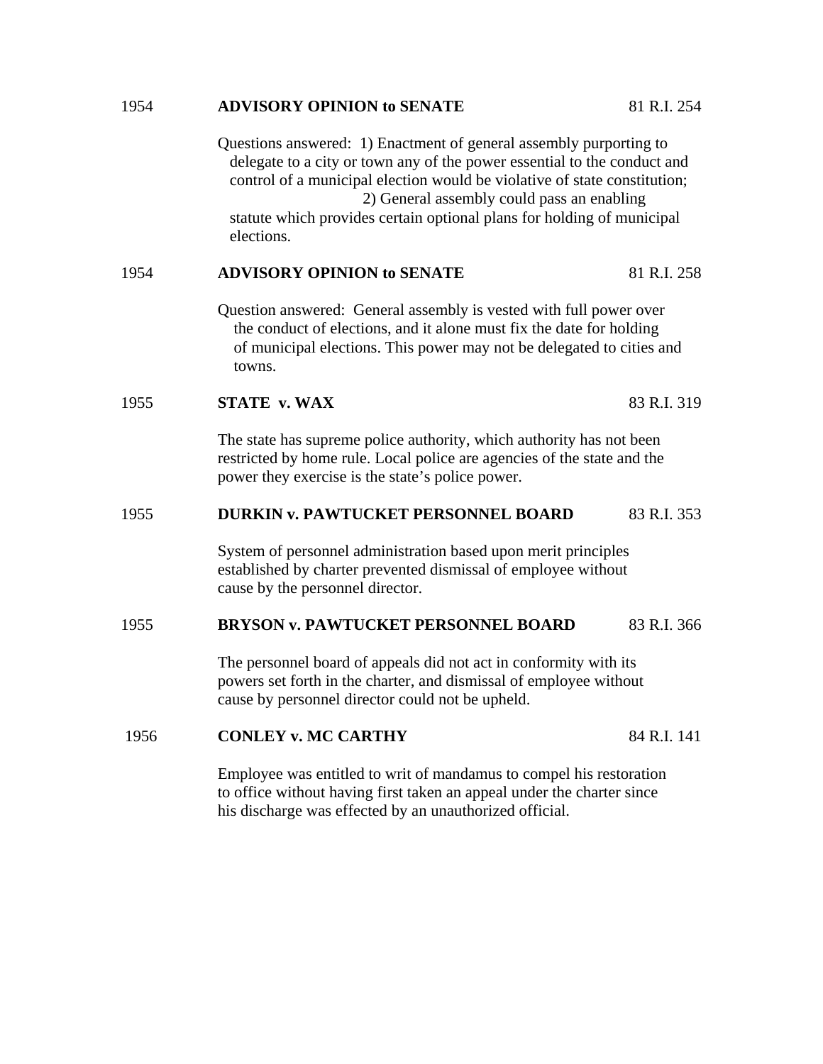1954 **ADVISORY OPINION to SENATE** 81 R.I. 254

Questions answered: 1) Enactment of general assembly purporting to delegate to a city or town any of the power essential to the conduct and control of a municipal election would be violative of state constitution; 2) General assembly could pass an enabling statute which provides certain optional plans for holding of municipal elections.

1954 **ADVISORY OPINION to SENATE** 81 R.I. 258

Question answered: General assembly is vested with full power over the conduct of elections, and it alone must fix the date for holding of municipal elections. This power may not be delegated to cities and towns.

1955 **STATE v. WAX** 83 R.I. 319

The state has supreme police authority, which authority has not been restricted by home rule. Local police are agencies of the state and the power they exercise is the state's police power.

1955 **DURKIN v. PAWTUCKET PERSONNEL BOARD** 83 R.I. 353

System of personnel administration based upon merit principles established by charter prevented dismissal of employee without cause by the personnel director.

1955 **BRYSON v. PAWTUCKET PERSONNEL BOARD** 83 R.I. 366

The personnel board of appeals did not act in conformity with its powers set forth in the charter, and dismissal of employee without cause by personnel director could not be upheld.

1956 **CONLEY v. MC CARTHY** 84 R.I. 141

Employee was entitled to writ of mandamus to compel his restoration to office without having first taken an appeal under the charter since his discharge was effected by an unauthorized official.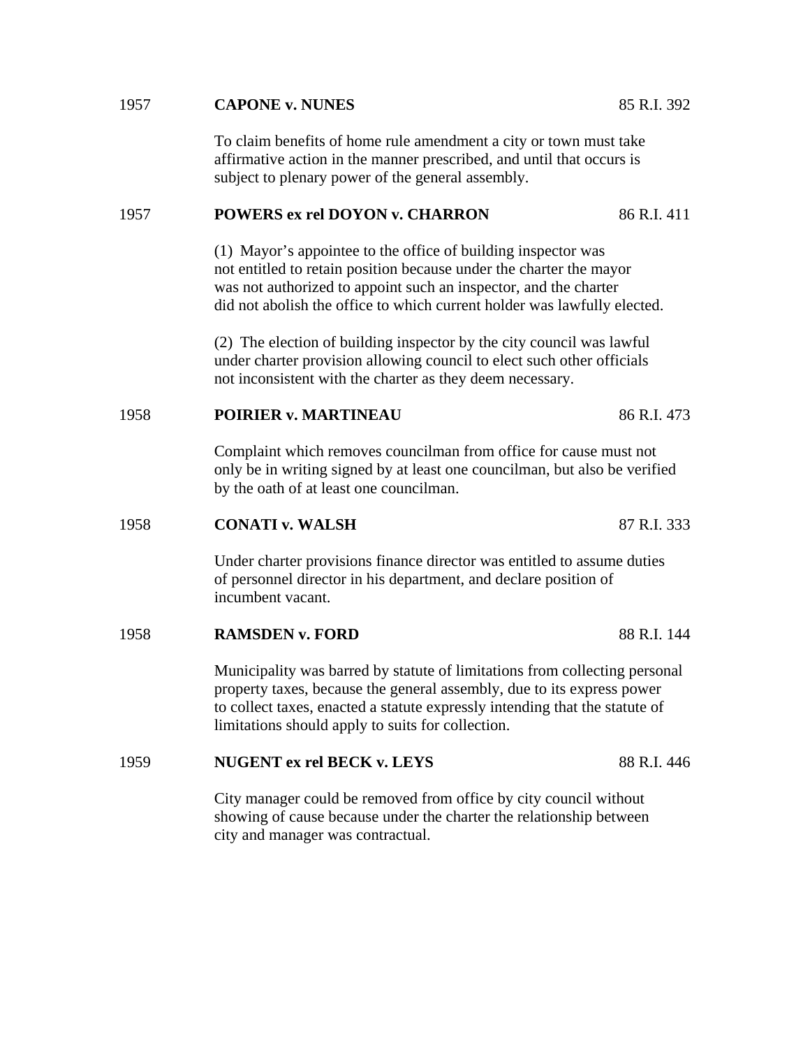1957 **CAPONE v. NUNES** 85 R.I. 392

To claim benefits of home rule amendment a city or town must take affirmative action in the manner prescribed, and until that occurs is subject to plenary power of the general assembly.

1957 **POWERS ex rel DOYON v. CHARRON** 86 R.I. 411

(1) Mayor's appointee to the office of building inspector was not entitled to retain position because under the charter the mayor was not authorized to appoint such an inspector, and the charter did not abolish the office to which current holder was lawfully elected.

(2) The election of building inspector by the city council was lawful under charter provision allowing council to elect such other officials not inconsistent with the charter as they deem necessary.

1958 **POIRIER v. MARTINEAU** 86 R.I. 473

Complaint which removes councilman from office for cause must not only be in writing signed by at least one councilman, but also be verified by the oath of at least one councilman.

1958 **CONATI v. WALSH** 87 R.I. 333

Under charter provisions finance director was entitled to assume duties of personnel director in his department, and declare position of incumbent vacant.

1958 **RAMSDEN v. FORD** 88 R.I. 144

Municipality was barred by statute of limitations from collecting personal property taxes, because the general assembly, due to its express power to collect taxes, enacted a statute expressly intending that the statute of limitations should apply to suits for collection.

1959 **NUGENT ex rel BECK v. LEYS** 88 R.I. 446

City manager could be removed from office by city council without showing of cause because under the charter the relationship between city and manager was contractual.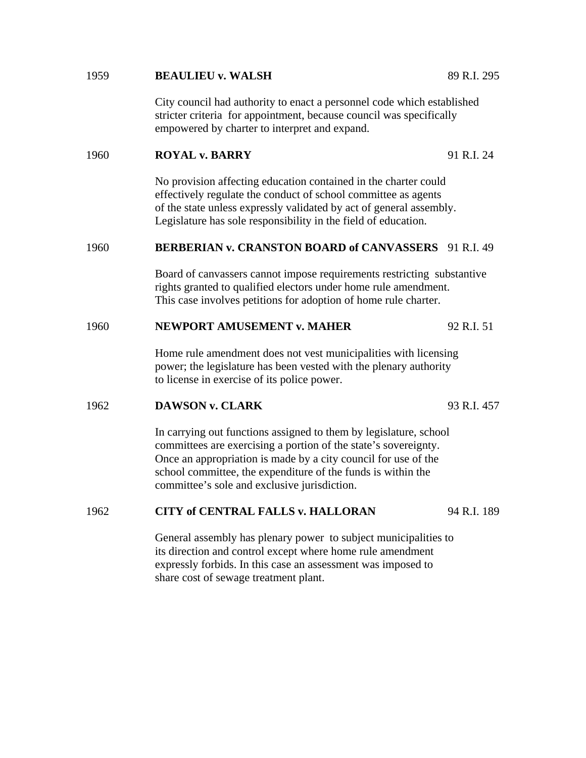1959 **BEAULIEU v. WALSH** 89 R.I. 295

City council had authority to enact a personnel code which established stricter criteria for appointment, because council was specifically empowered by charter to interpret and expand.

1960 **ROYAL v. BARRY** 91 R.I. 24

No provision affecting education contained in the charter could effectively regulate the conduct of school committee as agents of the state unless expressly validated by act of general assembly. Legislature has sole responsibility in the field of education.

1960 **BERBERIAN v. CRANSTON BOARD of CANVASSERS** 91 R.I. 49

Board of canvassers cannot impose requirements restricting substantive rights granted to qualified electors under home rule amendment. This case involves petitions for adoption of home rule charter.

1960 **NEWPORT AMUSEMENT v. MAHER** 92 R.I. 51

Home rule amendment does not vest municipalities with licensing power; the legislature has been vested with the plenary authority to license in exercise of its police power.

1962 **DAWSON v. CLARK** 93 R.I. 457

In carrying out functions assigned to them by legislature, school committees are exercising a portion of the state's sovereignty. Once an appropriation is made by a city council for use of the school committee, the expenditure of the funds is within the committee's sole and exclusive jurisdiction.

1962 **CITY of CENTRAL FALLS v. HALLORAN** 94 R.I. 189

General assembly has plenary power to subject municipalities to its direction and control except where home rule amendment expressly forbids. In this case an assessment was imposed to share cost of sewage treatment plant.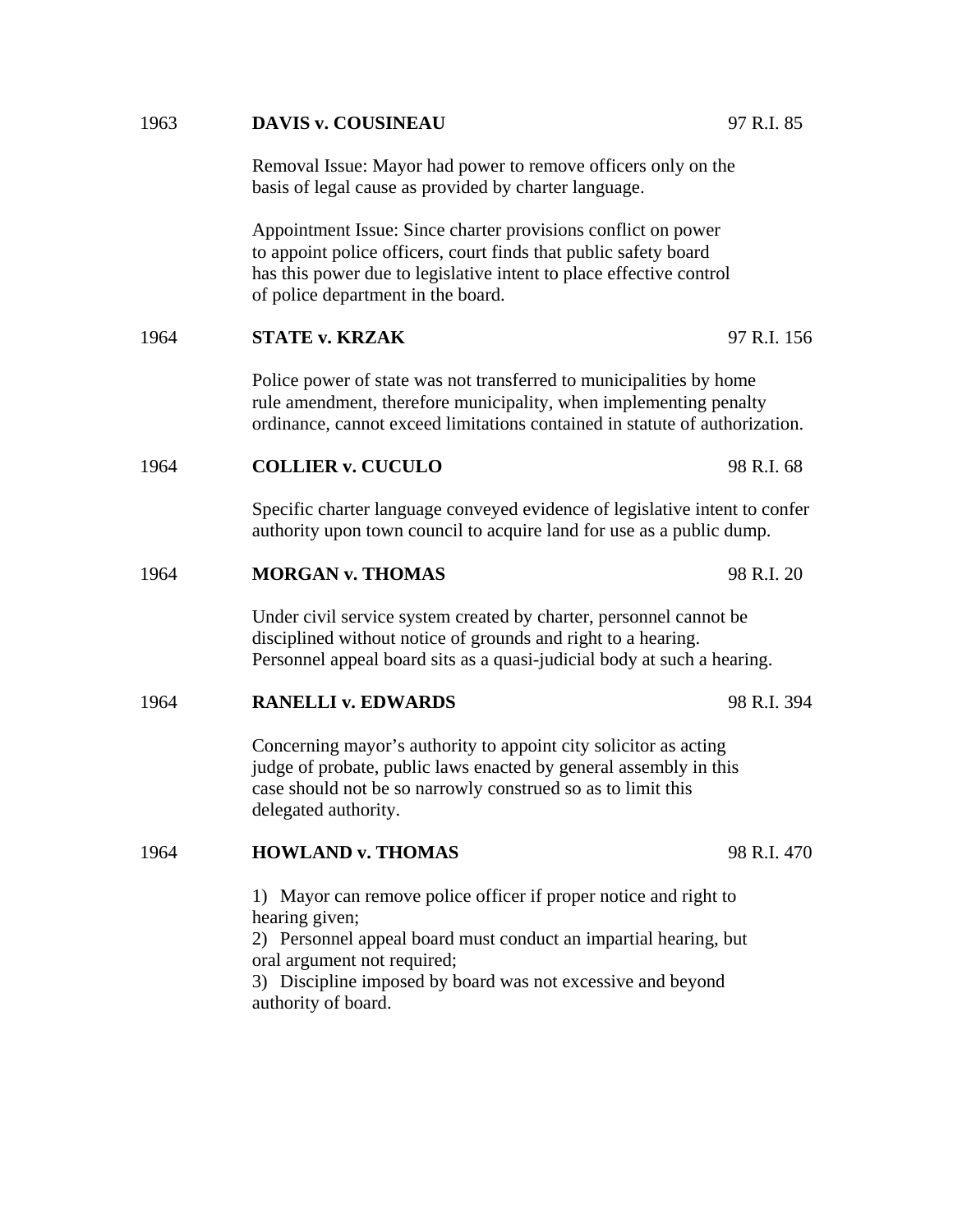1963 **DAVIS v. COUSINEAU** 97 R.I. 85

Removal Issue: Mayor had power to remove officers only on the basis of legal cause as provided by charter language.

Appointment Issue: Since charter provisions conflict on power to appoint police officers, court finds that public safety board has this power due to legislative intent to place effective control of police department in the board.

1964 **STATE v. KRZAK** 97 R.I. 156

Police power of state was not transferred to municipalities by home rule amendment, therefore municipality, when implementing penalty ordinance, cannot exceed limitations contained in statute of authorization.

1964 **COLLIER v. CUCULO** 98 R.I. 68

Specific charter language conveyed evidence of legislative intent to confer authority upon town council to acquire land for use as a public dump.

1964 **MORGAN v. THOMAS** 98 R.I. 20

Under civil service system created by charter, personnel cannot be disciplined without notice of grounds and right to a hearing. Personnel appeal board sits as a quasi-judicial body at such a hearing.

1964 **RANELLI v. EDWARDS** 98 R.I. 394

Concerning mayor's authority to appoint city solicitor as acting judge of probate, public laws enacted by general assembly in this case should not be so narrowly construed so as to limit this delegated authority.

1964 **HOWLAND v. THOMAS** 98 R.I. 470

1) Mayor can remove police officer if proper notice and right to hearing given;
2) Personnel appeal board must conduct an impartial hearing, but oral argument not required;
3) Discipline imposed by board was not excessive and beyond authority of board.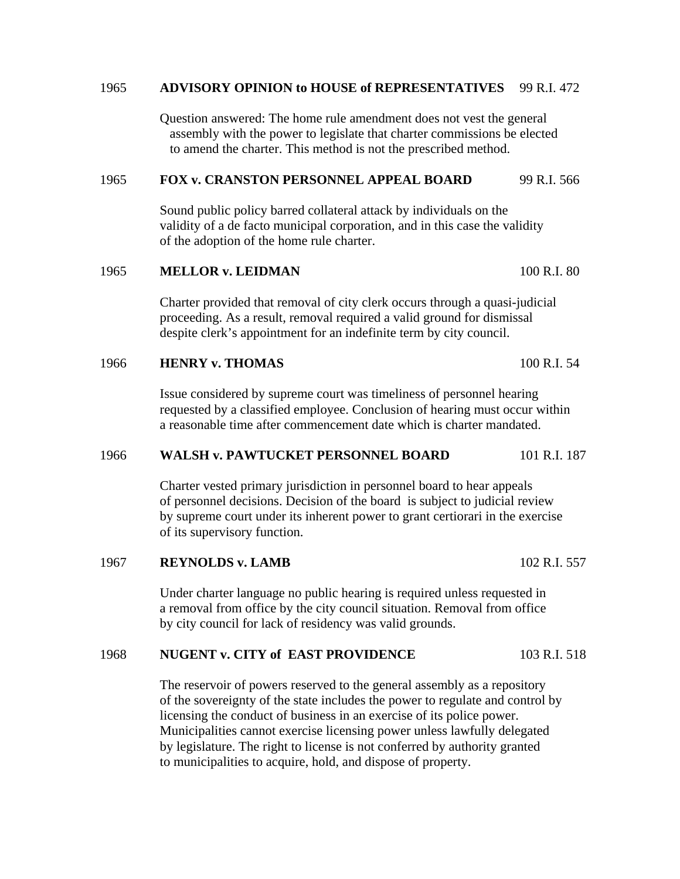1965 **ADVISORY OPINION to HOUSE of REPRESENTATIVES** 99 R.I. 472

Question answered: The home rule amendment does not vest the general assembly with the power to legislate that charter commissions be elected to amend the charter. This method is not the prescribed method.

1965 **FOX v. CRANSTON PERSONNEL APPEAL BOARD** 99 R.I. 566

Sound public policy barred collateral attack by individuals on the validity of a de facto municipal corporation, and in this case the validity of the adoption of the home rule charter.

1965 **MELLOR v. LEIDMAN** 100 R.I. 80

Charter provided that removal of city clerk occurs through a quasi-judicial proceeding. As a result, removal required a valid ground for dismissal despite clerk's appointment for an indefinite term by city council.

1966 **HENRY v. THOMAS** 100 R.I. 54

Issue considered by supreme court was timeliness of personnel hearing requested by a classified employee. Conclusion of hearing must occur within a reasonable time after commencement date which is charter mandated.

1966 **WALSH v. PAWTUCKET PERSONNEL BOARD** 101 R.I. 187

Charter vested primary jurisdiction in personnel board to hear appeals of personnel decisions. Decision of the board is subject to judicial review by supreme court under its inherent power to grant certiorari in the exercise of its supervisory function.

1967 **REYNOLDS v. LAMB** 102 R.I. 557

Under charter language no public hearing is required unless requested in a removal from office by the city council situation. Removal from office by city council for lack of residency was valid grounds.

1968 **NUGENT v. CITY of EAST PROVIDENCE** 103 R.I. 518

The reservoir of powers reserved to the general assembly as a repository of the sovereignty of the state includes the power to regulate and control by licensing the conduct of business in an exercise of its police power. Municipalities cannot exercise licensing power unless lawfully delegated by legislature. The right to license is not conferred by authority granted to municipalities to acquire, hold, and dispose of property.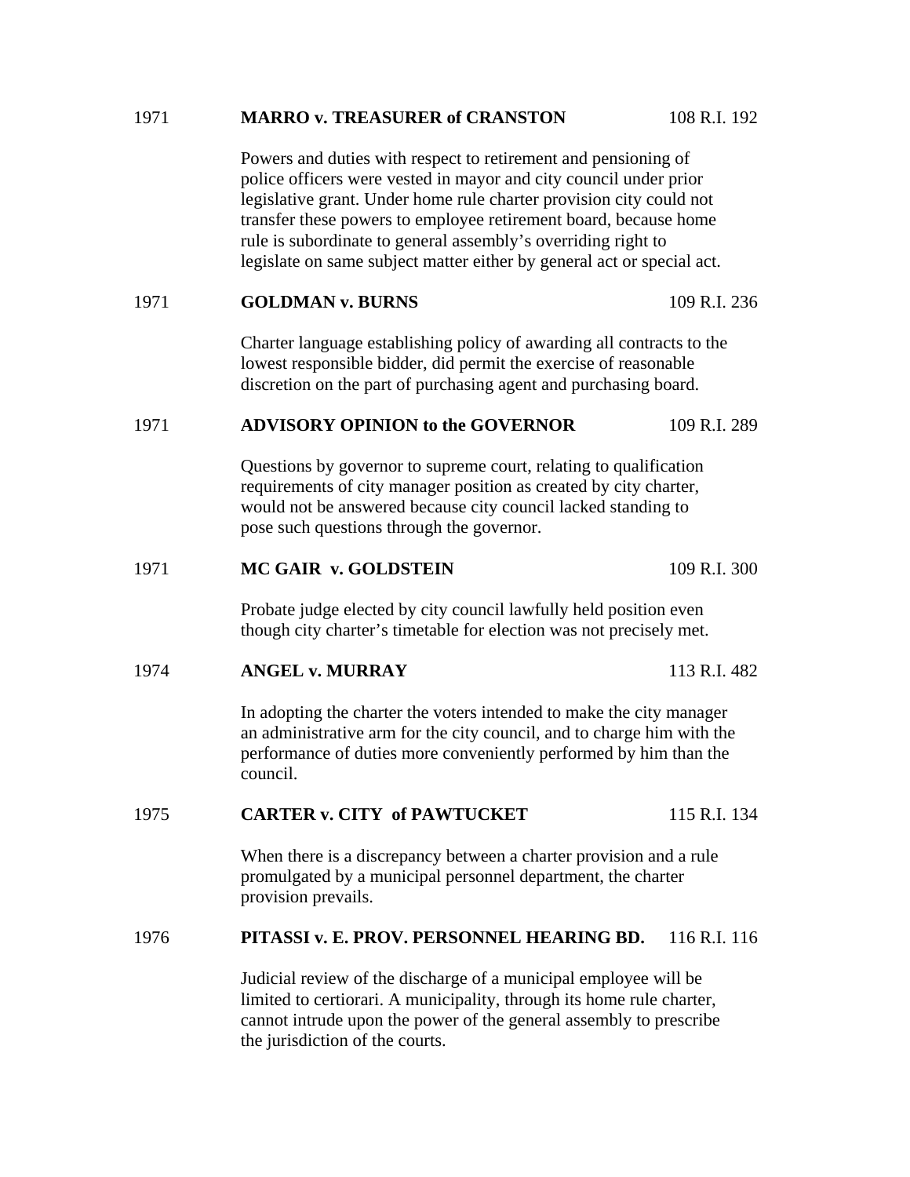1971 **MARRO v. TREASURER of CRANSTON** 108 R.I. 192

Powers and duties with respect to retirement and pensioning of police officers were vested in mayor and city council under prior legislative grant. Under home rule charter provision city could not transfer these powers to employee retirement board, because home rule is subordinate to general assembly's overriding right to legislate on same subject matter either by general act or special act.

1971 **GOLDMAN v. BURNS** 109 R.I. 236

Charter language establishing policy of awarding all contracts to the lowest responsible bidder, did permit the exercise of reasonable discretion on the part of purchasing agent and purchasing board.

1971 **ADVISORY OPINION to the GOVERNOR** 109 R.I. 289

Questions by governor to supreme court, relating to qualification requirements of city manager position as created by city charter, would not be answered because city council lacked standing to pose such questions through the governor.

1971 **MC GAIR v. GOLDSTEIN** 109 R.I. 300

Probate judge elected by city council lawfully held position even though city charter's timetable for election was not precisely met.

1974 **ANGEL v. MURRAY** 113 R.I. 482

In adopting the charter the voters intended to make the city manager an administrative arm for the city council, and to charge him with the performance of duties more conveniently performed by him than the council.

1975 **CARTER v. CITY of PAWTUCKET** 115 R.I. 134

When there is a discrepancy between a charter provision and a rule promulgated by a municipal personnel department, the charter provision prevails.

1976 **PITASSI v. E. PROV. PERSONNEL HEARING BD.** 116 R.I. 116

Judicial review of the discharge of a municipal employee will be limited to certiorari. A municipality, through its home rule charter, cannot intrude upon the power of the general assembly to prescribe the jurisdiction of the courts.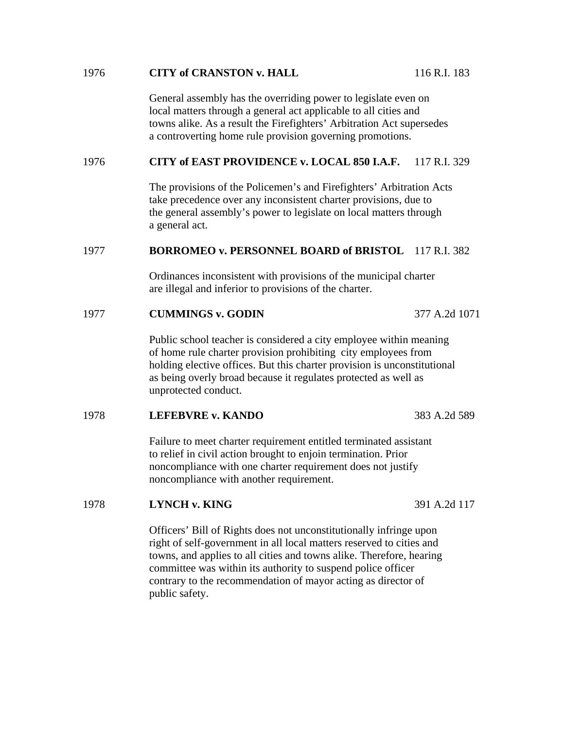1976 **CITY of CRANSTON v. HALL** 116 R.I. 183

General assembly has the overriding power to legislate even on local matters through a general act applicable to all cities and towns alike. As a result the Firefighters' Arbitration Act supersedes a controverting home rule provision governing promotions.

1976 **CITY of EAST PROVIDENCE v. LOCAL 850 I.A.F.** 117 R.I. 329

The provisions of the Policemen's and Firefighters' Arbitration Acts take precedence over any inconsistent charter provisions, due to the general assembly's power to legislate on local matters through a general act.

1977 **BORROMEO v. PERSONNEL BOARD of BRISTOL** 117 R.I. 382

Ordinances inconsistent with provisions of the municipal charter are illegal and inferior to provisions of the charter.

1977 **CUMMINGS v. GODIN** 377 A.2d 1071

Public school teacher is considered a city employee within meaning of home rule charter provision prohibiting city employees from holding elective offices. But this charter provision is unconstitutional as being overly broad because it regulates protected as well as unprotected conduct.

1978 **LEFEBVRE v. KANDO** 383 A.2d 589

Failure to meet charter requirement entitled terminated assistant to relief in civil action brought to enjoin termination. Prior noncompliance with one charter requirement does not justify noncompliance with another requirement.

1978 **LYNCH v. KING** 391 A.2d 117

Officers' Bill of Rights does not unconstitutionally infringe upon right of self-government in all local matters reserved to cities and towns, and applies to all cities and towns alike. Therefore, hearing committee was within its authority to suspend police officer contrary to the recommendation of mayor acting as director of public safety.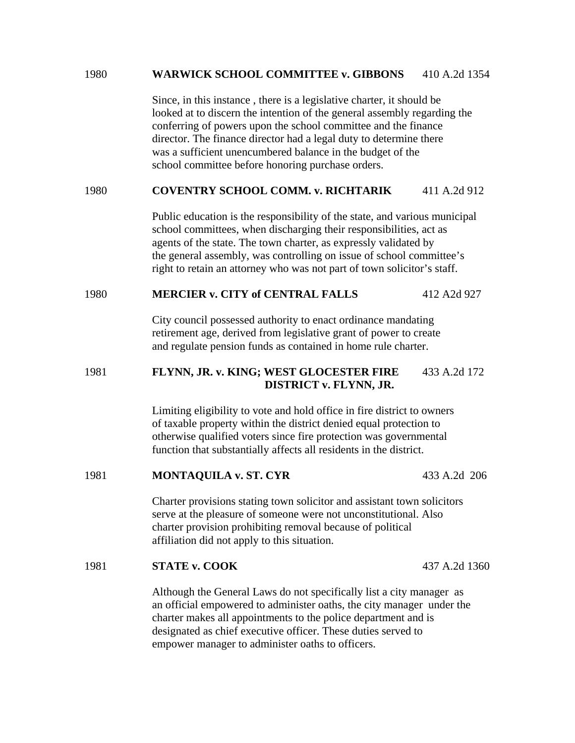1980 **WARWICK SCHOOL COMMITTEE v. GIBBONS** 410 A.2d 1354

Since, in this instance , there is a legislative charter, it should be looked at to discern the intention of the general assembly regarding the conferring of powers upon the school committee and the finance director. The finance director had a legal duty to determine there was a sufficient unencumbered balance in the budget of the school committee before honoring purchase orders.

1980 **COVENTRY SCHOOL COMM. v. RICHTARIK** 411 A.2d 912

Public education is the responsibility of the state, and various municipal school committees, when discharging their responsibilities, act as agents of the state. The town charter, as expressly validated by the general assembly, was controlling on issue of school committee's right to retain an attorney who was not part of town solicitor's staff.

1980 **MERCIER v. CITY of CENTRAL FALLS** 412 A2d 927

City council possessed authority to enact ordinance mandating retirement age, derived from legislative grant of power to create and regulate pension funds as contained in home rule charter.

1981 **FLYNN, JR. v. KING; WEST GLOCESTER FIRE DISTRICT v. FLYNN, JR.** 433 A.2d 172

Limiting eligibility to vote and hold office in fire district to owners of taxable property within the district denied equal protection to otherwise qualified voters since fire protection was governmental function that substantially affects all residents in the district.

1981 **MONTAQUILA v. ST. CYR** 433 A.2d 206

Charter provisions stating town solicitor and assistant town solicitors serve at the pleasure of someone were not unconstitutional. Also charter provision prohibiting removal because of political affiliation did not apply to this situation.

1981 **STATE v. COOK** 437 A.2d 1360

Although the General Laws do not specifically list a city manager as an official empowered to administer oaths, the city manager under the charter makes all appointments to the police department and is designated as chief executive officer. These duties served to empower manager to administer oaths to officers.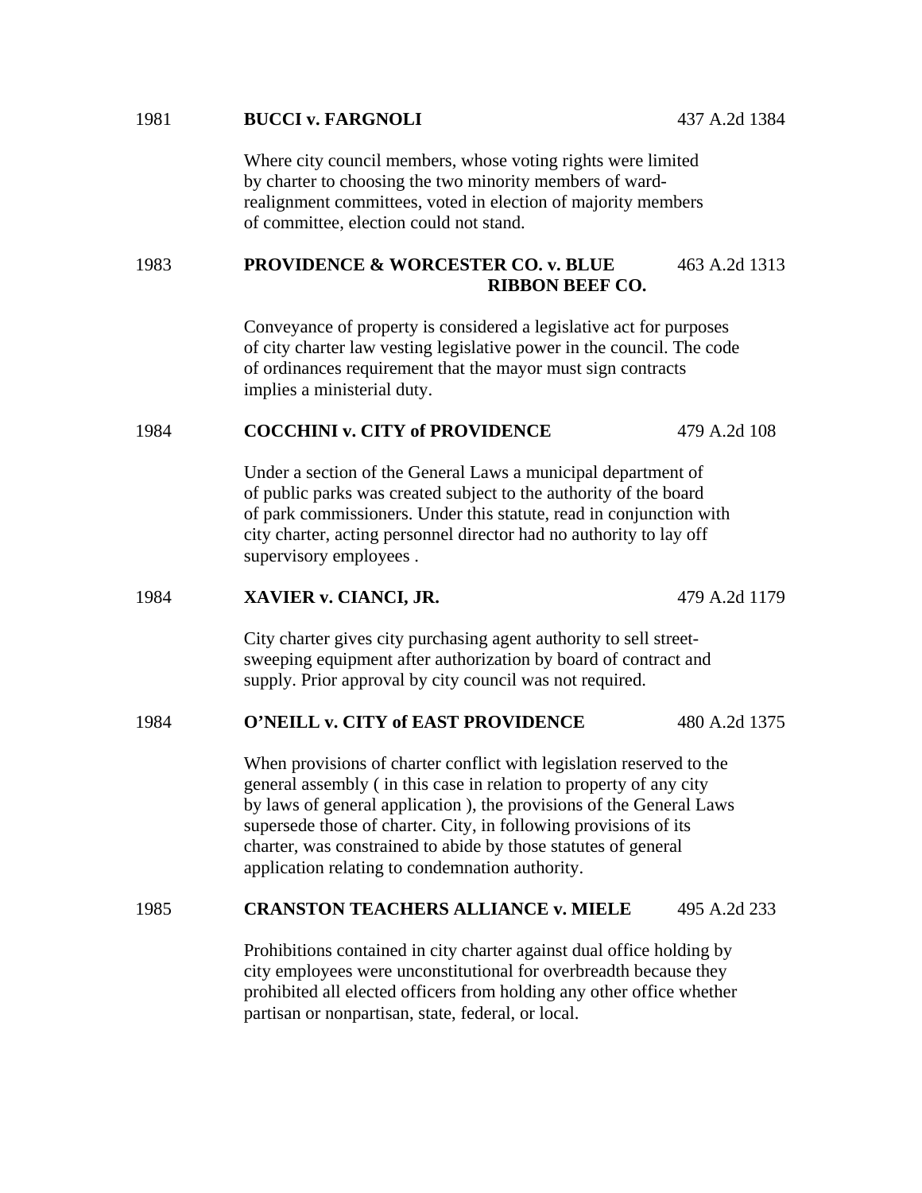1981 **BUCCI v. FARGNOLI** 437 A.2d 1384

Where city council members, whose voting rights were limited by charter to choosing the two minority members of ward-realignment committees, voted in election of majority members of committee, election could not stand.

1983 **PROVIDENCE & WORCESTER CO. v. BLUE RIBBON BEEF CO.** 463 A.2d 1313

Conveyance of property is considered a legislative act for purposes of city charter law vesting legislative power in the council. The code of ordinances requirement that the mayor must sign contracts implies a ministerial duty.

1984 **COCCHINI v. CITY of PROVIDENCE** 479 A.2d 108

Under a section of the General Laws a municipal department of of public parks was created subject to the authority of the board of park commissioners. Under this statute, read in conjunction with city charter, acting personnel director had no authority to lay off supervisory employees .

1984 **XAVIER v. CIANCI, JR.** 479 A.2d 1179

City charter gives city purchasing agent authority to sell street-sweeping equipment after authorization by board of contract and supply. Prior approval by city council was not required.

1984 **O'NEILL v. CITY of EAST PROVIDENCE** 480 A.2d 1375

When provisions of charter conflict with legislation reserved to the general assembly ( in this case in relation to property of any city by laws of general application ), the provisions of the General Laws supersede those of charter. City, in following provisions of its charter, was constrained to abide by those statutes of general application relating to condemnation authority.

1985 **CRANSTON TEACHERS ALLIANCE v. MIELE** 495 A.2d 233

Prohibitions contained in city charter against dual office holding by city employees were unconstitutional for overbreadth because they prohibited all elected officers from holding any other office whether partisan or nonpartisan, state, federal, or local.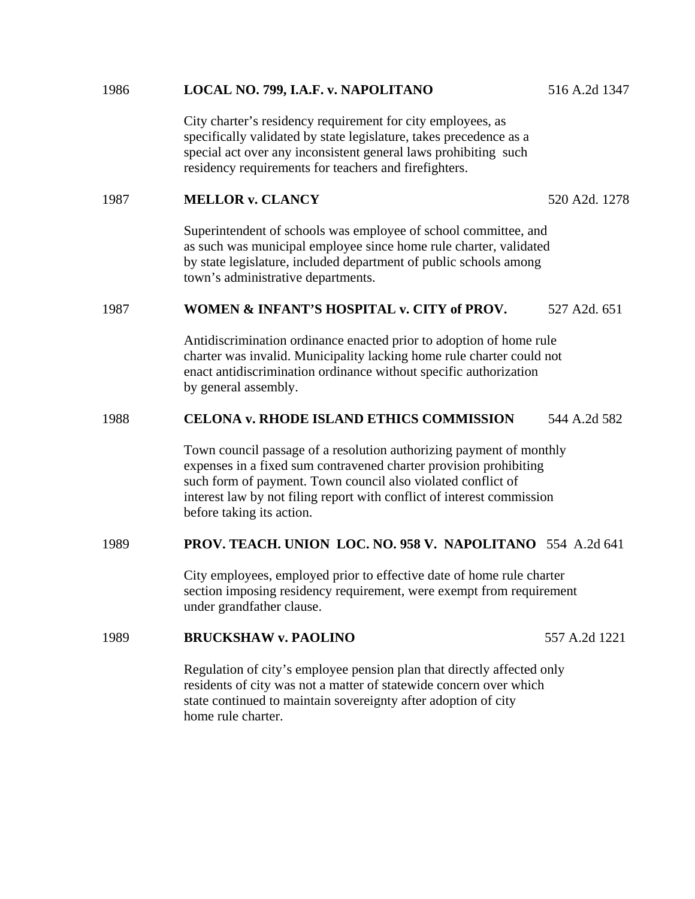1986 **LOCAL NO. 799, I.A.F. v. NAPOLITANO** 516 A.2d 1347

City charter's residency requirement for city employees, as specifically validated by state legislature, takes precedence as a special act over any inconsistent general laws prohibiting such residency requirements for teachers and firefighters.

1987 **MELLOR v. CLANCY** 520 A2d. 1278

Superintendent of schools was employee of school committee, and as such was municipal employee since home rule charter, validated by state legislature, included department of public schools among town's administrative departments.

1987 **WOMEN & INFANT'S HOSPITAL v. CITY of PROV.** 527 A2d. 651

Antidiscrimination ordinance enacted prior to adoption of home rule charter was invalid. Municipality lacking home rule charter could not enact antidiscrimination ordinance without specific authorization by general assembly.

1988 **CELONA v. RHODE ISLAND ETHICS COMMISSION** 544 A.2d 582

Town council passage of a resolution authorizing payment of monthly expenses in a fixed sum contravened charter provision prohibiting such form of payment. Town council also violated conflict of interest law by not filing report with conflict of interest commission before taking its action.

1989 **PROV. TEACH. UNION LOC. NO. 958 V. NAPOLITANO** 554 A.2d 641

City employees, employed prior to effective date of home rule charter section imposing residency requirement, were exempt from requirement under grandfather clause.

1989 **BRUCKSHAW v. PAOLINO** 557 A.2d 1221

Regulation of city's employee pension plan that directly affected only residents of city was not a matter of statewide concern over which state continued to maintain sovereignty after adoption of city home rule charter.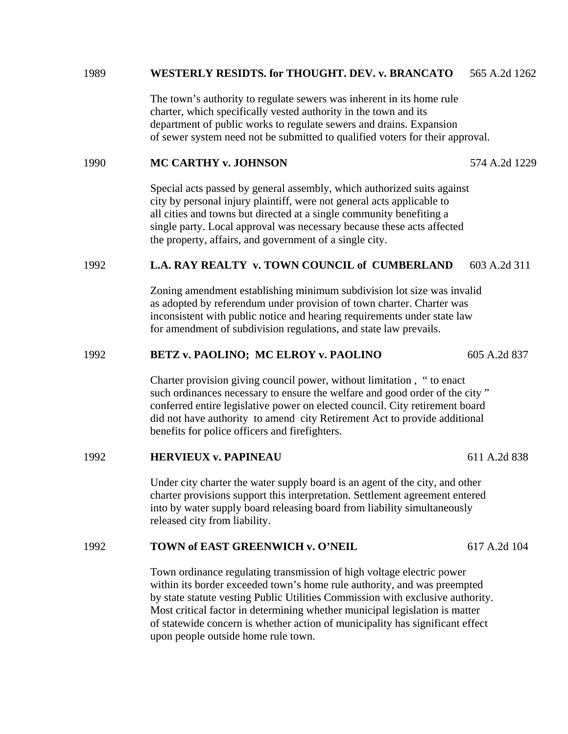1989 **WESTERLY RESIDTS. for THOUGHT. DEV. v. BRANCATO** 565 A.2d 1262

The town's authority to regulate sewers was inherent in its home rule charter, which specifically vested authority in the town and its department of public works to regulate sewers and drains. Expansion of sewer system need not be submitted to qualified voters for their approval.

1990 **MC CARTHY v. JOHNSON** 574 A.2d 1229

Special acts passed by general assembly, which authorized suits against city by personal injury plaintiff, were not general acts applicable to all cities and towns but directed at a single community benefiting a single party. Local approval was necessary because these acts affected the property, affairs, and government of a single city.

1992 **L.A. RAY REALTY v. TOWN COUNCIL of CUMBERLAND** 603 A.2d 311

Zoning amendment establishing minimum subdivision lot size was invalid as adopted by referendum under provision of town charter. Charter was inconsistent with public notice and hearing requirements under state law for amendment of subdivision regulations, and state law prevails.

1992 **BETZ v. PAOLINO; MC ELROY v. PAOLINO** 605 A.2d 837

Charter provision giving council power, without limitation , " to enact such ordinances necessary to ensure the welfare and good order of the city " conferred entire legislative power on elected council. City retirement board did not have authority to amend city Retirement Act to provide additional benefits for police officers and firefighters.

1992 **HERVIEUX v. PAPINEAU** 611 A.2d 838

Under city charter the water supply board is an agent of the city, and other charter provisions support this interpretation. Settlement agreement entered into by water supply board releasing board from liability simultaneously released city from liability.

1992 **TOWN of EAST GREENWICH v. O'NEIL** 617 A.2d 104

Town ordinance regulating transmission of high voltage electric power within its border exceeded town's home rule authority, and was preempted by state statute vesting Public Utilities Commission with exclusive authority. Most critical factor in determining whether municipal legislation is matter of statewide concern is whether action of municipality has significant effect upon people outside home rule town.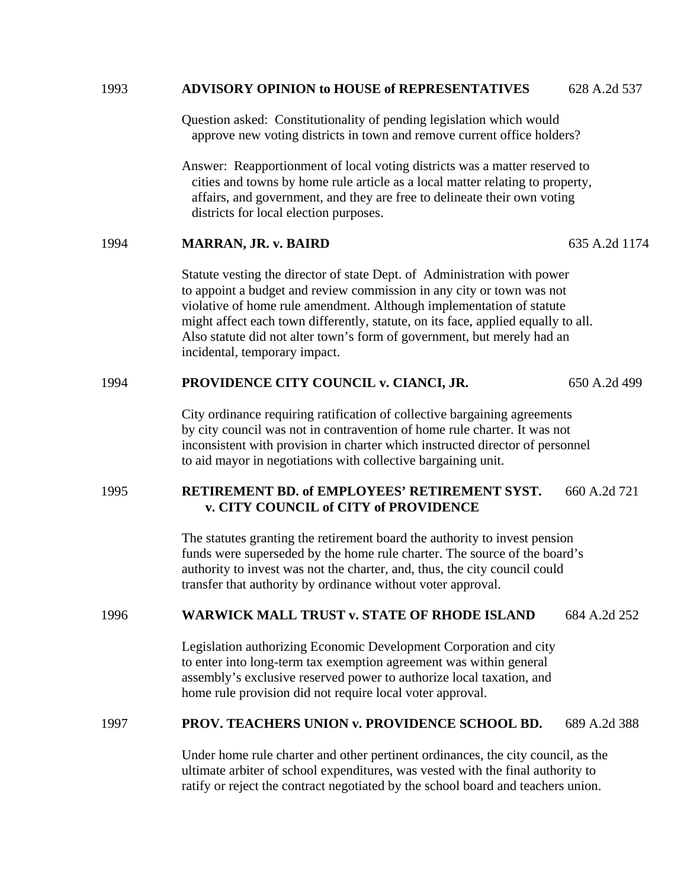1993 **ADVISORY OPINION to HOUSE of REPRESENTATIVES** 628 A.2d 537

Question asked: Constitutionality of pending legislation which would approve new voting districts in town and remove current office holders?

Answer: Reapportionment of local voting districts was a matter reserved to cities and towns by home rule article as a local matter relating to property, affairs, and government, and they are free to delineate their own voting districts for local election purposes.

1994 **MARRAN, JR. v. BAIRD** 635 A.2d 1174

Statute vesting the director of state Dept. of Administration with power to appoint a budget and review commission in any city or town was not violative of home rule amendment. Although implementation of statute might affect each town differently, statute, on its face, applied equally to all. Also statute did not alter town's form of government, but merely had an incidental, temporary impact.

1994 **PROVIDENCE CITY COUNCIL v. CIANCI, JR.** 650 A.2d 499

City ordinance requiring ratification of collective bargaining agreements by city council was not in contravention of home rule charter. It was not inconsistent with provision in charter which instructed director of personnel to aid mayor in negotiations with collective bargaining unit.

1995 **RETIREMENT BD. of EMPLOYEES' RETIREMENT SYST. v. CITY COUNCIL of CITY of PROVIDENCE** 660 A.2d 721

The statutes granting the retirement board the authority to invest pension funds were superseded by the home rule charter. The source of the board's authority to invest was not the charter, and, thus, the city council could transfer that authority by ordinance without voter approval.

1996 **WARWICK MALL TRUST v. STATE OF RHODE ISLAND** 684 A.2d 252

Legislation authorizing Economic Development Corporation and city to enter into long-term tax exemption agreement was within general assembly's exclusive reserved power to authorize local taxation, and home rule provision did not require local voter approval.

1997 **PROV. TEACHERS UNION v. PROVIDENCE SCHOOL BD.** 689 A.2d 388

Under home rule charter and other pertinent ordinances, the city council, as the ultimate arbiter of school expenditures, was vested with the final authority to ratify or reject the contract negotiated by the school board and teachers union.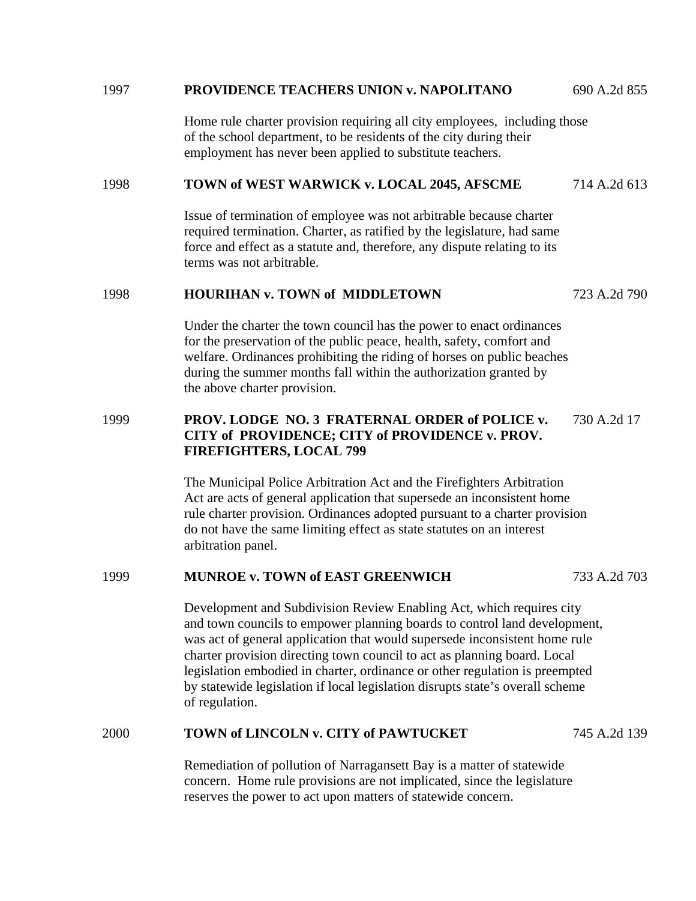1997 **PROVIDENCE TEACHERS UNION v. NAPOLITANO** 690 A.2d 855

Home rule charter provision requiring all city employees, including those of the school department, to be residents of the city during their employment has never been applied to substitute teachers.

1998 **TOWN of WEST WARWICK v. LOCAL 2045, AFSCME** 714 A.2d 613

Issue of termination of employee was not arbitrable because charter required termination. Charter, as ratified by the legislature, had same force and effect as a statute and, therefore, any dispute relating to its terms was not arbitrable.

1998 **HOURIHAN v. TOWN of MIDDLETOWN** 723 A.2d 790

Under the charter the town council has the power to enact ordinances for the preservation of the public peace, health, safety, comfort and welfare. Ordinances prohibiting the riding of horses on public beaches during the summer months fall within the authorization granted by the above charter provision.

1999 **PROV. LODGE NO. 3 FRATERNAL ORDER of POLICE v. CITY of PROVIDENCE; CITY of PROVIDENCE v. PROV. FIREFIGHTERS, LOCAL 799** 730 A.2d 17

The Municipal Police Arbitration Act and the Firefighters Arbitration Act are acts of general application that supersede an inconsistent home rule charter provision. Ordinances adopted pursuant to a charter provision do not have the same limiting effect as state statutes on an interest arbitration panel.

1999 **MUNROE v. TOWN of EAST GREENWICH** 733 A.2d 703

Development and Subdivision Review Enabling Act, which requires city and town councils to empower planning boards to control land development, was act of general application that would supersede inconsistent home rule charter provision directing town council to act as planning board. Local legislation embodied in charter, ordinance or other regulation is preempted by statewide legislation if local legislation disrupts state's overall scheme of regulation.

2000 **TOWN of LINCOLN v. CITY of PAWTUCKET** 745 A.2d 139

Remediation of pollution of Narragansett Bay is a matter of statewide concern. Home rule provisions are not implicated, since the legislature reserves the power to act upon matters of statewide concern.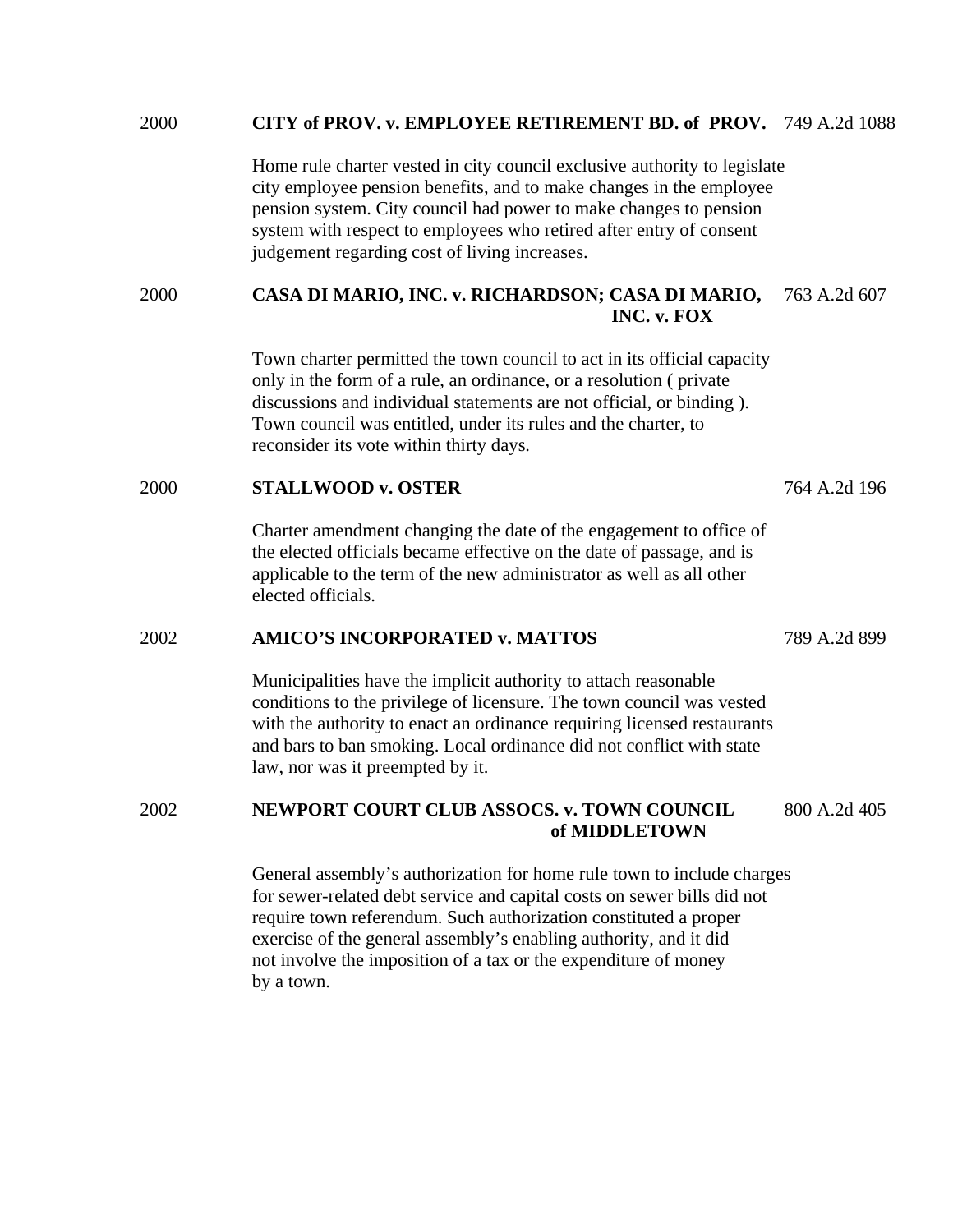2000 **CITY of PROV. v. EMPLOYEE RETIREMENT BD. of PROV.** 749 A.2d 1088

Home rule charter vested in city council exclusive authority to legislate city employee pension benefits, and to make changes in the employee pension system. City council had power to make changes to pension system with respect to employees who retired after entry of consent judgement regarding cost of living increases.

2000 **CASA DI MARIO, INC. v. RICHARDSON; CASA DI MARIO, INC. v. FOX** 763 A.2d 607

Town charter permitted the town council to act in its official capacity only in the form of a rule, an ordinance, or a resolution ( private discussions and individual statements are not official, or binding ). Town council was entitled, under its rules and the charter, to reconsider its vote within thirty days.

2000 **STALLWOOD v. OSTER** 764 A.2d 196

Charter amendment changing the date of the engagement to office of the elected officials became effective on the date of passage, and is applicable to the term of the new administrator as well as all other elected officials.

2002 **AMICO'S INCORPORATED v. MATTOS** 789 A.2d 899

Municipalities have the implicit authority to attach reasonable conditions to the privilege of licensure. The town council was vested with the authority to enact an ordinance requiring licensed restaurants and bars to ban smoking. Local ordinance did not conflict with state law, nor was it preempted by it.

2002 **NEWPORT COURT CLUB ASSOCS. v. TOWN COUNCIL of MIDDLETOWN** 800 A.2d 405

General assembly's authorization for home rule town to include charges for sewer-related debt service and capital costs on sewer bills did not require town referendum. Such authorization constituted a proper exercise of the general assembly's enabling authority, and it did not involve the imposition of a tax or the expenditure of money by a town.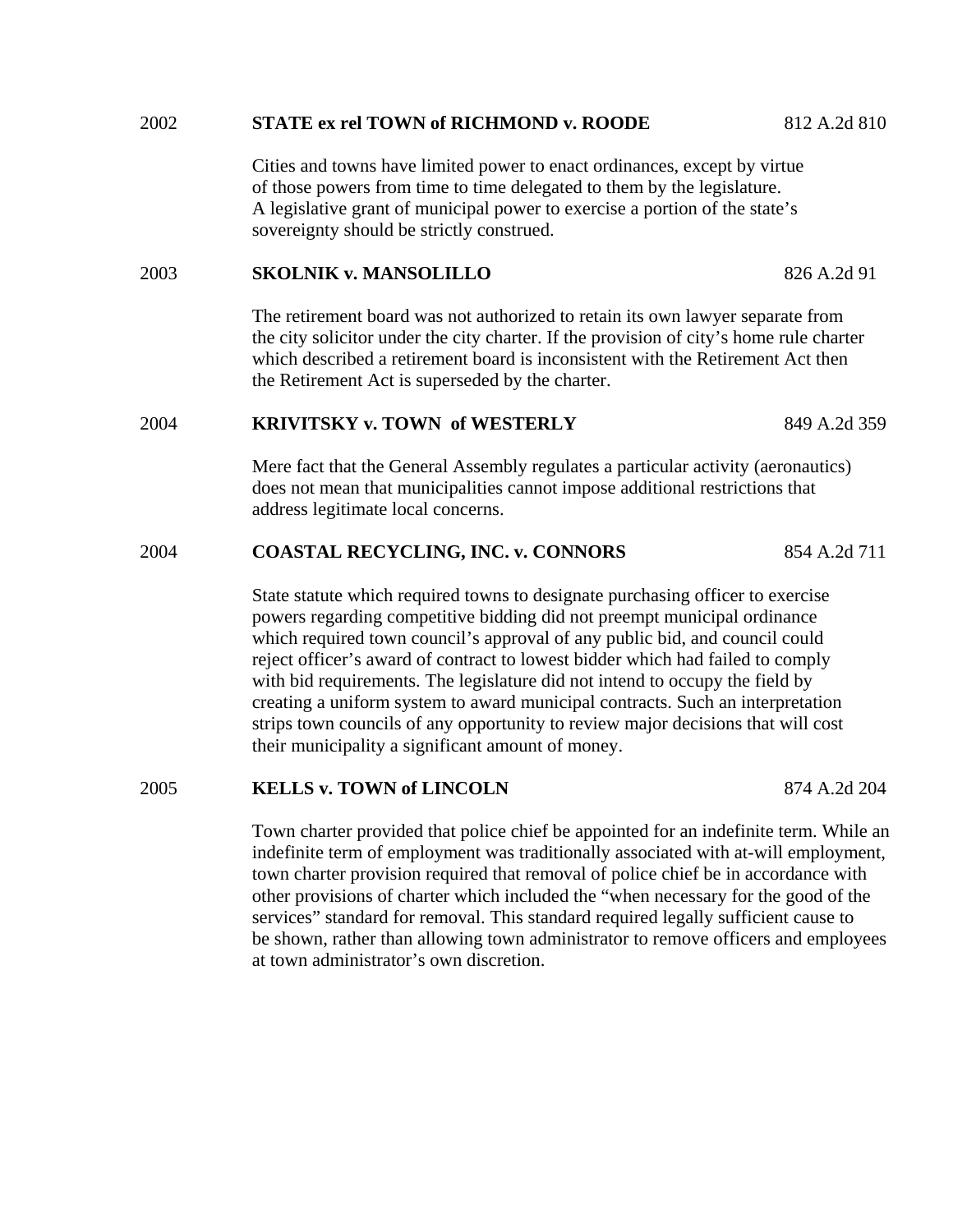2002 **STATE ex rel TOWN of RICHMOND v. ROODE** 812 A.2d 810

Cities and towns have limited power to enact ordinances, except by virtue of those powers from time to time delegated to them by the legislature. A legislative grant of municipal power to exercise a portion of the state's sovereignty should be strictly construed.

2003 **SKOLNIK v. MANSOLILLO** 826 A.2d 91

The retirement board was not authorized to retain its own lawyer separate from the city solicitor under the city charter. If the provision of city's home rule charter which described a retirement board is inconsistent with the Retirement Act then the Retirement Act is superseded by the charter.

2004 **KRIVITSKY v. TOWN of WESTERLY** 849 A.2d 359

Mere fact that the General Assembly regulates a particular activity (aeronautics) does not mean that municipalities cannot impose additional restrictions that address legitimate local concerns.

2004 **COASTAL RECYCLING, INC. v. CONNORS** 854 A.2d 711

State statute which required towns to designate purchasing officer to exercise powers regarding competitive bidding did not preempt municipal ordinance which required town council's approval of any public bid, and council could reject officer's award of contract to lowest bidder which had failed to comply with bid requirements. The legislature did not intend to occupy the field by creating a uniform system to award municipal contracts. Such an interpretation strips town councils of any opportunity to review major decisions that will cost their municipality a significant amount of money.

2005 **KELLS v. TOWN of LINCOLN** 874 A.2d 204

Town charter provided that police chief be appointed for an indefinite term. While an indefinite term of employment was traditionally associated with at-will employment, town charter provision required that removal of police chief be in accordance with other provisions of charter which included the "when necessary for the good of the services" standard for removal. This standard required legally sufficient cause to be shown, rather than allowing town administrator to remove officers and employees at town administrator's own discretion.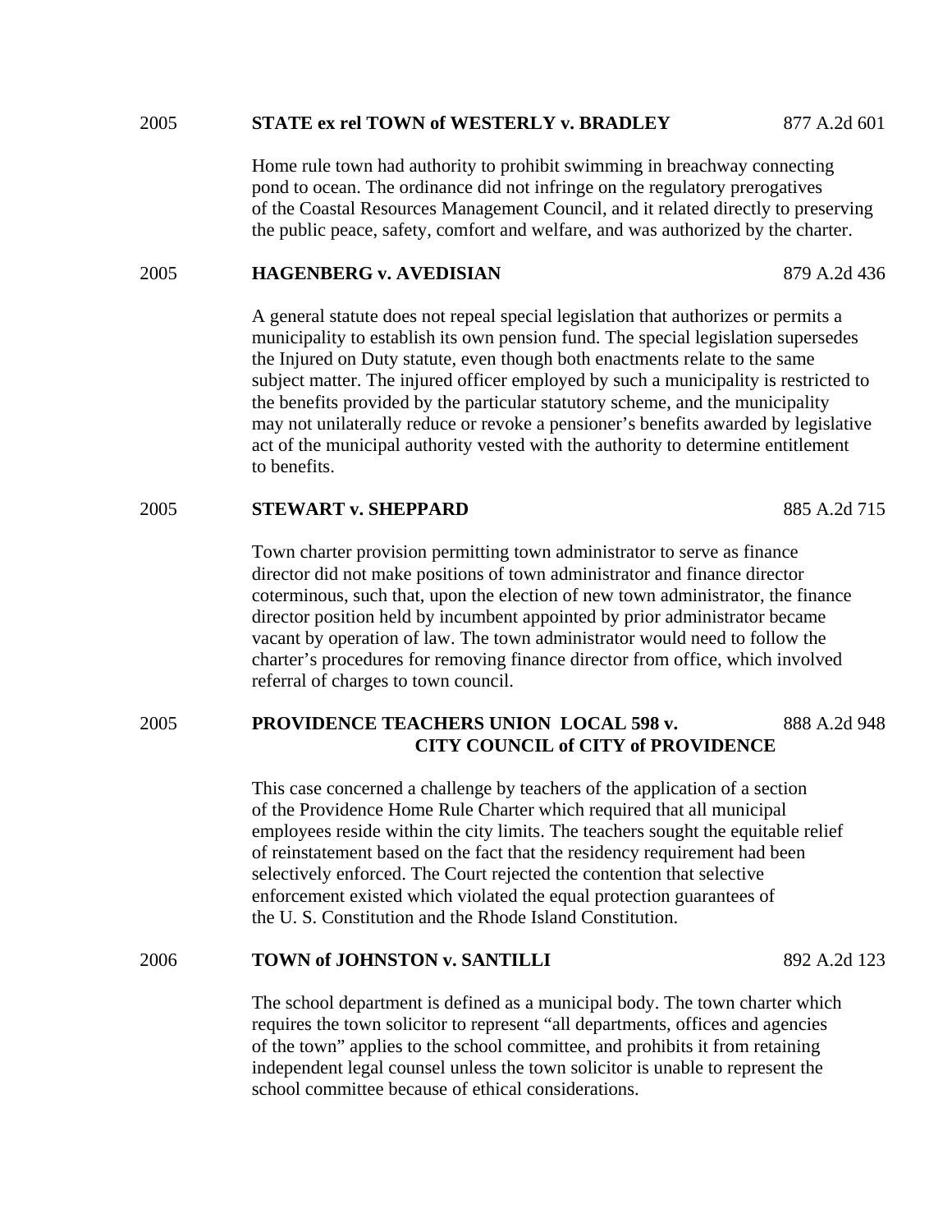2005 **STATE ex rel TOWN of WESTERLY v. BRADLEY** 877 A.2d 601

Home rule town had authority to prohibit swimming in breachway connecting pond to ocean. The ordinance did not infringe on the regulatory prerogatives of the Coastal Resources Management Council, and it related directly to preserving the public peace, safety, comfort and welfare, and was authorized by the charter.

2005 **HAGENBERG v. AVEDISIAN** 879 A.2d 436

A general statute does not repeal special legislation that authorizes or permits a municipality to establish its own pension fund. The special legislation supersedes the Injured on Duty statute, even though both enactments relate to the same subject matter. The injured officer employed by such a municipality is restricted to the benefits provided by the particular statutory scheme, and the municipality may not unilaterally reduce or revoke a pensioner's benefits awarded by legislative act of the municipal authority vested with the authority to determine entitlement to benefits.

2005 **STEWART v. SHEPPARD** 885 A.2d 715

Town charter provision permitting town administrator to serve as finance director did not make positions of town administrator and finance director coterminous, such that, upon the election of new town administrator, the finance director position held by incumbent appointed by prior administrator became vacant by operation of law. The town administrator would need to follow the charter's procedures for removing finance director from office, which involved referral of charges to town council.

2005 **PROVIDENCE TEACHERS UNION LOCAL 598 v. CITY COUNCIL of CITY of PROVIDENCE** 888 A.2d 948

This case concerned a challenge by teachers of the application of a section of the Providence Home Rule Charter which required that all municipal employees reside within the city limits. The teachers sought the equitable relief of reinstatement based on the fact that the residency requirement had been selectively enforced. The Court rejected the contention that selective enforcement existed which violated the equal protection guarantees of the U. S. Constitution and the Rhode Island Constitution.

2006 **TOWN of JOHNSTON v. SANTILLI** 892 A.2d 123

The school department is defined as a municipal body. The town charter which requires the town solicitor to represent "all departments, offices and agencies of the town" applies to the school committee, and prohibits it from retaining independent legal counsel unless the town solicitor is unable to represent the school committee because of ethical considerations.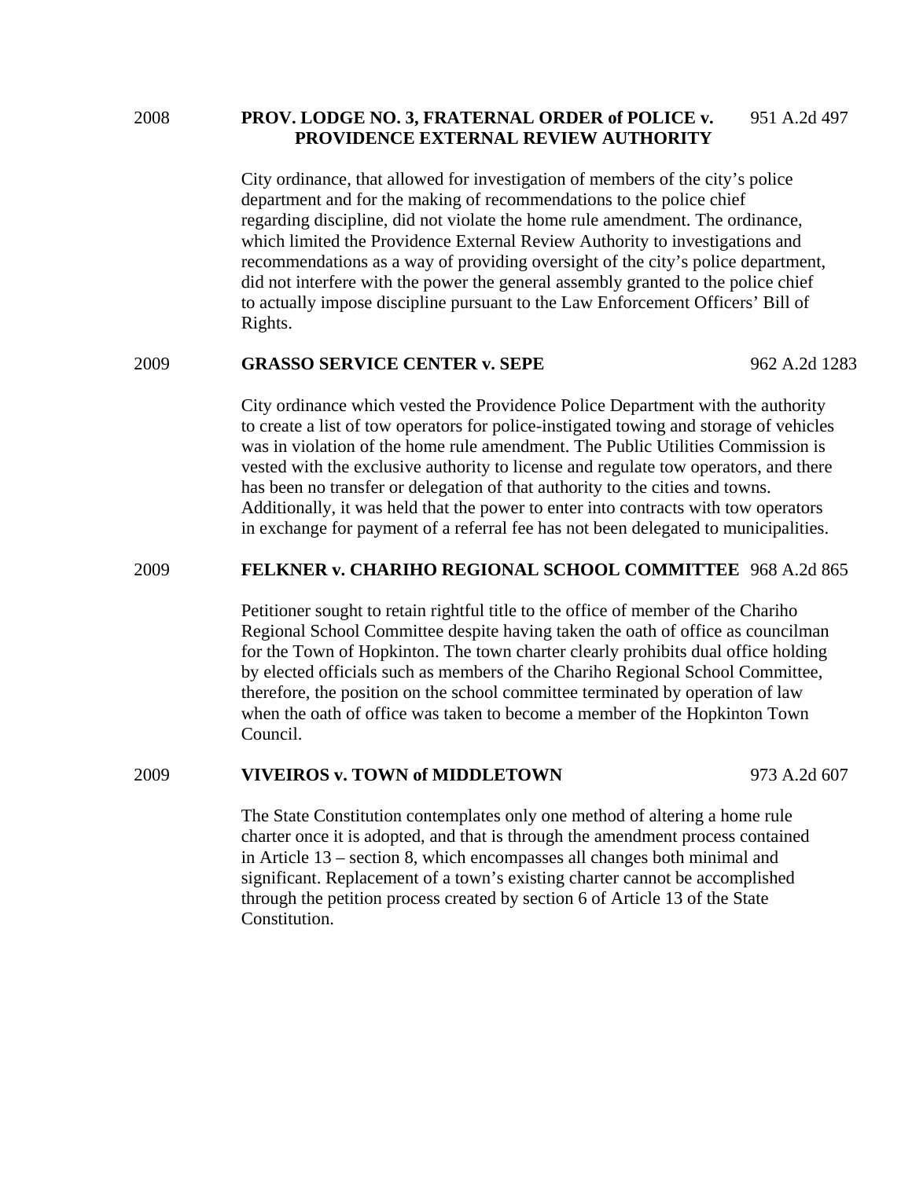2008 **PROV. LODGE NO. 3, FRATERNAL ORDER of POLICE v. PROVIDENCE EXTERNAL REVIEW AUTHORITY** 951 A.2d 497

City ordinance, that allowed for investigation of members of the city's police department and for the making of recommendations to the police chief regarding discipline, did not violate the home rule amendment. The ordinance, which limited the Providence External Review Authority to investigations and recommendations as a way of providing oversight of the city's police department, did not interfere with the power the general assembly granted to the police chief to actually impose discipline pursuant to the Law Enforcement Officers' Bill of Rights.

2009 **GRASSO SERVICE CENTER v. SEPE** 962 A.2d 1283

City ordinance which vested the Providence Police Department with the authority to create a list of tow operators for police-instigated towing and storage of vehicles was in violation of the home rule amendment. The Public Utilities Commission is vested with the exclusive authority to license and regulate tow operators, and there has been no transfer or delegation of that authority to the cities and towns. Additionally, it was held that the power to enter into contracts with tow operators in exchange for payment of a referral fee has not been delegated to municipalities.

2009 **FELKNER v. CHARIHO REGIONAL SCHOOL COMMITTEE** 968 A.2d 865

Petitioner sought to retain rightful title to the office of member of the Chariho Regional School Committee despite having taken the oath of office as councilman for the Town of Hopkinton. The town charter clearly prohibits dual office holding by elected officials such as members of the Chariho Regional School Committee, therefore, the position on the school committee terminated by operation of law when the oath of office was taken to become a member of the Hopkinton Town Council.

2009 **VIVEIROS v. TOWN of MIDDLETOWN** 973 A.2d 607

The State Constitution contemplates only one method of altering a home rule charter once it is adopted, and that is through the amendment process contained in Article 13 – section 8, which encompasses all changes both minimal and significant. Replacement of a town's existing charter cannot be accomplished through the petition process created by section 6 of Article 13 of the State Constitution.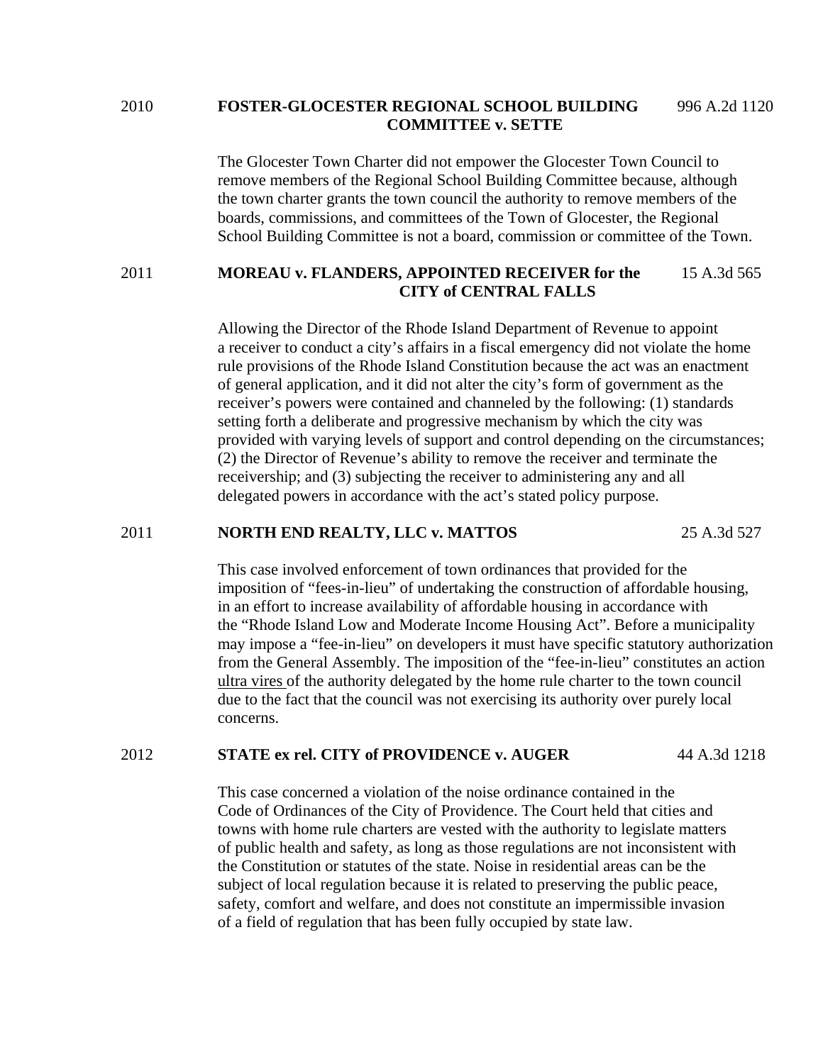2010 **FOSTER-GLOCESTER REGIONAL SCHOOL BUILDING COMMITTEE v. SETTE** 996 A.2d 1120

The Glocester Town Charter did not empower the Glocester Town Council to remove members of the Regional School Building Committee because, although the town charter grants the town council the authority to remove members of the boards, commissions, and committees of the Town of Glocester, the Regional School Building Committee is not a board, commission or committee of the Town.

2011 **MOREAU v. FLANDERS, APPOINTED RECEIVER for the CITY of CENTRAL FALLS** 15 A.3d 565

Allowing the Director of the Rhode Island Department of Revenue to appoint a receiver to conduct a city's affairs in a fiscal emergency did not violate the home rule provisions of the Rhode Island Constitution because the act was an enactment of general application, and it did not alter the city's form of government as the receiver's powers were contained and channeled by the following: (1) standards setting forth a deliberate and progressive mechanism by which the city was provided with varying levels of support and control depending on the circumstances; (2) the Director of Revenue's ability to remove the receiver and terminate the receivership; and (3) subjecting the receiver to administering any and all delegated powers in accordance with the act's stated policy purpose.

2011 **NORTH END REALTY, LLC v. MATTOS** 25 A.3d 527

This case involved enforcement of town ordinances that provided for the imposition of "fees-in-lieu" of undertaking the construction of affordable housing, in an effort to increase availability of affordable housing in accordance with the "Rhode Island Low and Moderate Income Housing Act". Before a municipality may impose a "fee-in-lieu" on developers it must have specific statutory authorization from the General Assembly. The imposition of the "fee-in-lieu" constitutes an action ultra vires of the authority delegated by the home rule charter to the town council due to the fact that the council was not exercising its authority over purely local concerns.

2012 **STATE ex rel. CITY of PROVIDENCE v. AUGER** 44 A.3d 1218

This case concerned a violation of the noise ordinance contained in the Code of Ordinances of the City of Providence. The Court held that cities and towns with home rule charters are vested with the authority to legislate matters of public health and safety, as long as those regulations are not inconsistent with the Constitution or statutes of the state. Noise in residential areas can be the subject of local regulation because it is related to preserving the public peace, safety, comfort and welfare, and does not constitute an impermissible invasion of a field of regulation that has been fully occupied by state law.